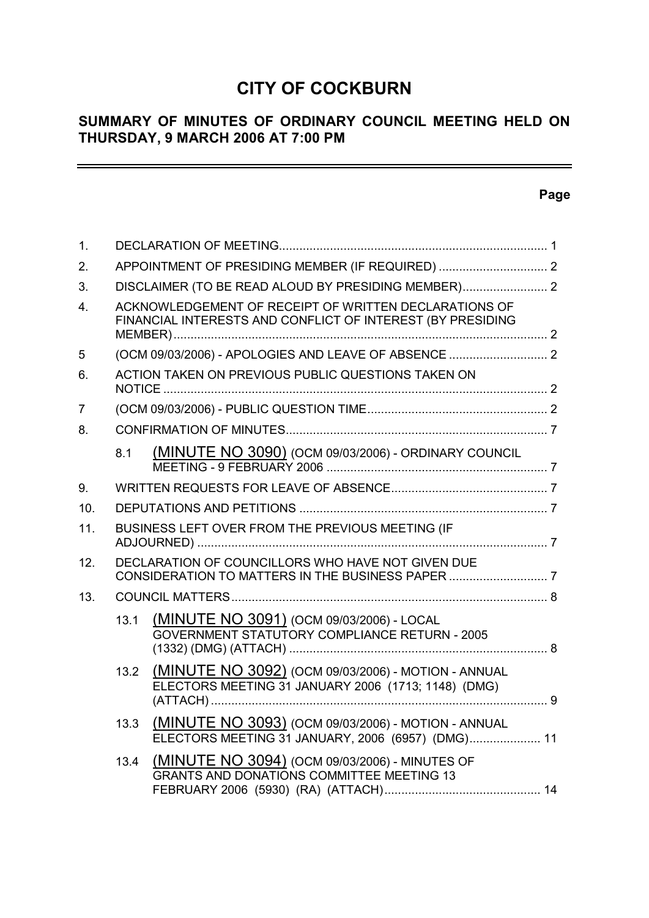# CITY OF COCKBURN

## SUMMARY OF MINUTES OF ORDINARY COUNCIL MEETING HELD ON THURSDAY, 9 MARCH 2006 AT 7:00 PM

**Page**

| | | | |
|---|---|---|---|
| 1. | DECLARATION OF MEETING | | 1 |
| 2. | APPOINTMENT OF PRESIDING MEMBER (IF REQUIRED) | | 2 |
| 3. | DISCLAIMER (TO BE READ ALOUD BY PRESIDING MEMBER) | | 2 |
| 4. | ACKNOWLEDGEMENT OF RECEIPT OF WRITTEN DECLARATIONS OF FINANCIAL INTERESTS AND CONFLICT OF INTEREST (BY PRESIDING MEMBER) | | 2 |
| 5 | (OCM 09/03/2006) - APOLOGIES AND LEAVE OF ABSENCE | | 2 |
| 6. | ACTION TAKEN ON PREVIOUS PUBLIC QUESTIONS TAKEN ON NOTICE | | 2 |
| 7 | (OCM 09/03/2006) - PUBLIC QUESTION TIME | | 2 |
| 8. | CONFIRMATION OF MINUTES | | 7 |
| | 8.1 | (MINUTE NO 3090) (OCM 09/03/2006) - ORDINARY COUNCIL MEETING - 9 FEBRUARY 2006 | 7 |
| 9. | WRITTEN REQUESTS FOR LEAVE OF ABSENCE | | 7 |
| 10. | DEPUTATIONS AND PETITIONS | | 7 |
| 11. | BUSINESS LEFT OVER FROM THE PREVIOUS MEETING (IF ADJOURNED) | | 7 |
| 12. | DECLARATION OF COUNCILLORS WHO HAVE NOT GIVEN DUE CONSIDERATION TO MATTERS IN THE BUSINESS PAPER | | 7 |
| 13. | COUNCIL MATTERS | | 8 |
| | 13.1 | (MINUTE NO 3091) (OCM 09/03/2006) - LOCAL GOVERNMENT STATUTORY COMPLIANCE RETURN - 2005 (1332) (DMG) (ATTACH) | 8 |
| | 13.2 | (MINUTE NO 3092) (OCM 09/03/2006) - MOTION - ANNUAL ELECTORS MEETING 31 JANUARY 2006 (1713; 1148) (DMG) (ATTACH) | 9 |
| | 13.3 | (MINUTE NO 3093) (OCM 09/03/2006) - MOTION - ANNUAL ELECTORS MEETING 31 JANUARY, 2006 (6957) (DMG) | 11 |
| | 13.4 | (MINUTE NO 3094) (OCM 09/03/2006) - MINUTES OF GRANTS AND DONATIONS COMMITTEE MEETING 13 FEBRUARY 2006 (5930) (RA) (ATTACH) | 14 |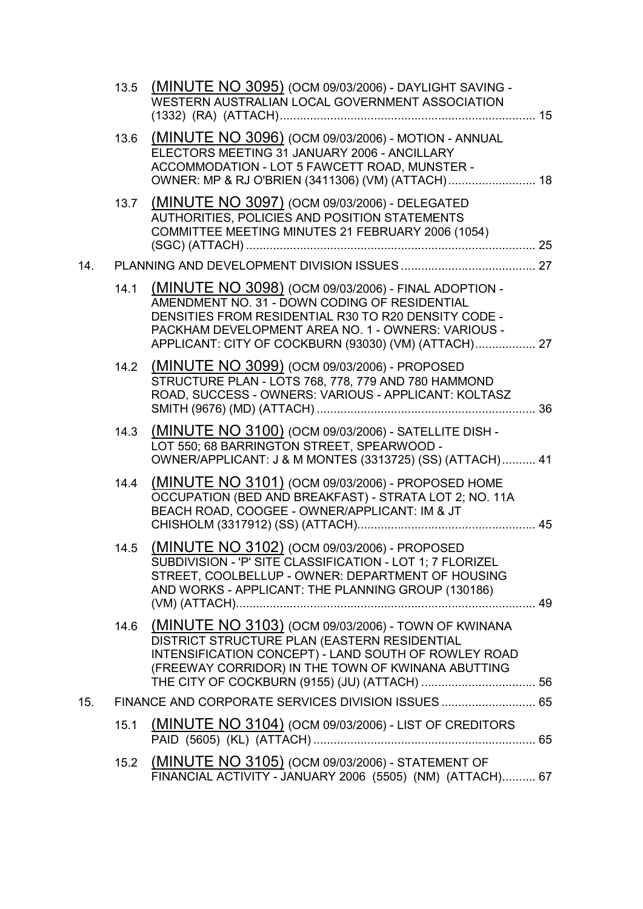13.5 (MINUTE NO 3095) (OCM 09/03/2006) - DAYLIGHT SAVING - WESTERN AUSTRALIAN LOCAL GOVERNMENT ASSOCIATION (1332) (RA) (ATTACH)............................................................................ 15

13.6 (MINUTE NO 3096) (OCM 09/03/2006) - MOTION - ANNUAL ELECTORS MEETING 31 JANUARY 2006 - ANCILLARY ACCOMMODATION - LOT 5 FAWCETT ROAD, MUNSTER - OWNER: MP & RJ O'BRIEN (3411306) (VM) (ATTACH).......................... 18

13.7 (MINUTE NO 3097) (OCM 09/03/2006) - DELEGATED AUTHORITIES, POLICIES AND POSITION STATEMENTS COMMITTEE MEETING MINUTES 21 FEBRUARY 2006 (1054) (SGC) (ATTACH) ...................................................................................... 25

14. PLANNING AND DEVELOPMENT DIVISION ISSUES ........................................ 27

14.1 (MINUTE NO 3098) (OCM 09/03/2006) - FINAL ADOPTION - AMENDMENT NO. 31 - DOWN CODING OF RESIDENTIAL DENSITIES FROM RESIDENTIAL R30 TO R20 DENSITY CODE - PACKHAM DEVELOPMENT AREA NO. 1 - OWNERS: VARIOUS - APPLICANT: CITY OF COCKBURN (93030) (VM) (ATTACH).................. 27

14.2 (MINUTE NO 3099) (OCM 09/03/2006) - PROPOSED STRUCTURE PLAN - LOTS 768, 778, 779 AND 780 HAMMOND ROAD, SUCCESS - OWNERS: VARIOUS - APPLICANT: KOLTASZ SMITH (9676) (MD) (ATTACH) ................................................................. 36

14.3 (MINUTE NO 3100) (OCM 09/03/2006) - SATELLITE DISH - LOT 550; 68 BARRINGTON STREET, SPEARWOOD - OWNER/APPLICANT: J & M MONTES (3313725) (SS) (ATTACH).......... 41

14.4 (MINUTE NO 3101) (OCM 09/03/2006) - PROPOSED HOME OCCUPATION (BED AND BREAKFAST) - STRATA LOT 2; NO. 11A BEACH ROAD, COOGEE - OWNER/APPLICANT: IM & JT CHISHOLM (3317912) (SS) (ATTACH)..................................................... 45

14.5 (MINUTE NO 3102) (OCM 09/03/2006) - PROPOSED SUBDIVISION - 'P' SITE CLASSIFICATION - LOT 1; 7 FLORIZEL STREET, COOLBELLUP - OWNER: DEPARTMENT OF HOUSING AND WORKS - APPLICANT: THE PLANNING GROUP (130186) (VM) (ATTACH)......................................................................................... 49

14.6 (MINUTE NO 3103) (OCM 09/03/2006) - TOWN OF KWINANA DISTRICT STRUCTURE PLAN (EASTERN RESIDENTIAL INTENSIFICATION CONCEPT) - LAND SOUTH OF ROWLEY ROAD (FREEWAY CORRIDOR) IN THE TOWN OF KWINANA ABUTTING THE CITY OF COCKBURN (9155) (JU) (ATTACH) .................................. 56

15. FINANCE AND CORPORATE SERVICES DIVISION ISSUES ............................ 65

15.1 (MINUTE NO 3104) (OCM 09/03/2006) - LIST OF CREDITORS PAID (5605) (KL) (ATTACH) .................................................................. 65

15.2 (MINUTE NO 3105) (OCM 09/03/2006) - STATEMENT OF FINANCIAL ACTIVITY - JANUARY 2006 (5505) (NM) (ATTACH).......... 67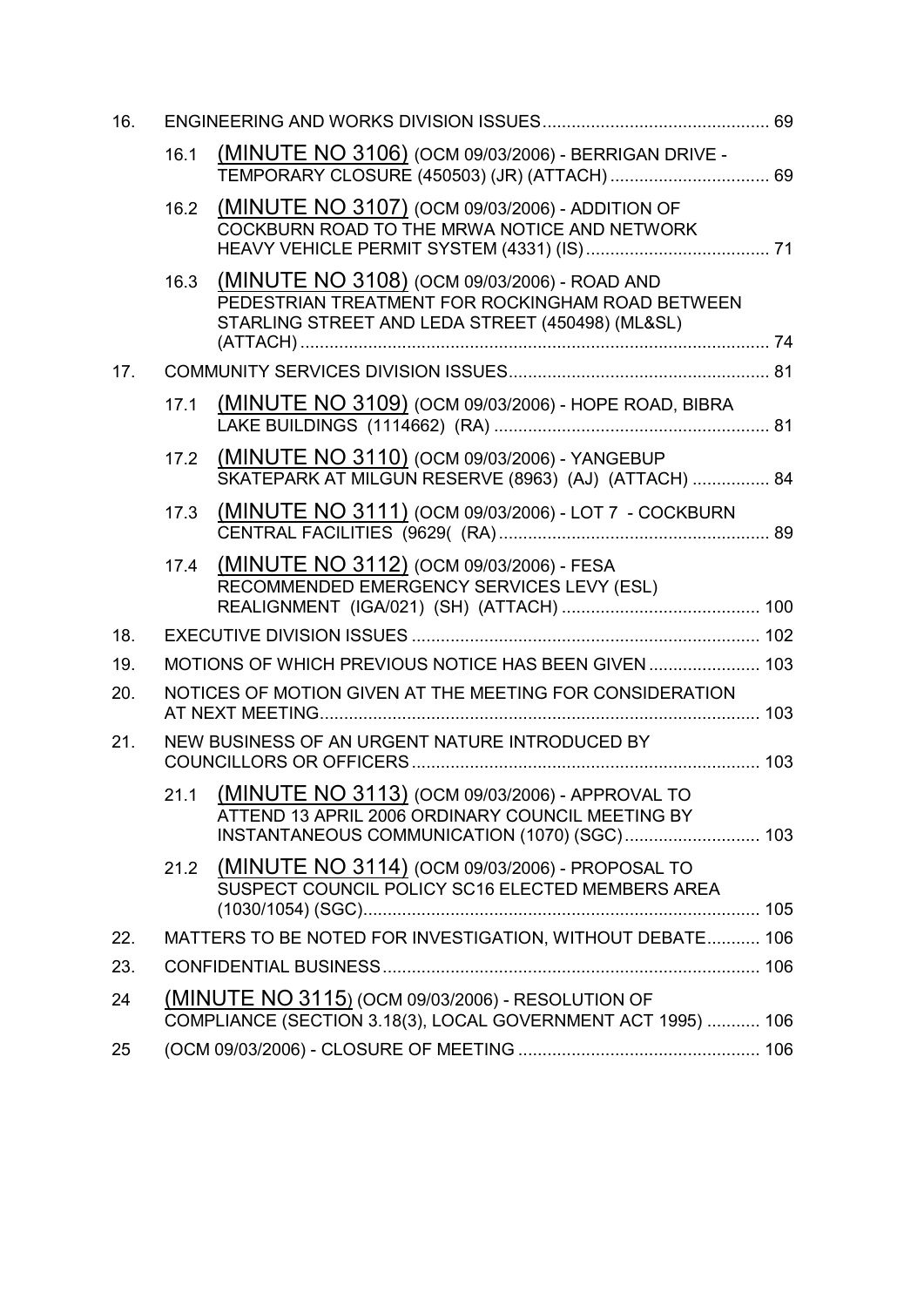16. ENGINEERING AND WORKS DIVISION ISSUES ............................................... 69

- 16.1 (MINUTE NO 3106) (OCM 09/03/2006) - BERRIGAN DRIVE - TEMPORARY CLOSURE (450503) (JR) (ATTACH) ................................. 69
- 16.2 (MINUTE NO 3107) (OCM 09/03/2006) - ADDITION OF COCKBURN ROAD TO THE MRWA NOTICE AND NETWORK HEAVY VEHICLE PERMIT SYSTEM (4331) (IS) ...................................... 71
- 16.3 (MINUTE NO 3108) (OCM 09/03/2006) - ROAD AND PEDESTRIAN TREATMENT FOR ROCKINGHAM ROAD BETWEEN STARLING STREET AND LEDA STREET (450498) (ML&SL) (ATTACH) ................................................................................................ 74

17. COMMUNITY SERVICES DIVISION ISSUES ...................................................... 81

- 17.1 (MINUTE NO 3109) (OCM 09/03/2006) - HOPE ROAD, BIBRA LAKE BUILDINGS (1114662) (RA) ......................................................... 81
- 17.2 (MINUTE NO 3110) (OCM 09/03/2006) - YANGEBUP SKATEPARK AT MILGUN RESERVE (8963) (AJ) (ATTACH) ................ 84
- 17.3 (MINUTE NO 3111) (OCM 09/03/2006) - LOT 7 - COCKBURN CENTRAL FACILITIES (9629( (RA) ........................................................ 89
- 17.4 (MINUTE NO 3112) (OCM 09/03/2006) - FESA RECOMMENDED EMERGENCY SERVICES LEVY (ESL) REALIGNMENT (IGA/021) (SH) (ATTACH) ......................................... 100

18. EXECUTIVE DIVISION ISSUES ........................................................................ 102

19. MOTIONS OF WHICH PREVIOUS NOTICE HAS BEEN GIVEN ....................... 103

20. NOTICES OF MOTION GIVEN AT THE MEETING FOR CONSIDERATION AT NEXT MEETING ........................................................................................... 103

21. NEW BUSINESS OF AN URGENT NATURE INTRODUCED BY COUNCILLORS OR OFFICERS ........................................................................ 103

- 21.1 (MINUTE NO 3113) (OCM 09/03/2006) - APPROVAL TO ATTEND 13 APRIL 2006 ORDINARY COUNCIL MEETING BY INSTANTANEOUS COMMUNICATION (1070) (SGC) ............................ 103
- 21.2 (MINUTE NO 3114) (OCM 09/03/2006) - PROPOSAL TO SUSPECT COUNCIL POLICY SC16 ELECTED MEMBERS AREA (1030/1054) (SGC) .................................................................................. 105

22. MATTERS TO BE NOTED FOR INVESTIGATION, WITHOUT DEBATE ........... 106

23. CONFIDENTIAL BUSINESS .............................................................................. 106

24 (MINUTE NO 3115) (OCM 09/03/2006) - RESOLUTION OF COMPLIANCE (SECTION 3.18(3), LOCAL GOVERNMENT ACT 1995) ........... 106

25 (OCM 09/03/2006) - CLOSURE OF MEETING .................................................. 106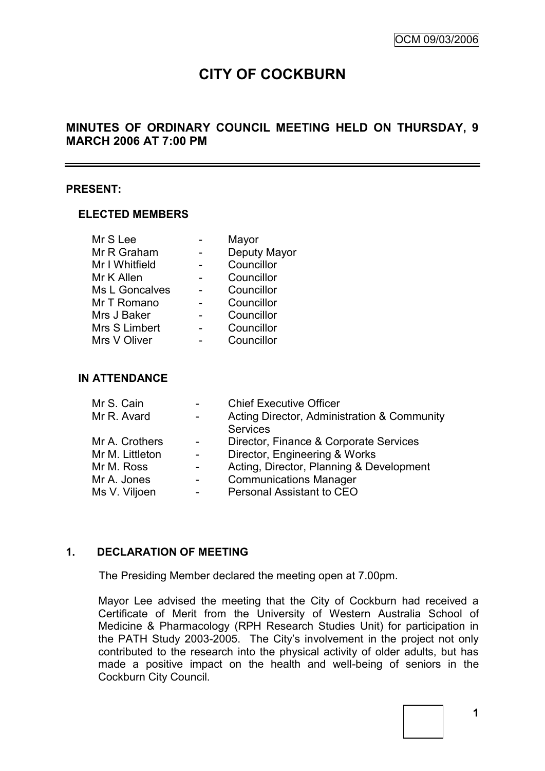# CITY OF COCKBURN

## MINUTES OF ORDINARY COUNCIL MEETING HELD ON THURSDAY, 9 MARCH 2006 AT 7:00 PM

**PRESENT:**

**ELECTED MEMBERS**

| | | |
|---|---|---|
| Mr S Lee | - | Mayor |
| Mr R Graham | - | Deputy Mayor |
| Mr I Whitfield | - | Councillor |
| Mr K Allen | - | Councillor |
| Ms L Goncalves | - | Councillor |
| Mr T Romano | - | Councillor |
| Mrs J Baker | - | Councillor |
| Mrs S Limbert | - | Councillor |
| Mrs V Oliver | - | Councillor |

**IN ATTENDANCE**

| | | |
|---|---|---|
| Mr S. Cain | - | Chief Executive Officer |
| Mr R. Avard | - | Acting Director, Administration & Community Services |
| Mr A. Crothers | - | Director, Finance & Corporate Services |
| Mr M. Littleton | - | Director, Engineering & Works |
| Mr M. Ross | - | Acting, Director, Planning & Development |
| Mr A. Jones | - | Communications Manager |
| Ms V. Viljoen | - | Personal Assistant to CEO |

**1. DECLARATION OF MEETING**

The Presiding Member declared the meeting open at 7.00pm.

Mayor Lee advised the meeting that the City of Cockburn had received a Certificate of Merit from the University of Western Australia School of Medicine & Pharmacology (RPH Research Studies Unit) for participation in the PATH Study 2003-2005. The City's involvement in the project not only contributed to the research into the physical activity of older adults, but has made a positive impact on the health and well-being of seniors in the Cockburn City Council.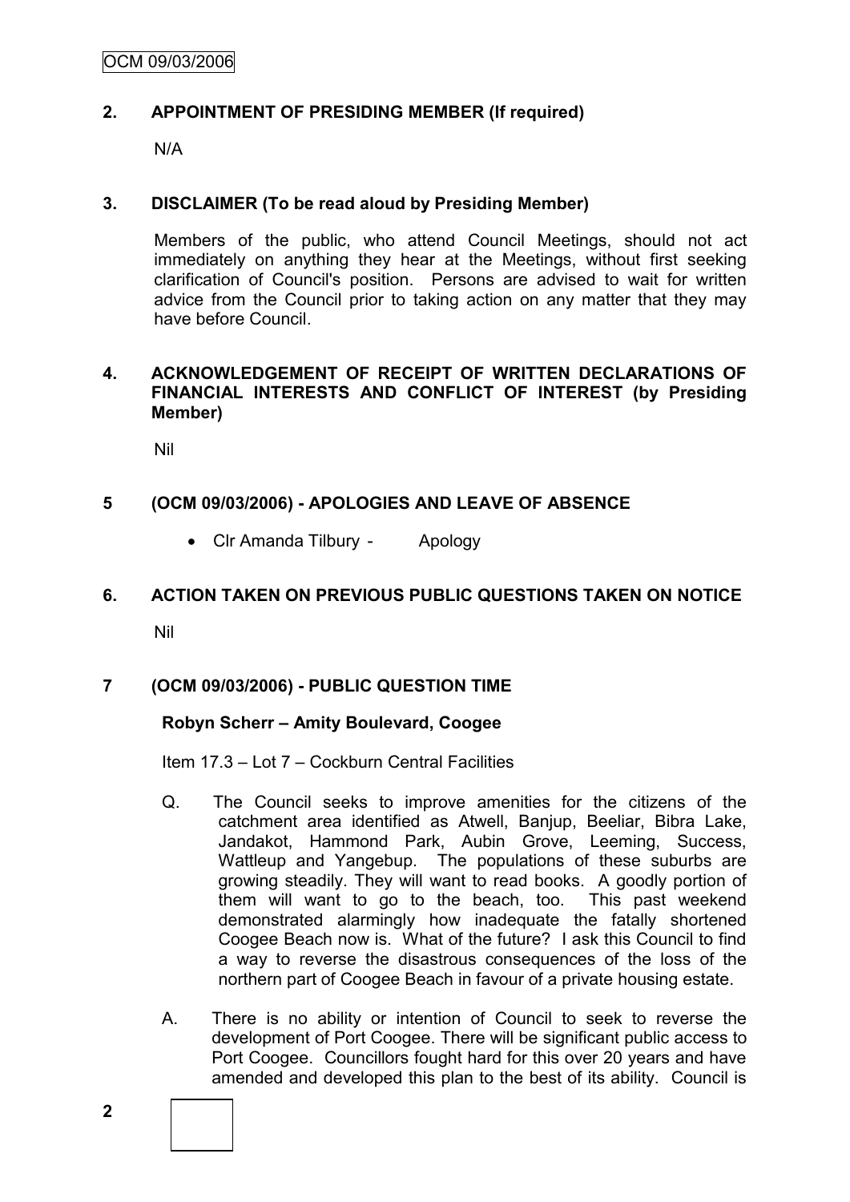## 2. APPOINTMENT OF PRESIDING MEMBER (If required)

N/A

## 3. DISCLAIMER (To be read aloud by Presiding Member)

Members of the public, who attend Council Meetings, should not act immediately on anything they hear at the Meetings, without first seeking clarification of Council's position. Persons are advised to wait for written advice from the Council prior to taking action on any matter that they may have before Council.

## 4. ACKNOWLEDGEMENT OF RECEIPT OF WRITTEN DECLARATIONS OF FINANCIAL INTERESTS AND CONFLICT OF INTEREST (by Presiding Member)

Nil

## 5 (OCM 09/03/2006) - APOLOGIES AND LEAVE OF ABSENCE

- Clr Amanda Tilbury - Apology

## 6. ACTION TAKEN ON PREVIOUS PUBLIC QUESTIONS TAKEN ON NOTICE

Nil

## 7 (OCM 09/03/2006) - PUBLIC QUESTION TIME

**Robyn Scherr – Amity Boulevard, Coogee**

Item 17.3 – Lot 7 – Cockburn Central Facilities

Q. The Council seeks to improve amenities for the citizens of the catchment area identified as Atwell, Banjup, Beeliar, Bibra Lake, Jandakot, Hammond Park, Aubin Grove, Leeming, Success, Wattleup and Yangebup. The populations of these suburbs are growing steadily. They will want to read books. A goodly portion of them will want to go to the beach, too. This past weekend demonstrated alarmingly how inadequate the fatally shortened Coogee Beach now is. What of the future? I ask this Council to find a way to reverse the disastrous consequences of the loss of the northern part of Coogee Beach in favour of a private housing estate.

A. There is no ability or intention of Council to seek to reverse the development of Port Coogee. There will be significant public access to Port Coogee. Councillors fought hard for this over 20 years and have amended and developed this plan to the best of its ability. Council is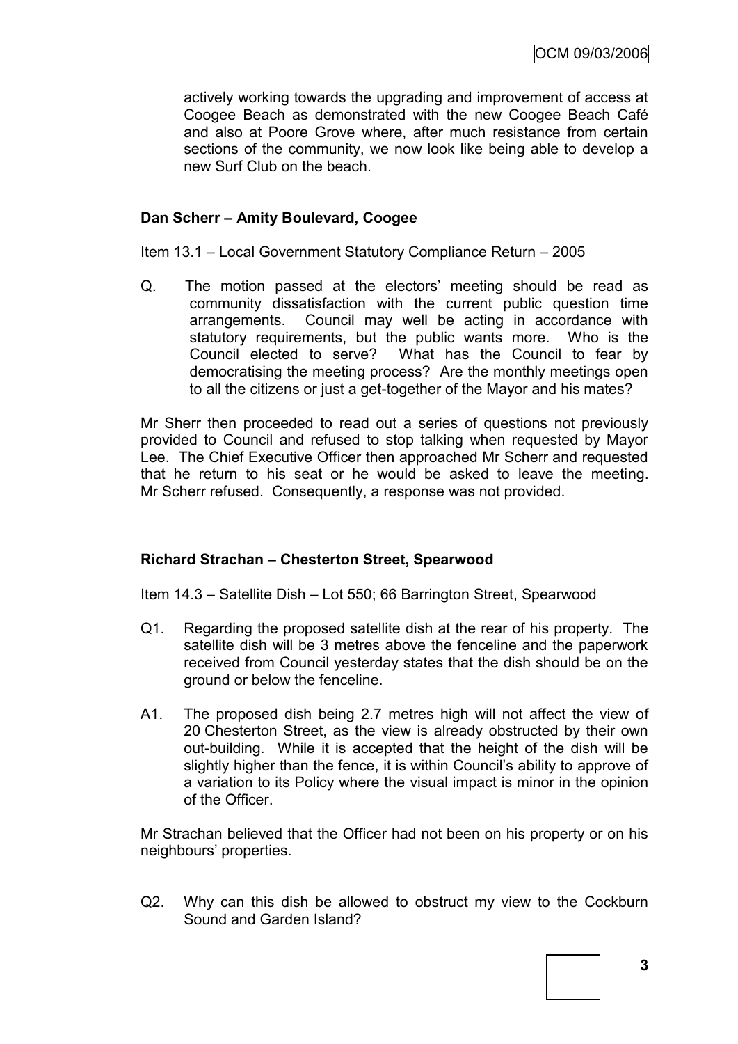actively working towards the upgrading and improvement of access at Coogee Beach as demonstrated with the new Coogee Beach Café and also at Poore Grove where, after much resistance from certain sections of the community, we now look like being able to develop a new Surf Club on the beach.

**Dan Scherr – Amity Boulevard, Coogee**

Item 13.1 – Local Government Statutory Compliance Return – 2005

Q. The motion passed at the electors' meeting should be read as community dissatisfaction with the current public question time arrangements. Council may well be acting in accordance with statutory requirements, but the public wants more. Who is the Council elected to serve? What has the Council to fear by democratising the meeting process? Are the monthly meetings open to all the citizens or just a get-together of the Mayor and his mates?

Mr Sherr then proceeded to read out a series of questions not previously provided to Council and refused to stop talking when requested by Mayor Lee. The Chief Executive Officer then approached Mr Scherr and requested that he return to his seat or he would be asked to leave the meeting. Mr Scherr refused. Consequently, a response was not provided.

**Richard Strachan – Chesterton Street, Spearwood**

Item 14.3 – Satellite Dish – Lot 550; 66 Barrington Street, Spearwood

Q1. Regarding the proposed satellite dish at the rear of his property. The satellite dish will be 3 metres above the fenceline and the paperwork received from Council yesterday states that the dish should be on the ground or below the fenceline.

A1. The proposed dish being 2.7 metres high will not affect the view of 20 Chesterton Street, as the view is already obstructed by their own out-building. While it is accepted that the height of the dish will be slightly higher than the fence, it is within Council's ability to approve of a variation to its Policy where the visual impact is minor in the opinion of the Officer.

Mr Strachan believed that the Officer had not been on his property or on his neighbours' properties.

Q2. Why can this dish be allowed to obstruct my view to the Cockburn Sound and Garden Island?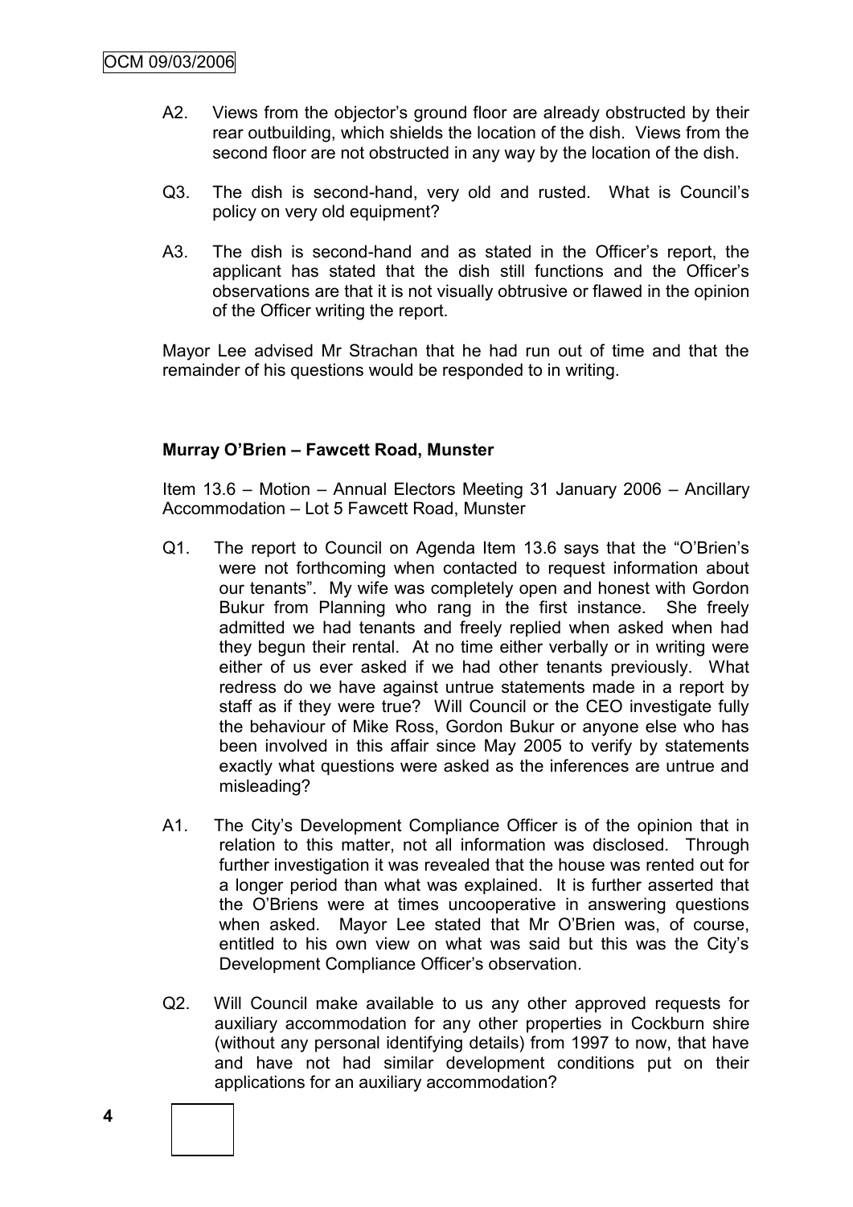A2. Views from the objector's ground floor are already obstructed by their rear outbuilding, which shields the location of the dish. Views from the second floor are not obstructed in any way by the location of the dish.

Q3. The dish is second-hand, very old and rusted. What is Council's policy on very old equipment?

A3. The dish is second-hand and as stated in the Officer's report, the applicant has stated that the dish still functions and the Officer's observations are that it is not visually obtrusive or flawed in the opinion of the Officer writing the report.

Mayor Lee advised Mr Strachan that he had run out of time and that the remainder of his questions would be responded to in writing.

**Murray O'Brien – Fawcett Road, Munster**

Item 13.6 – Motion – Annual Electors Meeting 31 January 2006 – Ancillary Accommodation – Lot 5 Fawcett Road, Munster

Q1. The report to Council on Agenda Item 13.6 says that the "O'Brien's were not forthcoming when contacted to request information about our tenants". My wife was completely open and honest with Gordon Bukur from Planning who rang in the first instance. She freely admitted we had tenants and freely replied when asked when had they begun their rental. At no time either verbally or in writing were either of us ever asked if we had other tenants previously. What redress do we have against untrue statements made in a report by staff as if they were true? Will Council or the CEO investigate fully the behaviour of Mike Ross, Gordon Bukur or anyone else who has been involved in this affair since May 2005 to verify by statements exactly what questions were asked as the inferences are untrue and misleading?

A1. The City's Development Compliance Officer is of the opinion that in relation to this matter, not all information was disclosed. Through further investigation it was revealed that the house was rented out for a longer period than what was explained. It is further asserted that the O'Briens were at times uncooperative in answering questions when asked. Mayor Lee stated that Mr O'Brien was, of course, entitled to his own view on what was said but this was the City's Development Compliance Officer's observation.

Q2. Will Council make available to us any other approved requests for auxiliary accommodation for any other properties in Cockburn shire (without any personal identifying details) from 1997 to now, that have and have not had similar development conditions put on their applications for an auxiliary accommodation?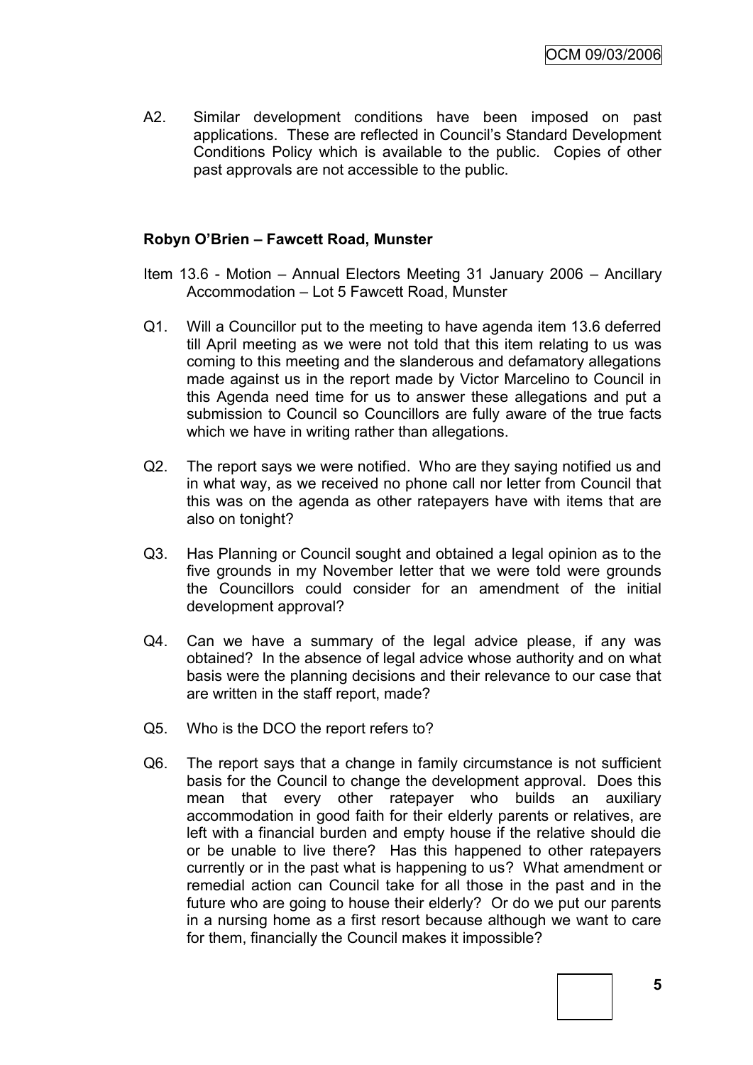A2. Similar development conditions have been imposed on past applications. These are reflected in Council's Standard Development Conditions Policy which is available to the public. Copies of other past approvals are not accessible to the public.

**Robyn O'Brien – Fawcett Road, Munster**

Item 13.6 - Motion – Annual Electors Meeting 31 January 2006 – Ancillary Accommodation – Lot 5 Fawcett Road, Munster

Q1. Will a Councillor put to the meeting to have agenda item 13.6 deferred till April meeting as we were not told that this item relating to us was coming to this meeting and the slanderous and defamatory allegations made against us in the report made by Victor Marcelino to Council in this Agenda need time for us to answer these allegations and put a submission to Council so Councillors are fully aware of the true facts which we have in writing rather than allegations.

Q2. The report says we were notified. Who are they saying notified us and in what way, as we received no phone call nor letter from Council that this was on the agenda as other ratepayers have with items that are also on tonight?

Q3. Has Planning or Council sought and obtained a legal opinion as to the five grounds in my November letter that we were told were grounds the Councillors could consider for an amendment of the initial development approval?

Q4. Can we have a summary of the legal advice please, if any was obtained? In the absence of legal advice whose authority and on what basis were the planning decisions and their relevance to our case that are written in the staff report, made?

Q5. Who is the DCO the report refers to?

Q6. The report says that a change in family circumstance is not sufficient basis for the Council to change the development approval. Does this mean that every other ratepayer who builds an auxiliary accommodation in good faith for their elderly parents or relatives, are left with a financial burden and empty house if the relative should die or be unable to live there? Has this happened to other ratepayers currently or in the past what is happening to us? What amendment or remedial action can Council take for all those in the past and in the future who are going to house their elderly? Or do we put our parents in a nursing home as a first resort because although we want to care for them, financially the Council makes it impossible?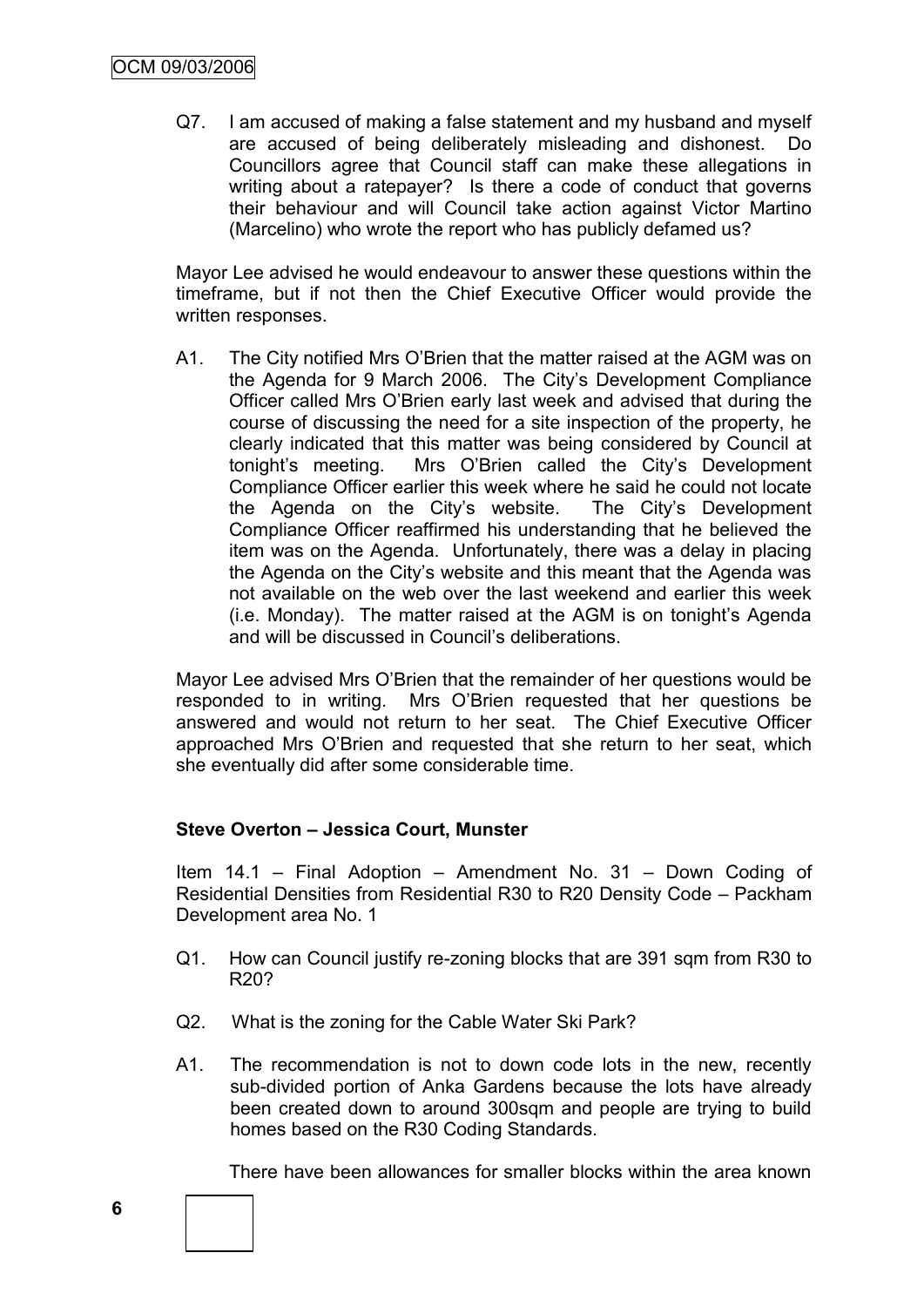Q7. I am accused of making a false statement and my husband and myself are accused of being deliberately misleading and dishonest. Do Councillors agree that Council staff can make these allegations in writing about a ratepayer? Is there a code of conduct that governs their behaviour and will Council take action against Victor Martino (Marcelino) who wrote the report who has publicly defamed us?

Mayor Lee advised he would endeavour to answer these questions within the timeframe, but if not then the Chief Executive Officer would provide the written responses.

A1. The City notified Mrs O'Brien that the matter raised at the AGM was on the Agenda for 9 March 2006. The City's Development Compliance Officer called Mrs O'Brien early last week and advised that during the course of discussing the need for a site inspection of the property, he clearly indicated that this matter was being considered by Council at tonight's meeting. Mrs O'Brien called the City's Development Compliance Officer earlier this week where he said he could not locate the Agenda on the City's website. The City's Development Compliance Officer reaffirmed his understanding that he believed the item was on the Agenda. Unfortunately, there was a delay in placing the Agenda on the City's website and this meant that the Agenda was not available on the web over the last weekend and earlier this week (i.e. Monday). The matter raised at the AGM is on tonight's Agenda and will be discussed in Council's deliberations.

Mayor Lee advised Mrs O'Brien that the remainder of her questions would be responded to in writing. Mrs O'Brien requested that her questions be answered and would not return to her seat. The Chief Executive Officer approached Mrs O'Brien and requested that she return to her seat, which she eventually did after some considerable time.

**Steve Overton – Jessica Court, Munster**

Item 14.1 – Final Adoption – Amendment No. 31 – Down Coding of Residential Densities from Residential R30 to R20 Density Code – Packham Development area No. 1

Q1. How can Council justify re-zoning blocks that are 391 sqm from R30 to R20?

Q2. What is the zoning for the Cable Water Ski Park?

A1. The recommendation is not to down code lots in the new, recently sub-divided portion of Anka Gardens because the lots have already been created down to around 300sqm and people are trying to build homes based on the R30 Coding Standards.

There have been allowances for smaller blocks within the area known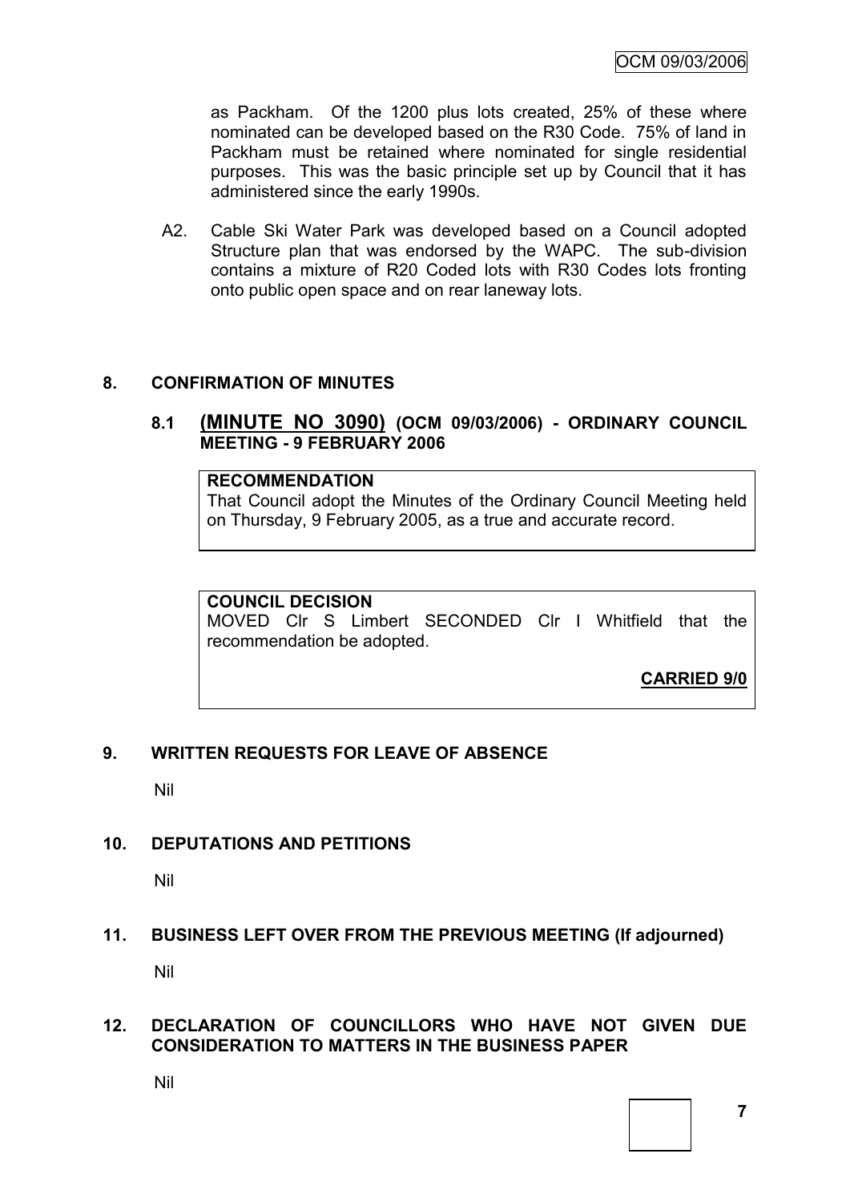as Packham. Of the 1200 plus lots created, 25% of these where nominated can be developed based on the R30 Code. 75% of land in Packham must be retained where nominated for single residential purposes. This was the basic principle set up by Council that it has administered since the early 1990s.

A2. Cable Ski Water Park was developed based on a Council adopted Structure plan that was endorsed by the WAPC. The sub-division contains a mixture of R20 Coded lots with R30 Codes lots fronting onto public open space and on rear laneway lots.

## 8. CONFIRMATION OF MINUTES

### 8.1 (MINUTE NO 3090) (OCM 09/03/2006) - ORDINARY COUNCIL MEETING - 9 FEBRUARY 2006

**RECOMMENDATION**

That Council adopt the Minutes of the Ordinary Council Meeting held on Thursday, 9 February 2005, as a true and accurate record.

**COUNCIL DECISION**

MOVED Clr S Limbert SECONDED Clr I Whitfield that the recommendation be adopted.

**CARRIED 9/0**

## 9. WRITTEN REQUESTS FOR LEAVE OF ABSENCE

Nil

## 10. DEPUTATIONS AND PETITIONS

Nil

## 11. BUSINESS LEFT OVER FROM THE PREVIOUS MEETING (If adjourned)

Nil

## 12. DECLARATION OF COUNCILLORS WHO HAVE NOT GIVEN DUE CONSIDERATION TO MATTERS IN THE BUSINESS PAPER

Nil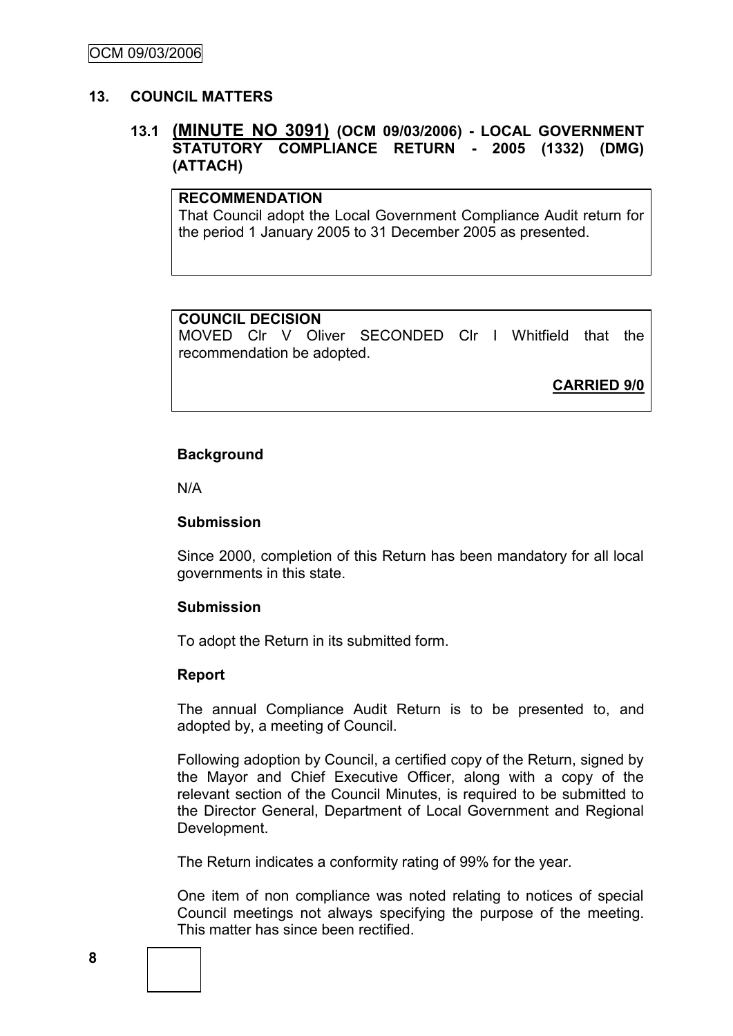## 13. COUNCIL MATTERS

### 13.1 (MINUTE NO 3091) (OCM 09/03/2006) - LOCAL GOVERNMENT STATUTORY COMPLIANCE RETURN - 2005 (1332) (DMG) (ATTACH)

**RECOMMENDATION**
That Council adopt the Local Government Compliance Audit return for the period 1 January 2005 to 31 December 2005 as presented.

**COUNCIL DECISION**
MOVED Clr V Oliver SECONDED Clr I Whitfield that the recommendation be adopted.

**CARRIED 9/0**

**Background**

N/A

**Submission**

Since 2000, completion of this Return has been mandatory for all local governments in this state.

**Submission**

To adopt the Return in its submitted form.

**Report**

The annual Compliance Audit Return is to be presented to, and adopted by, a meeting of Council.

Following adoption by Council, a certified copy of the Return, signed by the Mayor and Chief Executive Officer, along with a copy of the relevant section of the Council Minutes, is required to be submitted to the Director General, Department of Local Government and Regional Development.

The Return indicates a conformity rating of 99% for the year.

One item of non compliance was noted relating to notices of special Council meetings not always specifying the purpose of the meeting. This matter has since been rectified.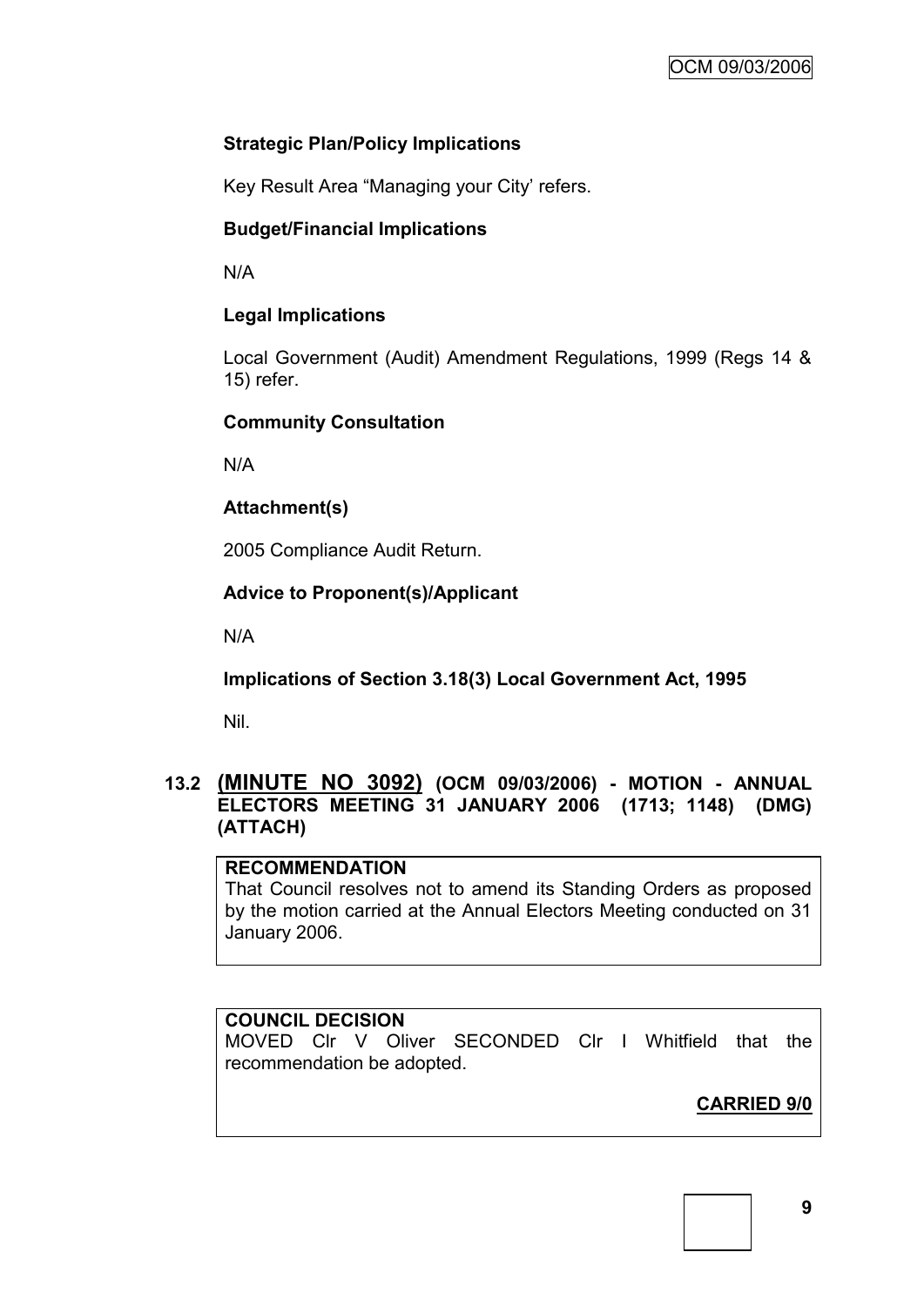**Strategic Plan/Policy Implications**

Key Result Area "Managing your City' refers.

**Budget/Financial Implications**

N/A

**Legal Implications**

Local Government (Audit) Amendment Regulations, 1999 (Regs 14 & 15) refer.

**Community Consultation**

N/A

**Attachment(s)**

2005 Compliance Audit Return.

**Advice to Proponent(s)/Applicant**

N/A

**Implications of Section 3.18(3) Local Government Act, 1995**

Nil.

## 13.2 (MINUTE NO 3092) (OCM 09/03/2006) - MOTION - ANNUAL ELECTORS MEETING 31 JANUARY 2006 (1713; 1148) (DMG) (ATTACH)

**RECOMMENDATION**

That Council resolves not to amend its Standing Orders as proposed by the motion carried at the Annual Electors Meeting conducted on 31 January 2006.

**COUNCIL DECISION**

MOVED Clr V Oliver SECONDED Clr I Whitfield that the recommendation be adopted.

**CARRIED 9/0**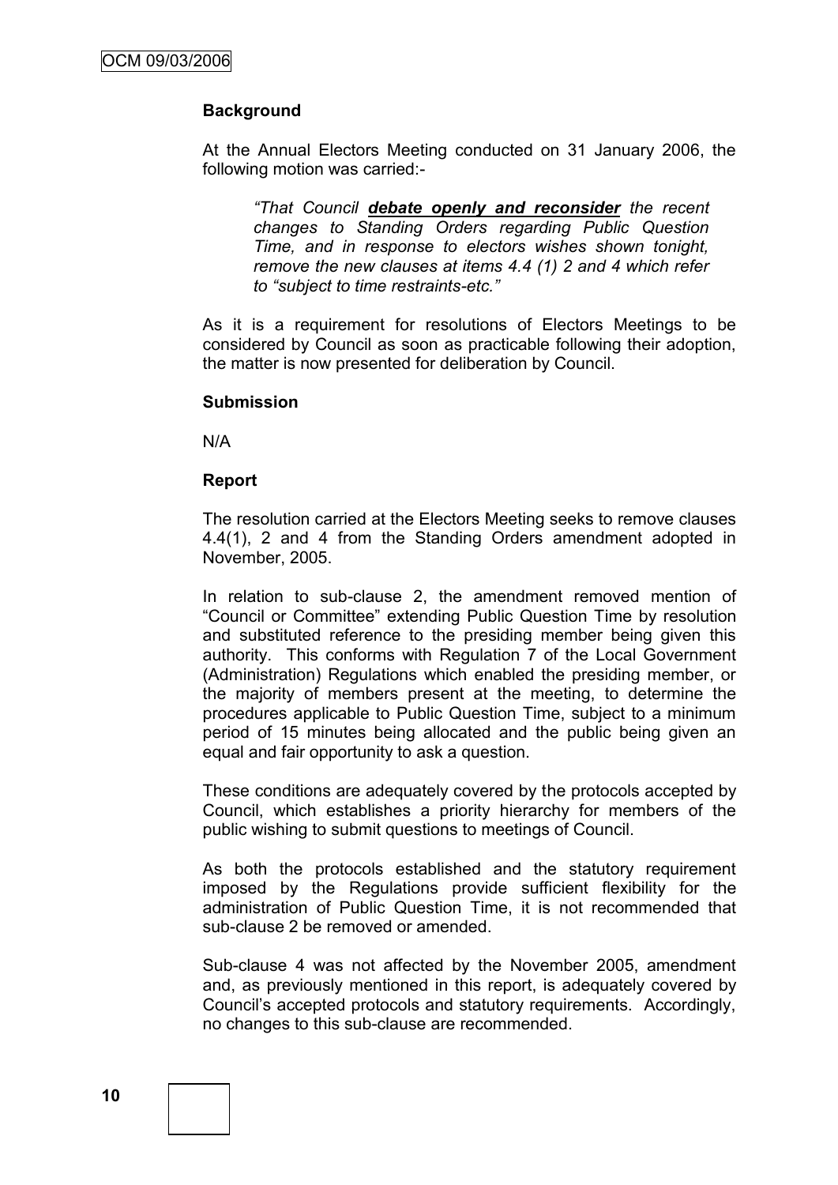**Background**

At the Annual Electors Meeting conducted on 31 January 2006, the following motion was carried:-

> *"That Council **debate openly and reconsider** the recent changes to Standing Orders regarding Public Question Time, and in response to electors wishes shown tonight, remove the new clauses at items 4.4 (1) 2 and 4 which refer to "subject to time restraints-etc."*

As it is a requirement for resolutions of Electors Meetings to be considered by Council as soon as practicable following their adoption, the matter is now presented for deliberation by Council.

**Submission**

N/A

**Report**

The resolution carried at the Electors Meeting seeks to remove clauses 4.4(1), 2 and 4 from the Standing Orders amendment adopted in November, 2005.

In relation to sub-clause 2, the amendment removed mention of "Council or Committee" extending Public Question Time by resolution and substituted reference to the presiding member being given this authority. This conforms with Regulation 7 of the Local Government (Administration) Regulations which enabled the presiding member, or the majority of members present at the meeting, to determine the procedures applicable to Public Question Time, subject to a minimum period of 15 minutes being allocated and the public being given an equal and fair opportunity to ask a question.

These conditions are adequately covered by the protocols accepted by Council, which establishes a priority hierarchy for members of the public wishing to submit questions to meetings of Council.

As both the protocols established and the statutory requirement imposed by the Regulations provide sufficient flexibility for the administration of Public Question Time, it is not recommended that sub-clause 2 be removed or amended.

Sub-clause 4 was not affected by the November 2005, amendment and, as previously mentioned in this report, is adequately covered by Council's accepted protocols and statutory requirements. Accordingly, no changes to this sub-clause are recommended.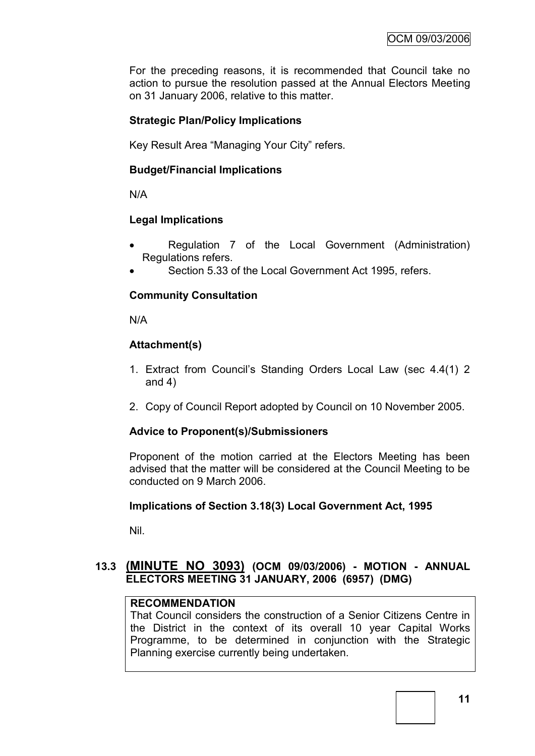For the preceding reasons, it is recommended that Council take no action to pursue the resolution passed at the Annual Electors Meeting on 31 January 2006, relative to this matter.

**Strategic Plan/Policy Implications**

Key Result Area "Managing Your City" refers.

**Budget/Financial Implications**

N/A

**Legal Implications**

- Regulation 7 of the Local Government (Administration) Regulations refers.
- Section 5.33 of the Local Government Act 1995, refers.

**Community Consultation**

N/A

**Attachment(s)**

1. Extract from Council's Standing Orders Local Law (sec 4.4(1) 2 and 4)
2. Copy of Council Report adopted by Council on 10 November 2005.

**Advice to Proponent(s)/Submissioners**

Proponent of the motion carried at the Electors Meeting has been advised that the matter will be considered at the Council Meeting to be conducted on 9 March 2006.

**Implications of Section 3.18(3) Local Government Act, 1995**

Nil.

## 13.3 (MINUTE NO 3093) (OCM 09/03/2006) - MOTION - ANNUAL ELECTORS MEETING 31 JANUARY, 2006 (6957) (DMG)

**RECOMMENDATION**
That Council considers the construction of a Senior Citizens Centre in the District in the context of its overall 10 year Capital Works Programme, to be determined in conjunction with the Strategic Planning exercise currently being undertaken.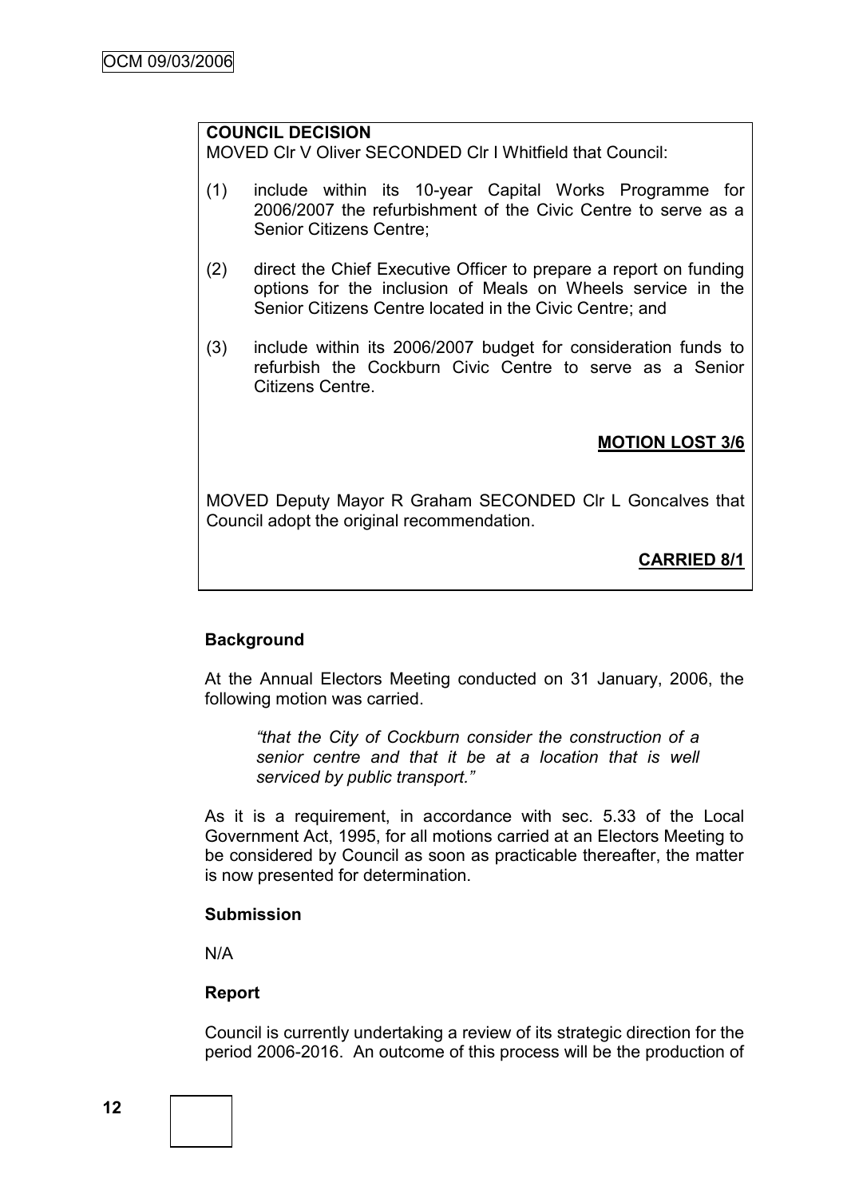**COUNCIL DECISION**
MOVED Clr V Oliver SECONDED Clr I Whitfield that Council:

(1) include within its 10-year Capital Works Programme for 2006/2007 the refurbishment of the Civic Centre to serve as a Senior Citizens Centre;

(2) direct the Chief Executive Officer to prepare a report on funding options for the inclusion of Meals on Wheels service in the Senior Citizens Centre located in the Civic Centre; and

(3) include within its 2006/2007 budget for consideration funds to refurbish the Cockburn Civic Centre to serve as a Senior Citizens Centre.

**MOTION LOST 3/6**

MOVED Deputy Mayor R Graham SECONDED Clr L Goncalves that Council adopt the original recommendation.

**CARRIED 8/1**

**Background**

At the Annual Electors Meeting conducted on 31 January, 2006, the following motion was carried.

> *"that the City of Cockburn consider the construction of a senior centre and that it be at a location that is well serviced by public transport."*

As it is a requirement, in accordance with sec. 5.33 of the Local Government Act, 1995, for all motions carried at an Electors Meeting to be considered by Council as soon as practicable thereafter, the matter is now presented for determination.

**Submission**

N/A

**Report**

Council is currently undertaking a review of its strategic direction for the period 2006-2016. An outcome of this process will be the production of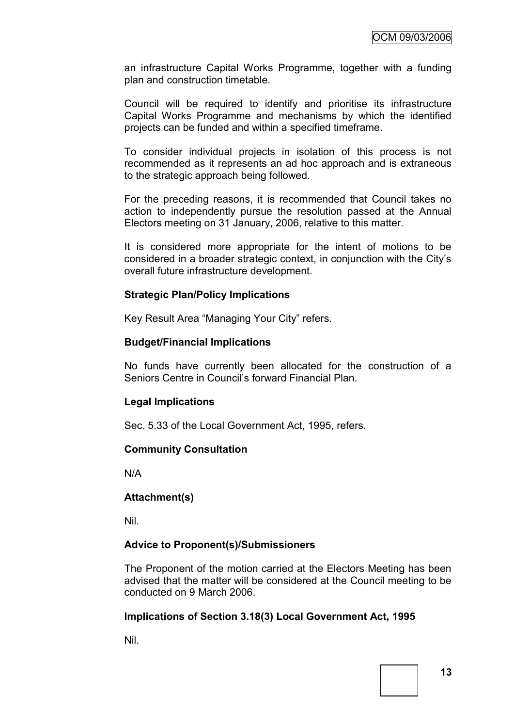an infrastructure Capital Works Programme, together with a funding plan and construction timetable.

Council will be required to identify and prioritise its infrastructure Capital Works Programme and mechanisms by which the identified projects can be funded and within a specified timeframe.

To consider individual projects in isolation of this process is not recommended as it represents an ad hoc approach and is extraneous to the strategic approach being followed.

For the preceding reasons, it is recommended that Council takes no action to independently pursue the resolution passed at the Annual Electors meeting on 31 January, 2006, relative to this matter.

It is considered more appropriate for the intent of motions to be considered in a broader strategic context, in conjunction with the City's overall future infrastructure development.

**Strategic Plan/Policy Implications**

Key Result Area "Managing Your City" refers.

**Budget/Financial Implications**

No funds have currently been allocated for the construction of a Seniors Centre in Council's forward Financial Plan.

**Legal Implications**

Sec. 5.33 of the Local Government Act, 1995, refers.

**Community Consultation**

N/A

**Attachment(s)**

Nil.

**Advice to Proponent(s)/Submissioners**

The Proponent of the motion carried at the Electors Meeting has been advised that the matter will be considered at the Council meeting to be conducted on 9 March 2006.

**Implications of Section 3.18(3) Local Government Act, 1995**

Nil.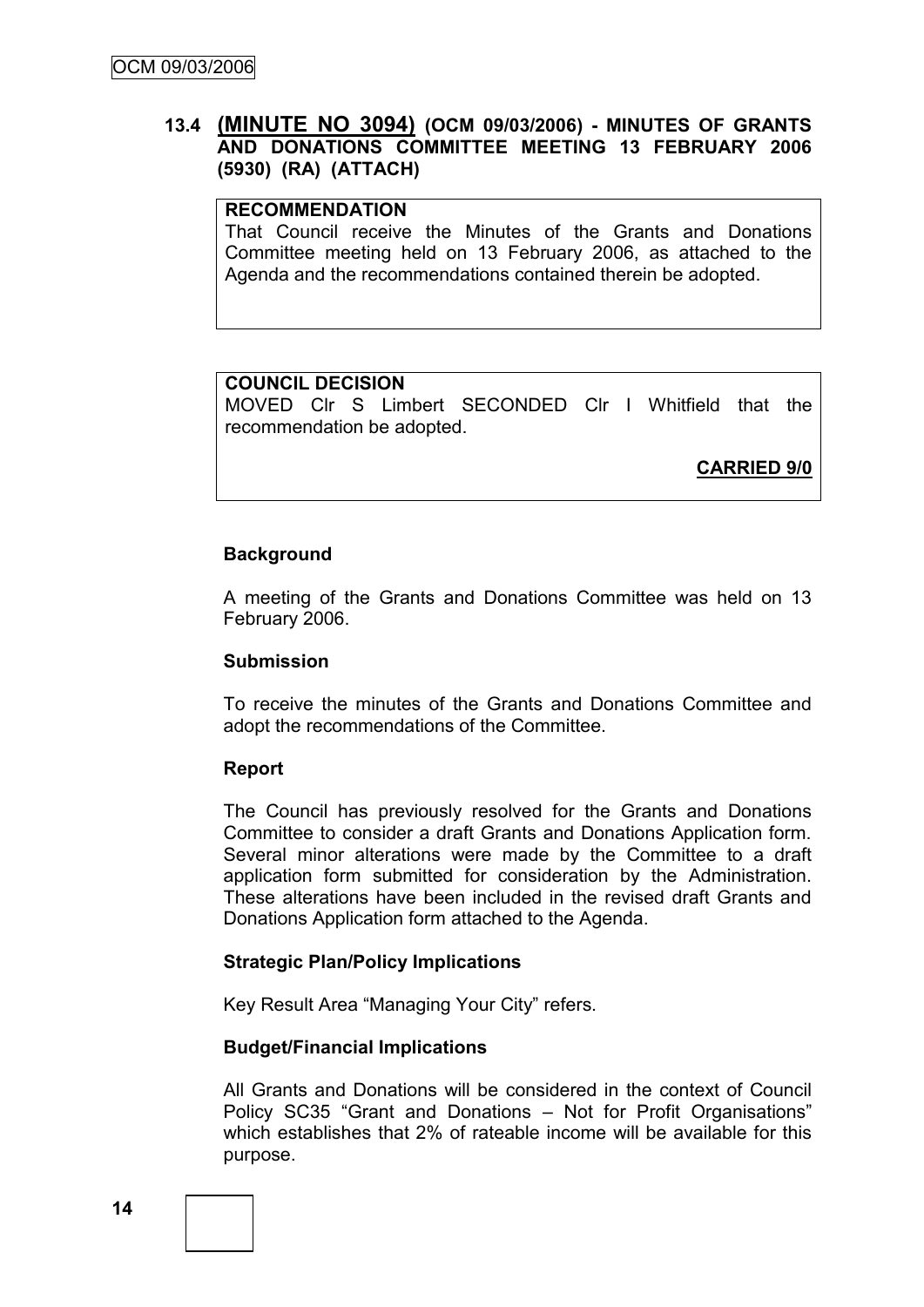### 13.4 (MINUTE NO 3094) (OCM 09/03/2006) - MINUTES OF GRANTS AND DONATIONS COMMITTEE MEETING 13 FEBRUARY 2006 (5930) (RA) (ATTACH)

**RECOMMENDATION**

That Council receive the Minutes of the Grants and Donations Committee meeting held on 13 February 2006, as attached to the Agenda and the recommendations contained therein be adopted.

**COUNCIL DECISION**

MOVED Clr S Limbert SECONDED Clr I Whitfield that the recommendation be adopted.

**CARRIED 9/0**

**Background**

A meeting of the Grants and Donations Committee was held on 13 February 2006.

**Submission**

To receive the minutes of the Grants and Donations Committee and adopt the recommendations of the Committee.

**Report**

The Council has previously resolved for the Grants and Donations Committee to consider a draft Grants and Donations Application form. Several minor alterations were made by the Committee to a draft application form submitted for consideration by the Administration. These alterations have been included in the revised draft Grants and Donations Application form attached to the Agenda.

**Strategic Plan/Policy Implications**

Key Result Area "Managing Your City" refers.

**Budget/Financial Implications**

All Grants and Donations will be considered in the context of Council Policy SC35 "Grant and Donations – Not for Profit Organisations" which establishes that 2% of rateable income will be available for this purpose.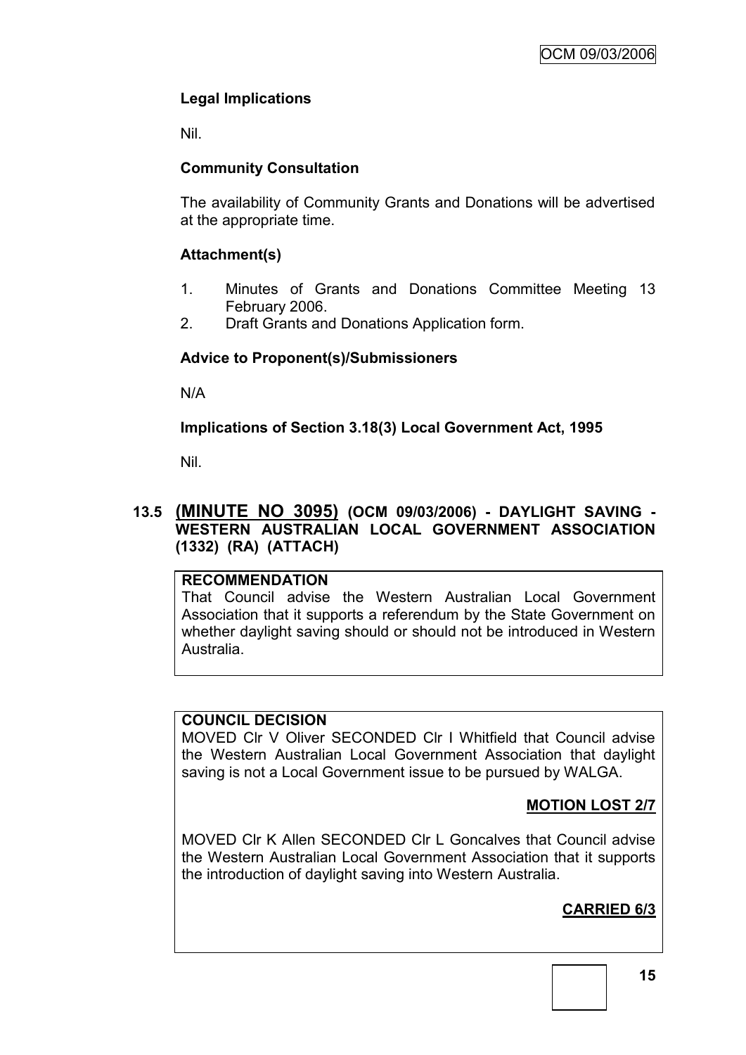### Legal Implications

Nil.

### Community Consultation

The availability of Community Grants and Donations will be advertised at the appropriate time.

### Attachment(s)

1. Minutes of Grants and Donations Committee Meeting 13 February 2006.
2. Draft Grants and Donations Application form.

### Advice to Proponent(s)/Submissioners

N/A

### Implications of Section 3.18(3) Local Government Act, 1995

Nil.

## 13.5 (MINUTE NO 3095) (OCM 09/03/2006) - DAYLIGHT SAVING - WESTERN AUSTRALIAN LOCAL GOVERNMENT ASSOCIATION (1332) (RA) (ATTACH)

**RECOMMENDATION**

That Council advise the Western Australian Local Government Association that it supports a referendum by the State Government on whether daylight saving should or should not be introduced in Western Australia.

**COUNCIL DECISION**

MOVED Clr V Oliver SECONDED Clr I Whitfield that Council advise the Western Australian Local Government Association that daylight saving is not a Local Government issue to be pursued by WALGA.

**MOTION LOST 2/7**

MOVED Clr K Allen SECONDED Clr L Goncalves that Council advise the Western Australian Local Government Association that it supports the introduction of daylight saving into Western Australia.

**CARRIED 6/3**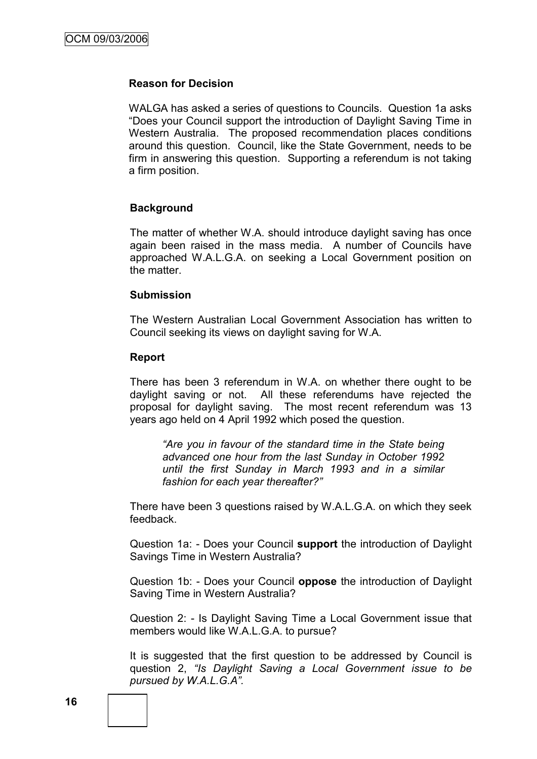### Reason for Decision

WALGA has asked a series of questions to Councils. Question 1a asks "Does your Council support the introduction of Daylight Saving Time in Western Australia. The proposed recommendation places conditions around this question. Council, like the State Government, needs to be firm in answering this question. Supporting a referendum is not taking a firm position.

### Background

The matter of whether W.A. should introduce daylight saving has once again been raised in the mass media. A number of Councils have approached W.A.L.G.A. on seeking a Local Government position on the matter.

### Submission

The Western Australian Local Government Association has written to Council seeking its views on daylight saving for W.A.

### Report

There has been 3 referendum in W.A. on whether there ought to be daylight saving or not. All these referendums have rejected the proposal for daylight saving. The most recent referendum was 13 years ago held on 4 April 1992 which posed the question.

> *"Are you in favour of the standard time in the State being advanced one hour from the last Sunday in October 1992 until the first Sunday in March 1993 and in a similar fashion for each year thereafter?"*

There have been 3 questions raised by W.A.L.G.A. on which they seek feedback.

Question 1a: - Does your Council **support** the introduction of Daylight Savings Time in Western Australia?

Question 1b: - Does your Council **oppose** the introduction of Daylight Saving Time in Western Australia?

Question 2: - Is Daylight Saving Time a Local Government issue that members would like W.A.L.G.A. to pursue?

It is suggested that the first question to be addressed by Council is question 2, *"Is Daylight Saving a Local Government issue to be pursued by W.A.L.G.A".*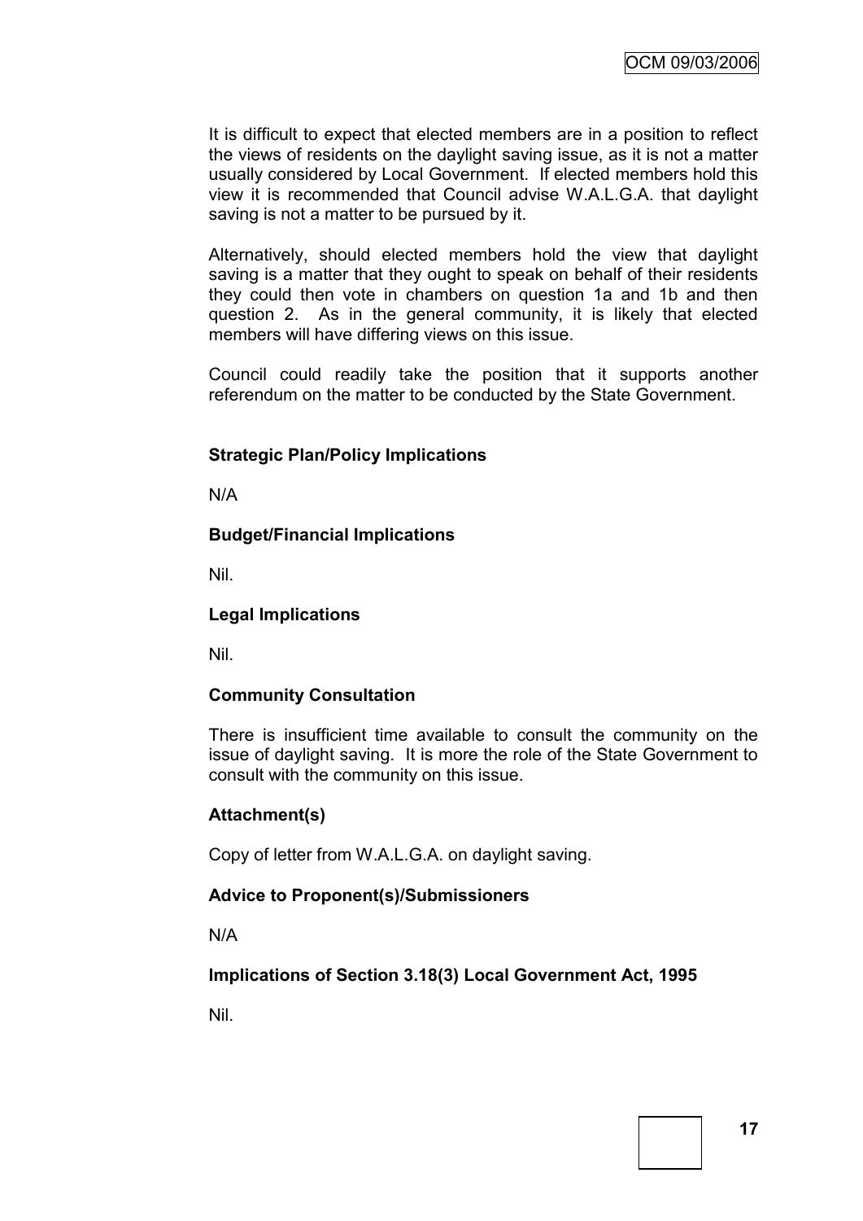It is difficult to expect that elected members are in a position to reflect the views of residents on the daylight saving issue, as it is not a matter usually considered by Local Government. If elected members hold this view it is recommended that Council advise W.A.L.G.A. that daylight saving is not a matter to be pursued by it.

Alternatively, should elected members hold the view that daylight saving is a matter that they ought to speak on behalf of their residents they could then vote in chambers on question 1a and 1b and then question 2. As in the general community, it is likely that elected members will have differing views on this issue.

Council could readily take the position that it supports another referendum on the matter to be conducted by the State Government.

**Strategic Plan/Policy Implications**

N/A

**Budget/Financial Implications**

Nil.

**Legal Implications**

Nil.

**Community Consultation**

There is insufficient time available to consult the community on the issue of daylight saving. It is more the role of the State Government to consult with the community on this issue.

**Attachment(s)**

Copy of letter from W.A.L.G.A. on daylight saving.

**Advice to Proponent(s)/Submissioners**

N/A

**Implications of Section 3.18(3) Local Government Act, 1995**

Nil.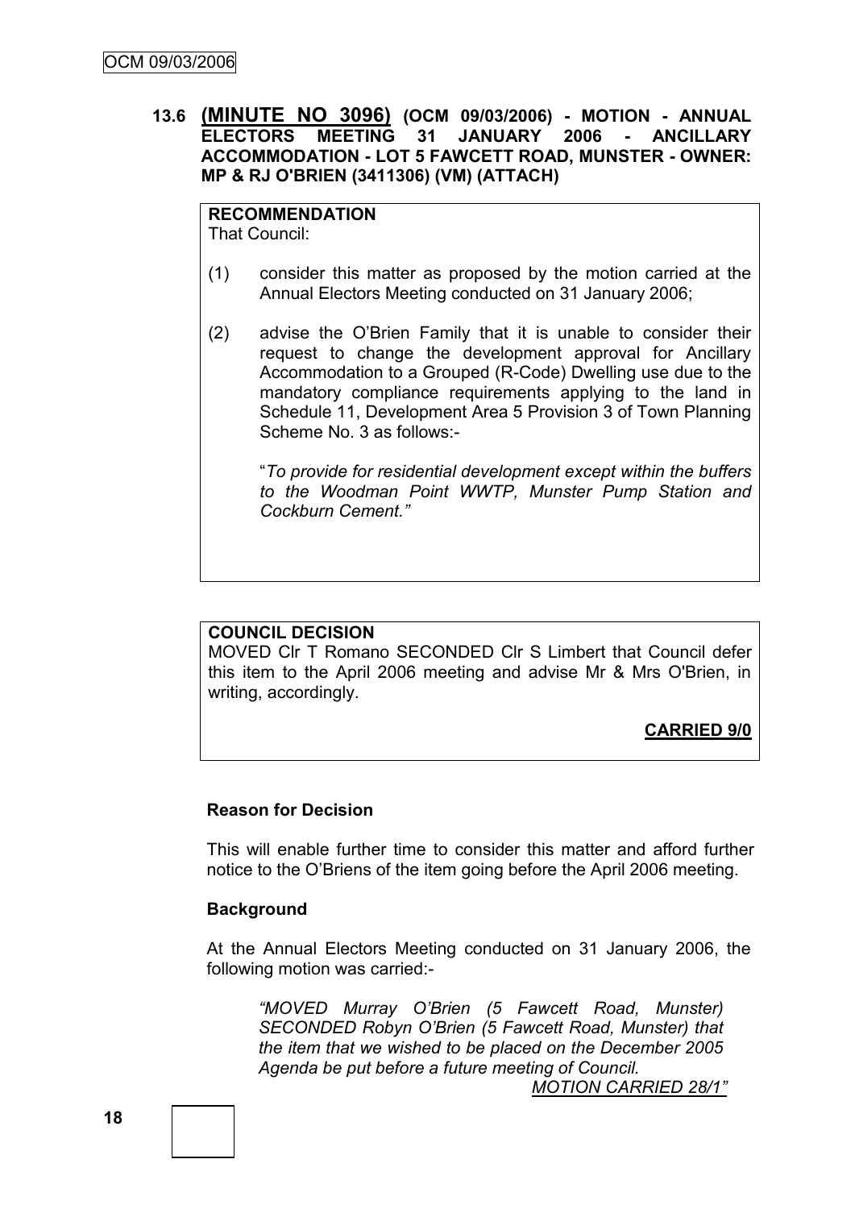### 13.6 (MINUTE NO 3096) (OCM 09/03/2006) - MOTION - ANNUAL ELECTORS MEETING 31 JANUARY 2006 - ANCILLARY ACCOMMODATION - LOT 5 FAWCETT ROAD, MUNSTER - OWNER: MP & RJ O'BRIEN (3411306) (VM) (ATTACH)

**RECOMMENDATION**
That Council:

(1) consider this matter as proposed by the motion carried at the Annual Electors Meeting conducted on 31 January 2006;

(2) advise the O'Brien Family that it is unable to consider their request to change the development approval for Ancillary Accommodation to a Grouped (R-Code) Dwelling use due to the mandatory compliance requirements applying to the land in Schedule 11, Development Area 5 Provision 3 of Town Planning Scheme No. 3 as follows:-

"*To provide for residential development except within the buffers to the Woodman Point WWTP, Munster Pump Station and Cockburn Cement.*"

**COUNCIL DECISION**
MOVED Clr T Romano SECONDED Clr S Limbert that Council defer this item to the April 2006 meeting and advise Mr & Mrs O'Brien, in writing, accordingly.

**CARRIED 9/0**

**Reason for Decision**

This will enable further time to consider this matter and afford further notice to the O'Briens of the item going before the April 2006 meeting.

**Background**

At the Annual Electors Meeting conducted on 31 January 2006, the following motion was carried:-

> *"MOVED Murray O'Brien (5 Fawcett Road, Munster) SECONDED Robyn O'Brien (5 Fawcett Road, Munster) that the item that we wished to be placed on the December 2005 Agenda be put before a future meeting of Council.*
> *MOTION CARRIED 28/1"*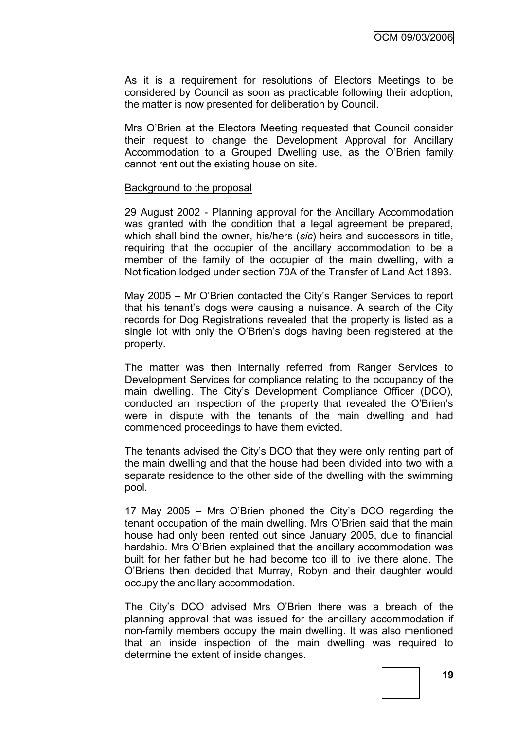As it is a requirement for resolutions of Electors Meetings to be considered by Council as soon as practicable following their adoption, the matter is now presented for deliberation by Council.

Mrs O'Brien at the Electors Meeting requested that Council consider their request to change the Development Approval for Ancillary Accommodation to a Grouped Dwelling use, as the O'Brien family cannot rent out the existing house on site.

Background to the proposal

29 August 2002 - Planning approval for the Ancillary Accommodation was granted with the condition that a legal agreement be prepared, which shall bind the owner, his/hers (*sic*) heirs and successors in title, requiring that the occupier of the ancillary accommodation to be a member of the family of the occupier of the main dwelling, with a Notification lodged under section 70A of the Transfer of Land Act 1893.

May 2005 – Mr O'Brien contacted the City's Ranger Services to report that his tenant's dogs were causing a nuisance. A search of the City records for Dog Registrations revealed that the property is listed as a single lot with only the O'Brien's dogs having been registered at the property.

The matter was then internally referred from Ranger Services to Development Services for compliance relating to the occupancy of the main dwelling. The City's Development Compliance Officer (DCO), conducted an inspection of the property that revealed the O'Brien's were in dispute with the tenants of the main dwelling and had commenced proceedings to have them evicted.

The tenants advised the City's DCO that they were only renting part of the main dwelling and that the house had been divided into two with a separate residence to the other side of the dwelling with the swimming pool.

17 May 2005 – Mrs O'Brien phoned the City's DCO regarding the tenant occupation of the main dwelling. Mrs O'Brien said that the main house had only been rented out since January 2005, due to financial hardship. Mrs O'Brien explained that the ancillary accommodation was built for her father but he had become too ill to live there alone. The O'Briens then decided that Murray, Robyn and their daughter would occupy the ancillary accommodation.

The City's DCO advised Mrs O'Brien there was a breach of the planning approval that was issued for the ancillary accommodation if non-family members occupy the main dwelling. It was also mentioned that an inside inspection of the main dwelling was required to determine the extent of inside changes.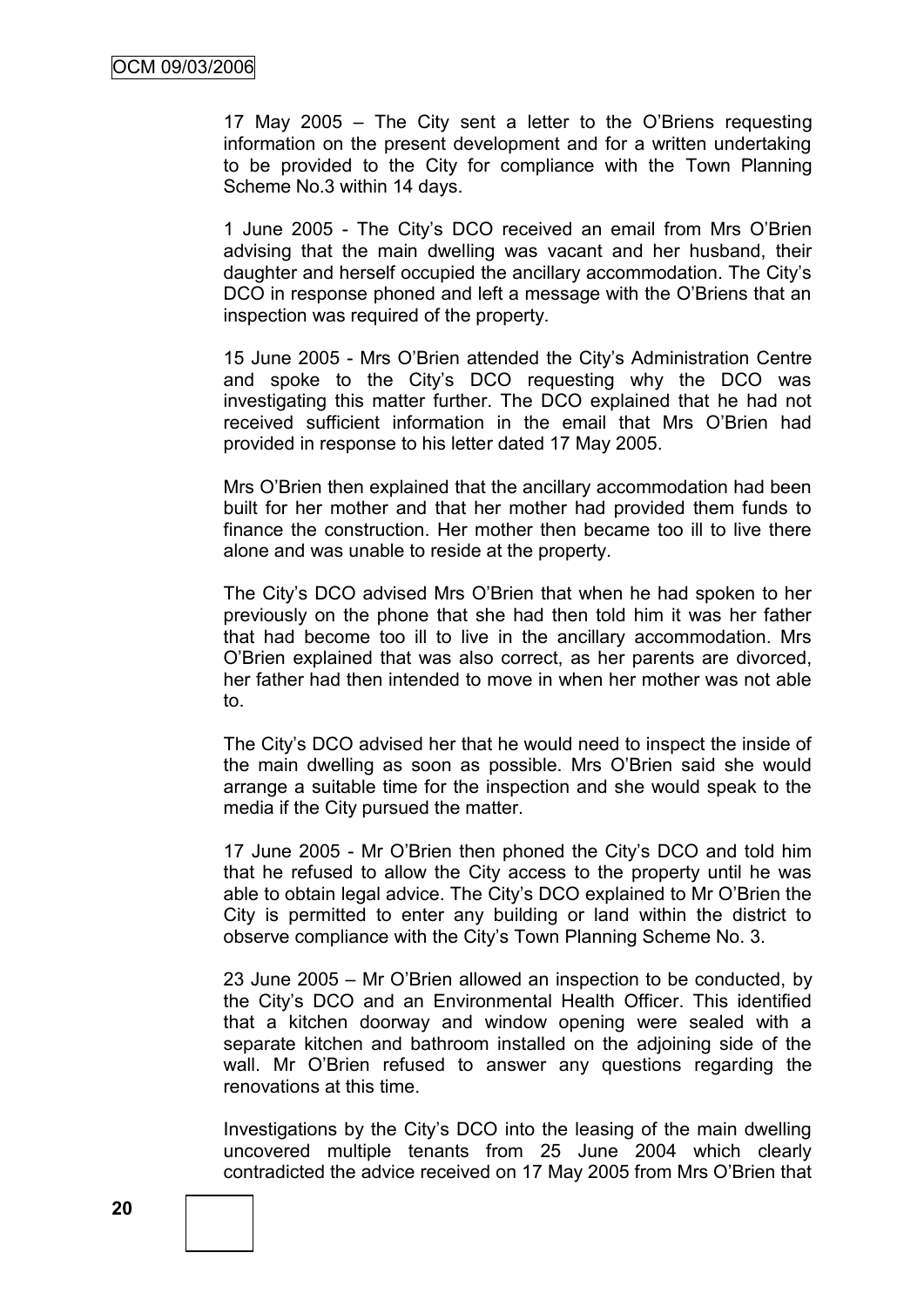17 May 2005 – The City sent a letter to the O'Briens requesting information on the present development and for a written undertaking to be provided to the City for compliance with the Town Planning Scheme No.3 within 14 days.

1 June 2005 - The City's DCO received an email from Mrs O'Brien advising that the main dwelling was vacant and her husband, their daughter and herself occupied the ancillary accommodation. The City's DCO in response phoned and left a message with the O'Briens that an inspection was required of the property.

15 June 2005 - Mrs O'Brien attended the City's Administration Centre and spoke to the City's DCO requesting why the DCO was investigating this matter further. The DCO explained that he had not received sufficient information in the email that Mrs O'Brien had provided in response to his letter dated 17 May 2005.

Mrs O'Brien then explained that the ancillary accommodation had been built for her mother and that her mother had provided them funds to finance the construction. Her mother then became too ill to live there alone and was unable to reside at the property.

The City's DCO advised Mrs O'Brien that when he had spoken to her previously on the phone that she had then told him it was her father that had become too ill to live in the ancillary accommodation. Mrs O'Brien explained that was also correct, as her parents are divorced, her father had then intended to move in when her mother was not able to.

The City's DCO advised her that he would need to inspect the inside of the main dwelling as soon as possible. Mrs O'Brien said she would arrange a suitable time for the inspection and she would speak to the media if the City pursued the matter.

17 June 2005 - Mr O'Brien then phoned the City's DCO and told him that he refused to allow the City access to the property until he was able to obtain legal advice. The City's DCO explained to Mr O'Brien the City is permitted to enter any building or land within the district to observe compliance with the City's Town Planning Scheme No. 3.

23 June 2005 – Mr O'Brien allowed an inspection to be conducted, by the City's DCO and an Environmental Health Officer. This identified that a kitchen doorway and window opening were sealed with a separate kitchen and bathroom installed on the adjoining side of the wall. Mr O'Brien refused to answer any questions regarding the renovations at this time.

Investigations by the City's DCO into the leasing of the main dwelling uncovered multiple tenants from 25 June 2004 which clearly contradicted the advice received on 17 May 2005 from Mrs O'Brien that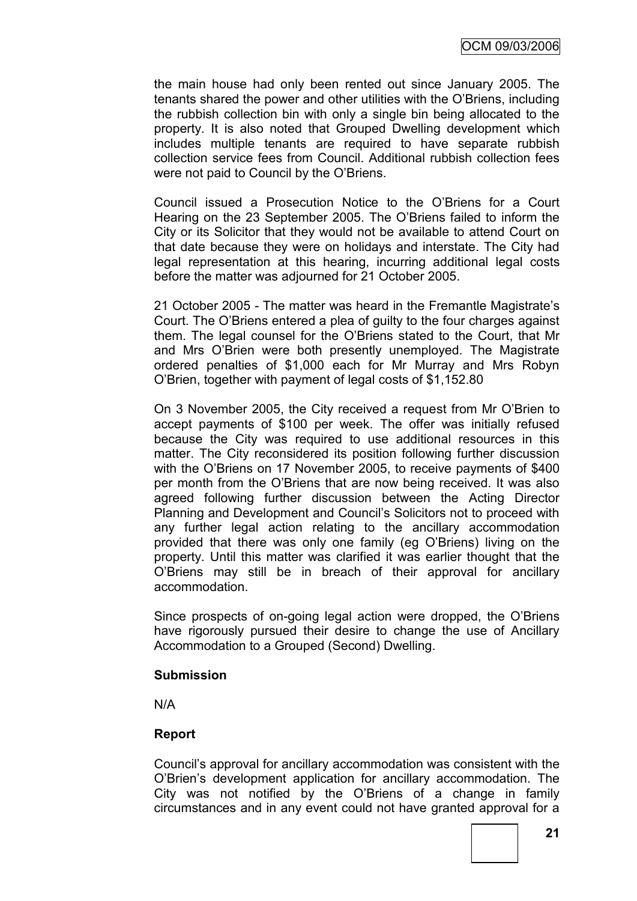the main house had only been rented out since January 2005. The tenants shared the power and other utilities with the O'Briens, including the rubbish collection bin with only a single bin being allocated to the property. It is also noted that Grouped Dwelling development which includes multiple tenants are required to have separate rubbish collection service fees from Council. Additional rubbish collection fees were not paid to Council by the O'Briens.

Council issued a Prosecution Notice to the O'Briens for a Court Hearing on the 23 September 2005. The O'Briens failed to inform the City or its Solicitor that they would not be available to attend Court on that date because they were on holidays and interstate. The City had legal representation at this hearing, incurring additional legal costs before the matter was adjourned for 21 October 2005.

21 October 2005 - The matter was heard in the Fremantle Magistrate's Court. The O'Briens entered a plea of guilty to the four charges against them. The legal counsel for the O'Briens stated to the Court, that Mr and Mrs O'Brien were both presently unemployed. The Magistrate ordered penalties of $1,000 each for Mr Murray and Mrs Robyn O'Brien, together with payment of legal costs of $1,152.80

On 3 November 2005, the City received a request from Mr O'Brien to accept payments of $100 per week. The offer was initially refused because the City was required to use additional resources in this matter. The City reconsidered its position following further discussion with the O'Briens on 17 November 2005, to receive payments of $400 per month from the O'Briens that are now being received. It was also agreed following further discussion between the Acting Director Planning and Development and Council's Solicitors not to proceed with any further legal action relating to the ancillary accommodation provided that there was only one family (eg O'Briens) living on the property. Until this matter was clarified it was earlier thought that the O'Briens may still be in breach of their approval for ancillary accommodation.

Since prospects of on-going legal action were dropped, the O'Briens have rigorously pursued their desire to change the use of Ancillary Accommodation to a Grouped (Second) Dwelling.

**Submission**

N/A

**Report**

Council's approval for ancillary accommodation was consistent with the O'Brien's development application for ancillary accommodation. The City was not notified by the O'Briens of a change in family circumstances and in any event could not have granted approval for a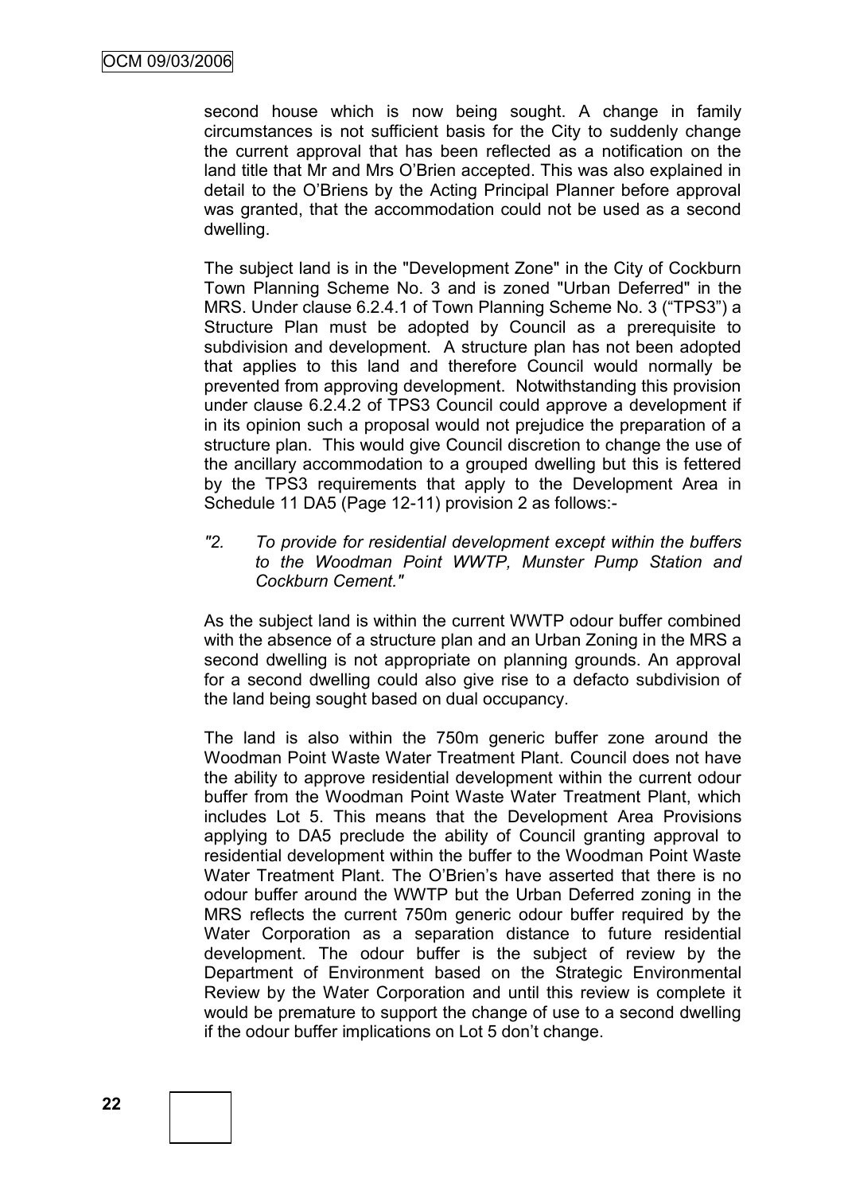second house which is now being sought. A change in family circumstances is not sufficient basis for the City to suddenly change the current approval that has been reflected as a notification on the land title that Mr and Mrs O'Brien accepted. This was also explained in detail to the O'Briens by the Acting Principal Planner before approval was granted, that the accommodation could not be used as a second dwelling.

The subject land is in the "Development Zone" in the City of Cockburn Town Planning Scheme No. 3 and is zoned "Urban Deferred" in the MRS. Under clause 6.2.4.1 of Town Planning Scheme No. 3 ("TPS3") a Structure Plan must be adopted by Council as a prerequisite to subdivision and development. A structure plan has not been adopted that applies to this land and therefore Council would normally be prevented from approving development. Notwithstanding this provision under clause 6.2.4.2 of TPS3 Council could approve a development if in its opinion such a proposal would not prejudice the preparation of a structure plan. This would give Council discretion to change the use of the ancillary accommodation to a grouped dwelling but this is fettered by the TPS3 requirements that apply to the Development Area in Schedule 11 DA5 (Page 12-11) provision 2 as follows:-

*"2. To provide for residential development except within the buffers to the Woodman Point WWTP, Munster Pump Station and Cockburn Cement."*

As the subject land is within the current WWTP odour buffer combined with the absence of a structure plan and an Urban Zoning in the MRS a second dwelling is not appropriate on planning grounds. An approval for a second dwelling could also give rise to a defacto subdivision of the land being sought based on dual occupancy.

The land is also within the 750m generic buffer zone around the Woodman Point Waste Water Treatment Plant. Council does not have the ability to approve residential development within the current odour buffer from the Woodman Point Waste Water Treatment Plant, which includes Lot 5. This means that the Development Area Provisions applying to DA5 preclude the ability of Council granting approval to residential development within the buffer to the Woodman Point Waste Water Treatment Plant. The O'Brien's have asserted that there is no odour buffer around the WWTP but the Urban Deferred zoning in the MRS reflects the current 750m generic odour buffer required by the Water Corporation as a separation distance to future residential development. The odour buffer is the subject of review by the Department of Environment based on the Strategic Environmental Review by the Water Corporation and until this review is complete it would be premature to support the change of use to a second dwelling if the odour buffer implications on Lot 5 don't change.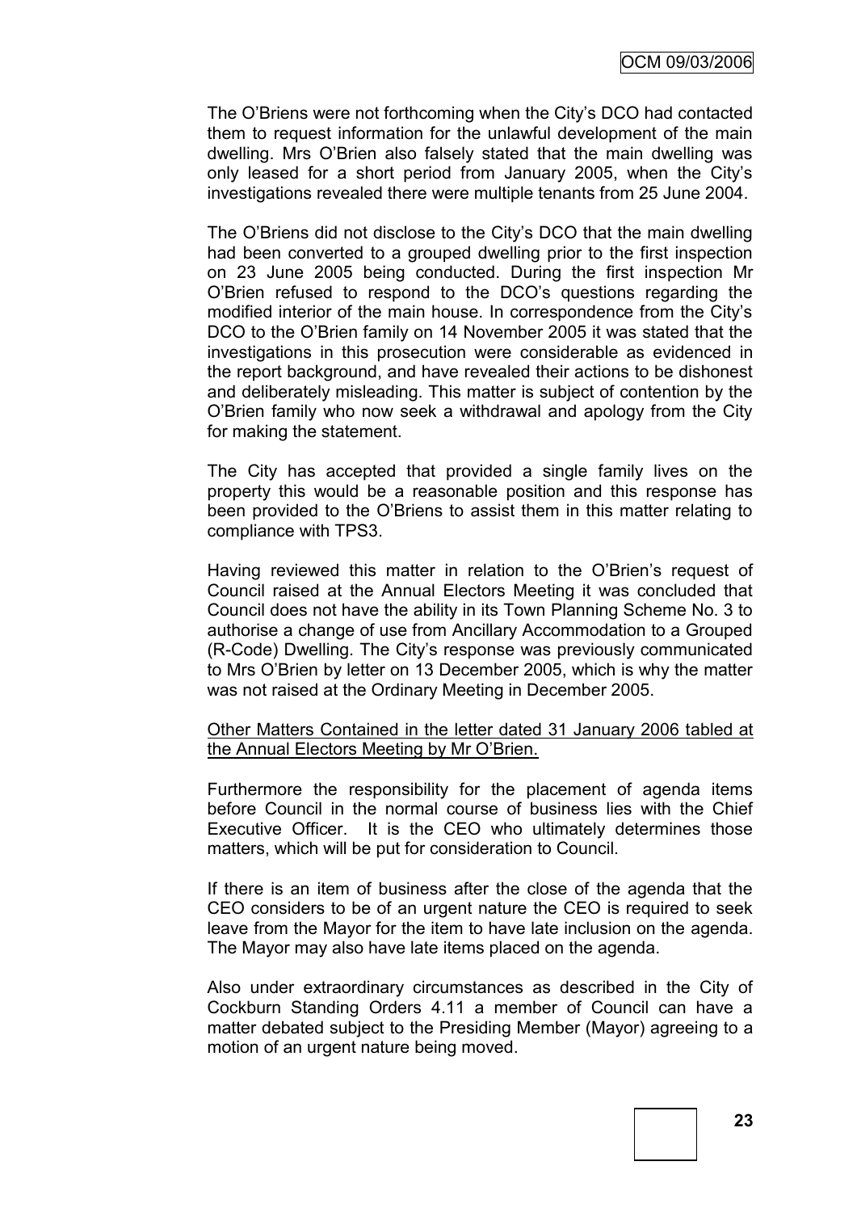The O'Briens were not forthcoming when the City's DCO had contacted them to request information for the unlawful development of the main dwelling. Mrs O'Brien also falsely stated that the main dwelling was only leased for a short period from January 2005, when the City's investigations revealed there were multiple tenants from 25 June 2004.

The O'Briens did not disclose to the City's DCO that the main dwelling had been converted to a grouped dwelling prior to the first inspection on 23 June 2005 being conducted. During the first inspection Mr O'Brien refused to respond to the DCO's questions regarding the modified interior of the main house. In correspondence from the City's DCO to the O'Brien family on 14 November 2005 it was stated that the investigations in this prosecution were considerable as evidenced in the report background, and have revealed their actions to be dishonest and deliberately misleading. This matter is subject of contention by the O'Brien family who now seek a withdrawal and apology from the City for making the statement.

The City has accepted that provided a single family lives on the property this would be a reasonable position and this response has been provided to the O'Briens to assist them in this matter relating to compliance with TPS3.

Having reviewed this matter in relation to the O'Brien's request of Council raised at the Annual Electors Meeting it was concluded that Council does not have the ability in its Town Planning Scheme No. 3 to authorise a change of use from Ancillary Accommodation to a Grouped (R-Code) Dwelling. The City's response was previously communicated to Mrs O'Brien by letter on 13 December 2005, which is why the matter was not raised at the Ordinary Meeting in December 2005.

<u>Other Matters Contained in the letter dated 31 January 2006 tabled at the Annual Electors Meeting by Mr O'Brien.</u>

Furthermore the responsibility for the placement of agenda items before Council in the normal course of business lies with the Chief Executive Officer. It is the CEO who ultimately determines those matters, which will be put for consideration to Council.

If there is an item of business after the close of the agenda that the CEO considers to be of an urgent nature the CEO is required to seek leave from the Mayor for the item to have late inclusion on the agenda. The Mayor may also have late items placed on the agenda.

Also under extraordinary circumstances as described in the City of Cockburn Standing Orders 4.11 a member of Council can have a matter debated subject to the Presiding Member (Mayor) agreeing to a motion of an urgent nature being moved.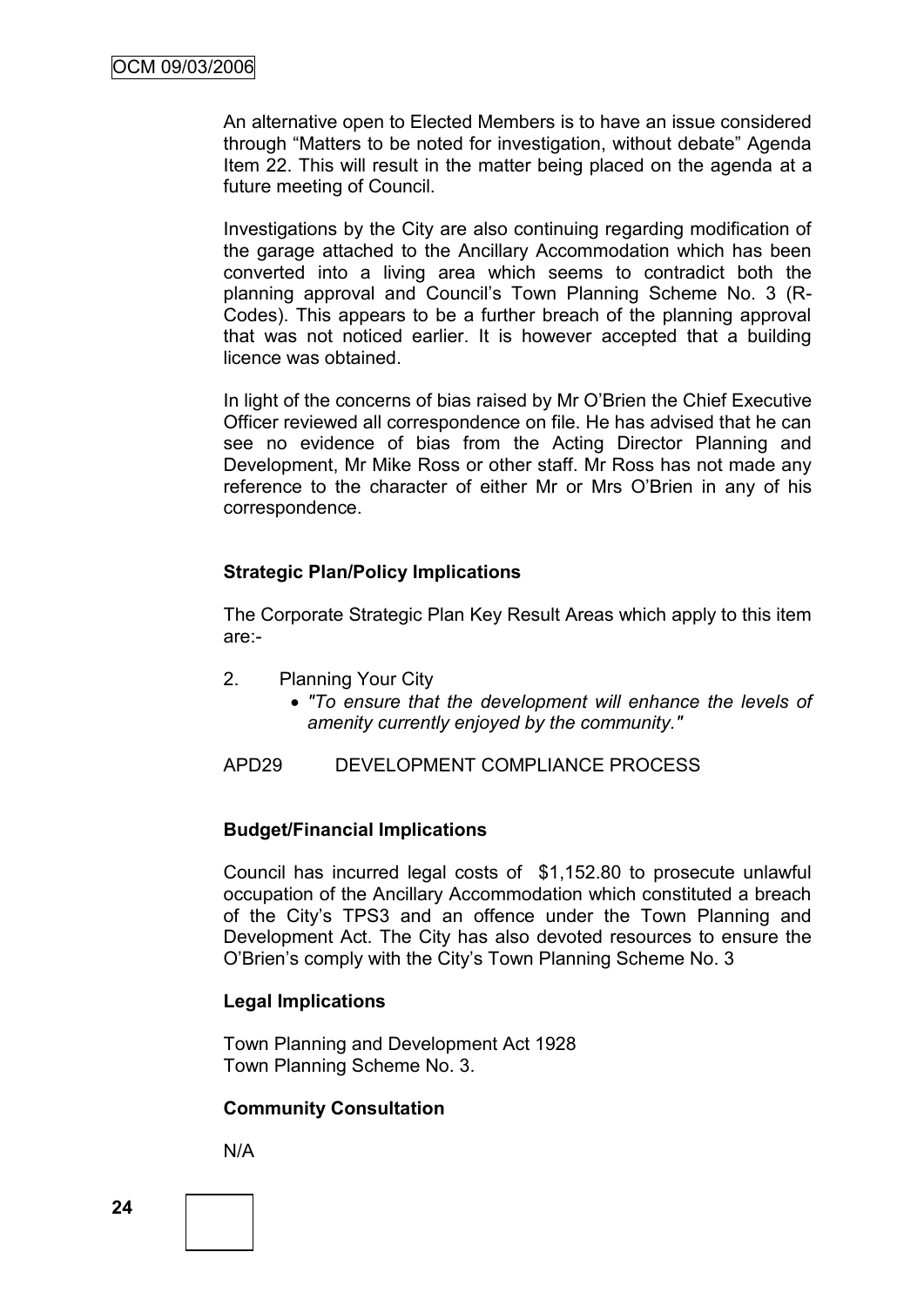An alternative open to Elected Members is to have an issue considered through "Matters to be noted for investigation, without debate" Agenda Item 22. This will result in the matter being placed on the agenda at a future meeting of Council.

Investigations by the City are also continuing regarding modification of the garage attached to the Ancillary Accommodation which has been converted into a living area which seems to contradict both the planning approval and Council's Town Planning Scheme No. 3 (R-Codes). This appears to be a further breach of the planning approval that was not noticed earlier. It is however accepted that a building licence was obtained.

In light of the concerns of bias raised by Mr O'Brien the Chief Executive Officer reviewed all correspondence on file. He has advised that he can see no evidence of bias from the Acting Director Planning and Development, Mr Mike Ross or other staff. Mr Ross has not made any reference to the character of either Mr or Mrs O'Brien in any of his correspondence.

**Strategic Plan/Policy Implications**

The Corporate Strategic Plan Key Result Areas which apply to this item are:-

2. Planning Your City
   - *"To ensure that the development will enhance the levels of amenity currently enjoyed by the community."*

APD29 DEVELOPMENT COMPLIANCE PROCESS

**Budget/Financial Implications**

Council has incurred legal costs of $1,152.80 to prosecute unlawful occupation of the Ancillary Accommodation which constituted a breach of the City's TPS3 and an offence under the Town Planning and Development Act. The City has also devoted resources to ensure the O'Brien's comply with the City's Town Planning Scheme No. 3

**Legal Implications**

Town Planning and Development Act 1928
Town Planning Scheme No. 3.

**Community Consultation**

N/A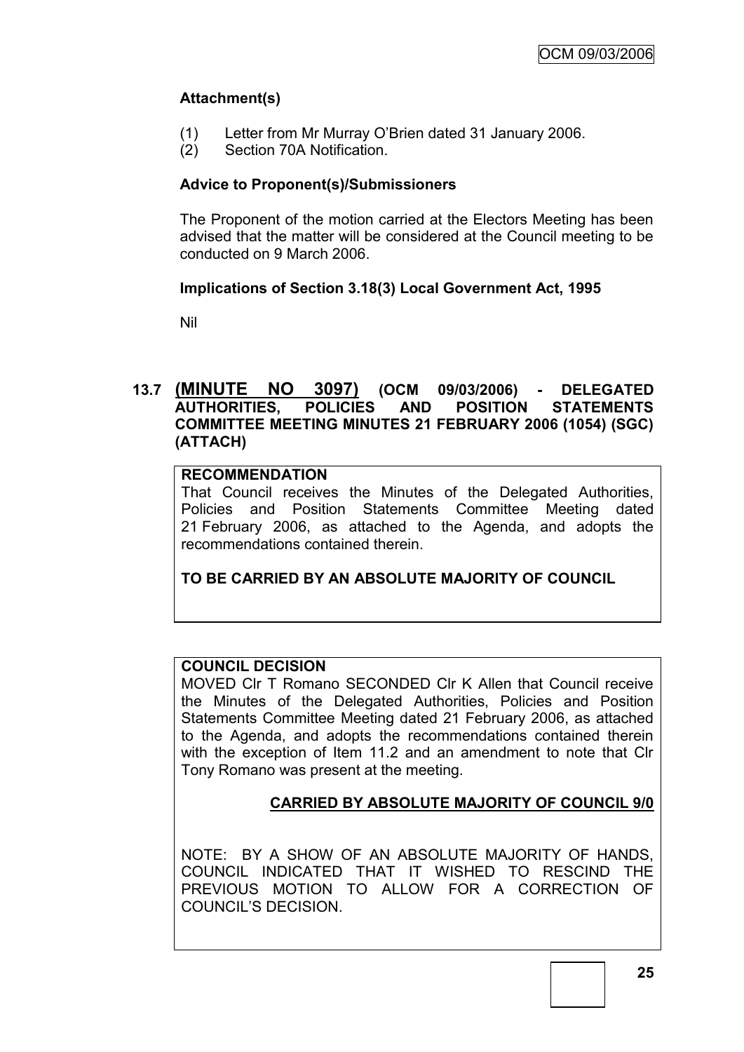**Attachment(s)**

(1) Letter from Mr Murray O'Brien dated 31 January 2006.
(2) Section 70A Notification.

**Advice to Proponent(s)/Submissioners**

The Proponent of the motion carried at the Electors Meeting has been advised that the matter will be considered at the Council meeting to be conducted on 9 March 2006.

**Implications of Section 3.18(3) Local Government Act, 1995**

Nil

## 13.7 (MINUTE NO 3097) (OCM 09/03/2006) - DELEGATED AUTHORITIES, POLICIES AND POSITION STATEMENTS COMMITTEE MEETING MINUTES 21 FEBRUARY 2006 (1054) (SGC) (ATTACH)

**RECOMMENDATION**

That Council receives the Minutes of the Delegated Authorities, Policies and Position Statements Committee Meeting dated 21 February 2006, as attached to the Agenda, and adopts the recommendations contained therein.

**TO BE CARRIED BY AN ABSOLUTE MAJORITY OF COUNCIL**

**COUNCIL DECISION**

MOVED Clr T Romano SECONDED Clr K Allen that Council receive the Minutes of the Delegated Authorities, Policies and Position Statements Committee Meeting dated 21 February 2006, as attached to the Agenda, and adopts the recommendations contained therein with the exception of Item 11.2 and an amendment to note that Clr Tony Romano was present at the meeting.

**CARRIED BY ABSOLUTE MAJORITY OF COUNCIL 9/0**

NOTE: BY A SHOW OF AN ABSOLUTE MAJORITY OF HANDS, COUNCIL INDICATED THAT IT WISHED TO RESCIND THE PREVIOUS MOTION TO ALLOW FOR A CORRECTION OF COUNCIL'S DECISION.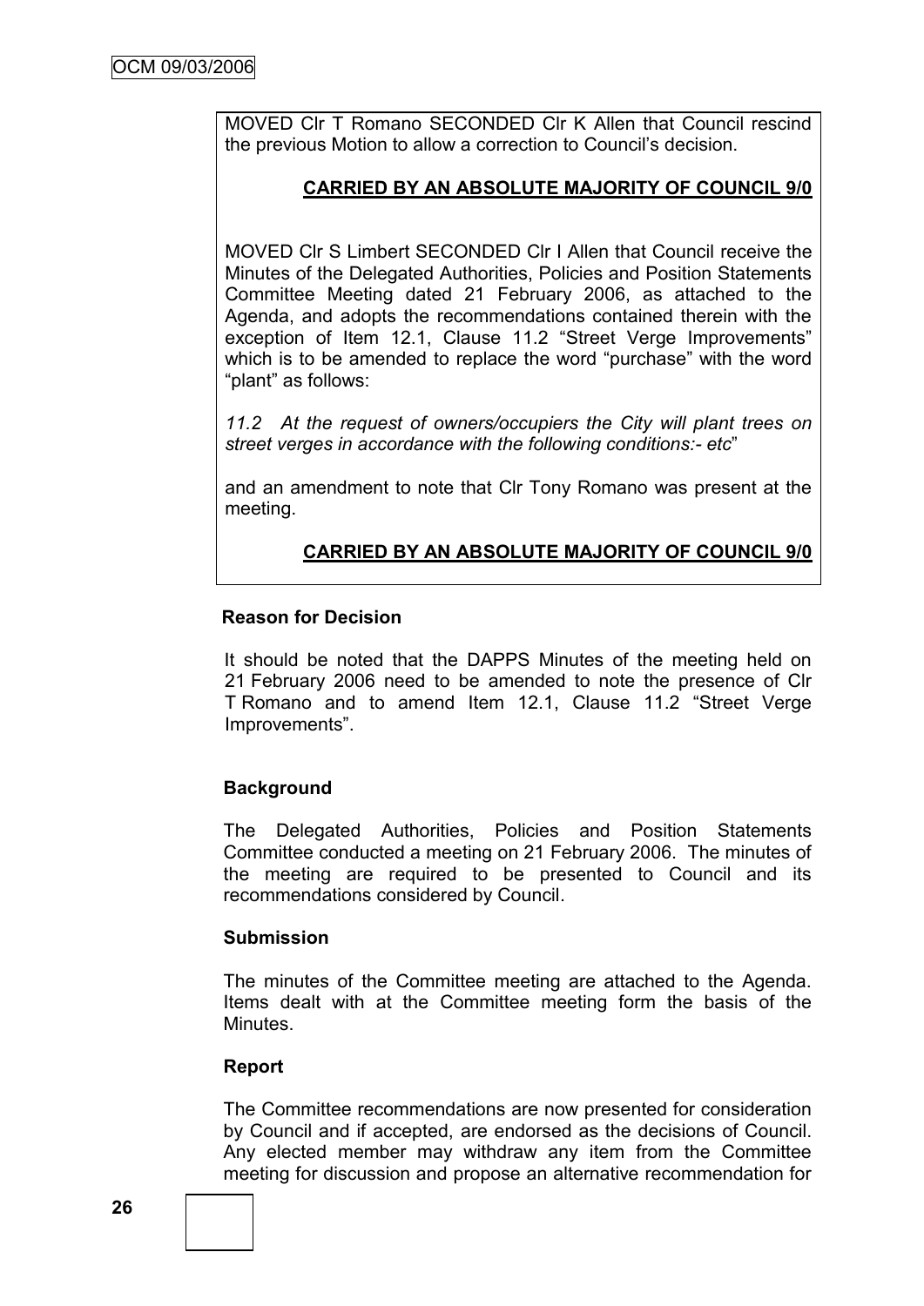MOVED Clr T Romano SECONDED Clr K Allen that Council rescind the previous Motion to allow a correction to Council's decision.

**CARRIED BY AN ABSOLUTE MAJORITY OF COUNCIL 9/0**

MOVED Clr S Limbert SECONDED Clr I Allen that Council receive the Minutes of the Delegated Authorities, Policies and Position Statements Committee Meeting dated 21 February 2006, as attached to the Agenda, and adopts the recommendations contained therein with the exception of Item 12.1, Clause 11.2 "Street Verge Improvements" which is to be amended to replace the word "purchase" with the word "plant" as follows:

*11.2 At the request of owners/occupiers the City will plant trees on street verges in accordance with the following conditions:- etc*"

and an amendment to note that Clr Tony Romano was present at the meeting.

**CARRIED BY AN ABSOLUTE MAJORITY OF COUNCIL 9/0**

**Reason for Decision**

It should be noted that the DAPPS Minutes of the meeting held on 21 February 2006 need to be amended to note the presence of Clr T Romano and to amend Item 12.1, Clause 11.2 "Street Verge Improvements".

**Background**

The Delegated Authorities, Policies and Position Statements Committee conducted a meeting on 21 February 2006. The minutes of the meeting are required to be presented to Council and its recommendations considered by Council.

**Submission**

The minutes of the Committee meeting are attached to the Agenda. Items dealt with at the Committee meeting form the basis of the Minutes.

**Report**

The Committee recommendations are now presented for consideration by Council and if accepted, are endorsed as the decisions of Council. Any elected member may withdraw any item from the Committee meeting for discussion and propose an alternative recommendation for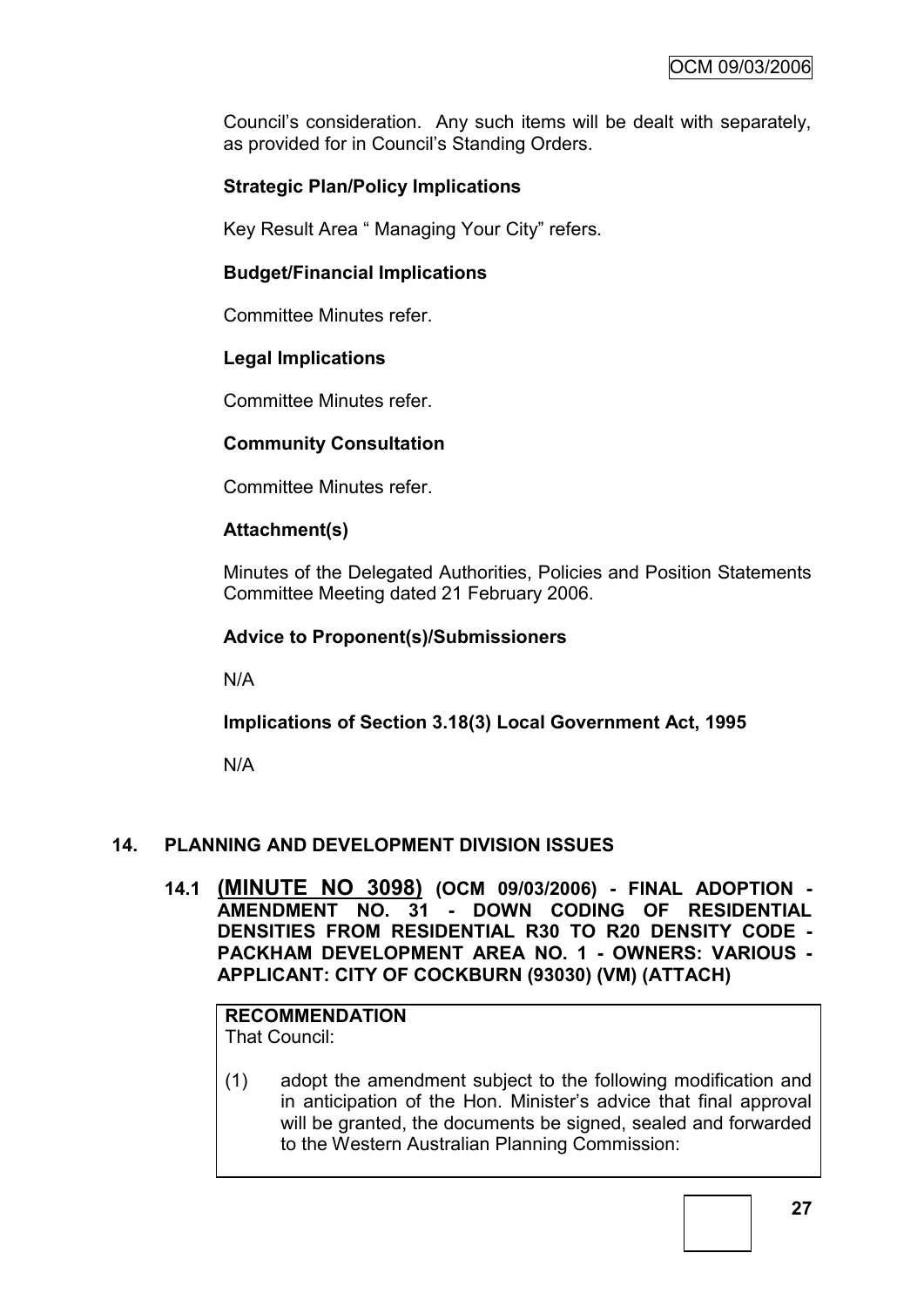Council's consideration. Any such items will be dealt with separately, as provided for in Council's Standing Orders.

**Strategic Plan/Policy Implications**

Key Result Area " Managing Your City" refers.

**Budget/Financial Implications**

Committee Minutes refer.

**Legal Implications**

Committee Minutes refer.

**Community Consultation**

Committee Minutes refer.

**Attachment(s)**

Minutes of the Delegated Authorities, Policies and Position Statements Committee Meeting dated 21 February 2006.

**Advice to Proponent(s)/Submissioners**

N/A

**Implications of Section 3.18(3) Local Government Act, 1995**

N/A

## 14. PLANNING AND DEVELOPMENT DIVISION ISSUES

### 14.1 (MINUTE NO 3098) (OCM 09/03/2006) - FINAL ADOPTION - AMENDMENT NO. 31 - DOWN CODING OF RESIDENTIAL DENSITIES FROM RESIDENTIAL R30 TO R20 DENSITY CODE - PACKHAM DEVELOPMENT AREA NO. 1 - OWNERS: VARIOUS - APPLICANT: CITY OF COCKBURN (93030) (VM) (ATTACH)

**RECOMMENDATION**
That Council:

(1) adopt the amendment subject to the following modification and in anticipation of the Hon. Minister's advice that final approval will be granted, the documents be signed, sealed and forwarded to the Western Australian Planning Commission: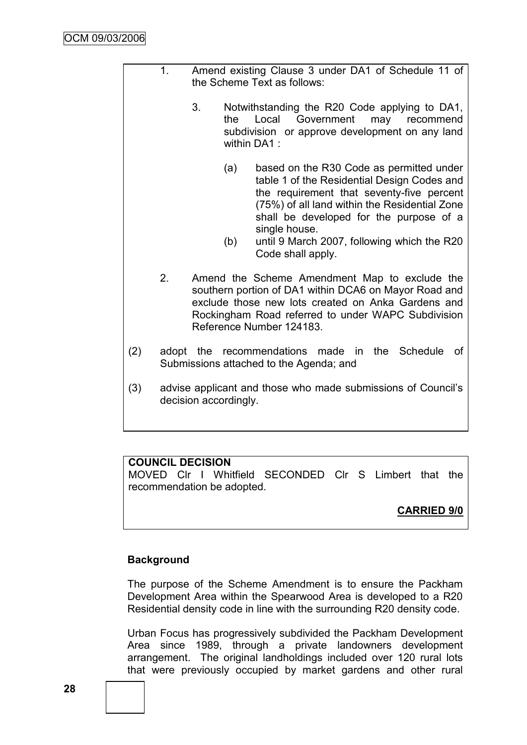1. Amend existing Clause 3 under DA1 of Schedule 11 of the Scheme Text as follows:

   3. Notwithstanding the R20 Code applying to DA1, the Local Government may recommend subdivision or approve development on any land within DA1 :

      (a) based on the R30 Code as permitted under table 1 of the Residential Design Codes and the requirement that seventy-five percent (75%) of all land within the Residential Zone shall be developed for the purpose of a single house.

      (b) until 9 March 2007, following which the R20 Code shall apply.

2. Amend the Scheme Amendment Map to exclude the southern portion of DA1 within DCA6 on Mayor Road and exclude those new lots created on Anka Gardens and Rockingham Road referred to under WAPC Subdivision Reference Number 124183.

(2) adopt the recommendations made in the Schedule of Submissions attached to the Agenda; and

(3) advise applicant and those who made submissions of Council's decision accordingly.

**COUNCIL DECISION**

MOVED Clr I Whitfield SECONDED Clr S Limbert that the recommendation be adopted.

**CARRIED 9/0**

**Background**

The purpose of the Scheme Amendment is to ensure the Packham Development Area within the Spearwood Area is developed to a R20 Residential density code in line with the surrounding R20 density code.

Urban Focus has progressively subdivided the Packham Development Area since 1989, through a private landowners development arrangement. The original landholdings included over 120 rural lots that were previously occupied by market gardens and other rural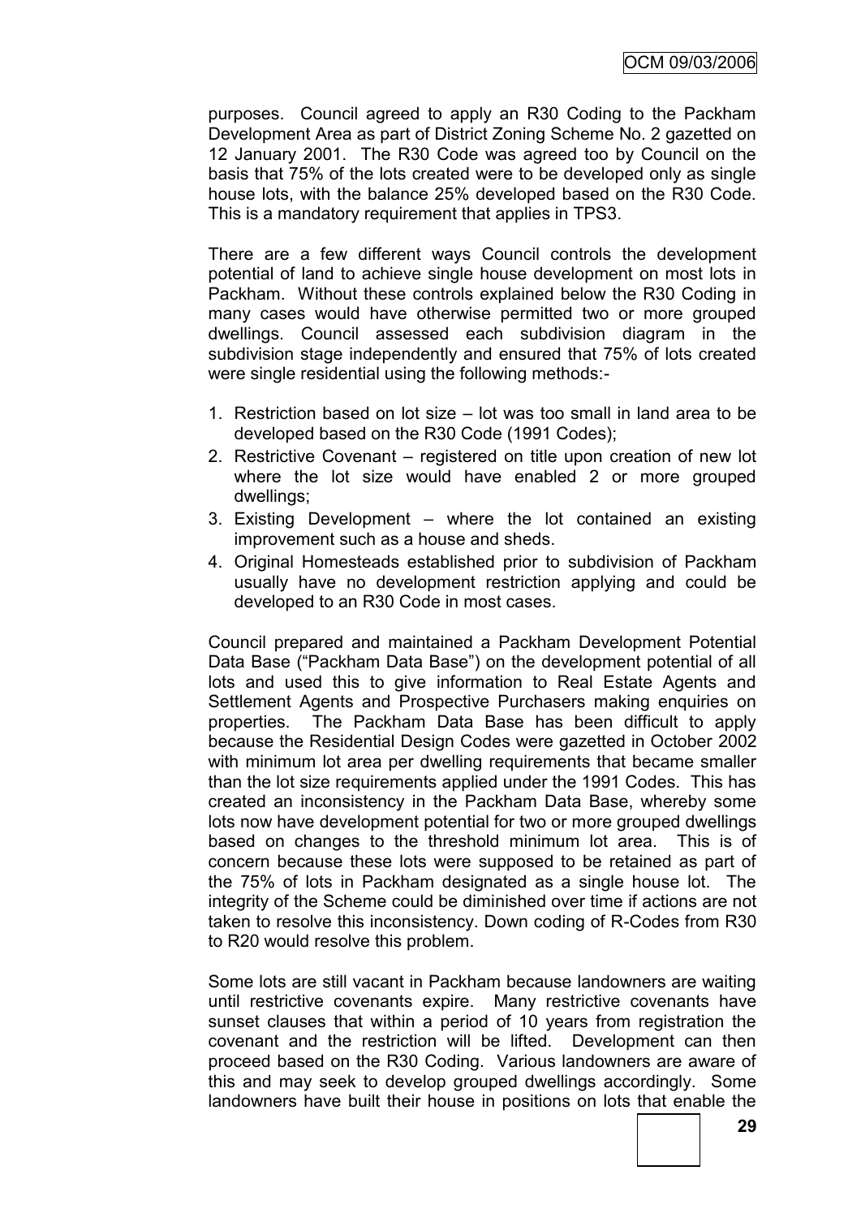purposes. Council agreed to apply an R30 Coding to the Packham Development Area as part of District Zoning Scheme No. 2 gazetted on 12 January 2001. The R30 Code was agreed too by Council on the basis that 75% of the lots created were to be developed only as single house lots, with the balance 25% developed based on the R30 Code. This is a mandatory requirement that applies in TPS3.

There are a few different ways Council controls the development potential of land to achieve single house development on most lots in Packham. Without these controls explained below the R30 Coding in many cases would have otherwise permitted two or more grouped dwellings. Council assessed each subdivision diagram in the subdivision stage independently and ensured that 75% of lots created were single residential using the following methods:-

1. Restriction based on lot size – lot was too small in land area to be developed based on the R30 Code (1991 Codes);
2. Restrictive Covenant – registered on title upon creation of new lot where the lot size would have enabled 2 or more grouped dwellings;
3. Existing Development – where the lot contained an existing improvement such as a house and sheds.
4. Original Homesteads established prior to subdivision of Packham usually have no development restriction applying and could be developed to an R30 Code in most cases.

Council prepared and maintained a Packham Development Potential Data Base ("Packham Data Base") on the development potential of all lots and used this to give information to Real Estate Agents and Settlement Agents and Prospective Purchasers making enquiries on properties. The Packham Data Base has been difficult to apply because the Residential Design Codes were gazetted in October 2002 with minimum lot area per dwelling requirements that became smaller than the lot size requirements applied under the 1991 Codes. This has created an inconsistency in the Packham Data Base, whereby some lots now have development potential for two or more grouped dwellings based on changes to the threshold minimum lot area. This is of concern because these lots were supposed to be retained as part of the 75% of lots in Packham designated as a single house lot. The integrity of the Scheme could be diminished over time if actions are not taken to resolve this inconsistency. Down coding of R-Codes from R30 to R20 would resolve this problem.

Some lots are still vacant in Packham because landowners are waiting until restrictive covenants expire. Many restrictive covenants have sunset clauses that within a period of 10 years from registration the covenant and the restriction will be lifted. Development can then proceed based on the R30 Coding. Various landowners are aware of this and may seek to develop grouped dwellings accordingly. Some landowners have built their house in positions on lots that enable the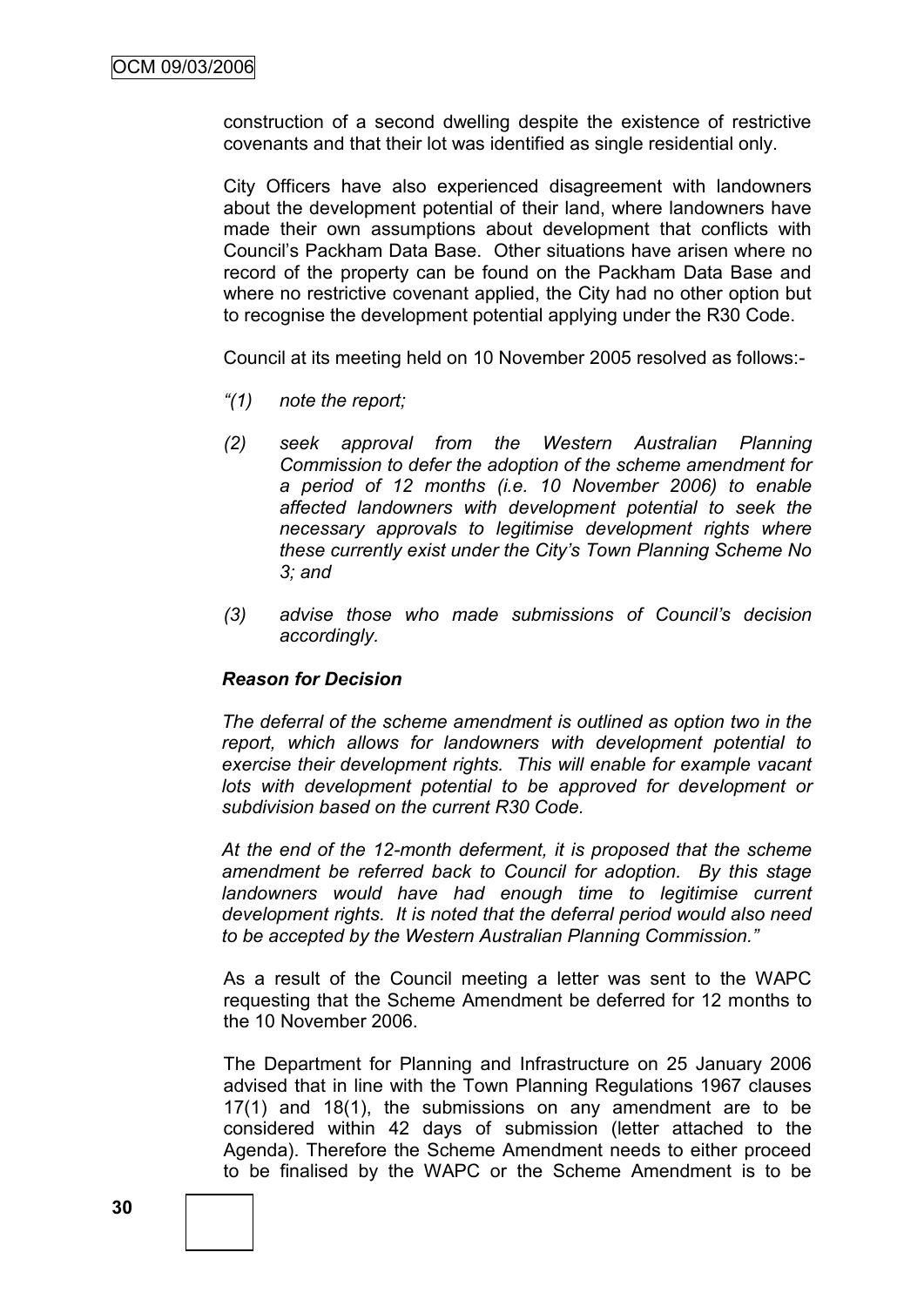construction of a second dwelling despite the existence of restrictive covenants and that their lot was identified as single residential only.

City Officers have also experienced disagreement with landowners about the development potential of their land, where landowners have made their own assumptions about development that conflicts with Council's Packham Data Base. Other situations have arisen where no record of the property can be found on the Packham Data Base and where no restrictive covenant applied, the City had no other option but to recognise the development potential applying under the R30 Code.

Council at its meeting held on 10 November 2005 resolved as follows:-

*"(1) note the report;*

*(2) seek approval from the Western Australian Planning Commission to defer the adoption of the scheme amendment for a period of 12 months (i.e. 10 November 2006) to enable affected landowners with development potential to seek the necessary approvals to legitimise development rights where these currently exist under the City's Town Planning Scheme No 3; and*

*(3) advise those who made submissions of Council's decision accordingly.*

***Reason for Decision***

*The deferral of the scheme amendment is outlined as option two in the report, which allows for landowners with development potential to exercise their development rights. This will enable for example vacant lots with development potential to be approved for development or subdivision based on the current R30 Code.*

*At the end of the 12-month deferment, it is proposed that the scheme amendment be referred back to Council for adoption. By this stage landowners would have had enough time to legitimise current development rights. It is noted that the deferral period would also need to be accepted by the Western Australian Planning Commission."*

As a result of the Council meeting a letter was sent to the WAPC requesting that the Scheme Amendment be deferred for 12 months to the 10 November 2006.

The Department for Planning and Infrastructure on 25 January 2006 advised that in line with the Town Planning Regulations 1967 clauses 17(1) and 18(1), the submissions on any amendment are to be considered within 42 days of submission (letter attached to the Agenda). Therefore the Scheme Amendment needs to either proceed to be finalised by the WAPC or the Scheme Amendment is to be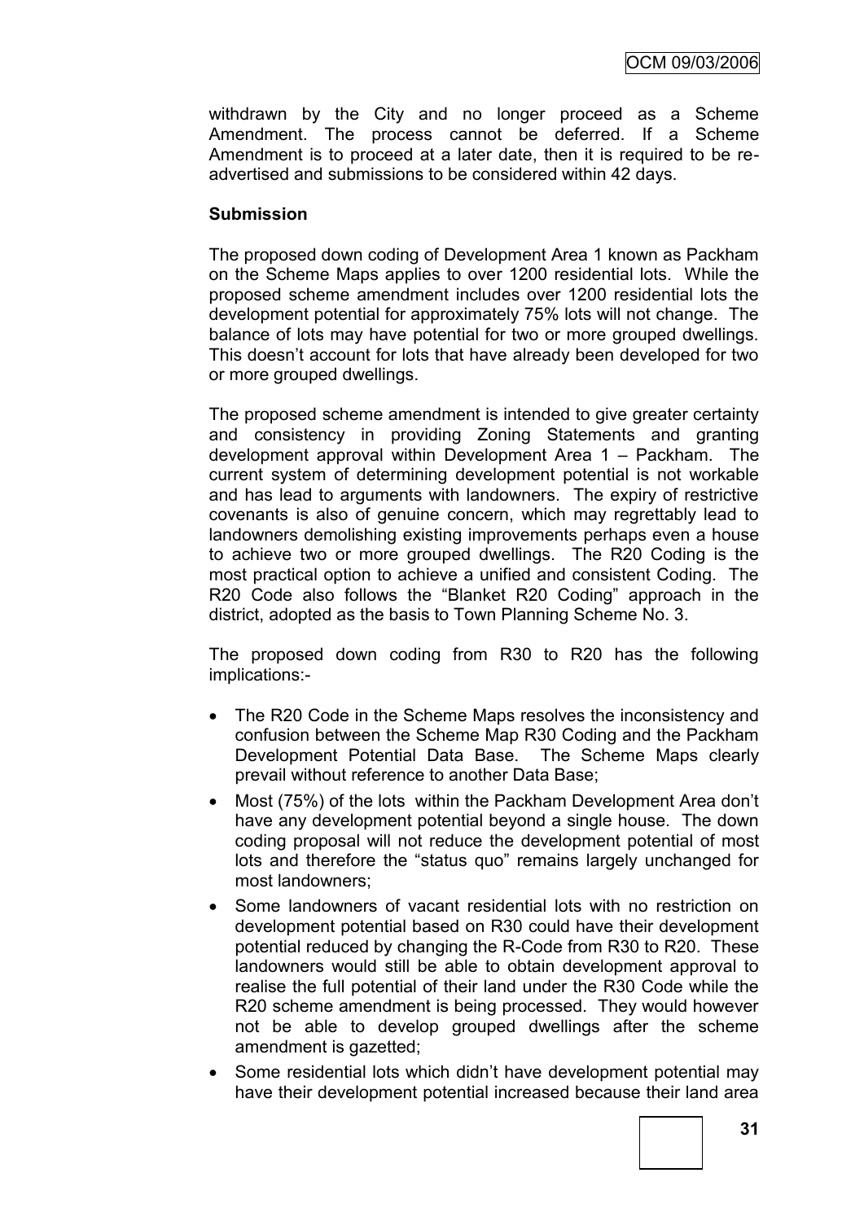withdrawn by the City and no longer proceed as a Scheme Amendment. The process cannot be deferred. If a Scheme Amendment is to proceed at a later date, then it is required to be re-advertised and submissions to be considered within 42 days.

**Submission**

The proposed down coding of Development Area 1 known as Packham on the Scheme Maps applies to over 1200 residential lots. While the proposed scheme amendment includes over 1200 residential lots the development potential for approximately 75% lots will not change. The balance of lots may have potential for two or more grouped dwellings. This doesn't account for lots that have already been developed for two or more grouped dwellings.

The proposed scheme amendment is intended to give greater certainty and consistency in providing Zoning Statements and granting development approval within Development Area 1 – Packham. The current system of determining development potential is not workable and has lead to arguments with landowners. The expiry of restrictive covenants is also of genuine concern, which may regrettably lead to landowners demolishing existing improvements perhaps even a house to achieve two or more grouped dwellings. The R20 Coding is the most practical option to achieve a unified and consistent Coding. The R20 Code also follows the "Blanket R20 Coding" approach in the district, adopted as the basis to Town Planning Scheme No. 3.

The proposed down coding from R30 to R20 has the following implications:-

- The R20 Code in the Scheme Maps resolves the inconsistency and confusion between the Scheme Map R30 Coding and the Packham Development Potential Data Base. The Scheme Maps clearly prevail without reference to another Data Base;
- Most (75%) of the lots within the Packham Development Area don't have any development potential beyond a single house. The down coding proposal will not reduce the development potential of most lots and therefore the "status quo" remains largely unchanged for most landowners;
- Some landowners of vacant residential lots with no restriction on development potential based on R30 could have their development potential reduced by changing the R-Code from R30 to R20. These landowners would still be able to obtain development approval to realise the full potential of their land under the R30 Code while the R20 scheme amendment is being processed. They would however not be able to develop grouped dwellings after the scheme amendment is gazetted;
- Some residential lots which didn't have development potential may have their development potential increased because their land area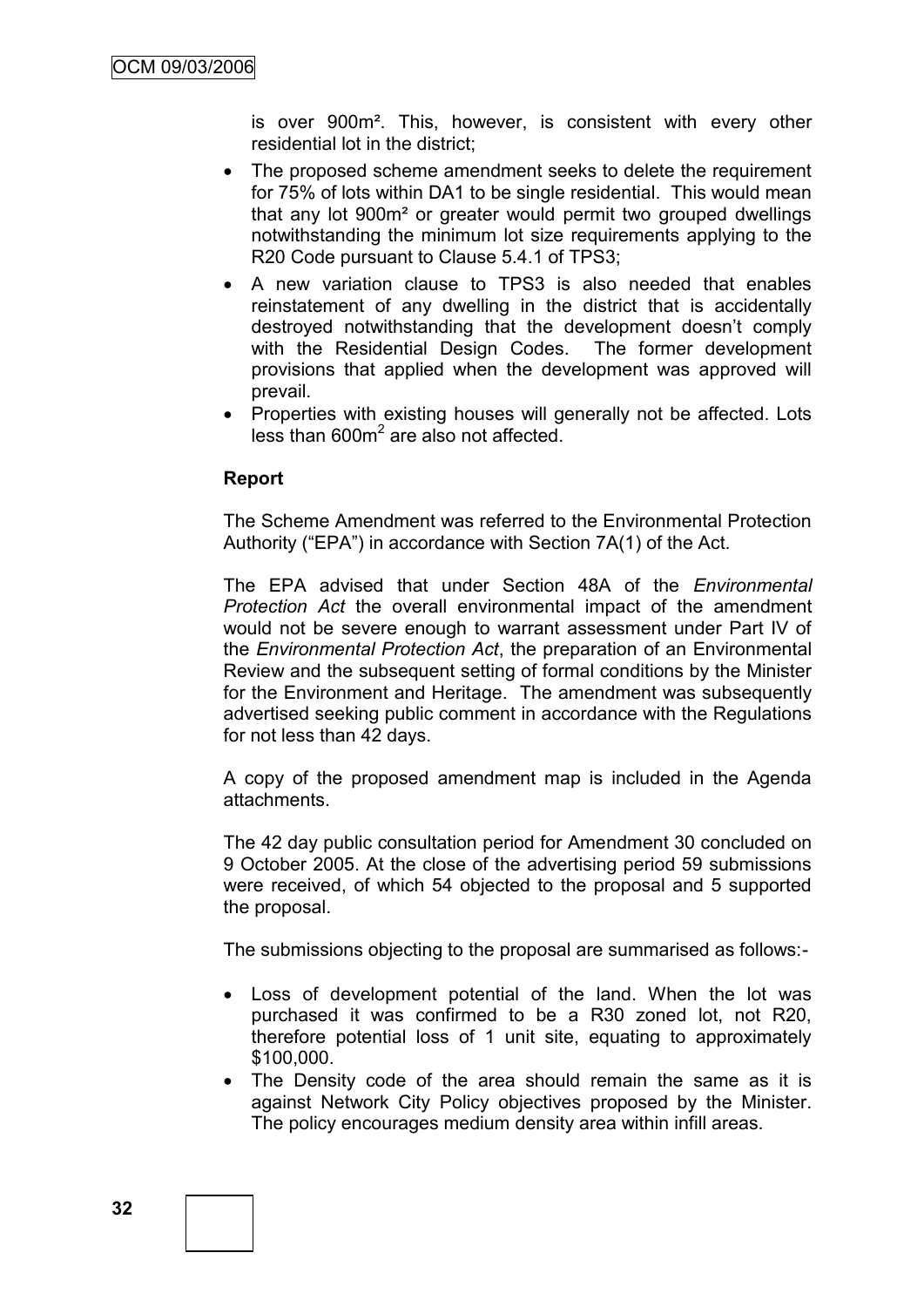is over 900m². This, however, is consistent with every other residential lot in the district;

- The proposed scheme amendment seeks to delete the requirement for 75% of lots within DA1 to be single residential. This would mean that any lot 900m² or greater would permit two grouped dwellings notwithstanding the minimum lot size requirements applying to the R20 Code pursuant to Clause 5.4.1 of TPS3;
- A new variation clause to TPS3 is also needed that enables reinstatement of any dwelling in the district that is accidentally destroyed notwithstanding that the development doesn't comply with the Residential Design Codes. The former development provisions that applied when the development was approved will prevail.
- Properties with existing houses will generally not be affected. Lots less than 600m$^2$ are also not affected.

**Report**

The Scheme Amendment was referred to the Environmental Protection Authority ("EPA") in accordance with Section 7A(1) of the Act.

The EPA advised that under Section 48A of the *Environmental Protection Act* the overall environmental impact of the amendment would not be severe enough to warrant assessment under Part IV of the *Environmental Protection Act*, the preparation of an Environmental Review and the subsequent setting of formal conditions by the Minister for the Environment and Heritage. The amendment was subsequently advertised seeking public comment in accordance with the Regulations for not less than 42 days.

A copy of the proposed amendment map is included in the Agenda attachments.

The 42 day public consultation period for Amendment 30 concluded on 9 October 2005. At the close of the advertising period 59 submissions were received, of which 54 objected to the proposal and 5 supported the proposal.

The submissions objecting to the proposal are summarised as follows:-

- Loss of development potential of the land. When the lot was purchased it was confirmed to be a R30 zoned lot, not R20, therefore potential loss of 1 unit site, equating to approximately $100,000.
- The Density code of the area should remain the same as it is against Network City Policy objectives proposed by the Minister. The policy encourages medium density area within infill areas.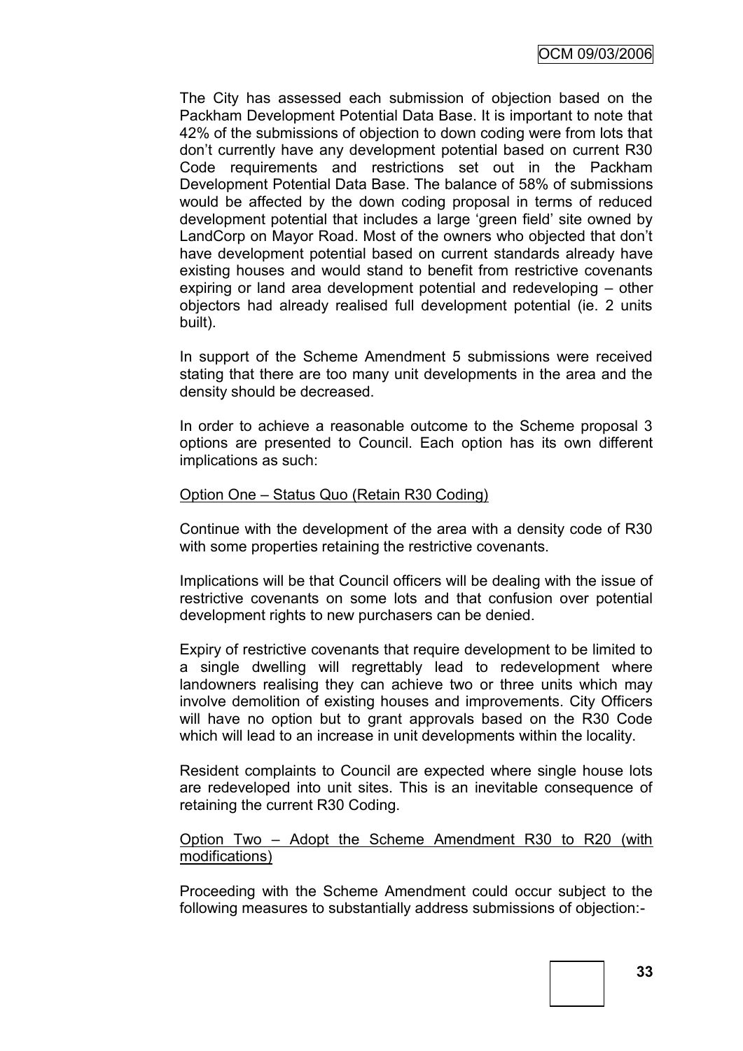The City has assessed each submission of objection based on the Packham Development Potential Data Base. It is important to note that 42% of the submissions of objection to down coding were from lots that don't currently have any development potential based on current R30 Code requirements and restrictions set out in the Packham Development Potential Data Base. The balance of 58% of submissions would be affected by the down coding proposal in terms of reduced development potential that includes a large 'green field' site owned by LandCorp on Mayor Road. Most of the owners who objected that don't have development potential based on current standards already have existing houses and would stand to benefit from restrictive covenants expiring or land area development potential and redeveloping – other objectors had already realised full development potential (ie. 2 units built).

In support of the Scheme Amendment 5 submissions were received stating that there are too many unit developments in the area and the density should be decreased.

In order to achieve a reasonable outcome to the Scheme proposal 3 options are presented to Council. Each option has its own different implications as such:

Option One – Status Quo (Retain R30 Coding)

Continue with the development of the area with a density code of R30 with some properties retaining the restrictive covenants.

Implications will be that Council officers will be dealing with the issue of restrictive covenants on some lots and that confusion over potential development rights to new purchasers can be denied.

Expiry of restrictive covenants that require development to be limited to a single dwelling will regrettably lead to redevelopment where landowners realising they can achieve two or three units which may involve demolition of existing houses and improvements. City Officers will have no option but to grant approvals based on the R30 Code which will lead to an increase in unit developments within the locality.

Resident complaints to Council are expected where single house lots are redeveloped into unit sites. This is an inevitable consequence of retaining the current R30 Coding.

Option Two – Adopt the Scheme Amendment R30 to R20 (with modifications)

Proceeding with the Scheme Amendment could occur subject to the following measures to substantially address submissions of objection:-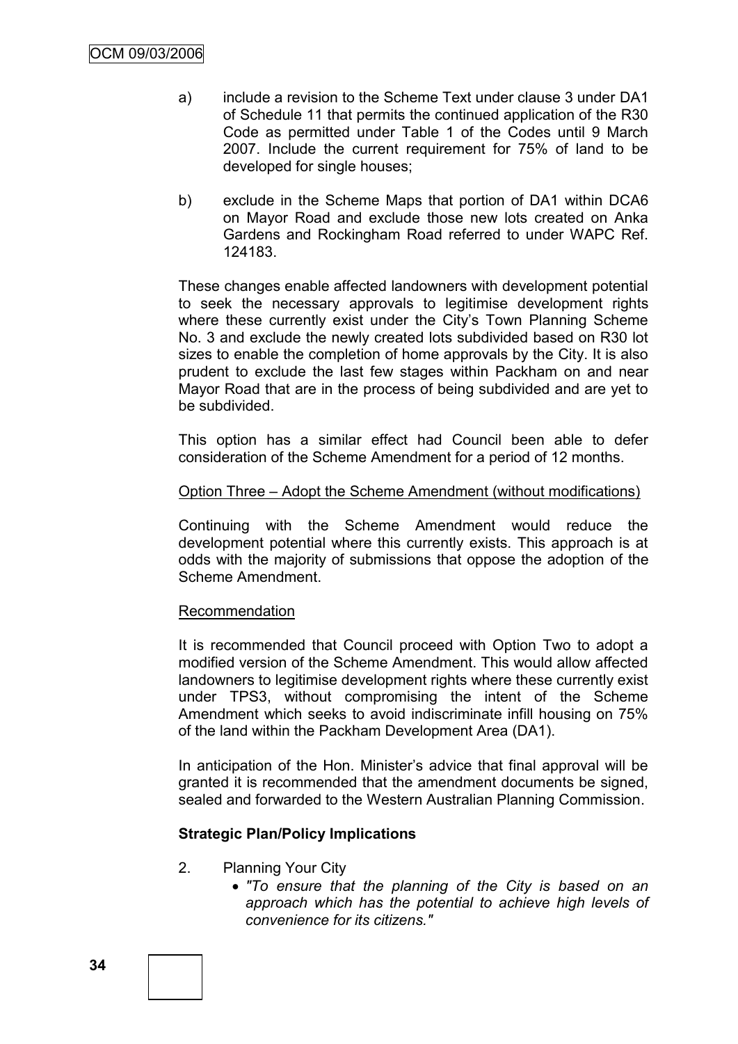a) include a revision to the Scheme Text under clause 3 under DA1 of Schedule 11 that permits the continued application of the R30 Code as permitted under Table 1 of the Codes until 9 March 2007. Include the current requirement for 75% of land to be developed for single houses;

b) exclude in the Scheme Maps that portion of DA1 within DCA6 on Mayor Road and exclude those new lots created on Anka Gardens and Rockingham Road referred to under WAPC Ref. 124183.

These changes enable affected landowners with development potential to seek the necessary approvals to legitimise development rights where these currently exist under the City's Town Planning Scheme No. 3 and exclude the newly created lots subdivided based on R30 lot sizes to enable the completion of home approvals by the City. It is also prudent to exclude the last few stages within Packham on and near Mayor Road that are in the process of being subdivided and are yet to be subdivided.

This option has a similar effect had Council been able to defer consideration of the Scheme Amendment for a period of 12 months.

Option Three – Adopt the Scheme Amendment (without modifications)

Continuing with the Scheme Amendment would reduce the development potential where this currently exists. This approach is at odds with the majority of submissions that oppose the adoption of the Scheme Amendment.

Recommendation

It is recommended that Council proceed with Option Two to adopt a modified version of the Scheme Amendment. This would allow affected landowners to legitimise development rights where these currently exist under TPS3, without compromising the intent of the Scheme Amendment which seeks to avoid indiscriminate infill housing on 75% of the land within the Packham Development Area (DA1).

In anticipation of the Hon. Minister's advice that final approval will be granted it is recommended that the amendment documents be signed, sealed and forwarded to the Western Australian Planning Commission.

**Strategic Plan/Policy Implications**

2. Planning Your City
   - *"To ensure that the planning of the City is based on an approach which has the potential to achieve high levels of convenience for its citizens."*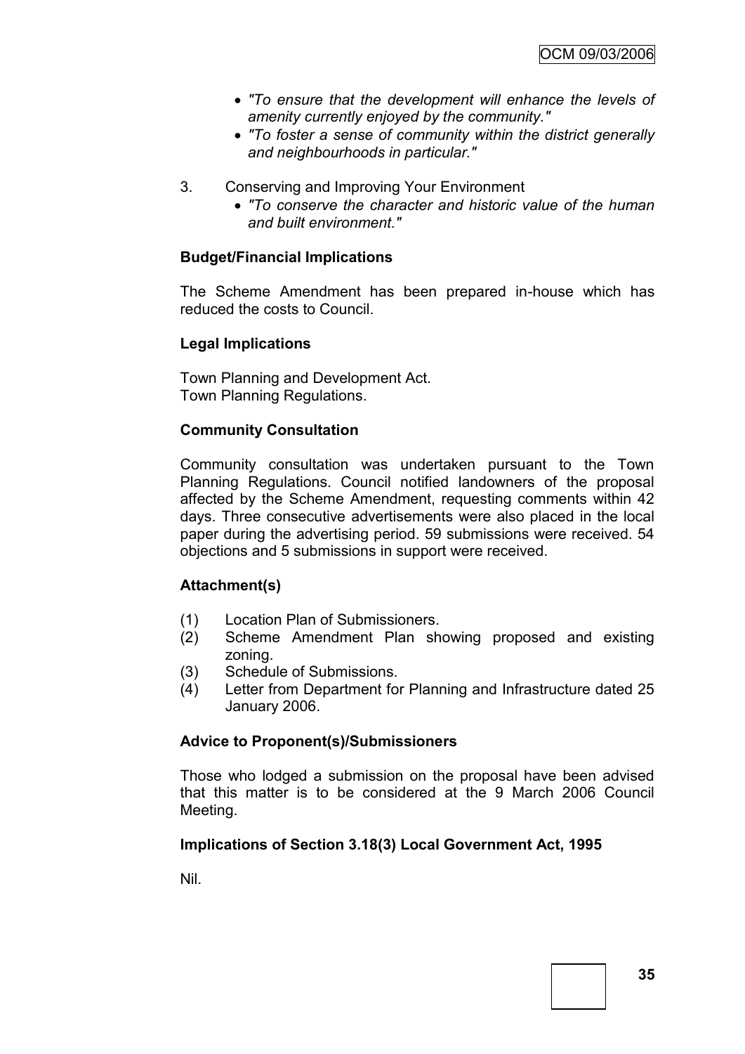- *"To ensure that the development will enhance the levels of amenity currently enjoyed by the community."*
- *"To foster a sense of community within the district generally and neighbourhoods in particular."*

3. Conserving and Improving Your Environment
   - *"To conserve the character and historic value of the human and built environment."*

**Budget/Financial Implications**

The Scheme Amendment has been prepared in-house which has reduced the costs to Council.

**Legal Implications**

Town Planning and Development Act.
Town Planning Regulations.

**Community Consultation**

Community consultation was undertaken pursuant to the Town Planning Regulations. Council notified landowners of the proposal affected by the Scheme Amendment, requesting comments within 42 days. Three consecutive advertisements were also placed in the local paper during the advertising period. 59 submissions were received. 54 objections and 5 submissions in support were received.

**Attachment(s)**

(1) Location Plan of Submissioners.
(2) Scheme Amendment Plan showing proposed and existing zoning.
(3) Schedule of Submissions.
(4) Letter from Department for Planning and Infrastructure dated 25 January 2006.

**Advice to Proponent(s)/Submissioners**

Those who lodged a submission on the proposal have been advised that this matter is to be considered at the 9 March 2006 Council Meeting.

**Implications of Section 3.18(3) Local Government Act, 1995**

Nil.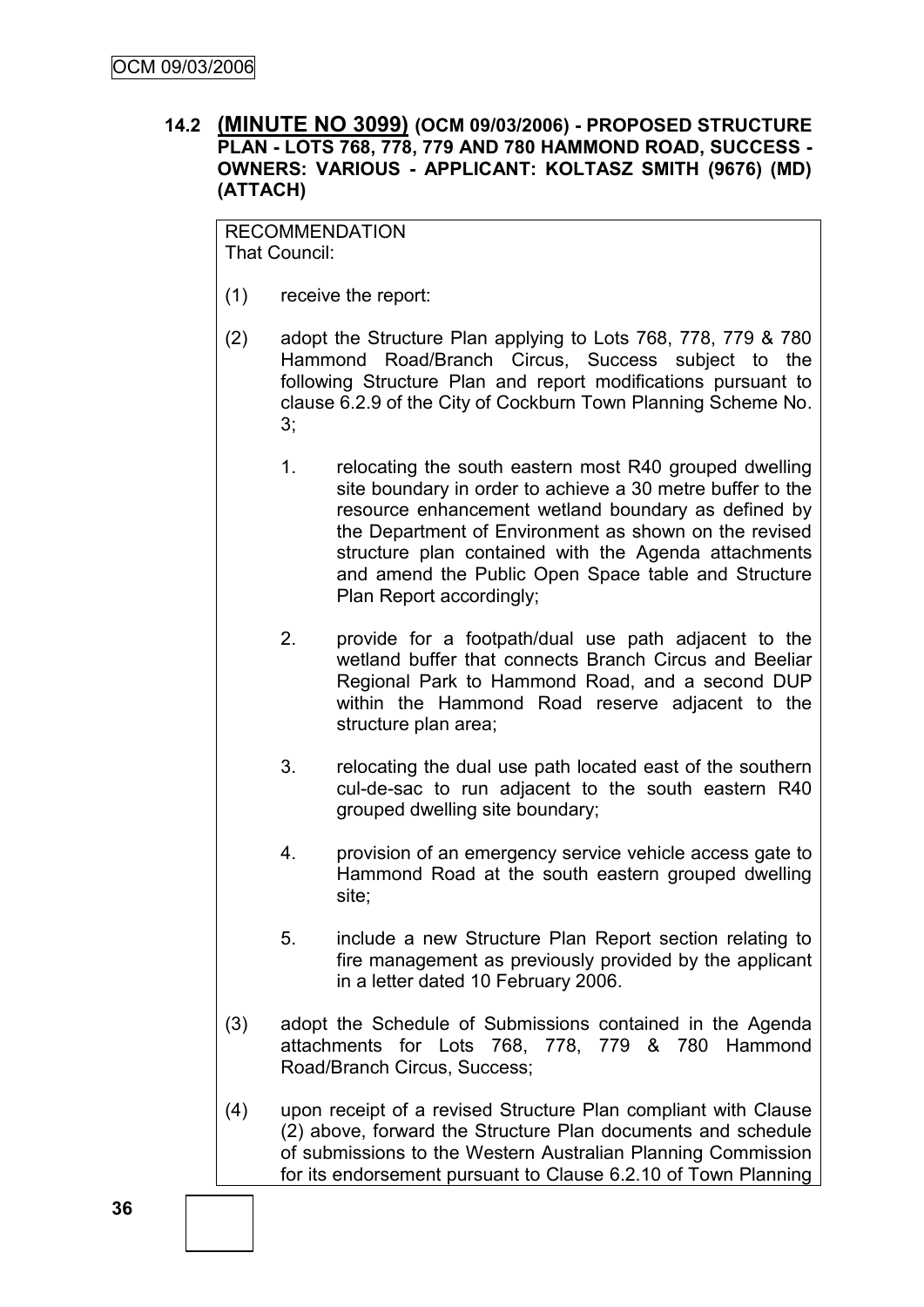## 14.2 (MINUTE NO 3099) (OCM 09/03/2006) - PROPOSED STRUCTURE PLAN - LOTS 768, 778, 779 AND 780 HAMMOND ROAD, SUCCESS - OWNERS: VARIOUS - APPLICANT: KOLTASZ SMITH (9676) (MD) (ATTACH)

RECOMMENDATION
That Council:

(1) receive the report:

(2) adopt the Structure Plan applying to Lots 768, 778, 779 & 780 Hammond Road/Branch Circus, Success subject to the following Structure Plan and report modifications pursuant to clause 6.2.9 of the City of Cockburn Town Planning Scheme No. 3;

1. relocating the south eastern most R40 grouped dwelling site boundary in order to achieve a 30 metre buffer to the resource enhancement wetland boundary as defined by the Department of Environment as shown on the revised structure plan contained with the Agenda attachments and amend the Public Open Space table and Structure Plan Report accordingly;

2. provide for a footpath/dual use path adjacent to the wetland buffer that connects Branch Circus and Beeliar Regional Park to Hammond Road, and a second DUP within the Hammond Road reserve adjacent to the structure plan area;

3. relocating the dual use path located east of the southern cul-de-sac to run adjacent to the south eastern R40 grouped dwelling site boundary;

4. provision of an emergency service vehicle access gate to Hammond Road at the south eastern grouped dwelling site;

5. include a new Structure Plan Report section relating to fire management as previously provided by the applicant in a letter dated 10 February 2006.

(3) adopt the Schedule of Submissions contained in the Agenda attachments for Lots 768, 778, 779 & 780 Hammond Road/Branch Circus, Success;

(4) upon receipt of a revised Structure Plan compliant with Clause (2) above, forward the Structure Plan documents and schedule of submissions to the Western Australian Planning Commission for its endorsement pursuant to Clause 6.2.10 of Town Planning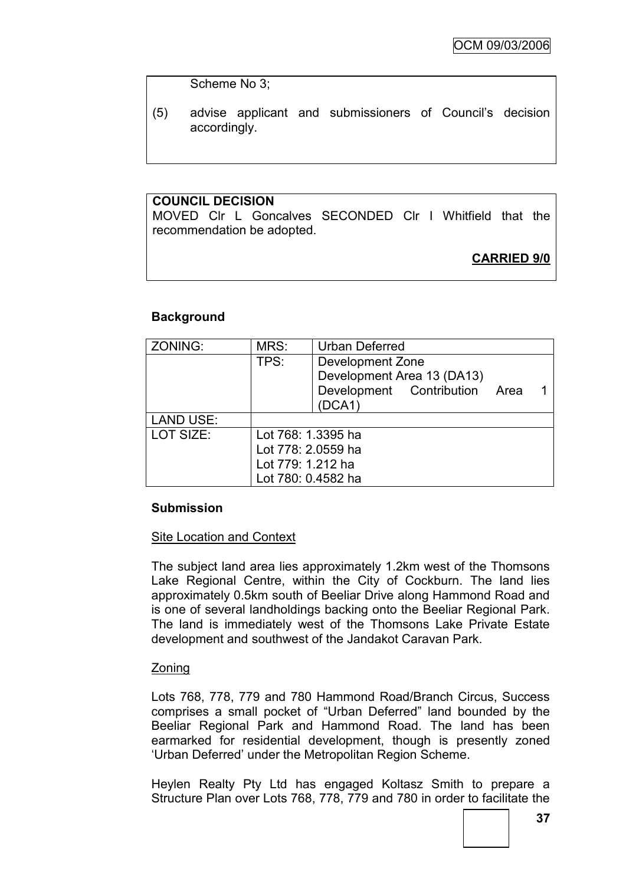Scheme No 3;

(5) advise applicant and submissioners of Council's decision accordingly.

**COUNCIL DECISION**

MOVED Clr L Goncalves SECONDED Clr I Whitfield that the recommendation be adopted.

**CARRIED 9/0**

**Background**

| ZONING: | MRS: | Urban Deferred |
|---|---|---|
| | TPS: | Development Zone<br>Development Area 13 (DA13)<br>Development Contribution Area 1 (DCA1) |
| LAND USE: | | |
| LOT SIZE: | Lot 768: 1.3395 ha<br>Lot 778: 2.0559 ha<br>Lot 779: 1.212 ha<br>Lot 780: 0.4582 ha | |

**Submission**

Site Location and Context

The subject land area lies approximately 1.2km west of the Thomsons Lake Regional Centre, within the City of Cockburn. The land lies approximately 0.5km south of Beeliar Drive along Hammond Road and is one of several landholdings backing onto the Beeliar Regional Park. The land is immediately west of the Thomsons Lake Private Estate development and southwest of the Jandakot Caravan Park.

Zoning

Lots 768, 778, 779 and 780 Hammond Road/Branch Circus, Success comprises a small pocket of "Urban Deferred" land bounded by the Beeliar Regional Park and Hammond Road. The land has been earmarked for residential development, though is presently zoned 'Urban Deferred' under the Metropolitan Region Scheme.

Heylen Realty Pty Ltd has engaged Koltasz Smith to prepare a Structure Plan over Lots 768, 778, 779 and 780 in order to facilitate the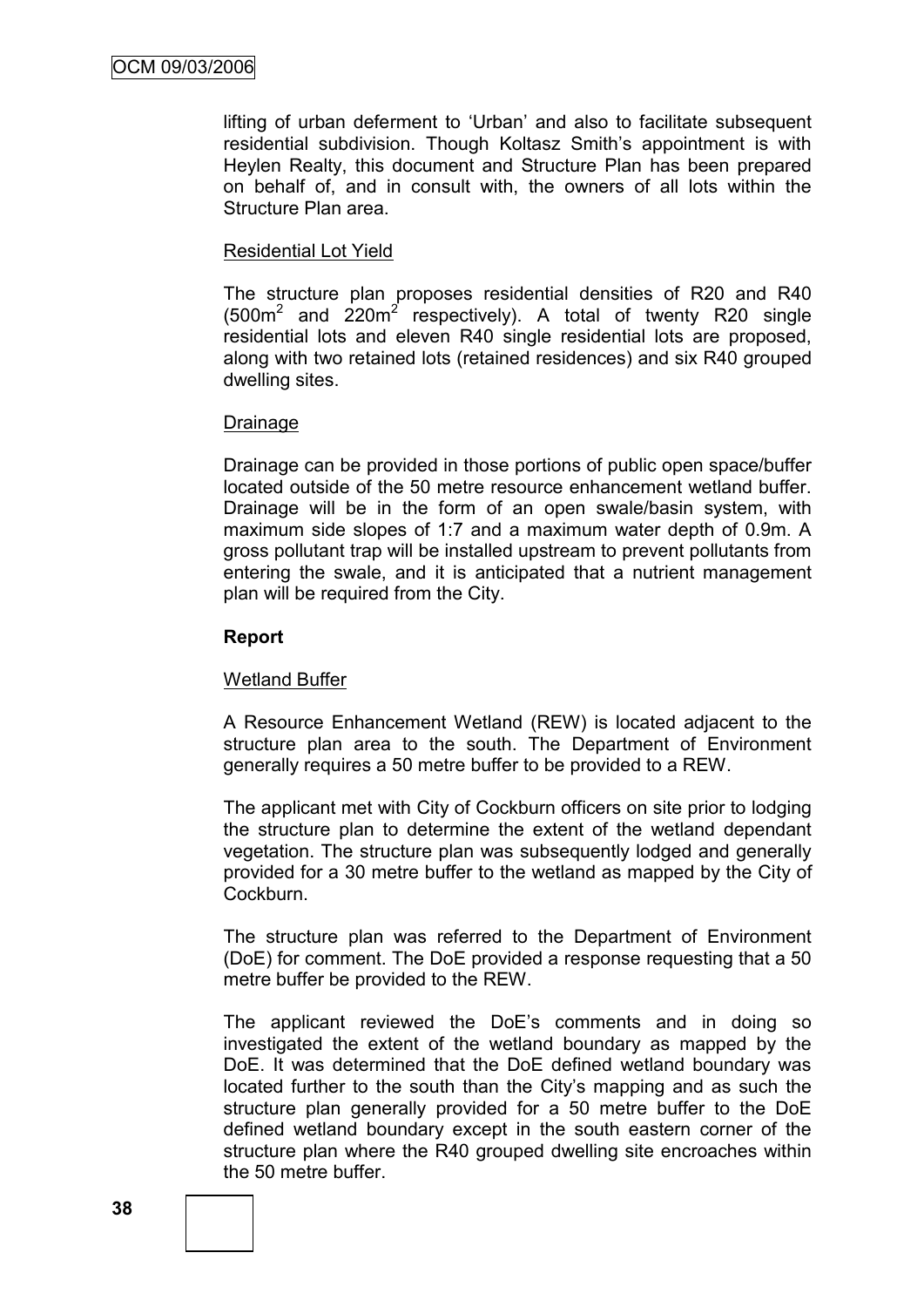lifting of urban deferment to 'Urban' and also to facilitate subsequent residential subdivision. Though Koltasz Smith's appointment is with Heylen Realty, this document and Structure Plan has been prepared on behalf of, and in consult with, the owners of all lots within the Structure Plan area.

Residential Lot Yield

The structure plan proposes residential densities of R20 and R40 ($500m^2$ and $220m^2$ respectively). A total of twenty R20 single residential lots and eleven R40 single residential lots are proposed, along with two retained lots (retained residences) and six R40 grouped dwelling sites.

Drainage

Drainage can be provided in those portions of public open space/buffer located outside of the 50 metre resource enhancement wetland buffer. Drainage will be in the form of an open swale/basin system, with maximum side slopes of 1:7 and a maximum water depth of 0.9m. A gross pollutant trap will be installed upstream to prevent pollutants from entering the swale, and it is anticipated that a nutrient management plan will be required from the City.

**Report**

Wetland Buffer

A Resource Enhancement Wetland (REW) is located adjacent to the structure plan area to the south. The Department of Environment generally requires a 50 metre buffer to be provided to a REW.

The applicant met with City of Cockburn officers on site prior to lodging the structure plan to determine the extent of the wetland dependant vegetation. The structure plan was subsequently lodged and generally provided for a 30 metre buffer to the wetland as mapped by the City of Cockburn.

The structure plan was referred to the Department of Environment (DoE) for comment. The DoE provided a response requesting that a 50 metre buffer be provided to the REW.

The applicant reviewed the DoE's comments and in doing so investigated the extent of the wetland boundary as mapped by the DoE. It was determined that the DoE defined wetland boundary was located further to the south than the City's mapping and as such the structure plan generally provided for a 50 metre buffer to the DoE defined wetland boundary except in the south eastern corner of the structure plan where the R40 grouped dwelling site encroaches within the 50 metre buffer.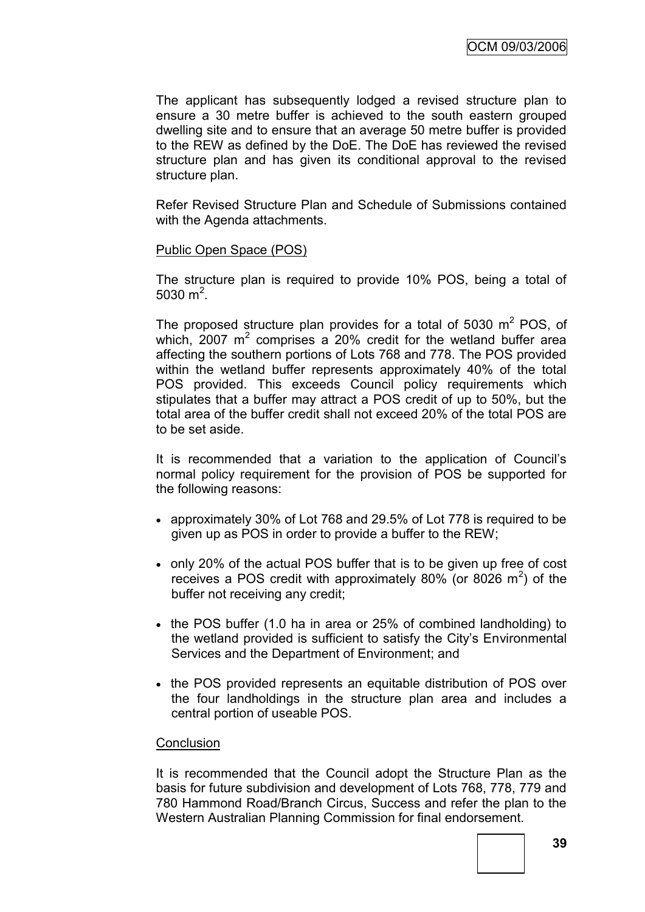The applicant has subsequently lodged a revised structure plan to ensure a 30 metre buffer is achieved to the south eastern grouped dwelling site and to ensure that an average 50 metre buffer is provided to the REW as defined by the DoE. The DoE has reviewed the revised structure plan and has given its conditional approval to the revised structure plan.

Refer Revised Structure Plan and Schedule of Submissions contained with the Agenda attachments.

Public Open Space (POS)

The structure plan is required to provide 10% POS, being a total of 5030 $m^2$.

The proposed structure plan provides for a total of 5030 $m^2$ POS, of which, 2007 $m^2$ comprises a 20% credit for the wetland buffer area affecting the southern portions of Lots 768 and 778. The POS provided within the wetland buffer represents approximately 40% of the total POS provided. This exceeds Council policy requirements which stipulates that a buffer may attract a POS credit of up to 50%, but the total area of the buffer credit shall not exceed 20% of the total POS are to be set aside.

It is recommended that a variation to the application of Council's normal policy requirement for the provision of POS be supported for the following reasons:

- approximately 30% of Lot 768 and 29.5% of Lot 778 is required to be given up as POS in order to provide a buffer to the REW;
- only 20% of the actual POS buffer that is to be given up free of cost receives a POS credit with approximately 80% (or 8026 $m^2$) of the buffer not receiving any credit;
- the POS buffer (1.0 ha in area or 25% of combined landholding) to the wetland provided is sufficient to satisfy the City's Environmental Services and the Department of Environment; and
- the POS provided represents an equitable distribution of POS over the four landholdings in the structure plan area and includes a central portion of useable POS.

Conclusion

It is recommended that the Council adopt the Structure Plan as the basis for future subdivision and development of Lots 768, 778, 779 and 780 Hammond Road/Branch Circus, Success and refer the plan to the Western Australian Planning Commission for final endorsement.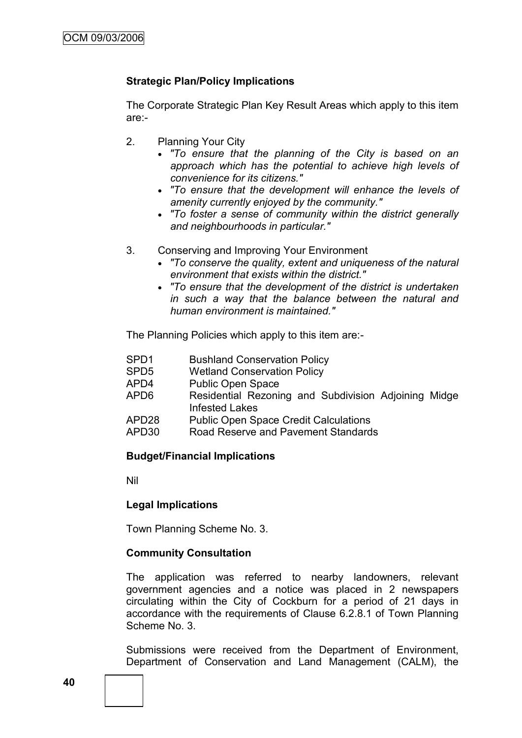**Strategic Plan/Policy Implications**

The Corporate Strategic Plan Key Result Areas which apply to this item are:-

2. Planning Your City
   - *"To ensure that the planning of the City is based on an approach which has the potential to achieve high levels of convenience for its citizens."*
   - *"To ensure that the development will enhance the levels of amenity currently enjoyed by the community."*
   - *"To foster a sense of community within the district generally and neighbourhoods in particular."*

3. Conserving and Improving Your Environment
   - *"To conserve the quality, extent and uniqueness of the natural environment that exists within the district."*
   - *"To ensure that the development of the district is undertaken in such a way that the balance between the natural and human environment is maintained."*

The Planning Policies which apply to this item are:-

| | |
|---|---|
| SPD1 | Bushland Conservation Policy |
| SPD5 | Wetland Conservation Policy |
| APD4 | Public Open Space |
| APD6 | Residential Rezoning and Subdivision Adjoining Midge Infested Lakes |
| APD28 | Public Open Space Credit Calculations |
| APD30 | Road Reserve and Pavement Standards |

**Budget/Financial Implications**

Nil

**Legal Implications**

Town Planning Scheme No. 3.

**Community Consultation**

The application was referred to nearby landowners, relevant government agencies and a notice was placed in 2 newspapers circulating within the City of Cockburn for a period of 21 days in accordance with the requirements of Clause 6.2.8.1 of Town Planning Scheme No. 3.

Submissions were received from the Department of Environment, Department of Conservation and Land Management (CALM), the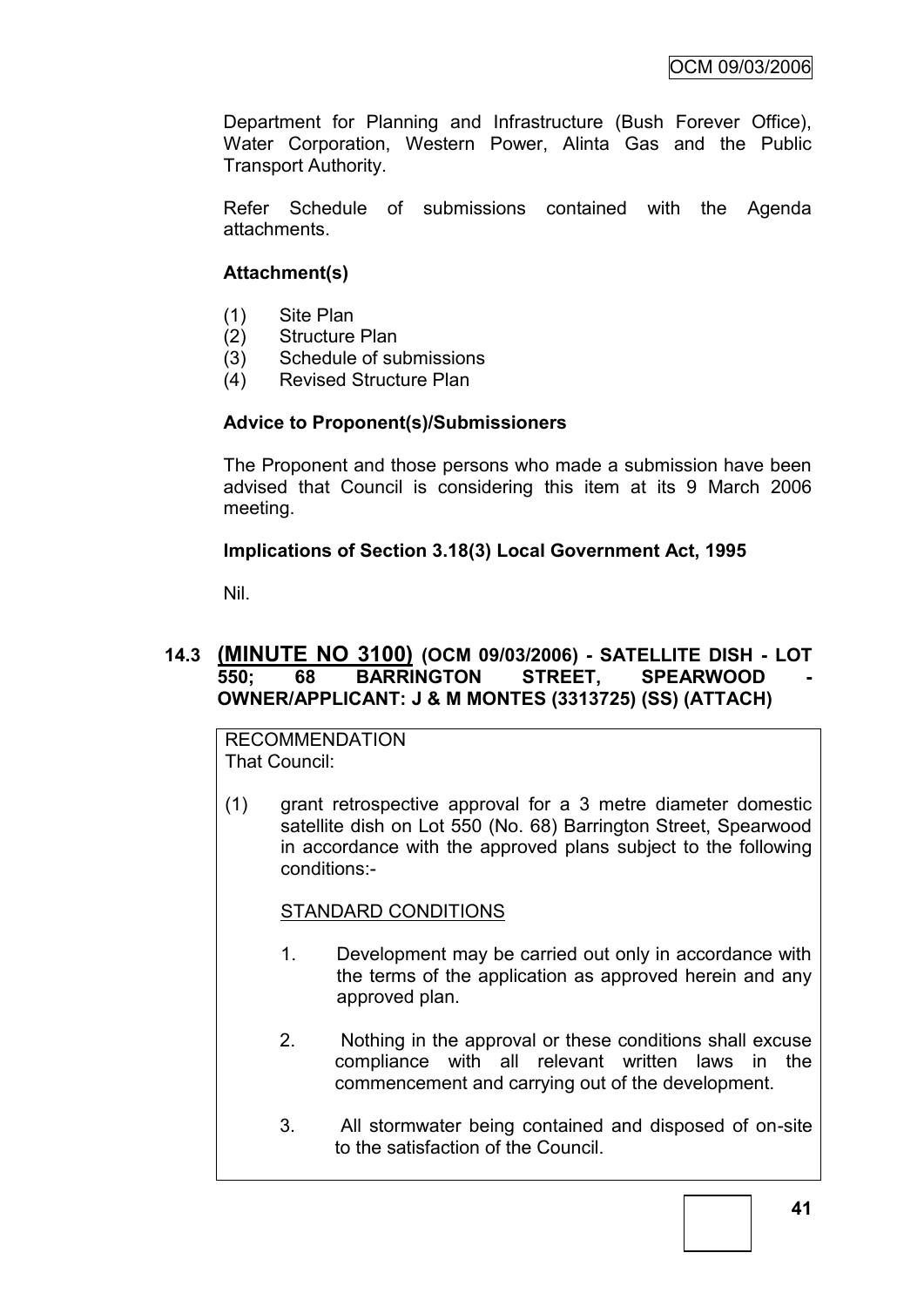Department for Planning and Infrastructure (Bush Forever Office), Water Corporation, Western Power, Alinta Gas and the Public Transport Authority.

Refer Schedule of submissions contained with the Agenda attachments.

**Attachment(s)**

(1) Site Plan
(2) Structure Plan
(3) Schedule of submissions
(4) Revised Structure Plan

**Advice to Proponent(s)/Submissioners**

The Proponent and those persons who made a submission have been advised that Council is considering this item at its 9 March 2006 meeting.

**Implications of Section 3.18(3) Local Government Act, 1995**

Nil.

### 14.3 (MINUTE NO 3100) (OCM 09/03/2006) - SATELLITE DISH - LOT 550; 68 BARRINGTON STREET, SPEARWOOD - OWNER/APPLICANT: J & M MONTES (3313725) (SS) (ATTACH)

RECOMMENDATION
That Council:

(1) grant retrospective approval for a 3 metre diameter domestic satellite dish on Lot 550 (No. 68) Barrington Street, Spearwood in accordance with the approved plans subject to the following conditions:-

STANDARD CONDITIONS

1. Development may be carried out only in accordance with the terms of the application as approved herein and any approved plan.

2. Nothing in the approval or these conditions shall excuse compliance with all relevant written laws in the commencement and carrying out of the development.

3. All stormwater being contained and disposed of on-site to the satisfaction of the Council.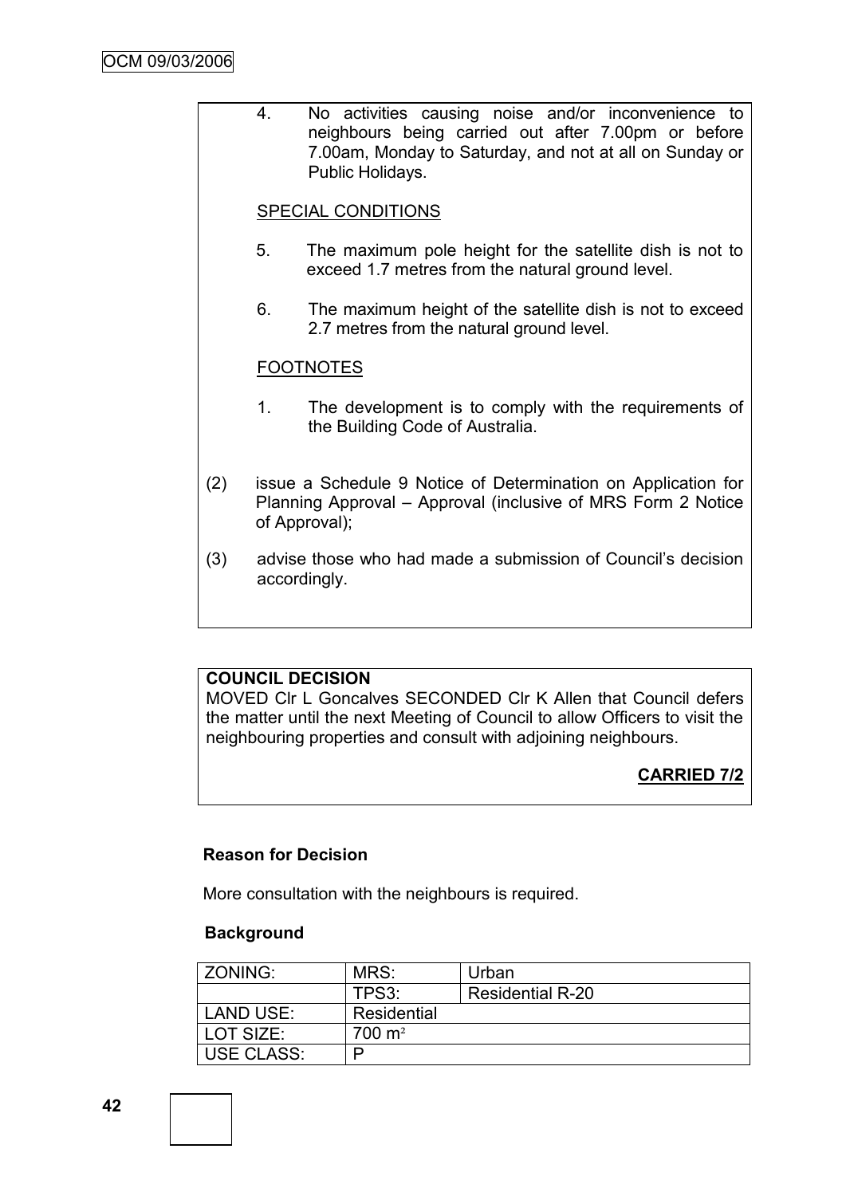4. No activities causing noise and/or inconvenience to neighbours being carried out after 7.00pm or before 7.00am, Monday to Saturday, and not at all on Sunday or Public Holidays.

SPECIAL CONDITIONS

5. The maximum pole height for the satellite dish is not to exceed 1.7 metres from the natural ground level.

6. The maximum height of the satellite dish is not to exceed 2.7 metres from the natural ground level.

FOOTNOTES

1. The development is to comply with the requirements of the Building Code of Australia.

(2) issue a Schedule 9 Notice of Determination on Application for Planning Approval – Approval (inclusive of MRS Form 2 Notice of Approval);

(3) advise those who had made a submission of Council's decision accordingly.

**COUNCIL DECISION**

MOVED Clr L Goncalves SECONDED Clr K Allen that Council defers the matter until the next Meeting of Council to allow Officers to visit the neighbouring properties and consult with adjoining neighbours.

**CARRIED 7/2**

**Reason for Decision**

More consultation with the neighbours is required.

**Background**

| ZONING: | MRS: | Urban |
|---|---|---|
| | TPS3: | Residential R-20 |
| LAND USE: | Residential | |
| LOT SIZE: | 700 $m^2$ | |
| USE CLASS: | P | |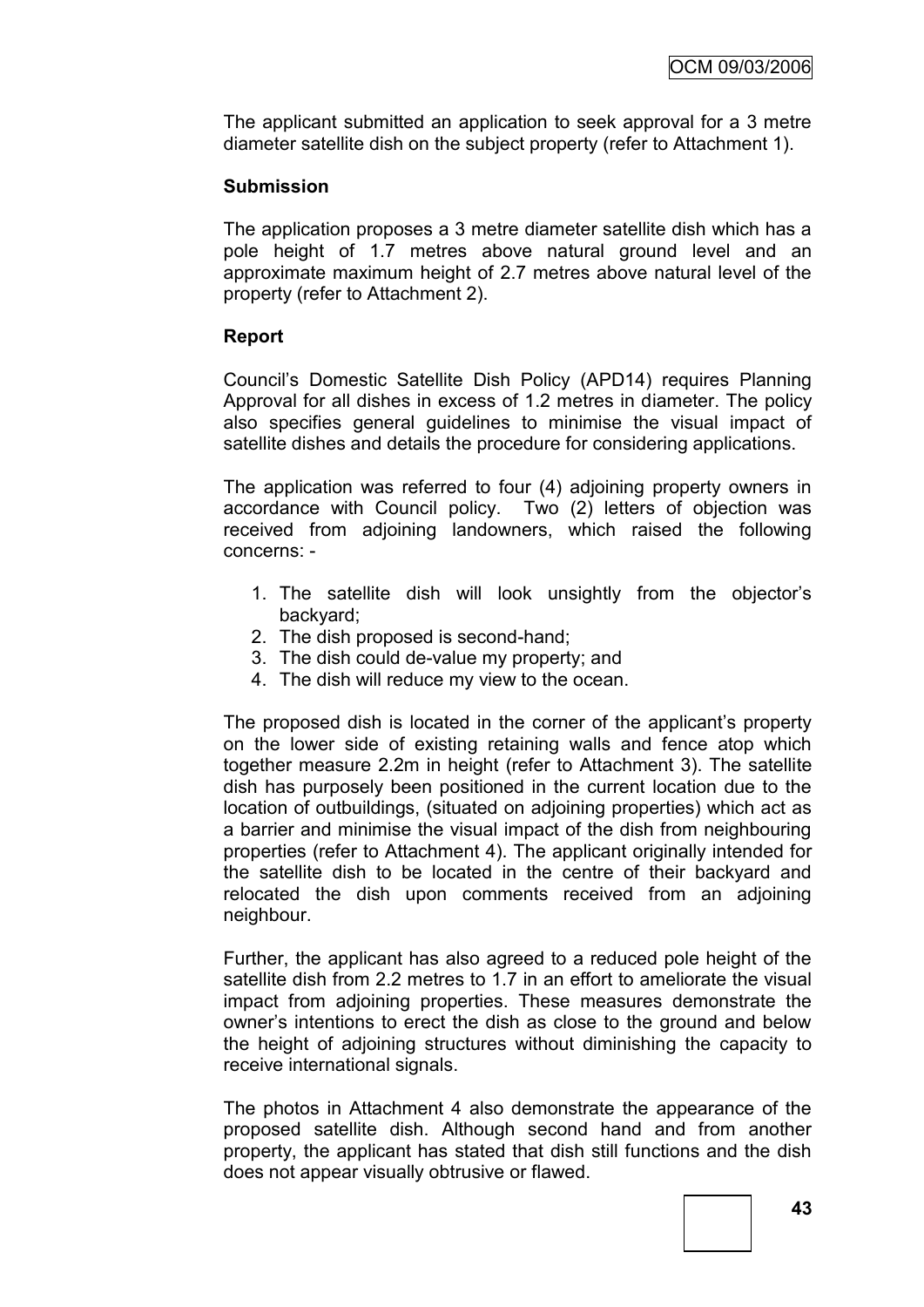The applicant submitted an application to seek approval for a 3 metre diameter satellite dish on the subject property (refer to Attachment 1).

**Submission**

The application proposes a 3 metre diameter satellite dish which has a pole height of 1.7 metres above natural ground level and an approximate maximum height of 2.7 metres above natural level of the property (refer to Attachment 2).

**Report**

Council's Domestic Satellite Dish Policy (APD14) requires Planning Approval for all dishes in excess of 1.2 metres in diameter. The policy also specifies general guidelines to minimise the visual impact of satellite dishes and details the procedure for considering applications.

The application was referred to four (4) adjoining property owners in accordance with Council policy. Two (2) letters of objection was received from adjoining landowners, which raised the following concerns: -

1. The satellite dish will look unsightly from the objector's backyard;
2. The dish proposed is second-hand;
3. The dish could de-value my property; and
4. The dish will reduce my view to the ocean.

The proposed dish is located in the corner of the applicant's property on the lower side of existing retaining walls and fence atop which together measure 2.2m in height (refer to Attachment 3). The satellite dish has purposely been positioned in the current location due to the location of outbuildings, (situated on adjoining properties) which act as a barrier and minimise the visual impact of the dish from neighbouring properties (refer to Attachment 4). The applicant originally intended for the satellite dish to be located in the centre of their backyard and relocated the dish upon comments received from an adjoining neighbour.

Further, the applicant has also agreed to a reduced pole height of the satellite dish from 2.2 metres to 1.7 in an effort to ameliorate the visual impact from adjoining properties. These measures demonstrate the owner's intentions to erect the dish as close to the ground and below the height of adjoining structures without diminishing the capacity to receive international signals.

The photos in Attachment 4 also demonstrate the appearance of the proposed satellite dish. Although second hand and from another property, the applicant has stated that dish still functions and the dish does not appear visually obtrusive or flawed.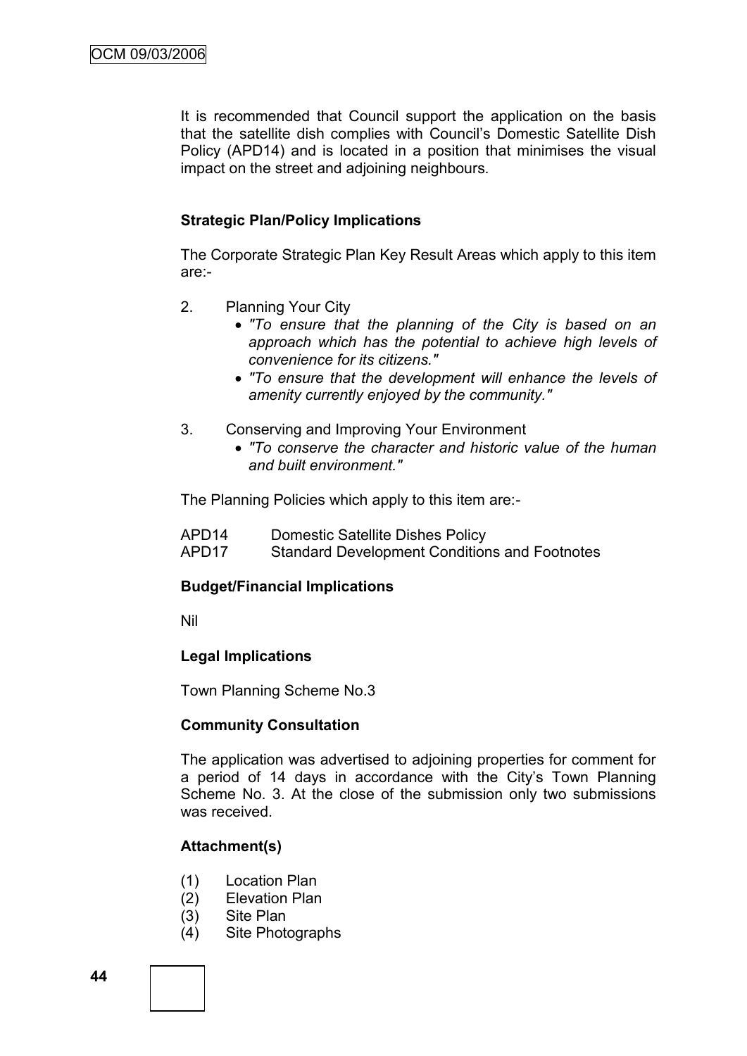It is recommended that Council support the application on the basis that the satellite dish complies with Council's Domestic Satellite Dish Policy (APD14) and is located in a position that minimises the visual impact on the street and adjoining neighbours.

**Strategic Plan/Policy Implications**

The Corporate Strategic Plan Key Result Areas which apply to this item are:-

2. Planning Your City
   - *"To ensure that the planning of the City is based on an approach which has the potential to achieve high levels of convenience for its citizens."*
   - *"To ensure that the development will enhance the levels of amenity currently enjoyed by the community."*

3. Conserving and Improving Your Environment
   - *"To conserve the character and historic value of the human and built environment."*

The Planning Policies which apply to this item are:-

APD14 Domestic Satellite Dishes Policy
APD17 Standard Development Conditions and Footnotes

**Budget/Financial Implications**

Nil

**Legal Implications**

Town Planning Scheme No.3

**Community Consultation**

The application was advertised to adjoining properties for comment for a period of 14 days in accordance with the City's Town Planning Scheme No. 3. At the close of the submission only two submissions was received.

**Attachment(s)**

(1) Location Plan
(2) Elevation Plan
(3) Site Plan
(4) Site Photographs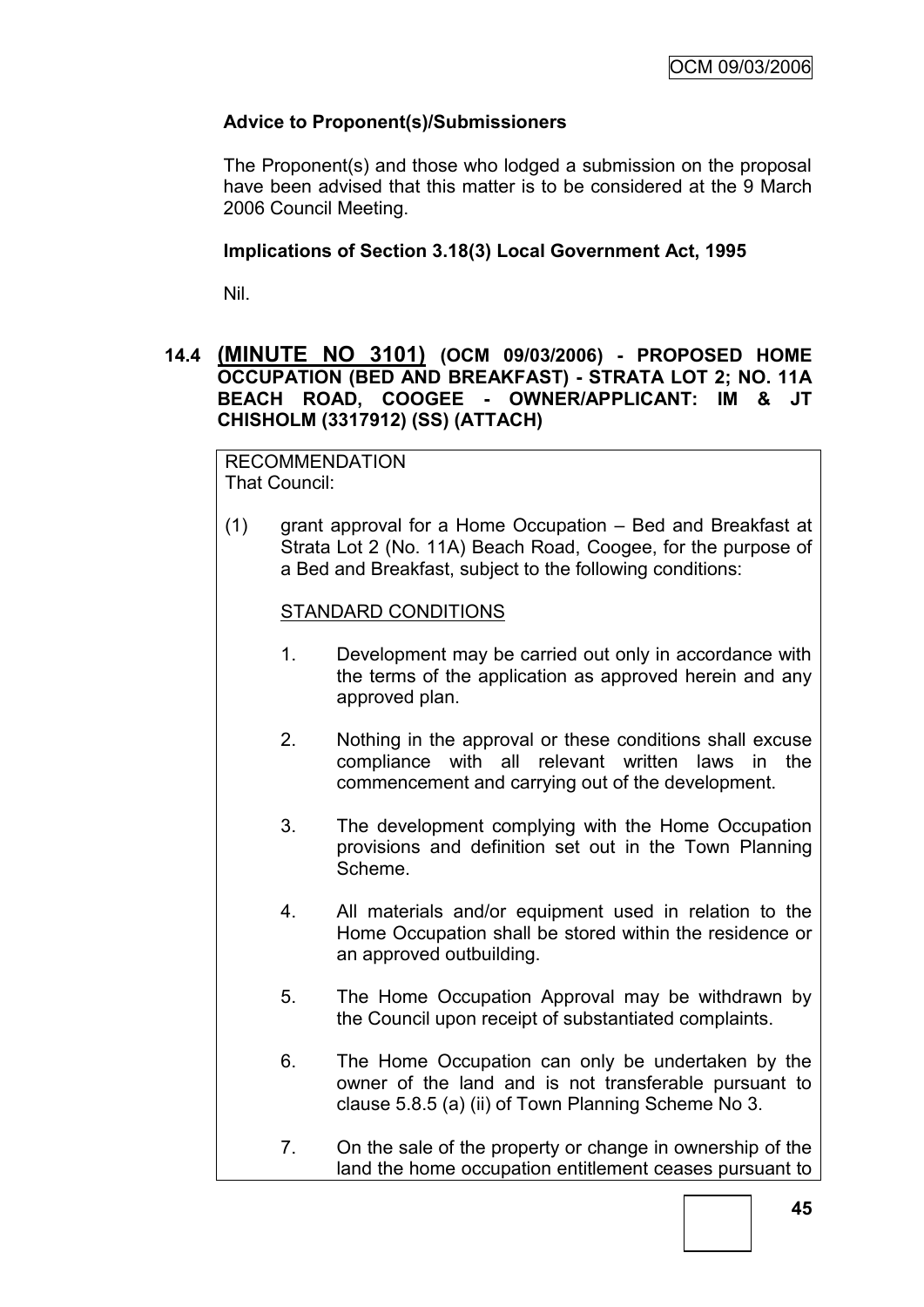### Advice to Proponent(s)/Submissioners

The Proponent(s) and those who lodged a submission on the proposal have been advised that this matter is to be considered at the 9 March 2006 Council Meeting.

### Implications of Section 3.18(3) Local Government Act, 1995

Nil.

## 14.4 (MINUTE NO 3101) (OCM 09/03/2006) - PROPOSED HOME OCCUPATION (BED AND BREAKFAST) - STRATA LOT 2; NO. 11A BEACH ROAD, COOGEE - OWNER/APPLICANT: IM & JT CHISHOLM (3317912) (SS) (ATTACH)

RECOMMENDATION
That Council:

(1) grant approval for a Home Occupation – Bed and Breakfast at Strata Lot 2 (No. 11A) Beach Road, Coogee, for the purpose of a Bed and Breakfast, subject to the following conditions:

STANDARD CONDITIONS

1. Development may be carried out only in accordance with the terms of the application as approved herein and any approved plan.

2. Nothing in the approval or these conditions shall excuse compliance with all relevant written laws in the commencement and carrying out of the development.

3. The development complying with the Home Occupation provisions and definition set out in the Town Planning Scheme.

4. All materials and/or equipment used in relation to the Home Occupation shall be stored within the residence or an approved outbuilding.

5. The Home Occupation Approval may be withdrawn by the Council upon receipt of substantiated complaints.

6. The Home Occupation can only be undertaken by the owner of the land and is not transferable pursuant to clause 5.8.5 (a) (ii) of Town Planning Scheme No 3.

7. On the sale of the property or change in ownership of the land the home occupation entitlement ceases pursuant to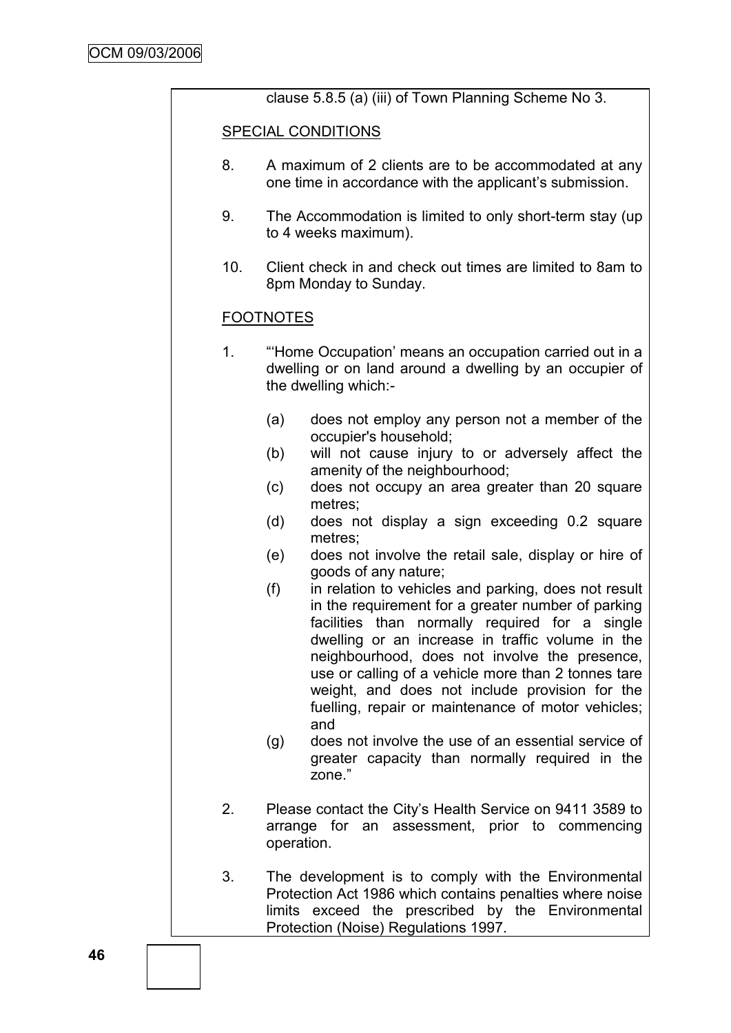clause 5.8.5 (a) (iii) of Town Planning Scheme No 3.

SPECIAL CONDITIONS

8. A maximum of 2 clients are to be accommodated at any one time in accordance with the applicant's submission.

9. The Accommodation is limited to only short-term stay (up to 4 weeks maximum).

10. Client check in and check out times are limited to 8am to 8pm Monday to Sunday.

FOOTNOTES

1. "'Home Occupation' means an occupation carried out in a dwelling or on land around a dwelling by an occupier of the dwelling which:-

   (a) does not employ any person not a member of the occupier's household;
   (b) will not cause injury to or adversely affect the amenity of the neighbourhood;
   (c) does not occupy an area greater than 20 square metres;
   (d) does not display a sign exceeding 0.2 square metres;
   (e) does not involve the retail sale, display or hire of goods of any nature;
   (f) in relation to vehicles and parking, does not result in the requirement for a greater number of parking facilities than normally required for a single dwelling or an increase in traffic volume in the neighbourhood, does not involve the presence, use or calling of a vehicle more than 2 tonnes tare weight, and does not include provision for the fuelling, repair or maintenance of motor vehicles; and
   (g) does not involve the use of an essential service of greater capacity than normally required in the zone."

2. Please contact the City's Health Service on 9411 3589 to arrange for an assessment, prior to commencing operation.

3. The development is to comply with the Environmental Protection Act 1986 which contains penalties where noise limits exceed the prescribed by the Environmental Protection (Noise) Regulations 1997.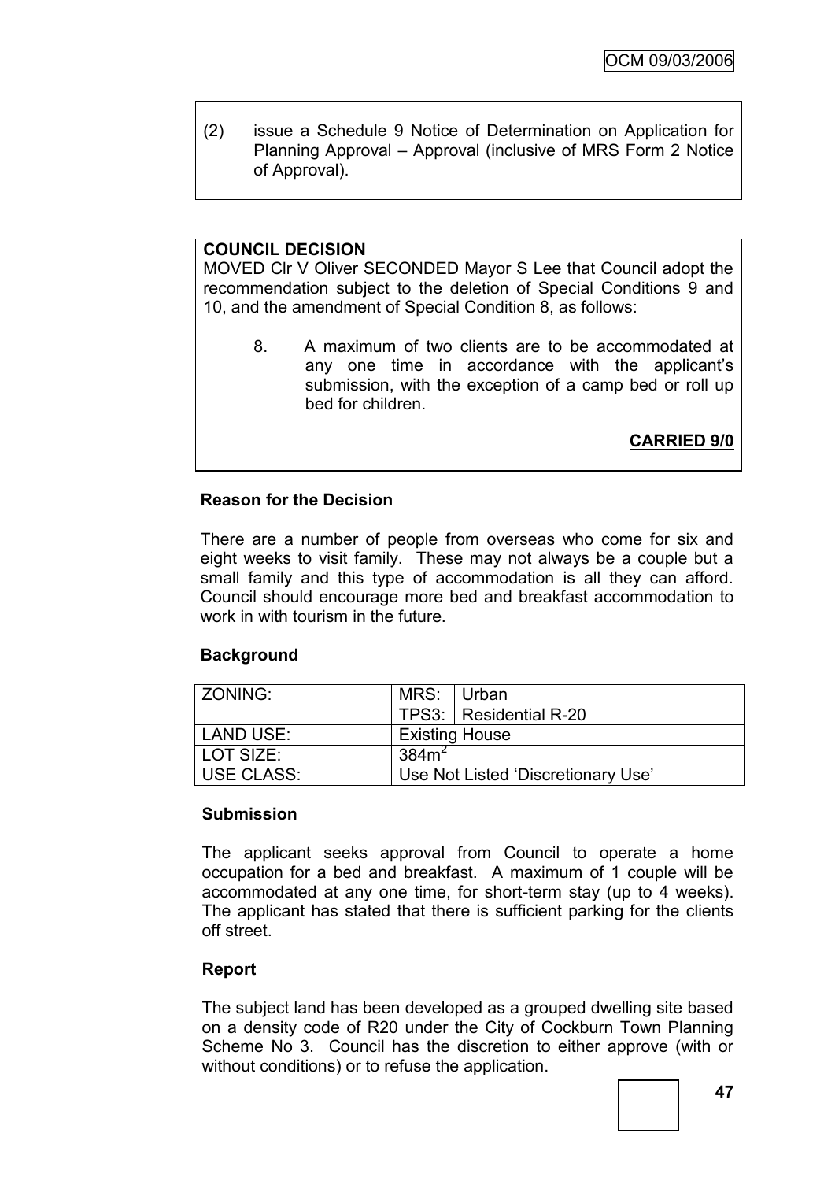(2) issue a Schedule 9 Notice of Determination on Application for Planning Approval – Approval (inclusive of MRS Form 2 Notice of Approval).

**COUNCIL DECISION**

MOVED Clr V Oliver SECONDED Mayor S Lee that Council adopt the recommendation subject to the deletion of Special Conditions 9 and 10, and the amendment of Special Condition 8, as follows:

8. A maximum of two clients are to be accommodated at any one time in accordance with the applicant's submission, with the exception of a camp bed or roll up bed for children.

**CARRIED 9/0**

### Reason for the Decision

There are a number of people from overseas who come for six and eight weeks to visit family. These may not always be a couple but a small family and this type of accommodation is all they can afford. Council should encourage more bed and breakfast accommodation to work in with tourism in the future.

### Background

| ZONING: | MRS: | Urban |
|---|---|---|
| | TPS3: | Residential R-20 |
| LAND USE: | Existing House | |
| LOT SIZE: | $384m^2$ | |
| USE CLASS: | Use Not Listed 'Discretionary Use' | |

### Submission

The applicant seeks approval from Council to operate a home occupation for a bed and breakfast. A maximum of 1 couple will be accommodated at any one time, for short-term stay (up to 4 weeks). The applicant has stated that there is sufficient parking for the clients off street.

### Report

The subject land has been developed as a grouped dwelling site based on a density code of R20 under the City of Cockburn Town Planning Scheme No 3. Council has the discretion to either approve (with or without conditions) or to refuse the application.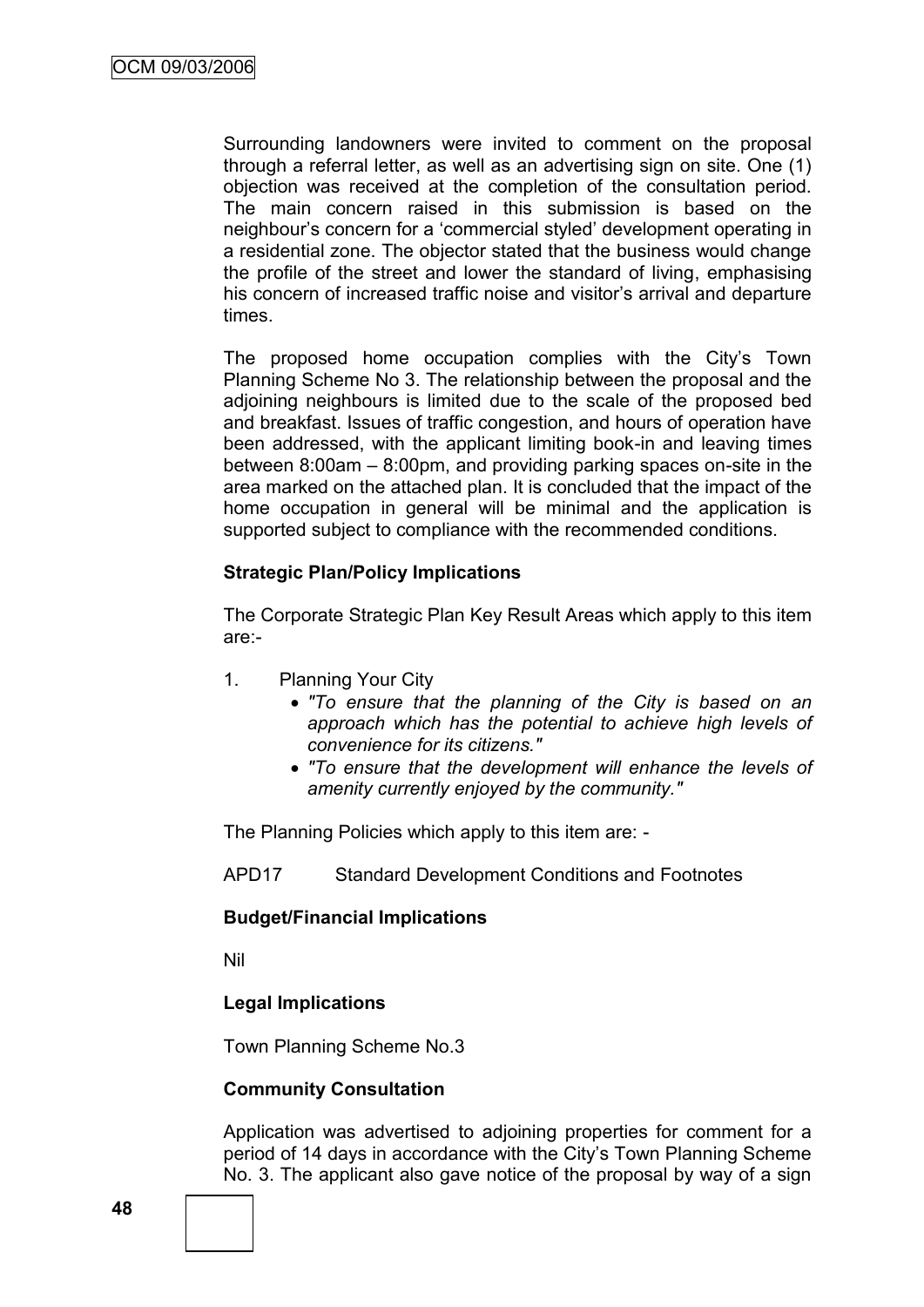Surrounding landowners were invited to comment on the proposal through a referral letter, as well as an advertising sign on site. One (1) objection was received at the completion of the consultation period. The main concern raised in this submission is based on the neighbour's concern for a 'commercial styled' development operating in a residential zone. The objector stated that the business would change the profile of the street and lower the standard of living, emphasising his concern of increased traffic noise and visitor's arrival and departure times.

The proposed home occupation complies with the City's Town Planning Scheme No 3. The relationship between the proposal and the adjoining neighbours is limited due to the scale of the proposed bed and breakfast. Issues of traffic congestion, and hours of operation have been addressed, with the applicant limiting book-in and leaving times between 8:00am – 8:00pm, and providing parking spaces on-site in the area marked on the attached plan. It is concluded that the impact of the home occupation in general will be minimal and the application is supported subject to compliance with the recommended conditions.

**Strategic Plan/Policy Implications**

The Corporate Strategic Plan Key Result Areas which apply to this item are:-

1. Planning Your City
   - *"To ensure that the planning of the City is based on an approach which has the potential to achieve high levels of convenience for its citizens."*
   - *"To ensure that the development will enhance the levels of amenity currently enjoyed by the community."*

The Planning Policies which apply to this item are: -

APD17 Standard Development Conditions and Footnotes

**Budget/Financial Implications**

Nil

**Legal Implications**

Town Planning Scheme No.3

**Community Consultation**

Application was advertised to adjoining properties for comment for a period of 14 days in accordance with the City's Town Planning Scheme No. 3. The applicant also gave notice of the proposal by way of a sign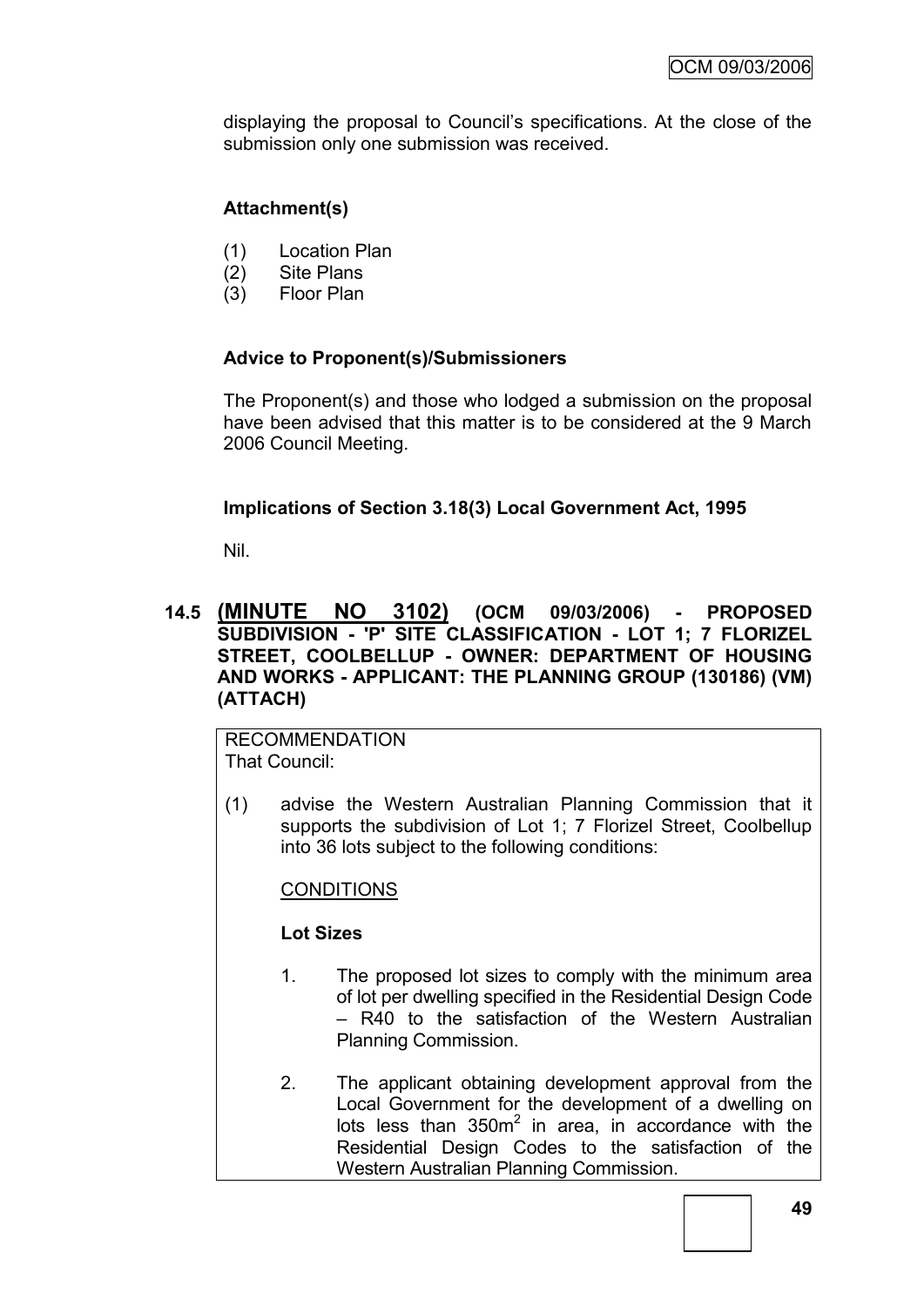displaying the proposal to Council's specifications. At the close of the submission only one submission was received.

**Attachment(s)**

(1) Location Plan
(2) Site Plans
(3) Floor Plan

**Advice to Proponent(s)/Submissioners**

The Proponent(s) and those who lodged a submission on the proposal have been advised that this matter is to be considered at the 9 March 2006 Council Meeting.

**Implications of Section 3.18(3) Local Government Act, 1995**

Nil.

## 14.5 (MINUTE NO 3102) (OCM 09/03/2006) - PROPOSED SUBDIVISION - 'P' SITE CLASSIFICATION - LOT 1; 7 FLORIZEL STREET, COOLBELLUP - OWNER: DEPARTMENT OF HOUSING AND WORKS - APPLICANT: THE PLANNING GROUP (130186) (VM) (ATTACH)

RECOMMENDATION
That Council:

(1) advise the Western Australian Planning Commission that it supports the subdivision of Lot 1; 7 Florizel Street, Coolbellup into 36 lots subject to the following conditions:

CONDITIONS

**Lot Sizes**

1. The proposed lot sizes to comply with the minimum area of lot per dwelling specified in the Residential Design Code – R40 to the satisfaction of the Western Australian Planning Commission.

2. The applicant obtaining development approval from the Local Government for the development of a dwelling on lots less than $350m^2$ in area, in accordance with the Residential Design Codes to the satisfaction of the Western Australian Planning Commission.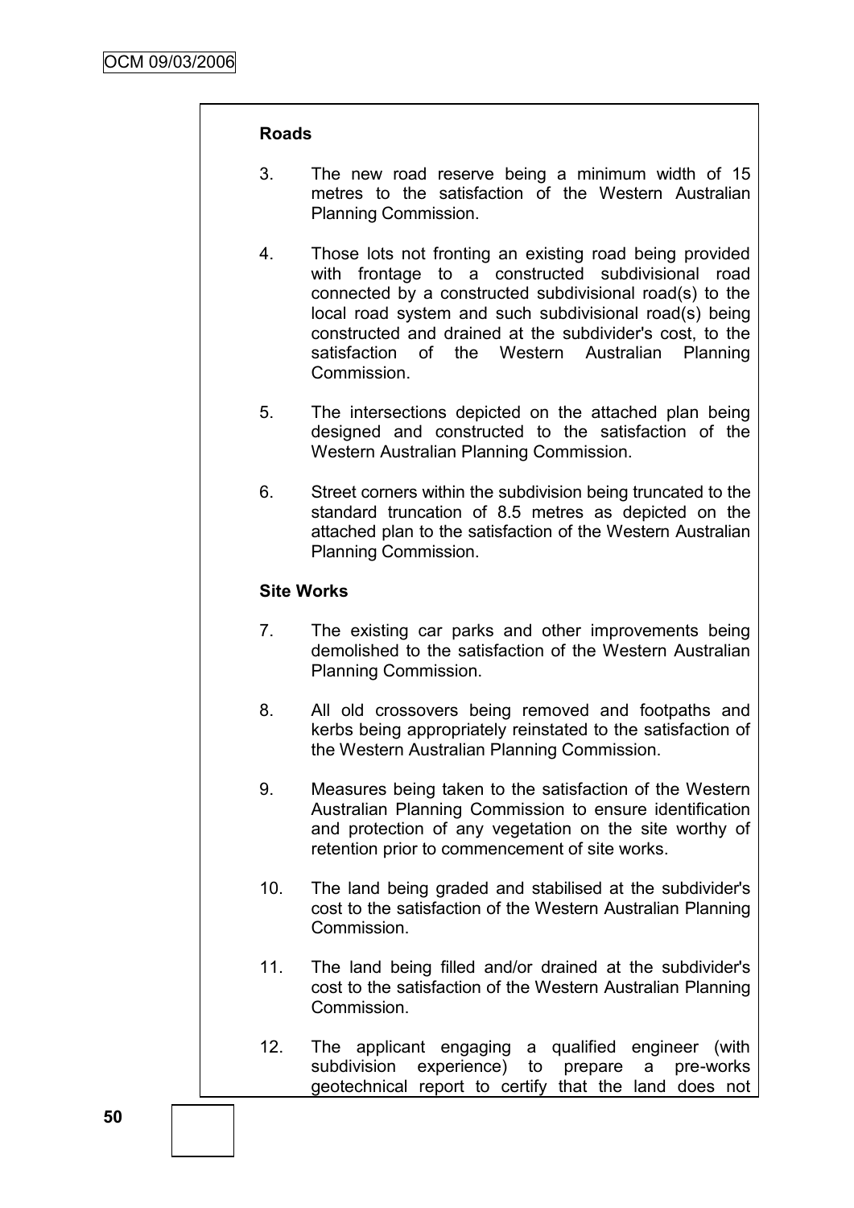**Roads**

3. The new road reserve being a minimum width of 15 metres to the satisfaction of the Western Australian Planning Commission.

4. Those lots not fronting an existing road being provided with frontage to a constructed subdivisional road connected by a constructed subdivisional road(s) to the local road system and such subdivisional road(s) being constructed and drained at the subdivider's cost, to the satisfaction of the Western Australian Planning Commission.

5. The intersections depicted on the attached plan being designed and constructed to the satisfaction of the Western Australian Planning Commission.

6. Street corners within the subdivision being truncated to the standard truncation of 8.5 metres as depicted on the attached plan to the satisfaction of the Western Australian Planning Commission.

**Site Works**

7. The existing car parks and other improvements being demolished to the satisfaction of the Western Australian Planning Commission.

8. All old crossovers being removed and footpaths and kerbs being appropriately reinstated to the satisfaction of the Western Australian Planning Commission.

9. Measures being taken to the satisfaction of the Western Australian Planning Commission to ensure identification and protection of any vegetation on the site worthy of retention prior to commencement of site works.

10. The land being graded and stabilised at the subdivider's cost to the satisfaction of the Western Australian Planning Commission.

11. The land being filled and/or drained at the subdivider's cost to the satisfaction of the Western Australian Planning Commission.

12. The applicant engaging a qualified engineer (with subdivision experience) to prepare a pre-works geotechnical report to certify that the land does not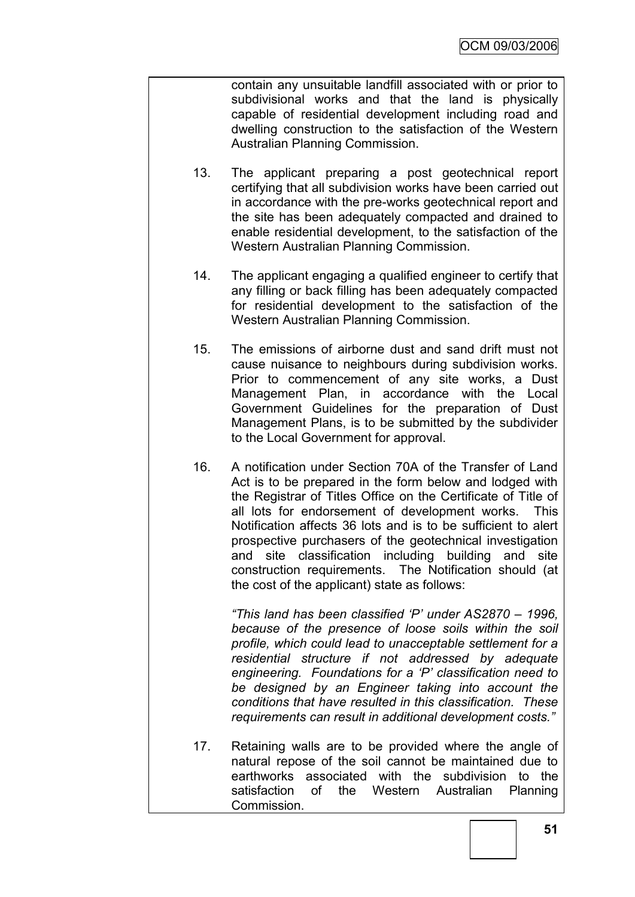contain any unsuitable landfill associated with or prior to subdivisional works and that the land is physically capable of residential development including road and dwelling construction to the satisfaction of the Western Australian Planning Commission.

13. The applicant preparing a post geotechnical report certifying that all subdivision works have been carried out in accordance with the pre-works geotechnical report and the site has been adequately compacted and drained to enable residential development, to the satisfaction of the Western Australian Planning Commission.

14. The applicant engaging a qualified engineer to certify that any filling or back filling has been adequately compacted for residential development to the satisfaction of the Western Australian Planning Commission.

15. The emissions of airborne dust and sand drift must not cause nuisance to neighbours during subdivision works. Prior to commencement of any site works, a Dust Management Plan, in accordance with the Local Government Guidelines for the preparation of Dust Management Plans, is to be submitted by the subdivider to the Local Government for approval.

16. A notification under Section 70A of the Transfer of Land Act is to be prepared in the form below and lodged with the Registrar of Titles Office on the Certificate of Title of all lots for endorsement of development works. This Notification affects 36 lots and is to be sufficient to alert prospective purchasers of the geotechnical investigation and site classification including building and site construction requirements. The Notification should (at the cost of the applicant) state as follows:

    *"This land has been classified 'P' under AS2870 – 1996, because of the presence of loose soils within the soil profile, which could lead to unacceptable settlement for a residential structure if not addressed by adequate engineering. Foundations for a 'P' classification need to be designed by an Engineer taking into account the conditions that have resulted in this classification. These requirements can result in additional development costs."*

17. Retaining walls are to be provided where the angle of natural repose of the soil cannot be maintained due to earthworks associated with the subdivision to the satisfaction of the Western Australian Planning Commission.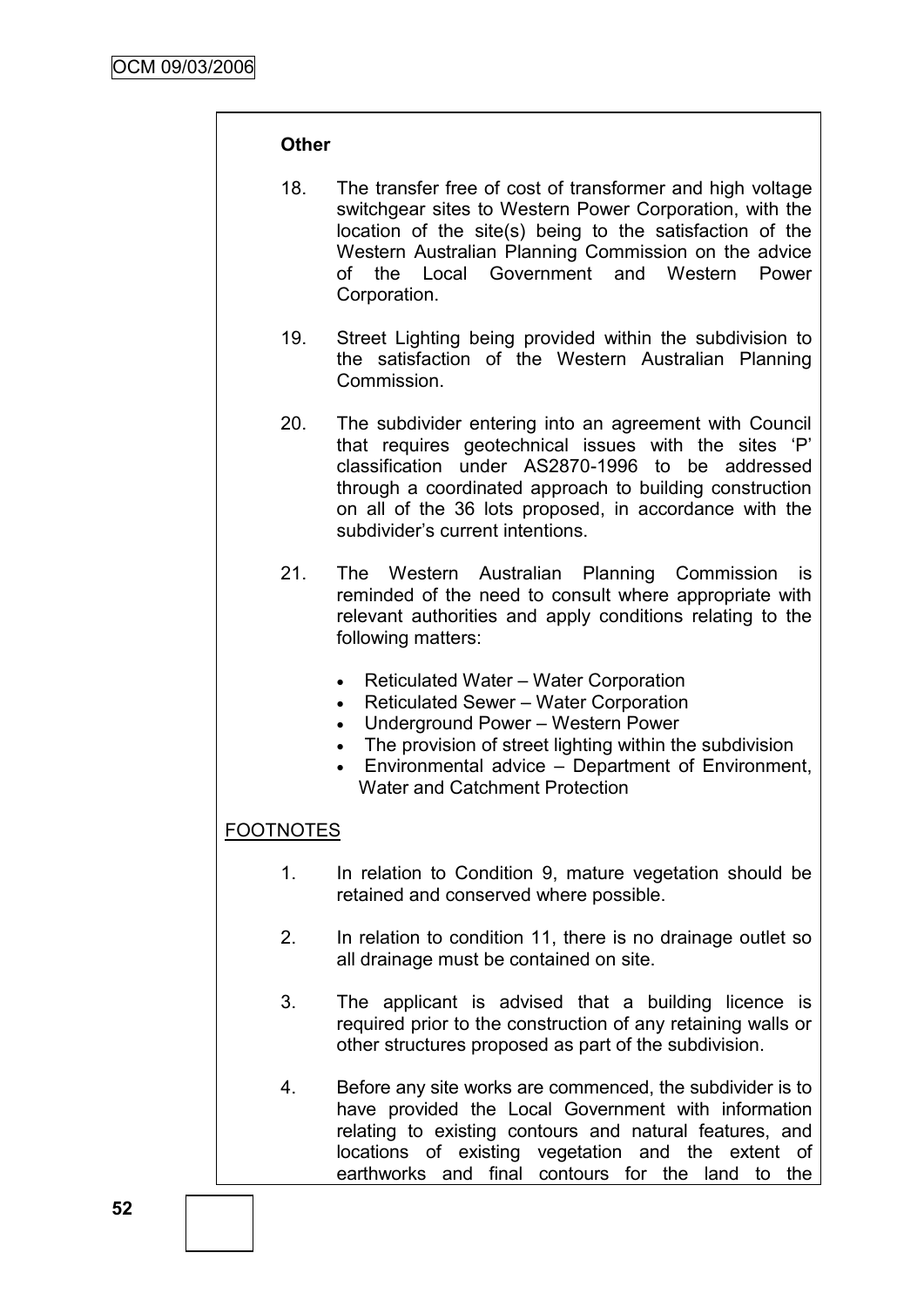**Other**

18. The transfer free of cost of transformer and high voltage switchgear sites to Western Power Corporation, with the location of the site(s) being to the satisfaction of the Western Australian Planning Commission on the advice of the Local Government and Western Power Corporation.

19. Street Lighting being provided within the subdivision to the satisfaction of the Western Australian Planning Commission.

20. The subdivider entering into an agreement with Council that requires geotechnical issues with the sites 'P' classification under AS2870-1996 to be addressed through a coordinated approach to building construction on all of the 36 lots proposed, in accordance with the subdivider's current intentions.

21. The Western Australian Planning Commission is reminded of the need to consult where appropriate with relevant authorities and apply conditions relating to the following matters:

    - Reticulated Water – Water Corporation
    - Reticulated Sewer – Water Corporation
    - Underground Power – Western Power
    - The provision of street lighting within the subdivision
    - Environmental advice – Department of Environment, Water and Catchment Protection

FOOTNOTES

1. In relation to Condition 9, mature vegetation should be retained and conserved where possible.

2. In relation to condition 11, there is no drainage outlet so all drainage must be contained on site.

3. The applicant is advised that a building licence is required prior to the construction of any retaining walls or other structures proposed as part of the subdivision.

4. Before any site works are commenced, the subdivider is to have provided the Local Government with information relating to existing contours and natural features, and locations of existing vegetation and the extent of earthworks and final contours for the land to the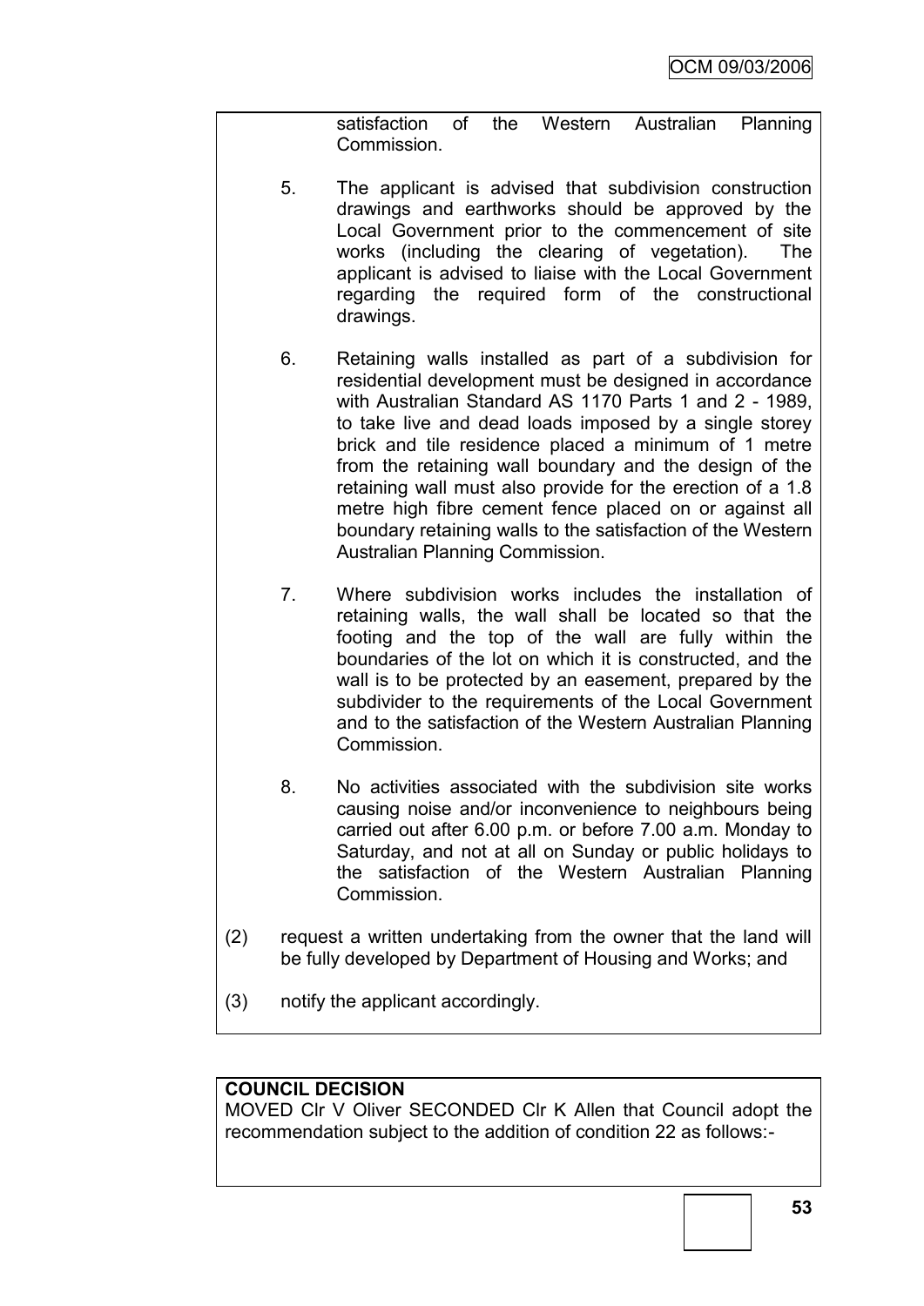satisfaction of the Western Australian Planning Commission.

5. The applicant is advised that subdivision construction drawings and earthworks should be approved by the Local Government prior to the commencement of site works (including the clearing of vegetation). The applicant is advised to liaise with the Local Government regarding the required form of the constructional drawings.

6. Retaining walls installed as part of a subdivision for residential development must be designed in accordance with Australian Standard AS 1170 Parts 1 and 2 - 1989, to take live and dead loads imposed by a single storey brick and tile residence placed a minimum of 1 metre from the retaining wall boundary and the design of the retaining wall must also provide for the erection of a 1.8 metre high fibre cement fence placed on or against all boundary retaining walls to the satisfaction of the Western Australian Planning Commission.

7. Where subdivision works includes the installation of retaining walls, the wall shall be located so that the footing and the top of the wall are fully within the boundaries of the lot on which it is constructed, and the wall is to be protected by an easement, prepared by the subdivider to the requirements of the Local Government and to the satisfaction of the Western Australian Planning Commission.

8. No activities associated with the subdivision site works causing noise and/or inconvenience to neighbours being carried out after 6.00 p.m. or before 7.00 a.m. Monday to Saturday, and not at all on Sunday or public holidays to the satisfaction of the Western Australian Planning Commission.

(2) request a written undertaking from the owner that the land will be fully developed by Department of Housing and Works; and

(3) notify the applicant accordingly.

**COUNCIL DECISION**

MOVED Clr V Oliver SECONDED Clr K Allen that Council adopt the recommendation subject to the addition of condition 22 as follows:-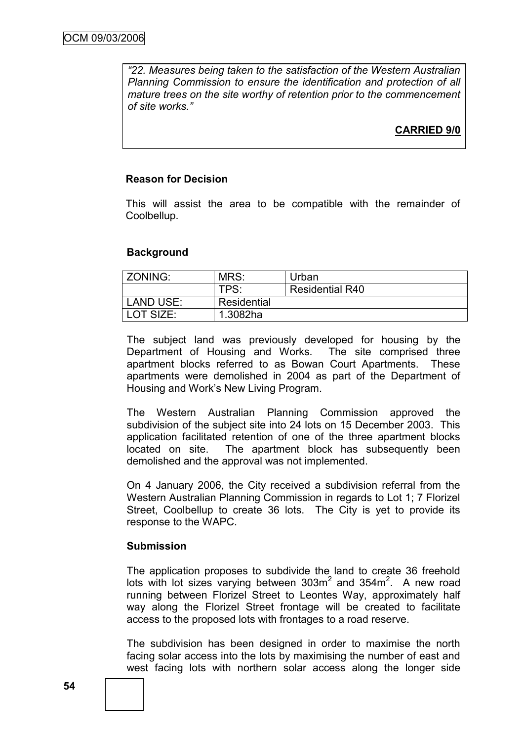*"22. Measures being taken to the satisfaction of the Western Australian Planning Commission to ensure the identification and protection of all mature trees on the site worthy of retention prior to the commencement of site works."*

**CARRIED 9/0**

**Reason for Decision**

This will assist the area to be compatible with the remainder of Coolbellup.

**Background**

| ZONING: | MRS: | Urban |
|---|---|---|
| | TPS: | Residential R40 |
| LAND USE: | Residential | |
| LOT SIZE: | 1.3082ha | |

The subject land was previously developed for housing by the Department of Housing and Works. The site comprised three apartment blocks referred to as Bowan Court Apartments. These apartments were demolished in 2004 as part of the Department of Housing and Work's New Living Program.

The Western Australian Planning Commission approved the subdivision of the subject site into 24 lots on 15 December 2003. This application facilitated retention of one of the three apartment blocks located on site. The apartment block has subsequently been demolished and the approval was not implemented.

On 4 January 2006, the City received a subdivision referral from the Western Australian Planning Commission in regards to Lot 1; 7 Florizel Street, Coolbellup to create 36 lots. The City is yet to provide its response to the WAPC.

**Submission**

The application proposes to subdivide the land to create 36 freehold lots with lot sizes varying between 303m$^2$ and 354m$^2$. A new road running between Florizel Street to Leontes Way, approximately half way along the Florizel Street frontage will be created to facilitate access to the proposed lots with frontages to a road reserve.

The subdivision has been designed in order to maximise the north facing solar access into the lots by maximising the number of east and west facing lots with northern solar access along the longer side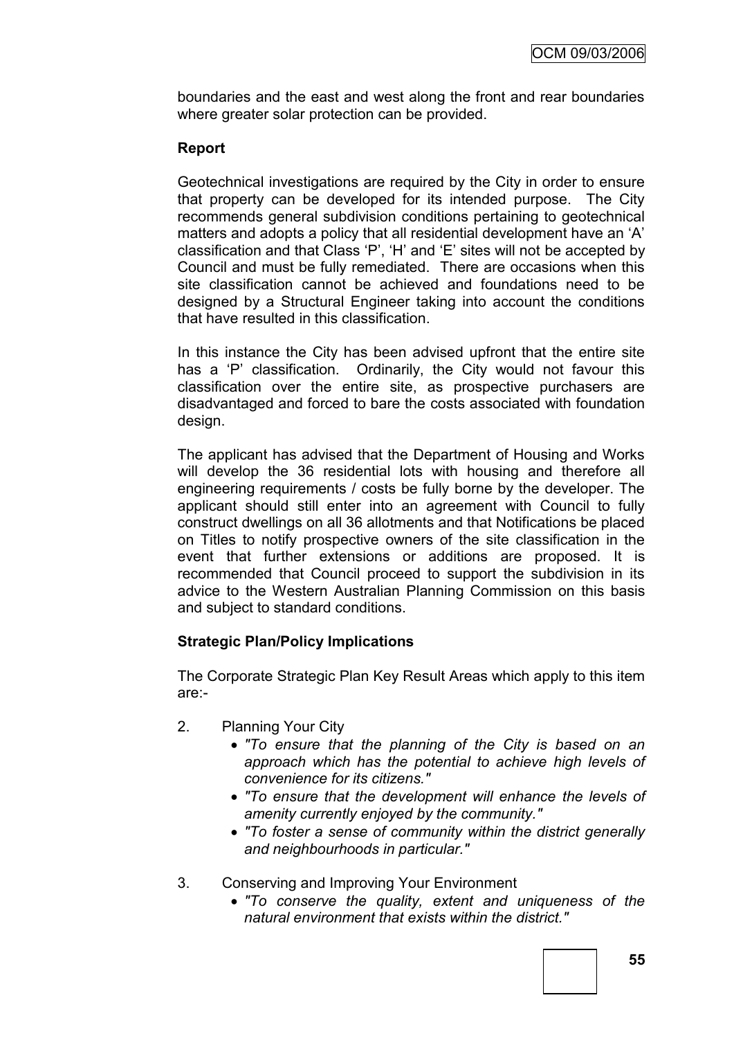boundaries and the east and west along the front and rear boundaries where greater solar protection can be provided.

**Report**

Geotechnical investigations are required by the City in order to ensure that property can be developed for its intended purpose. The City recommends general subdivision conditions pertaining to geotechnical matters and adopts a policy that all residential development have an 'A' classification and that Class 'P', 'H' and 'E' sites will not be accepted by Council and must be fully remediated. There are occasions when this site classification cannot be achieved and foundations need to be designed by a Structural Engineer taking into account the conditions that have resulted in this classification.

In this instance the City has been advised upfront that the entire site has a 'P' classification. Ordinarily, the City would not favour this classification over the entire site, as prospective purchasers are disadvantaged and forced to bare the costs associated with foundation design.

The applicant has advised that the Department of Housing and Works will develop the 36 residential lots with housing and therefore all engineering requirements / costs be fully borne by the developer. The applicant should still enter into an agreement with Council to fully construct dwellings on all 36 allotments and that Notifications be placed on Titles to notify prospective owners of the site classification in the event that further extensions or additions are proposed. It is recommended that Council proceed to support the subdivision in its advice to the Western Australian Planning Commission on this basis and subject to standard conditions.

**Strategic Plan/Policy Implications**

The Corporate Strategic Plan Key Result Areas which apply to this item are:-

2. Planning Your City
   - *"To ensure that the planning of the City is based on an approach which has the potential to achieve high levels of convenience for its citizens."*
   - *"To ensure that the development will enhance the levels of amenity currently enjoyed by the community."*
   - *"To foster a sense of community within the district generally and neighbourhoods in particular."*

3. Conserving and Improving Your Environment
   - *"To conserve the quality, extent and uniqueness of the natural environment that exists within the district."*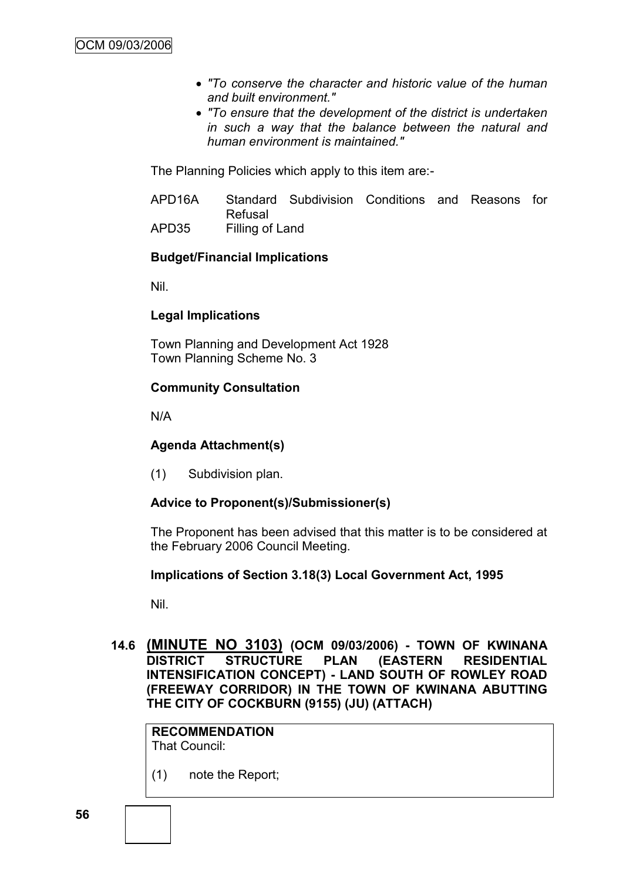- *"To conserve the character and historic value of the human and built environment."*
- *"To ensure that the development of the district is undertaken in such a way that the balance between the natural and human environment is maintained."*

The Planning Policies which apply to this item are:-

| | |
|---|---|
| APD16A | Standard Subdivision Conditions and Reasons for Refusal |
| APD35 | Filling of Land |

**Budget/Financial Implications**

Nil.

**Legal Implications**

Town Planning and Development Act 1928
Town Planning Scheme No. 3

**Community Consultation**

N/A

**Agenda Attachment(s)**

(1) Subdivision plan.

**Advice to Proponent(s)/Submissioner(s)**

The Proponent has been advised that this matter is to be considered at the February 2006 Council Meeting.

**Implications of Section 3.18(3) Local Government Act, 1995**

Nil.

### 14.6 (MINUTE NO 3103) (OCM 09/03/2006) - TOWN OF KWINANA DISTRICT STRUCTURE PLAN (EASTERN RESIDENTIAL INTENSIFICATION CONCEPT) - LAND SOUTH OF ROWLEY ROAD (FREEWAY CORRIDOR) IN THE TOWN OF KWINANA ABUTTING THE CITY OF COCKBURN (9155) (JU) (ATTACH)

**RECOMMENDATION**
That Council:

(1) note the Report;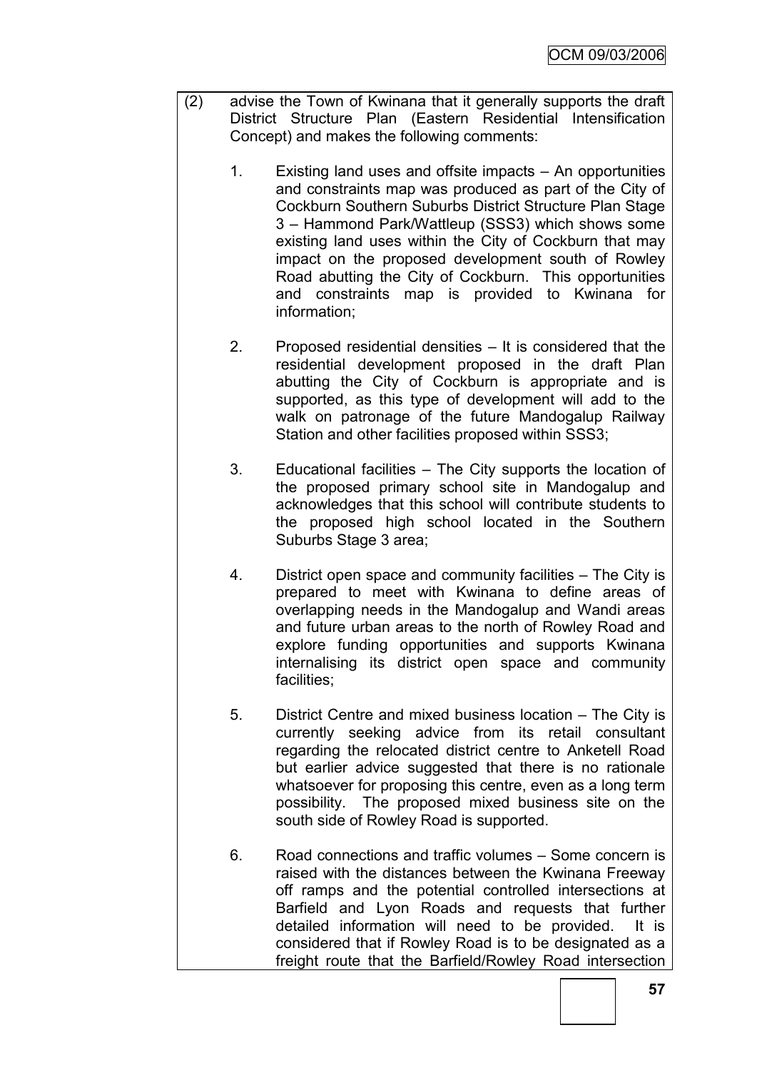(2) advise the Town of Kwinana that it generally supports the draft District Structure Plan (Eastern Residential Intensification Concept) and makes the following comments:

1. Existing land uses and offsite impacts – An opportunities and constraints map was produced as part of the City of Cockburn Southern Suburbs District Structure Plan Stage 3 – Hammond Park/Wattleup (SSS3) which shows some existing land uses within the City of Cockburn that may impact on the proposed development south of Rowley Road abutting the City of Cockburn. This opportunities and constraints map is provided to Kwinana for information;

2. Proposed residential densities – It is considered that the residential development proposed in the draft Plan abutting the City of Cockburn is appropriate and is supported, as this type of development will add to the walk on patronage of the future Mandogalup Railway Station and other facilities proposed within SSS3;

3. Educational facilities – The City supports the location of the proposed primary school site in Mandogalup and acknowledges that this school will contribute students to the proposed high school located in the Southern Suburbs Stage 3 area;

4. District open space and community facilities – The City is prepared to meet with Kwinana to define areas of overlapping needs in the Mandogalup and Wandi areas and future urban areas to the north of Rowley Road and explore funding opportunities and supports Kwinana internalising its district open space and community facilities;

5. District Centre and mixed business location – The City is currently seeking advice from its retail consultant regarding the relocated district centre to Anketell Road but earlier advice suggested that there is no rationale whatsoever for proposing this centre, even as a long term possibility. The proposed mixed business site on the south side of Rowley Road is supported.

6. Road connections and traffic volumes – Some concern is raised with the distances between the Kwinana Freeway off ramps and the potential controlled intersections at Barfield and Lyon Roads and requests that further detailed information will need to be provided. It is considered that if Rowley Road is to be designated as a freight route that the Barfield/Rowley Road intersection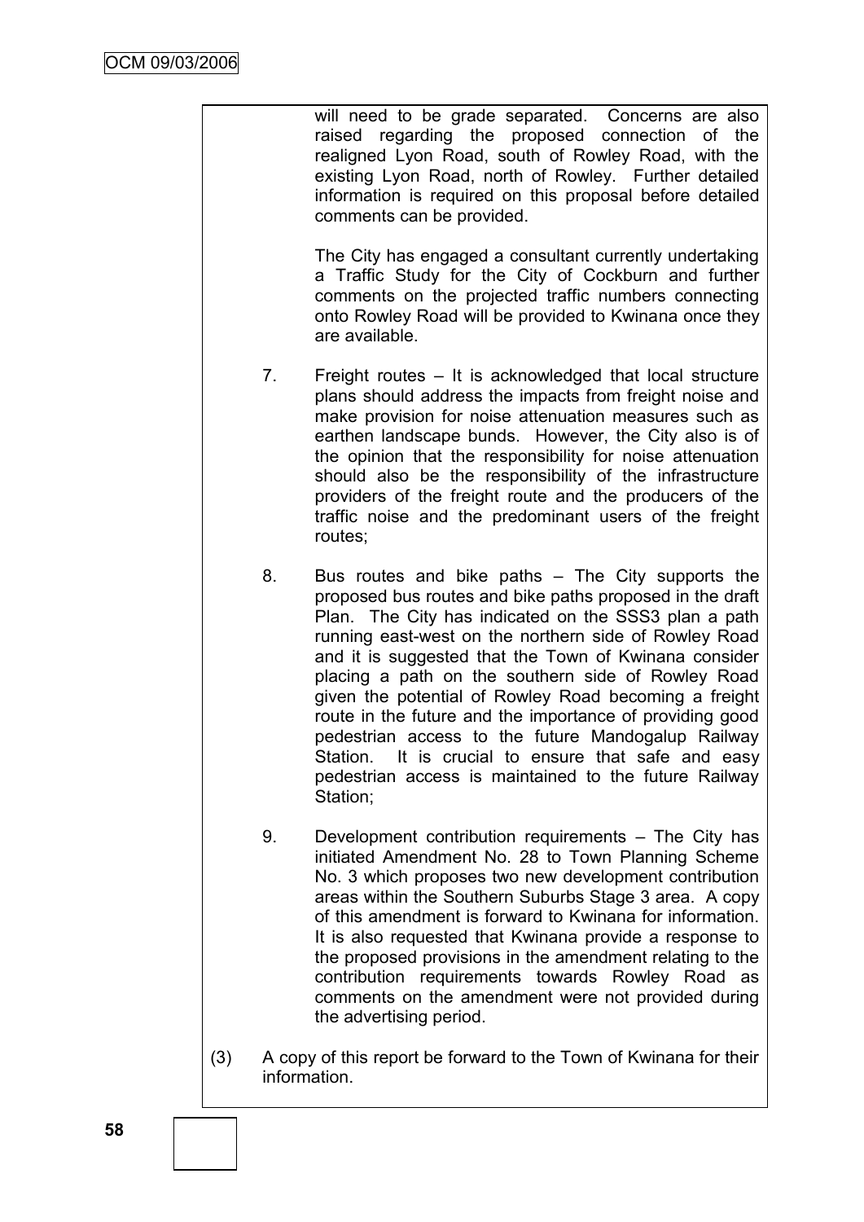will need to be grade separated. Concerns are also raised regarding the proposed connection of the realigned Lyon Road, south of Rowley Road, with the existing Lyon Road, north of Rowley. Further detailed information is required on this proposal before detailed comments can be provided.

The City has engaged a consultant currently undertaking a Traffic Study for the City of Cockburn and further comments on the projected traffic numbers connecting onto Rowley Road will be provided to Kwinana once they are available.

7. Freight routes – It is acknowledged that local structure plans should address the impacts from freight noise and make provision for noise attenuation measures such as earthen landscape bunds. However, the City also is of the opinion that the responsibility for noise attenuation should also be the responsibility of the infrastructure providers of the freight route and the producers of the traffic noise and the predominant users of the freight routes;

8. Bus routes and bike paths – The City supports the proposed bus routes and bike paths proposed in the draft Plan. The City has indicated on the SSS3 plan a path running east-west on the northern side of Rowley Road and it is suggested that the Town of Kwinana consider placing a path on the southern side of Rowley Road given the potential of Rowley Road becoming a freight route in the future and the importance of providing good pedestrian access to the future Mandogalup Railway Station. It is crucial to ensure that safe and easy pedestrian access is maintained to the future Railway Station;

9. Development contribution requirements – The City has initiated Amendment No. 28 to Town Planning Scheme No. 3 which proposes two new development contribution areas within the Southern Suburbs Stage 3 area. A copy of this amendment is forward to Kwinana for information. It is also requested that Kwinana provide a response to the proposed provisions in the amendment relating to the contribution requirements towards Rowley Road as comments on the amendment were not provided during the advertising period.

(3) A copy of this report be forward to the Town of Kwinana for their information.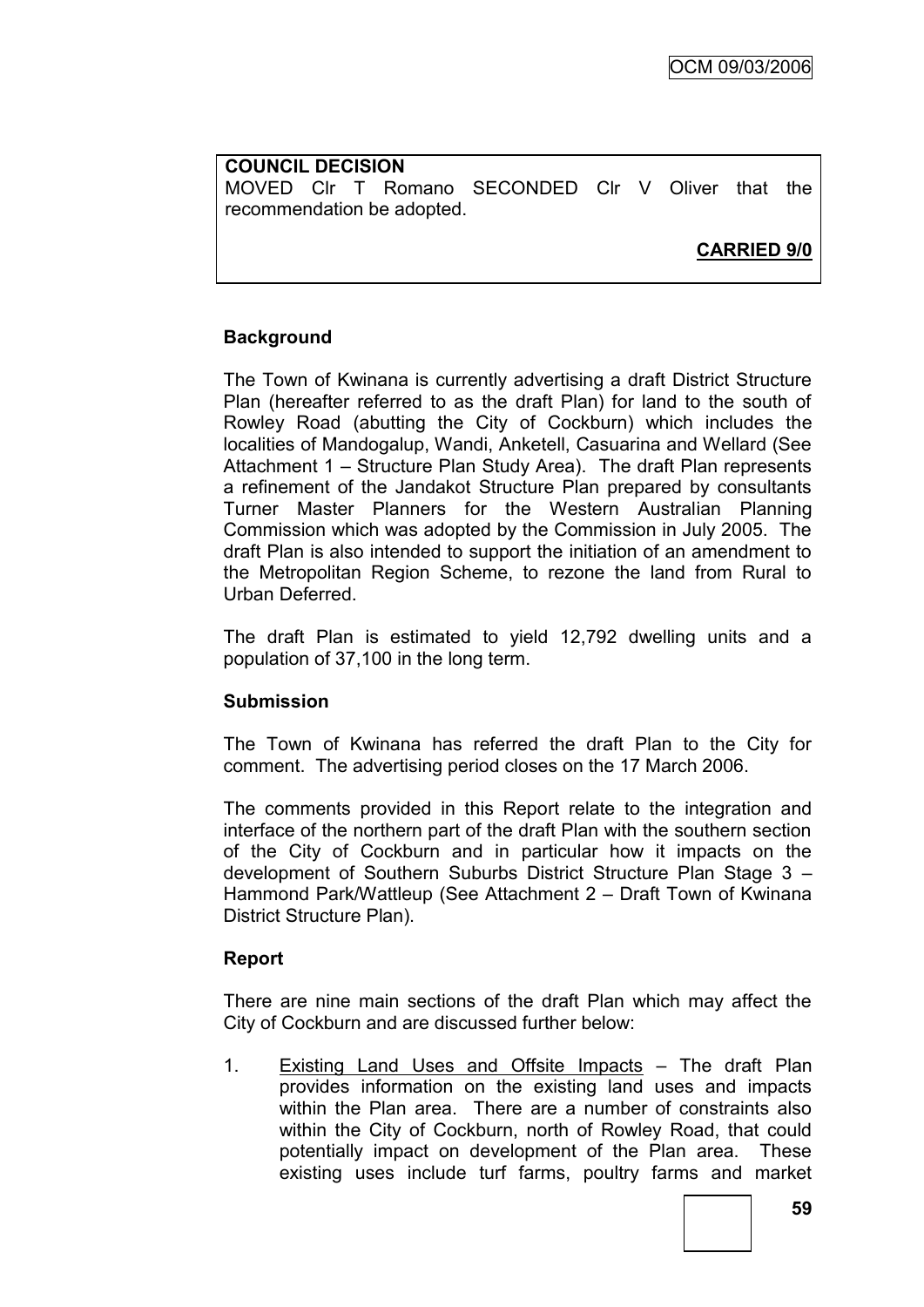**COUNCIL DECISION**
MOVED Clr T Romano SECONDED Clr V Oliver that the recommendation be adopted.

**CARRIED 9/0**

**Background**

The Town of Kwinana is currently advertising a draft District Structure Plan (hereafter referred to as the draft Plan) for land to the south of Rowley Road (abutting the City of Cockburn) which includes the localities of Mandogalup, Wandi, Anketell, Casuarina and Wellard (See Attachment 1 – Structure Plan Study Area). The draft Plan represents a refinement of the Jandakot Structure Plan prepared by consultants Turner Master Planners for the Western Australian Planning Commission which was adopted by the Commission in July 2005. The draft Plan is also intended to support the initiation of an amendment to the Metropolitan Region Scheme, to rezone the land from Rural to Urban Deferred.

The draft Plan is estimated to yield 12,792 dwelling units and a population of 37,100 in the long term.

**Submission**

The Town of Kwinana has referred the draft Plan to the City for comment. The advertising period closes on the 17 March 2006.

The comments provided in this Report relate to the integration and interface of the northern part of the draft Plan with the southern section of the City of Cockburn and in particular how it impacts on the development of Southern Suburbs District Structure Plan Stage 3 – Hammond Park/Wattleup (See Attachment 2 – Draft Town of Kwinana District Structure Plan).

**Report**

There are nine main sections of the draft Plan which may affect the City of Cockburn and are discussed further below:

1. Existing Land Uses and Offsite Impacts – The draft Plan provides information on the existing land uses and impacts within the Plan area. There are a number of constraints also within the City of Cockburn, north of Rowley Road, that could potentially impact on development of the Plan area. These existing uses include turf farms, poultry farms and market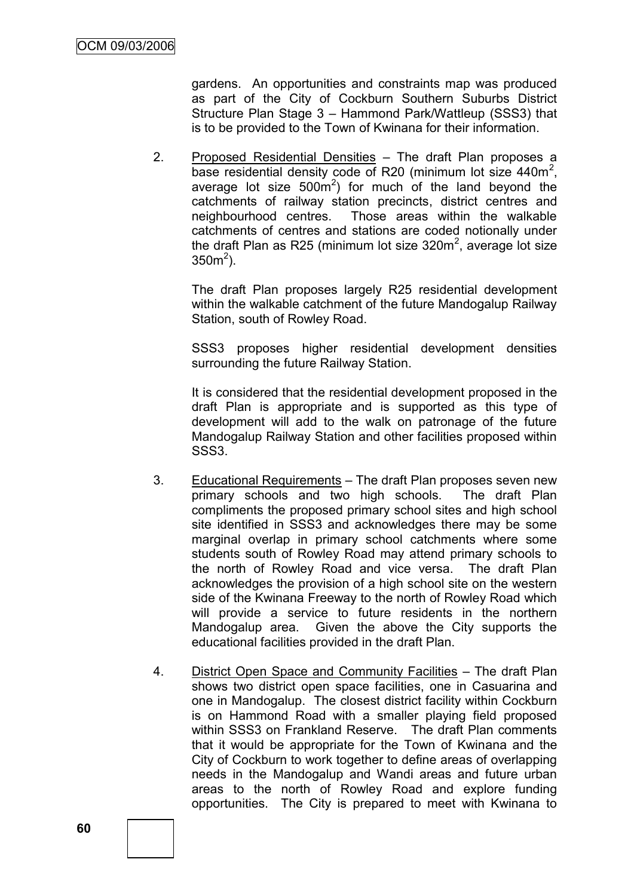gardens. An opportunities and constraints map was produced as part of the City of Cockburn Southern Suburbs District Structure Plan Stage 3 – Hammond Park/Wattleup (SSS3) that is to be provided to the Town of Kwinana for their information.

2. Proposed Residential Densities – The draft Plan proposes a base residential density code of R20 (minimum lot size $440m^2$, average lot size $500m^2$) for much of the land beyond the catchments of railway station precincts, district centres and neighbourhood centres. Those areas within the walkable catchments of centres and stations are coded notionally under the draft Plan as R25 (minimum lot size $320m^2$, average lot size $350m^2$).

   The draft Plan proposes largely R25 residential development within the walkable catchment of the future Mandogalup Railway Station, south of Rowley Road.

   SSS3 proposes higher residential development densities surrounding the future Railway Station.

   It is considered that the residential development proposed in the draft Plan is appropriate and is supported as this type of development will add to the walk on patronage of the future Mandogalup Railway Station and other facilities proposed within SSS3.

3. Educational Requirements – The draft Plan proposes seven new primary schools and two high schools. The draft Plan compliments the proposed primary school sites and high school site identified in SSS3 and acknowledges there may be some marginal overlap in primary school catchments where some students south of Rowley Road may attend primary schools to the north of Rowley Road and vice versa. The draft Plan acknowledges the provision of a high school site on the western side of the Kwinana Freeway to the north of Rowley Road which will provide a service to future residents in the northern Mandogalup area. Given the above the City supports the educational facilities provided in the draft Plan.

4. District Open Space and Community Facilities – The draft Plan shows two district open space facilities, one in Casuarina and one in Mandogalup. The closest district facility within Cockburn is on Hammond Road with a smaller playing field proposed within SSS3 on Frankland Reserve. The draft Plan comments that it would be appropriate for the Town of Kwinana and the City of Cockburn to work together to define areas of overlapping needs in the Mandogalup and Wandi areas and future urban areas to the north of Rowley Road and explore funding opportunities. The City is prepared to meet with Kwinana to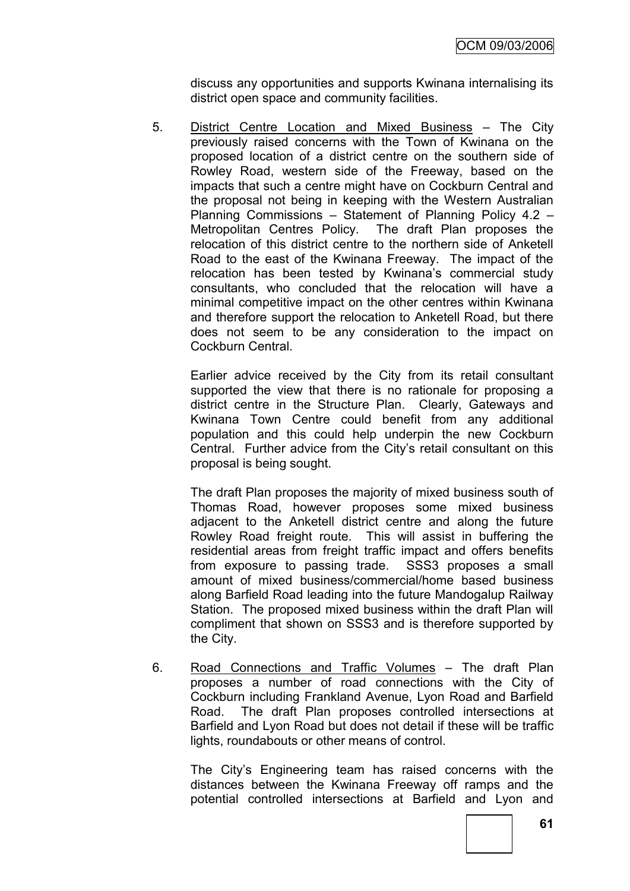discuss any opportunities and supports Kwinana internalising its district open space and community facilities.

5. District Centre Location and Mixed Business – The City previously raised concerns with the Town of Kwinana on the proposed location of a district centre on the southern side of Rowley Road, western side of the Freeway, based on the impacts that such a centre might have on Cockburn Central and the proposal not being in keeping with the Western Australian Planning Commissions – Statement of Planning Policy 4.2 – Metropolitan Centres Policy. The draft Plan proposes the relocation of this district centre to the northern side of Anketell Road to the east of the Kwinana Freeway. The impact of the relocation has been tested by Kwinana's commercial study consultants, who concluded that the relocation will have a minimal competitive impact on the other centres within Kwinana and therefore support the relocation to Anketell Road, but there does not seem to be any consideration to the impact on Cockburn Central.

   Earlier advice received by the City from its retail consultant supported the view that there is no rationale for proposing a district centre in the Structure Plan. Clearly, Gateways and Kwinana Town Centre could benefit from any additional population and this could help underpin the new Cockburn Central. Further advice from the City's retail consultant on this proposal is being sought.

   The draft Plan proposes the majority of mixed business south of Thomas Road, however proposes some mixed business adjacent to the Anketell district centre and along the future Rowley Road freight route. This will assist in buffering the residential areas from freight traffic impact and offers benefits from exposure to passing trade. SSS3 proposes a small amount of mixed business/commercial/home based business along Barfield Road leading into the future Mandogalup Railway Station. The proposed mixed business within the draft Plan will compliment that shown on SSS3 and is therefore supported by the City.

6. Road Connections and Traffic Volumes – The draft Plan proposes a number of road connections with the City of Cockburn including Frankland Avenue, Lyon Road and Barfield Road. The draft Plan proposes controlled intersections at Barfield and Lyon Road but does not detail if these will be traffic lights, roundabouts or other means of control.

   The City's Engineering team has raised concerns with the distances between the Kwinana Freeway off ramps and the potential controlled intersections at Barfield and Lyon and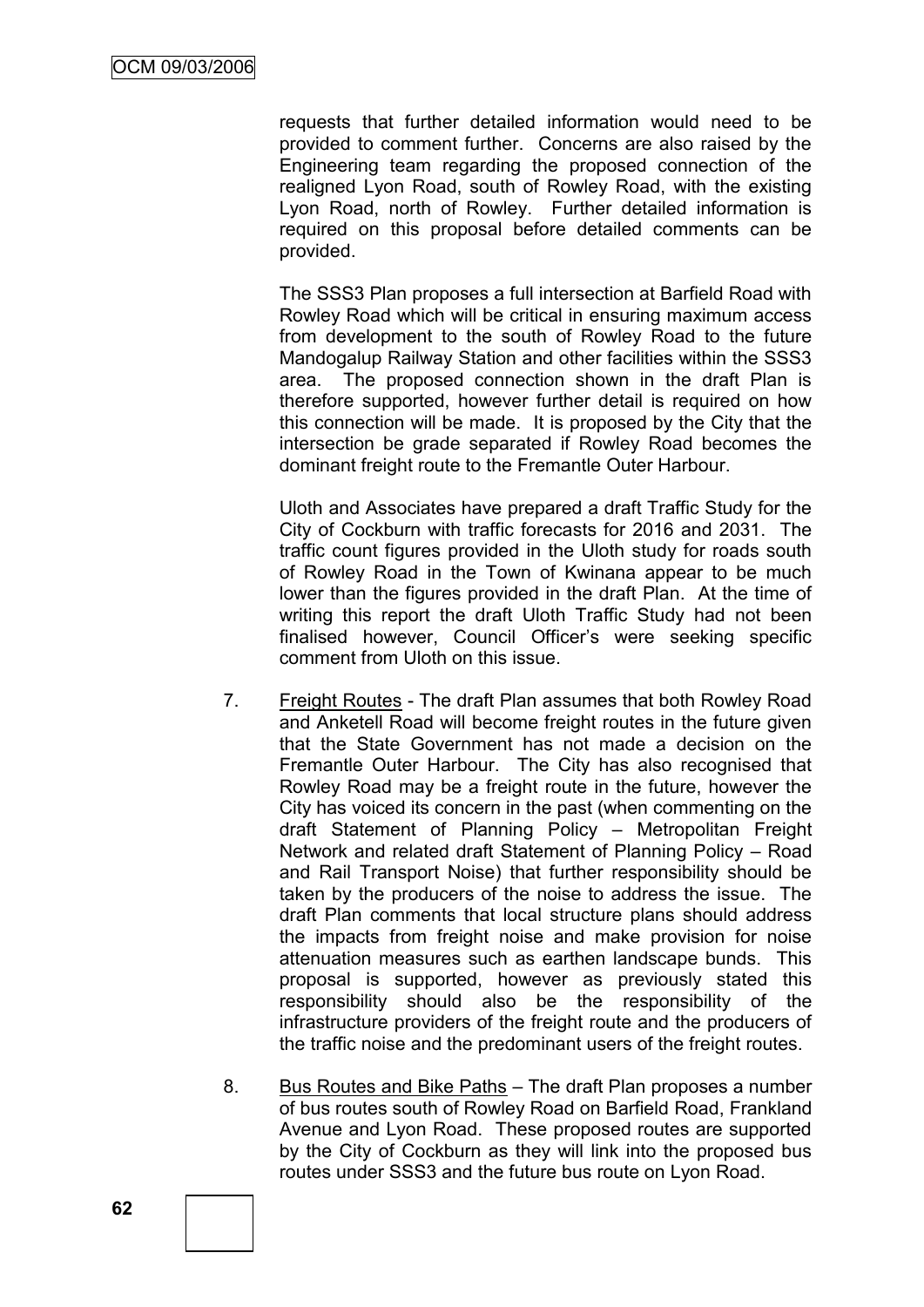requests that further detailed information would need to be provided to comment further. Concerns are also raised by the Engineering team regarding the proposed connection of the realigned Lyon Road, south of Rowley Road, with the existing Lyon Road, north of Rowley. Further detailed information is required on this proposal before detailed comments can be provided.

The SSS3 Plan proposes a full intersection at Barfield Road with Rowley Road which will be critical in ensuring maximum access from development to the south of Rowley Road to the future Mandogalup Railway Station and other facilities within the SSS3 area. The proposed connection shown in the draft Plan is therefore supported, however further detail is required on how this connection will be made. It is proposed by the City that the intersection be grade separated if Rowley Road becomes the dominant freight route to the Fremantle Outer Harbour.

Uloth and Associates have prepared a draft Traffic Study for the City of Cockburn with traffic forecasts for 2016 and 2031. The traffic count figures provided in the Uloth study for roads south of Rowley Road in the Town of Kwinana appear to be much lower than the figures provided in the draft Plan. At the time of writing this report the draft Uloth Traffic Study had not been finalised however, Council Officer's were seeking specific comment from Uloth on this issue.

7. Freight Routes - The draft Plan assumes that both Rowley Road and Anketell Road will become freight routes in the future given that the State Government has not made a decision on the Fremantle Outer Harbour. The City has also recognised that Rowley Road may be a freight route in the future, however the City has voiced its concern in the past (when commenting on the draft Statement of Planning Policy – Metropolitan Freight Network and related draft Statement of Planning Policy – Road and Rail Transport Noise) that further responsibility should be taken by the producers of the noise to address the issue. The draft Plan comments that local structure plans should address the impacts from freight noise and make provision for noise attenuation measures such as earthen landscape bunds. This proposal is supported, however as previously stated this responsibility should also be the responsibility of the infrastructure providers of the freight route and the producers of the traffic noise and the predominant users of the freight routes.

8. Bus Routes and Bike Paths – The draft Plan proposes a number of bus routes south of Rowley Road on Barfield Road, Frankland Avenue and Lyon Road. These proposed routes are supported by the City of Cockburn as they will link into the proposed bus routes under SSS3 and the future bus route on Lyon Road.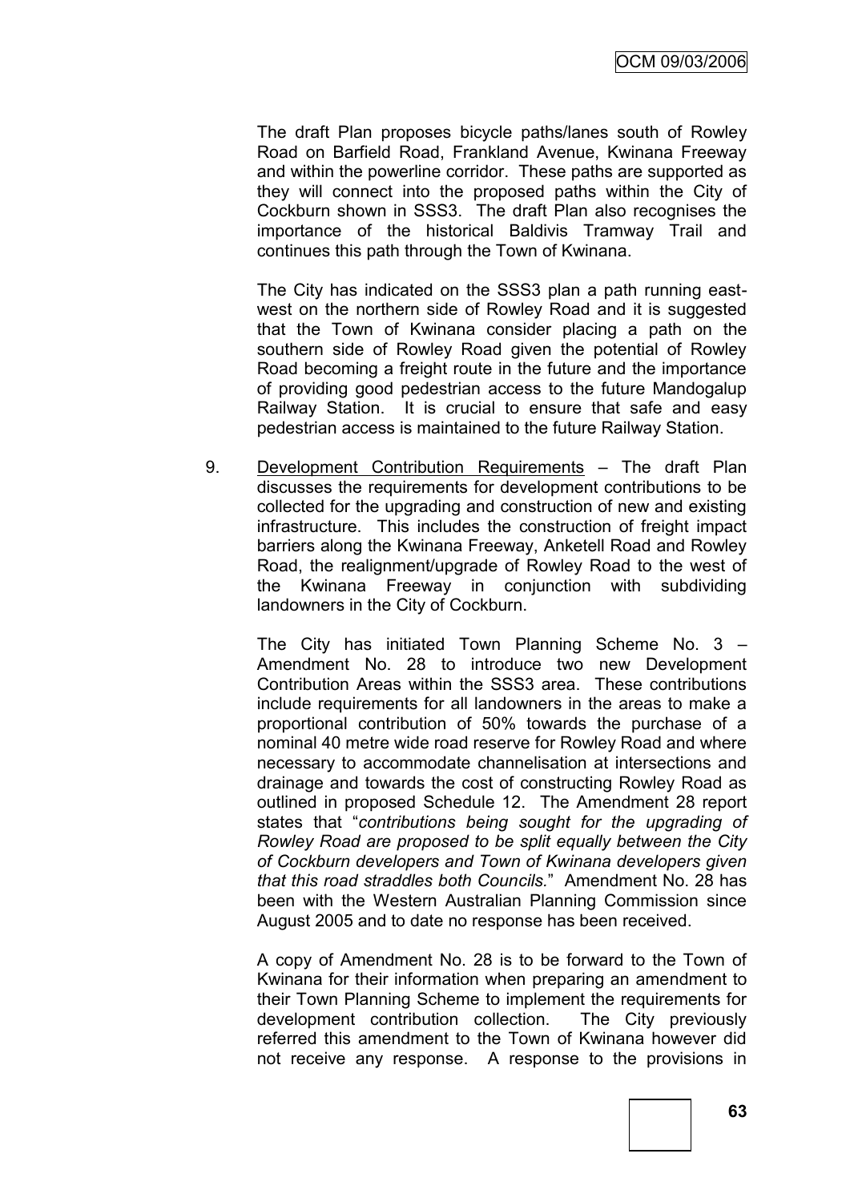The draft Plan proposes bicycle paths/lanes south of Rowley Road on Barfield Road, Frankland Avenue, Kwinana Freeway and within the powerline corridor. These paths are supported as they will connect into the proposed paths within the City of Cockburn shown in SSS3. The draft Plan also recognises the importance of the historical Baldivis Tramway Trail and continues this path through the Town of Kwinana.

The City has indicated on the SSS3 plan a path running east-west on the northern side of Rowley Road and it is suggested that the Town of Kwinana consider placing a path on the southern side of Rowley Road given the potential of Rowley Road becoming a freight route in the future and the importance of providing good pedestrian access to the future Mandogalup Railway Station. It is crucial to ensure that safe and easy pedestrian access is maintained to the future Railway Station.

9. Development Contribution Requirements – The draft Plan discusses the requirements for development contributions to be collected for the upgrading and construction of new and existing infrastructure. This includes the construction of freight impact barriers along the Kwinana Freeway, Anketell Road and Rowley Road, the realignment/upgrade of Rowley Road to the west of the Kwinana Freeway in conjunction with subdividing landowners in the City of Cockburn.

   The City has initiated Town Planning Scheme No. 3 – Amendment No. 28 to introduce two new Development Contribution Areas within the SSS3 area. These contributions include requirements for all landowners in the areas to make a proportional contribution of 50% towards the purchase of a nominal 40 metre wide road reserve for Rowley Road and where necessary to accommodate channelisation at intersections and drainage and towards the cost of constructing Rowley Road as outlined in proposed Schedule 12. The Amendment 28 report states that "*contributions being sought for the upgrading of Rowley Road are proposed to be split equally between the City of Cockburn developers and Town of Kwinana developers given that this road straddles both Councils.*" Amendment No. 28 has been with the Western Australian Planning Commission since August 2005 and to date no response has been received.

   A copy of Amendment No. 28 is to be forward to the Town of Kwinana for their information when preparing an amendment to their Town Planning Scheme to implement the requirements for development contribution collection. The City previously referred this amendment to the Town of Kwinana however did not receive any response. A response to the provisions in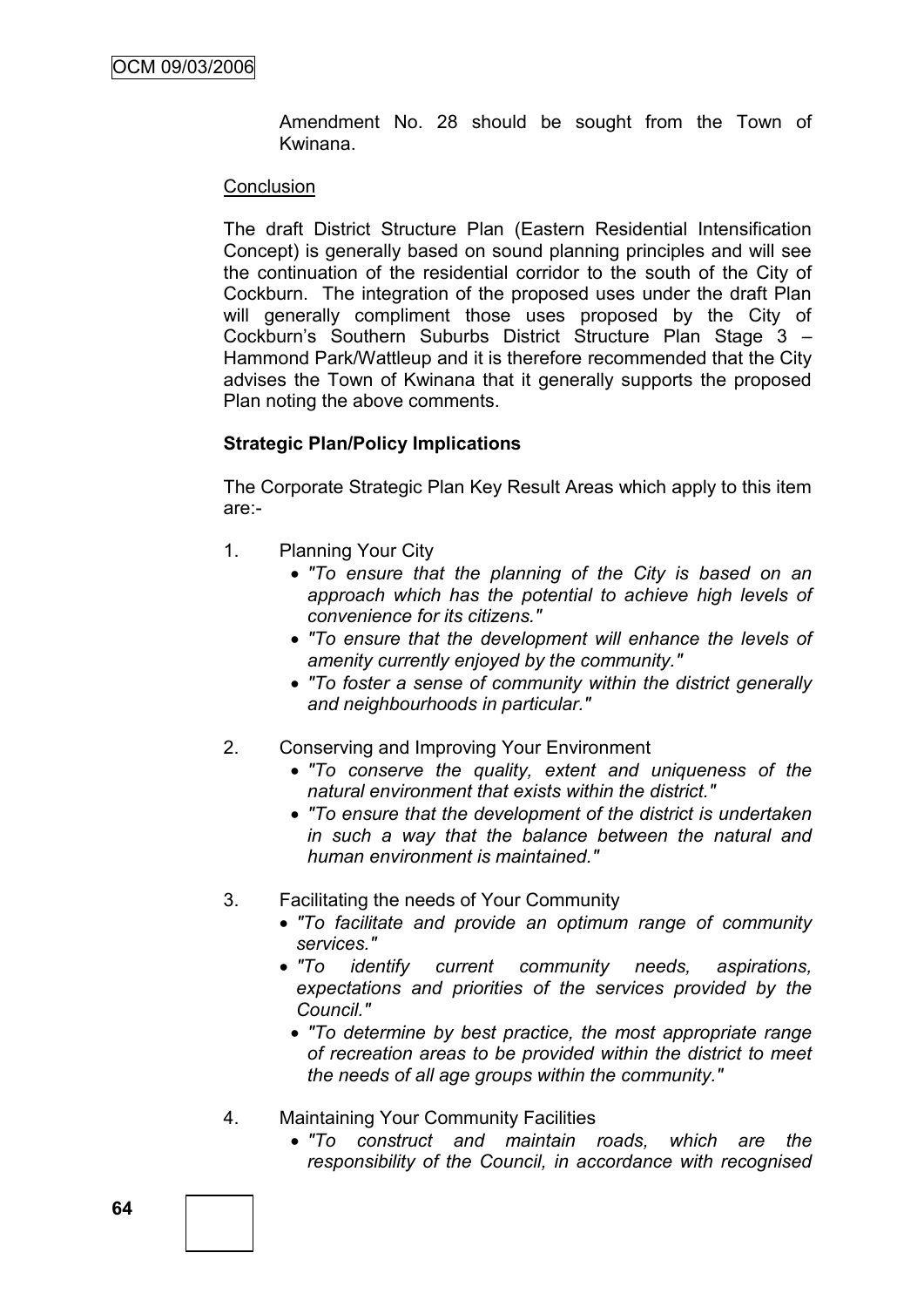Amendment No. 28 should be sought from the Town of Kwinana.

Conclusion

The draft District Structure Plan (Eastern Residential Intensification Concept) is generally based on sound planning principles and will see the continuation of the residential corridor to the south of the City of Cockburn. The integration of the proposed uses under the draft Plan will generally compliment those uses proposed by the City of Cockburn's Southern Suburbs District Structure Plan Stage 3 – Hammond Park/Wattleup and it is therefore recommended that the City advises the Town of Kwinana that it generally supports the proposed Plan noting the above comments.

**Strategic Plan/Policy Implications**

The Corporate Strategic Plan Key Result Areas which apply to this item are:-

1. Planning Your City
   - *"To ensure that the planning of the City is based on an approach which has the potential to achieve high levels of convenience for its citizens."*
   - *"To ensure that the development will enhance the levels of amenity currently enjoyed by the community."*
   - *"To foster a sense of community within the district generally and neighbourhoods in particular."*

2. Conserving and Improving Your Environment
   - *"To conserve the quality, extent and uniqueness of the natural environment that exists within the district."*
   - *"To ensure that the development of the district is undertaken in such a way that the balance between the natural and human environment is maintained."*

3. Facilitating the needs of Your Community
   - *"To facilitate and provide an optimum range of community services."*
   - *"To identify current community needs, aspirations, expectations and priorities of the services provided by the Council."*
   - *"To determine by best practice, the most appropriate range of recreation areas to be provided within the district to meet the needs of all age groups within the community."*

4. Maintaining Your Community Facilities
   - *"To construct and maintain roads, which are the responsibility of the Council, in accordance with recognised*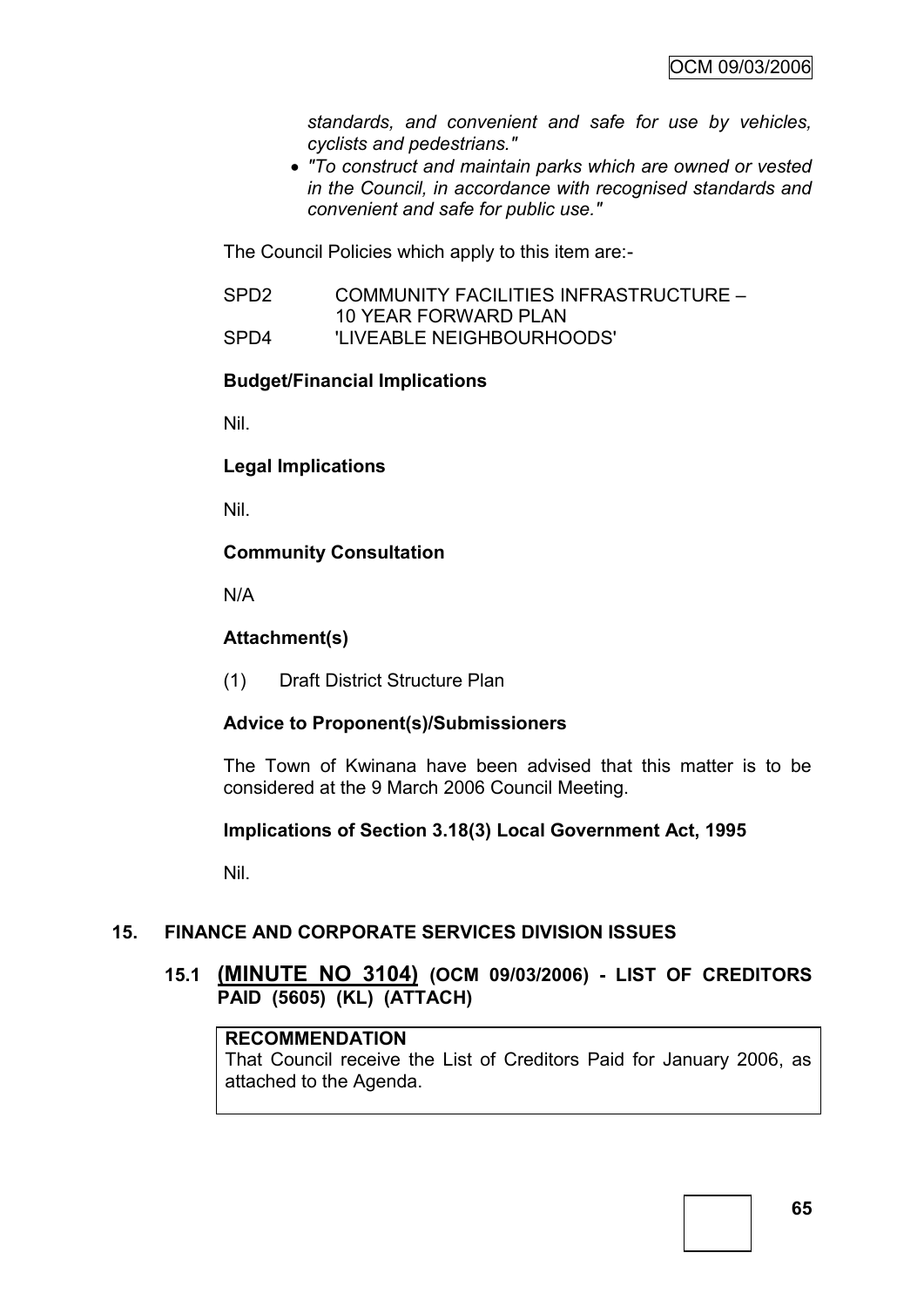*standards, and convenient and safe for use by vehicles, cyclists and pedestrians."*

- *"To construct and maintain parks which are owned or vested in the Council, in accordance with recognised standards and convenient and safe for public use."*

The Council Policies which apply to this item are:-

SPD2 COMMUNITY FACILITIES INFRASTRUCTURE – 10 YEAR FORWARD PLAN
SPD4 'LIVEABLE NEIGHBOURHOODS'

**Budget/Financial Implications**

Nil.

**Legal Implications**

Nil.

**Community Consultation**

N/A

**Attachment(s)**

(1) Draft District Structure Plan

**Advice to Proponent(s)/Submissioners**

The Town of Kwinana have been advised that this matter is to be considered at the 9 March 2006 Council Meeting.

**Implications of Section 3.18(3) Local Government Act, 1995**

Nil.

## 15. FINANCE AND CORPORATE SERVICES DIVISION ISSUES

### 15.1 (MINUTE NO 3104) (OCM 09/03/2006) - LIST OF CREDITORS PAID (5605) (KL) (ATTACH)

**RECOMMENDATION**
That Council receive the List of Creditors Paid for January 2006, as attached to the Agenda.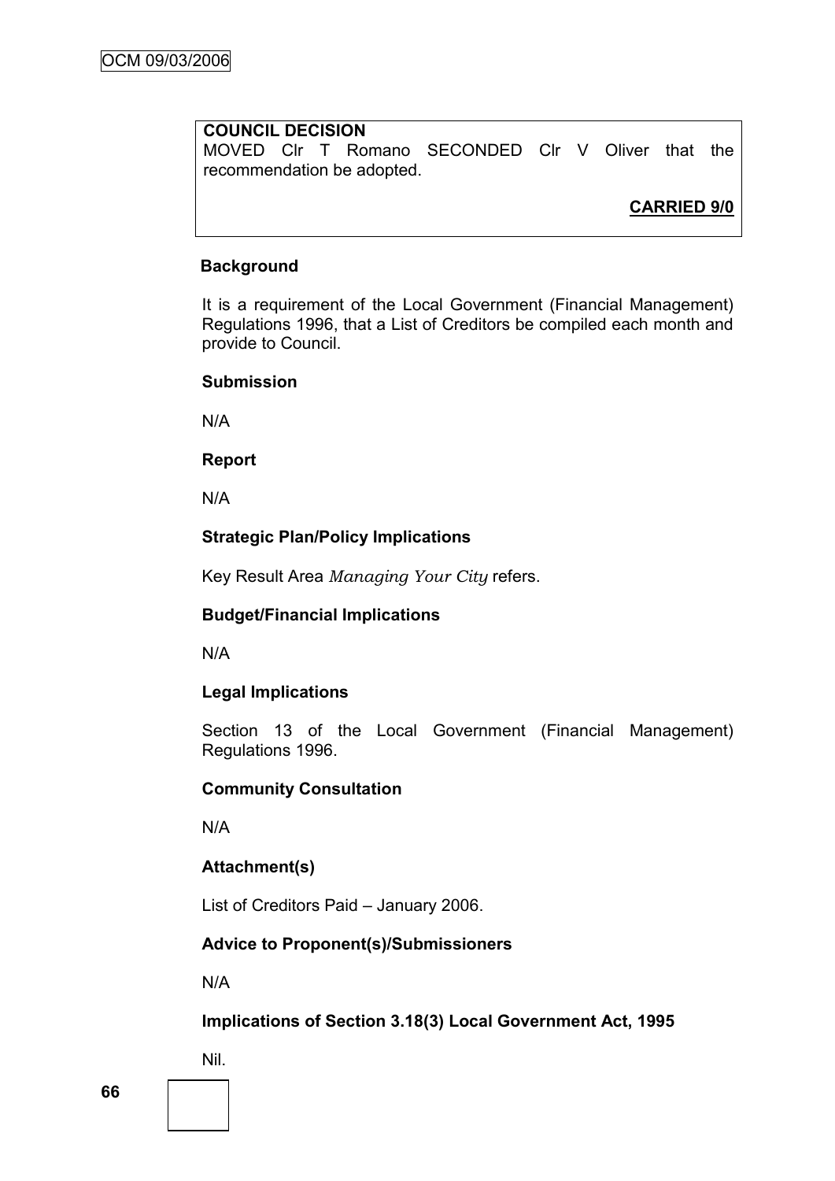**COUNCIL DECISION**
MOVED Clr T Romano SECONDED Clr V Oliver that the recommendation be adopted.

**CARRIED 9/0**

### Background

It is a requirement of the Local Government (Financial Management) Regulations 1996, that a List of Creditors be compiled each month and provide to Council.

### Submission

N/A

### Report

N/A

### Strategic Plan/Policy Implications

Key Result Area *Managing Your City* refers.

### Budget/Financial Implications

N/A

### Legal Implications

Section 13 of the Local Government (Financial Management) Regulations 1996.

### Community Consultation

N/A

### Attachment(s)

List of Creditors Paid – January 2006.

### Advice to Proponent(s)/Submissioners

N/A

### Implications of Section 3.18(3) Local Government Act, 1995

Nil.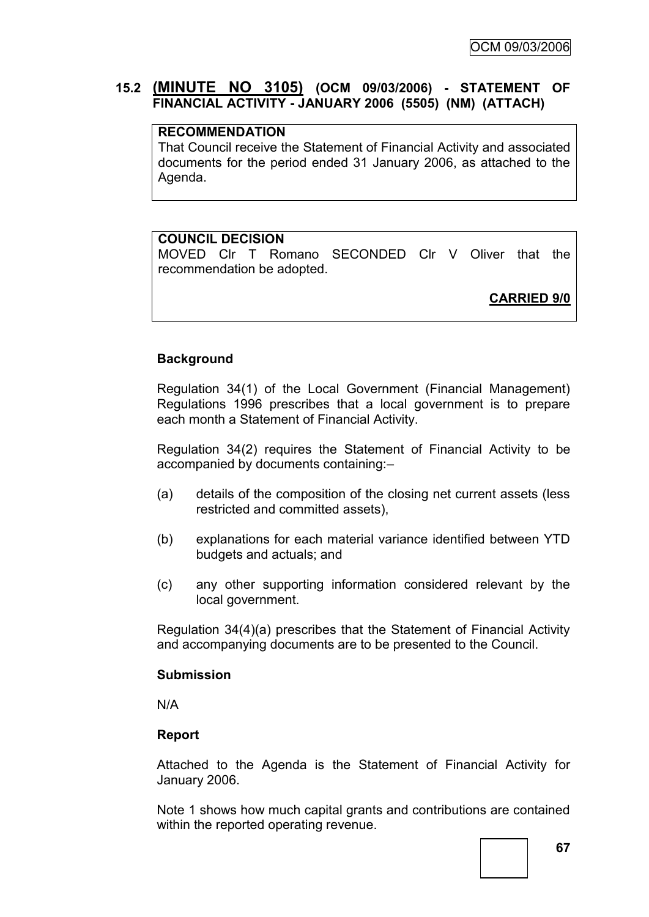## 15.2 (MINUTE NO 3105) (OCM 09/03/2006) - STATEMENT OF FINANCIAL ACTIVITY - JANUARY 2006 (5505) (NM) (ATTACH)

**RECOMMENDATION**

That Council receive the Statement of Financial Activity and associated documents for the period ended 31 January 2006, as attached to the Agenda.

**COUNCIL DECISION**

MOVED Clr T Romano SECONDED Clr V Oliver that the recommendation be adopted.

**CARRIED 9/0**

### Background

Regulation 34(1) of the Local Government (Financial Management) Regulations 1996 prescribes that a local government is to prepare each month a Statement of Financial Activity.

Regulation 34(2) requires the Statement of Financial Activity to be accompanied by documents containing:–

(a) details of the composition of the closing net current assets (less restricted and committed assets),

(b) explanations for each material variance identified between YTD budgets and actuals; and

(c) any other supporting information considered relevant by the local government.

Regulation 34(4)(a) prescribes that the Statement of Financial Activity and accompanying documents are to be presented to the Council.

### Submission

N/A

### Report

Attached to the Agenda is the Statement of Financial Activity for January 2006.

Note 1 shows how much capital grants and contributions are contained within the reported operating revenue.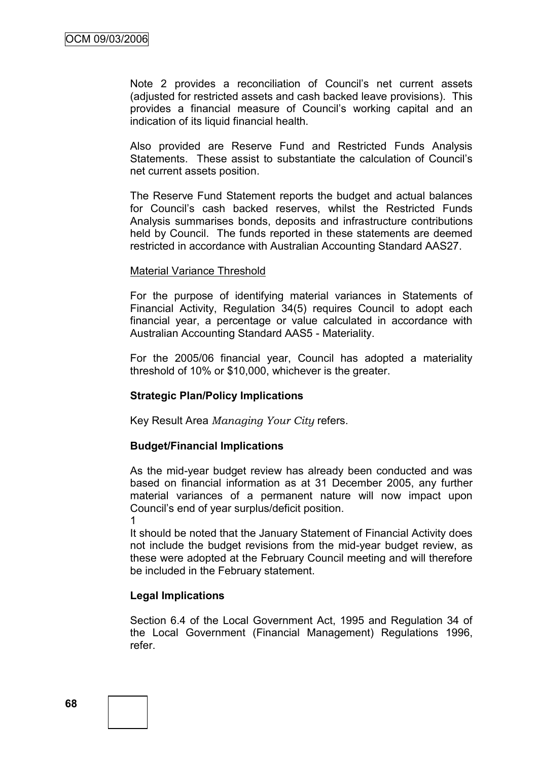Note 2 provides a reconciliation of Council's net current assets (adjusted for restricted assets and cash backed leave provisions). This provides a financial measure of Council's working capital and an indication of its liquid financial health.

Also provided are Reserve Fund and Restricted Funds Analysis Statements. These assist to substantiate the calculation of Council's net current assets position.

The Reserve Fund Statement reports the budget and actual balances for Council's cash backed reserves, whilst the Restricted Funds Analysis summarises bonds, deposits and infrastructure contributions held by Council. The funds reported in these statements are deemed restricted in accordance with Australian Accounting Standard AAS27.

Material Variance Threshold

For the purpose of identifying material variances in Statements of Financial Activity, Regulation 34(5) requires Council to adopt each financial year, a percentage or value calculated in accordance with Australian Accounting Standard AAS5 - Materiality.

For the 2005/06 financial year, Council has adopted a materiality threshold of 10% or $10,000, whichever is the greater.

**Strategic Plan/Policy Implications**

Key Result Area *Managing Your City* refers.

**Budget/Financial Implications**

As the mid-year budget review has already been conducted and was based on financial information as at 31 December 2005, any further material variances of a permanent nature will now impact upon Council's end of year surplus/deficit position.

1

It should be noted that the January Statement of Financial Activity does not include the budget revisions from the mid-year budget review, as these were adopted at the February Council meeting and will therefore be included in the February statement.

**Legal Implications**

Section 6.4 of the Local Government Act, 1995 and Regulation 34 of the Local Government (Financial Management) Regulations 1996, refer.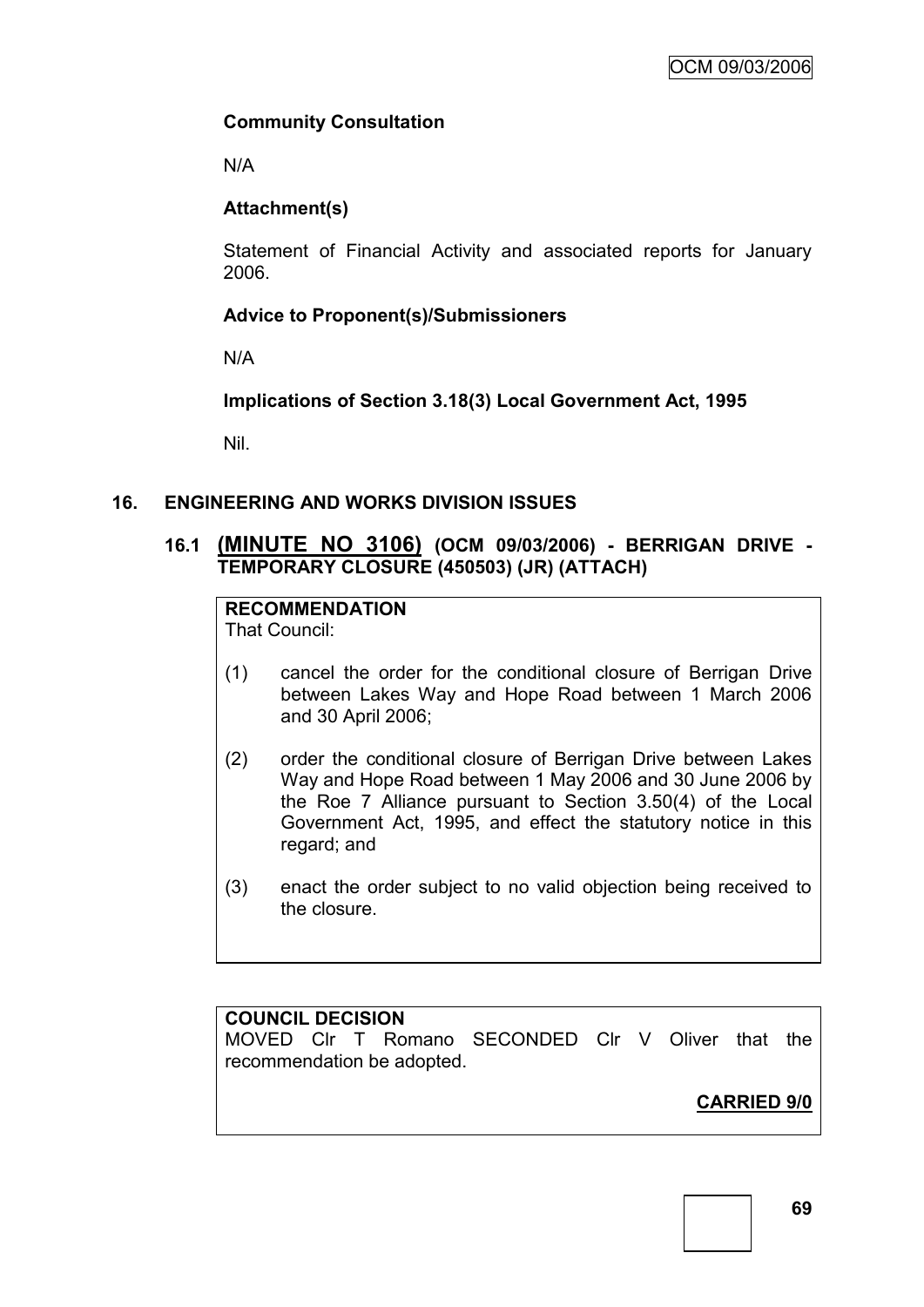**Community Consultation**

N/A

**Attachment(s)**

Statement of Financial Activity and associated reports for January 2006.

**Advice to Proponent(s)/Submissioners**

N/A

**Implications of Section 3.18(3) Local Government Act, 1995**

Nil.

## 16. ENGINEERING AND WORKS DIVISION ISSUES

### 16.1 (MINUTE NO 3106) (OCM 09/03/2006) - BERRIGAN DRIVE - TEMPORARY CLOSURE (450503) (JR) (ATTACH)

**RECOMMENDATION**
That Council:

(1) cancel the order for the conditional closure of Berrigan Drive between Lakes Way and Hope Road between 1 March 2006 and 30 April 2006;

(2) order the conditional closure of Berrigan Drive between Lakes Way and Hope Road between 1 May 2006 and 30 June 2006 by the Roe 7 Alliance pursuant to Section 3.50(4) of the Local Government Act, 1995, and effect the statutory notice in this regard; and

(3) enact the order subject to no valid objection being received to the closure.

**COUNCIL DECISION**
MOVED Clr T Romano SECONDED Clr V Oliver that the recommendation be adopted.

**CARRIED 9/0**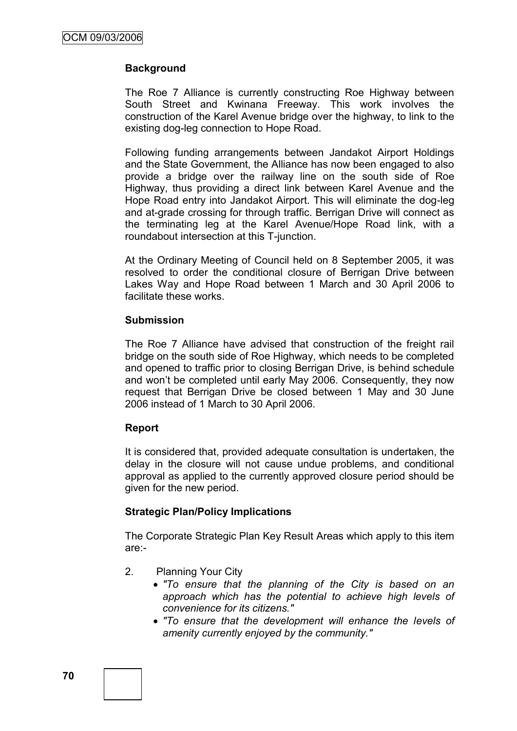**Background**

The Roe 7 Alliance is currently constructing Roe Highway between South Street and Kwinana Freeway. This work involves the construction of the Karel Avenue bridge over the highway, to link to the existing dog-leg connection to Hope Road.

Following funding arrangements between Jandakot Airport Holdings and the State Government, the Alliance has now been engaged to also provide a bridge over the railway line on the south side of Roe Highway, thus providing a direct link between Karel Avenue and the Hope Road entry into Jandakot Airport. This will eliminate the dog-leg and at-grade crossing for through traffic. Berrigan Drive will connect as the terminating leg at the Karel Avenue/Hope Road link, with a roundabout intersection at this T-junction.

At the Ordinary Meeting of Council held on 8 September 2005, it was resolved to order the conditional closure of Berrigan Drive between Lakes Way and Hope Road between 1 March and 30 April 2006 to facilitate these works.

**Submission**

The Roe 7 Alliance have advised that construction of the freight rail bridge on the south side of Roe Highway, which needs to be completed and opened to traffic prior to closing Berrigan Drive, is behind schedule and won't be completed until early May 2006. Consequently, they now request that Berrigan Drive be closed between 1 May and 30 June 2006 instead of 1 March to 30 April 2006.

**Report**

It is considered that, provided adequate consultation is undertaken, the delay in the closure will not cause undue problems, and conditional approval as applied to the currently approved closure period should be given for the new period.

**Strategic Plan/Policy Implications**

The Corporate Strategic Plan Key Result Areas which apply to this item are:-

2. Planning Your City
   - *"To ensure that the planning of the City is based on an approach which has the potential to achieve high levels of convenience for its citizens."*
   - *"To ensure that the development will enhance the levels of amenity currently enjoyed by the community."*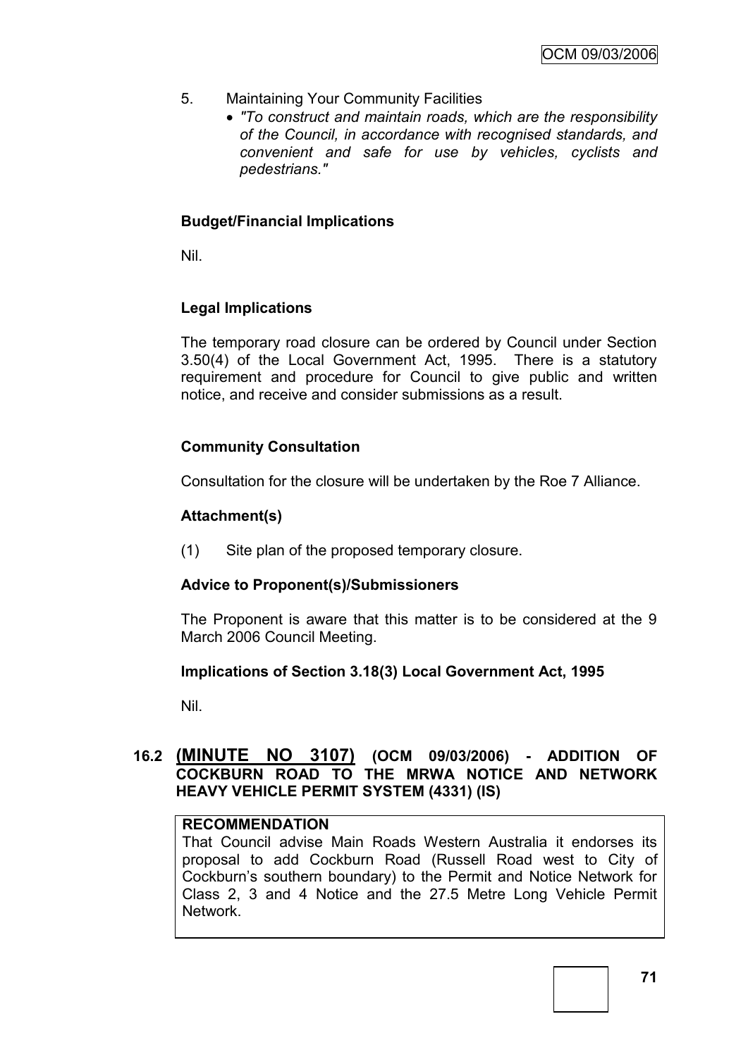5. Maintaining Your Community Facilities
   - *"To construct and maintain roads, which are the responsibility of the Council, in accordance with recognised standards, and convenient and safe for use by vehicles, cyclists and pedestrians."*

### Budget/Financial Implications

Nil.

### Legal Implications

The temporary road closure can be ordered by Council under Section 3.50(4) of the Local Government Act, 1995. There is a statutory requirement and procedure for Council to give public and written notice, and receive and consider submissions as a result.

### Community Consultation

Consultation for the closure will be undertaken by the Roe 7 Alliance.

### Attachment(s)

(1) Site plan of the proposed temporary closure.

### Advice to Proponent(s)/Submissioners

The Proponent is aware that this matter is to be considered at the 9 March 2006 Council Meeting.

### Implications of Section 3.18(3) Local Government Act, 1995

Nil.

## 16.2 (MINUTE NO 3107) (OCM 09/03/2006) - ADDITION OF COCKBURN ROAD TO THE MRWA NOTICE AND NETWORK HEAVY VEHICLE PERMIT SYSTEM (4331) (IS)

**RECOMMENDATION**

That Council advise Main Roads Western Australia it endorses its proposal to add Cockburn Road (Russell Road west to City of Cockburn's southern boundary) to the Permit and Notice Network for Class 2, 3 and 4 Notice and the 27.5 Metre Long Vehicle Permit Network.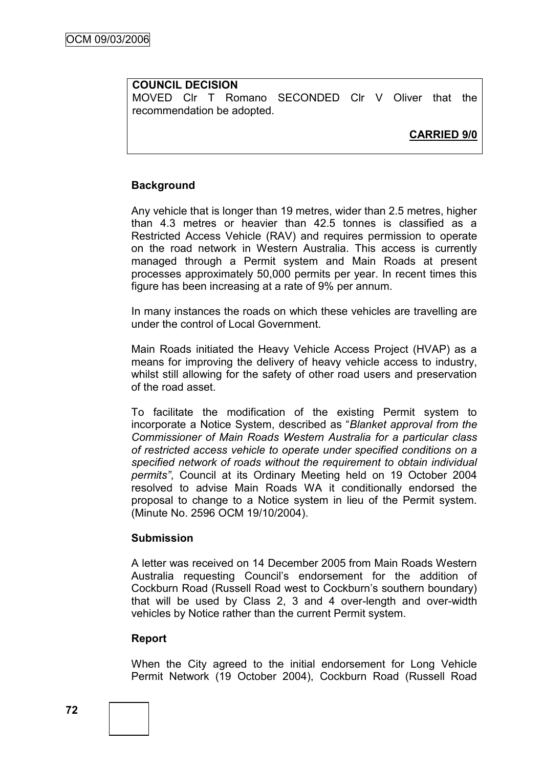**COUNCIL DECISION**

MOVED Clr T Romano SECONDED Clr V Oliver that the recommendation be adopted.

**CARRIED 9/0**

**Background**

Any vehicle that is longer than 19 metres, wider than 2.5 metres, higher than 4.3 metres or heavier than 42.5 tonnes is classified as a Restricted Access Vehicle (RAV) and requires permission to operate on the road network in Western Australia. This access is currently managed through a Permit system and Main Roads at present processes approximately 50,000 permits per year. In recent times this figure has been increasing at a rate of 9% per annum.

In many instances the roads on which these vehicles are travelling are under the control of Local Government.

Main Roads initiated the Heavy Vehicle Access Project (HVAP) as a means for improving the delivery of heavy vehicle access to industry, whilst still allowing for the safety of other road users and preservation of the road asset.

To facilitate the modification of the existing Permit system to incorporate a Notice System, described as "*Blanket approval from the Commissioner of Main Roads Western Australia for a particular class of restricted access vehicle to operate under specified conditions on a specified network of roads without the requirement to obtain individual permits"*, Council at its Ordinary Meeting held on 19 October 2004 resolved to advise Main Roads WA it conditionally endorsed the proposal to change to a Notice system in lieu of the Permit system. (Minute No. 2596 OCM 19/10/2004).

**Submission**

A letter was received on 14 December 2005 from Main Roads Western Australia requesting Council's endorsement for the addition of Cockburn Road (Russell Road west to Cockburn's southern boundary) that will be used by Class 2, 3 and 4 over-length and over-width vehicles by Notice rather than the current Permit system.

**Report**

When the City agreed to the initial endorsement for Long Vehicle Permit Network (19 October 2004), Cockburn Road (Russell Road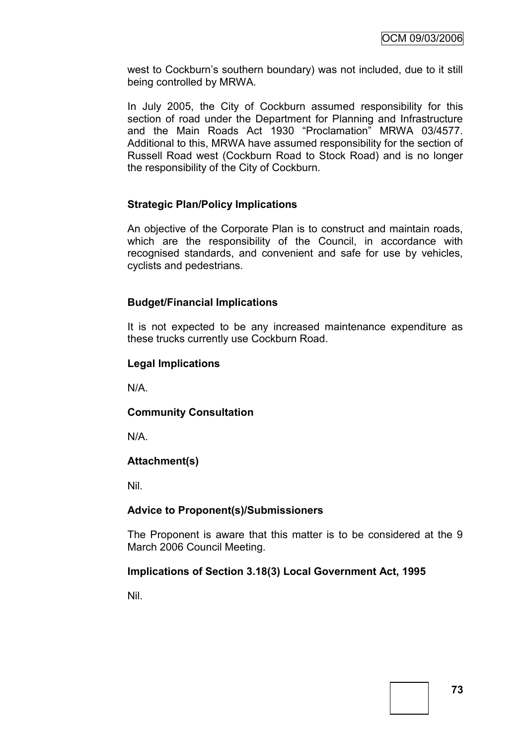west to Cockburn's southern boundary) was not included, due to it still being controlled by MRWA.

In July 2005, the City of Cockburn assumed responsibility for this section of road under the Department for Planning and Infrastructure and the Main Roads Act 1930 "Proclamation" MRWA 03/4577. Additional to this, MRWA have assumed responsibility for the section of Russell Road west (Cockburn Road to Stock Road) and is no longer the responsibility of the City of Cockburn.

**Strategic Plan/Policy Implications**

An objective of the Corporate Plan is to construct and maintain roads, which are the responsibility of the Council, in accordance with recognised standards, and convenient and safe for use by vehicles, cyclists and pedestrians.

**Budget/Financial Implications**

It is not expected to be any increased maintenance expenditure as these trucks currently use Cockburn Road.

**Legal Implications**

N/A.

**Community Consultation**

N/A.

**Attachment(s)**

Nil.

**Advice to Proponent(s)/Submissioners**

The Proponent is aware that this matter is to be considered at the 9 March 2006 Council Meeting.

**Implications of Section 3.18(3) Local Government Act, 1995**

Nil.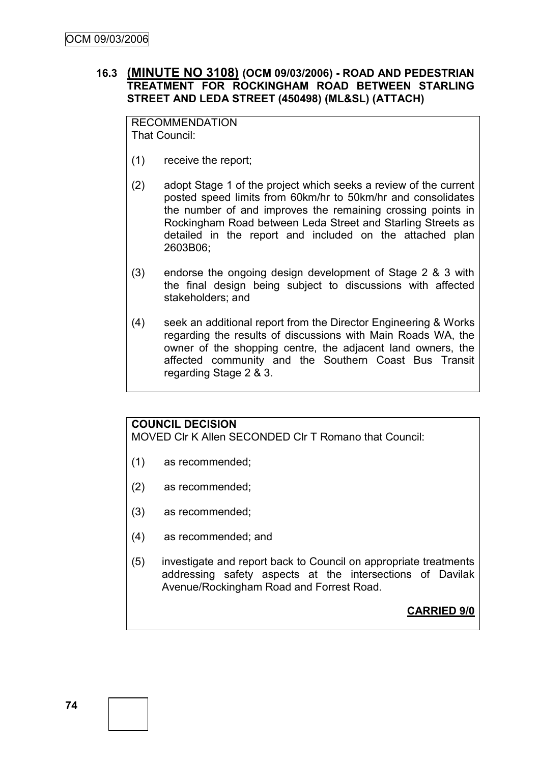### 16.3 (MINUTE NO 3108) (OCM 09/03/2006) - ROAD AND PEDESTRIAN TREATMENT FOR ROCKINGHAM ROAD BETWEEN STARLING STREET AND LEDA STREET (450498) (ML&SL) (ATTACH)

RECOMMENDATION
That Council:

(1) receive the report;

(2) adopt Stage 1 of the project which seeks a review of the current posted speed limits from 60km/hr to 50km/hr and consolidates the number of and improves the remaining crossing points in Rockingham Road between Leda Street and Starling Streets as detailed in the report and included on the attached plan 2603B06;

(3) endorse the ongoing design development of Stage 2 & 3 with the final design being subject to discussions with affected stakeholders; and

(4) seek an additional report from the Director Engineering & Works regarding the results of discussions with Main Roads WA, the owner of the shopping centre, the adjacent land owners, the affected community and the Southern Coast Bus Transit regarding Stage 2 & 3.

**COUNCIL DECISION**
MOVED Clr K Allen SECONDED Clr T Romano that Council:

(1) as recommended;

(2) as recommended;

(3) as recommended;

(4) as recommended; and

(5) investigate and report back to Council on appropriate treatments addressing safety aspects at the intersections of Davilak Avenue/Rockingham Road and Forrest Road.

**CARRIED 9/0**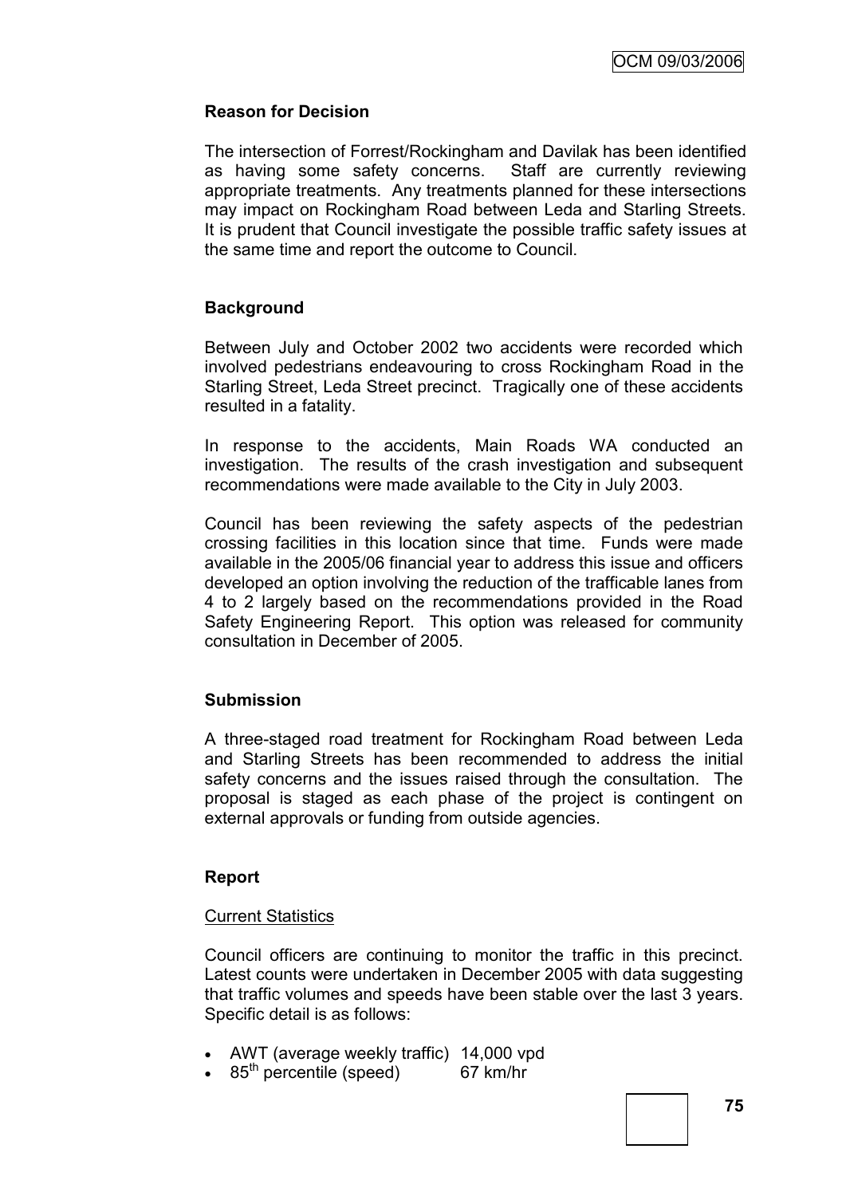### Reason for Decision

The intersection of Forrest/Rockingham and Davilak has been identified as having some safety concerns. Staff are currently reviewing appropriate treatments. Any treatments planned for these intersections may impact on Rockingham Road between Leda and Starling Streets. It is prudent that Council investigate the possible traffic safety issues at the same time and report the outcome to Council.

### Background

Between July and October 2002 two accidents were recorded which involved pedestrians endeavouring to cross Rockingham Road in the Starling Street, Leda Street precinct. Tragically one of these accidents resulted in a fatality.

In response to the accidents, Main Roads WA conducted an investigation. The results of the crash investigation and subsequent recommendations were made available to the City in July 2003.

Council has been reviewing the safety aspects of the pedestrian crossing facilities in this location since that time. Funds were made available in the 2005/06 financial year to address this issue and officers developed an option involving the reduction of the trafficable lanes from 4 to 2 largely based on the recommendations provided in the Road Safety Engineering Report. This option was released for community consultation in December of 2005.

### Submission

A three-staged road treatment for Rockingham Road between Leda and Starling Streets has been recommended to address the initial safety concerns and the issues raised through the consultation. The proposal is staged as each phase of the project is contingent on external approvals or funding from outside agencies.

### Report

Current Statistics

Council officers are continuing to monitor the traffic in this precinct. Latest counts were undertaken in December 2005 with data suggesting that traffic volumes and speeds have been stable over the last 3 years. Specific detail is as follows:

- AWT (average weekly traffic) 14,000 vpd
- 85th percentile (speed) 67 km/hr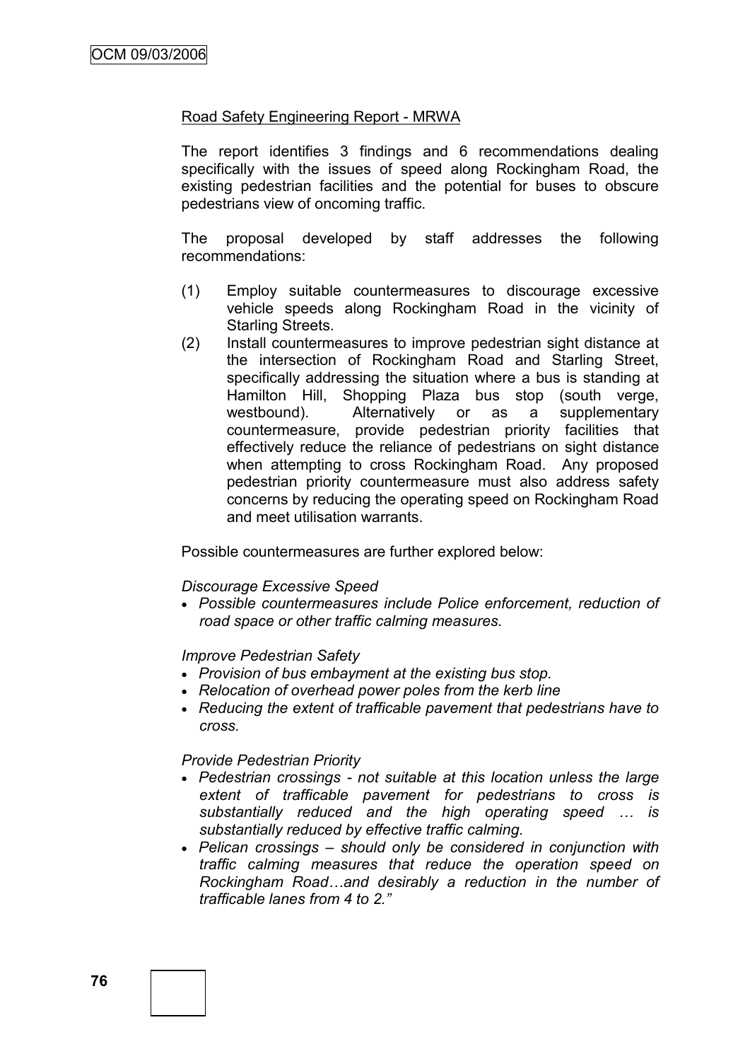Road Safety Engineering Report - MRWA

The report identifies 3 findings and 6 recommendations dealing specifically with the issues of speed along Rockingham Road, the existing pedestrian facilities and the potential for buses to obscure pedestrians view of oncoming traffic.

The proposal developed by staff addresses the following recommendations:

(1) Employ suitable countermeasures to discourage excessive vehicle speeds along Rockingham Road in the vicinity of Starling Streets.

(2) Install countermeasures to improve pedestrian sight distance at the intersection of Rockingham Road and Starling Street, specifically addressing the situation where a bus is standing at Hamilton Hill, Shopping Plaza bus stop (south verge, westbound). Alternatively or as a supplementary countermeasure, provide pedestrian priority facilities that effectively reduce the reliance of pedestrians on sight distance when attempting to cross Rockingham Road. Any proposed pedestrian priority countermeasure must also address safety concerns by reducing the operating speed on Rockingham Road and meet utilisation warrants.

Possible countermeasures are further explored below:

*Discourage Excessive Speed*

- *Possible countermeasures include Police enforcement, reduction of road space or other traffic calming measures.*

*Improve Pedestrian Safety*

- *Provision of bus embayment at the existing bus stop.*
- *Relocation of overhead power poles from the kerb line*
- *Reducing the extent of trafficable pavement that pedestrians have to cross.*

*Provide Pedestrian Priority*

- *Pedestrian crossings - not suitable at this location unless the large extent of trafficable pavement for pedestrians to cross is substantially reduced and the high operating speed … is substantially reduced by effective traffic calming.*
- *Pelican crossings – should only be considered in conjunction with traffic calming measures that reduce the operation speed on Rockingham Road…and desirably a reduction in the number of trafficable lanes from 4 to 2."*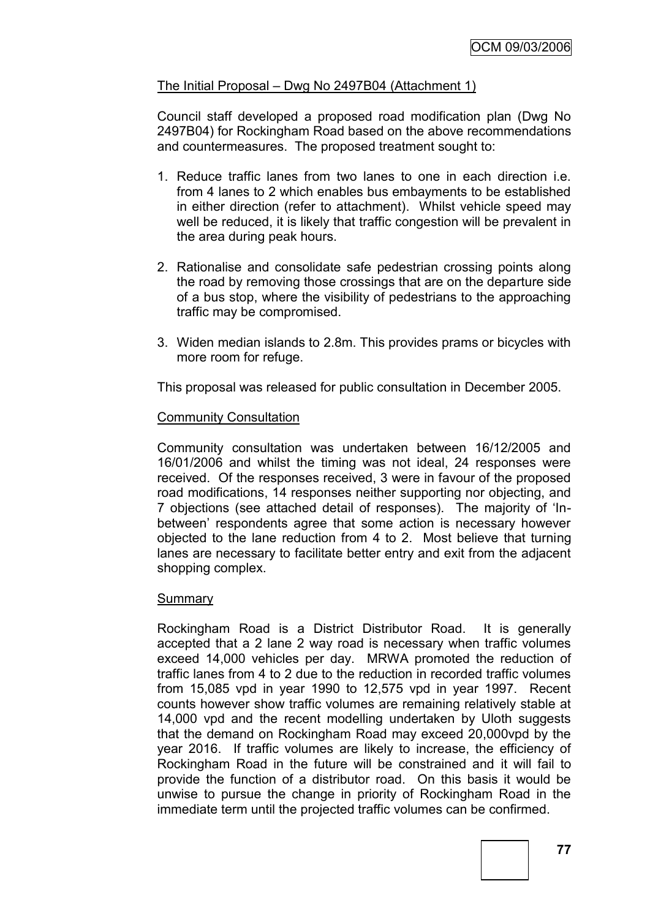The Initial Proposal – Dwg No 2497B04 (Attachment 1)

Council staff developed a proposed road modification plan (Dwg No 2497B04) for Rockingham Road based on the above recommendations and countermeasures. The proposed treatment sought to:

1. Reduce traffic lanes from two lanes to one in each direction i.e. from 4 lanes to 2 which enables bus embayments to be established in either direction (refer to attachment). Whilst vehicle speed may well be reduced, it is likely that traffic congestion will be prevalent in the area during peak hours.

2. Rationalise and consolidate safe pedestrian crossing points along the road by removing those crossings that are on the departure side of a bus stop, where the visibility of pedestrians to the approaching traffic may be compromised.

3. Widen median islands to 2.8m. This provides prams or bicycles with more room for refuge.

This proposal was released for public consultation in December 2005.

Community Consultation

Community consultation was undertaken between 16/12/2005 and 16/01/2006 and whilst the timing was not ideal, 24 responses were received. Of the responses received, 3 were in favour of the proposed road modifications, 14 responses neither supporting nor objecting, and 7 objections (see attached detail of responses). The majority of 'In-between' respondents agree that some action is necessary however objected to the lane reduction from 4 to 2. Most believe that turning lanes are necessary to facilitate better entry and exit from the adjacent shopping complex.

Summary

Rockingham Road is a District Distributor Road. It is generally accepted that a 2 lane 2 way road is necessary when traffic volumes exceed 14,000 vehicles per day. MRWA promoted the reduction of traffic lanes from 4 to 2 due to the reduction in recorded traffic volumes from 15,085 vpd in year 1990 to 12,575 vpd in year 1997. Recent counts however show traffic volumes are remaining relatively stable at 14,000 vpd and the recent modelling undertaken by Uloth suggests that the demand on Rockingham Road may exceed 20,000vpd by the year 2016. If traffic volumes are likely to increase, the efficiency of Rockingham Road in the future will be constrained and it will fail to provide the function of a distributor road. On this basis it would be unwise to pursue the change in priority of Rockingham Road in the immediate term until the projected traffic volumes can be confirmed.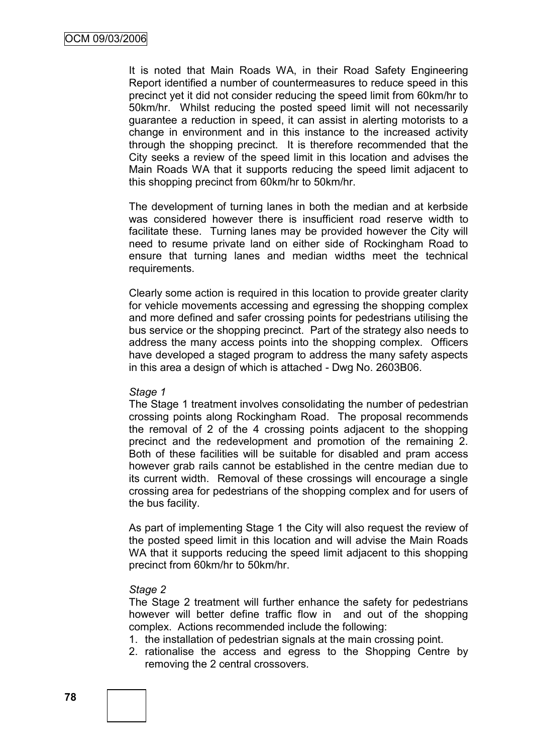It is noted that Main Roads WA, in their Road Safety Engineering Report identified a number of countermeasures to reduce speed in this precinct yet it did not consider reducing the speed limit from 60km/hr to 50km/hr. Whilst reducing the posted speed limit will not necessarily guarantee a reduction in speed, it can assist in alerting motorists to a change in environment and in this instance to the increased activity through the shopping precinct. It is therefore recommended that the City seeks a review of the speed limit in this location and advises the Main Roads WA that it supports reducing the speed limit adjacent to this shopping precinct from 60km/hr to 50km/hr.

The development of turning lanes in both the median and at kerbside was considered however there is insufficient road reserve width to facilitate these. Turning lanes may be provided however the City will need to resume private land on either side of Rockingham Road to ensure that turning lanes and median widths meet the technical requirements.

Clearly some action is required in this location to provide greater clarity for vehicle movements accessing and egressing the shopping complex and more defined and safer crossing points for pedestrians utilising the bus service or the shopping precinct. Part of the strategy also needs to address the many access points into the shopping complex. Officers have developed a staged program to address the many safety aspects in this area a design of which is attached - Dwg No. 2603B06.

*Stage 1*

The Stage 1 treatment involves consolidating the number of pedestrian crossing points along Rockingham Road. The proposal recommends the removal of 2 of the 4 crossing points adjacent to the shopping precinct and the redevelopment and promotion of the remaining 2. Both of these facilities will be suitable for disabled and pram access however grab rails cannot be established in the centre median due to its current width. Removal of these crossings will encourage a single crossing area for pedestrians of the shopping complex and for users of the bus facility.

As part of implementing Stage 1 the City will also request the review of the posted speed limit in this location and will advise the Main Roads WA that it supports reducing the speed limit adjacent to this shopping precinct from 60km/hr to 50km/hr.

*Stage 2*

The Stage 2 treatment will further enhance the safety for pedestrians however will better define traffic flow in and out of the shopping complex. Actions recommended include the following:

1. the installation of pedestrian signals at the main crossing point.
2. rationalise the access and egress to the Shopping Centre by removing the 2 central crossovers.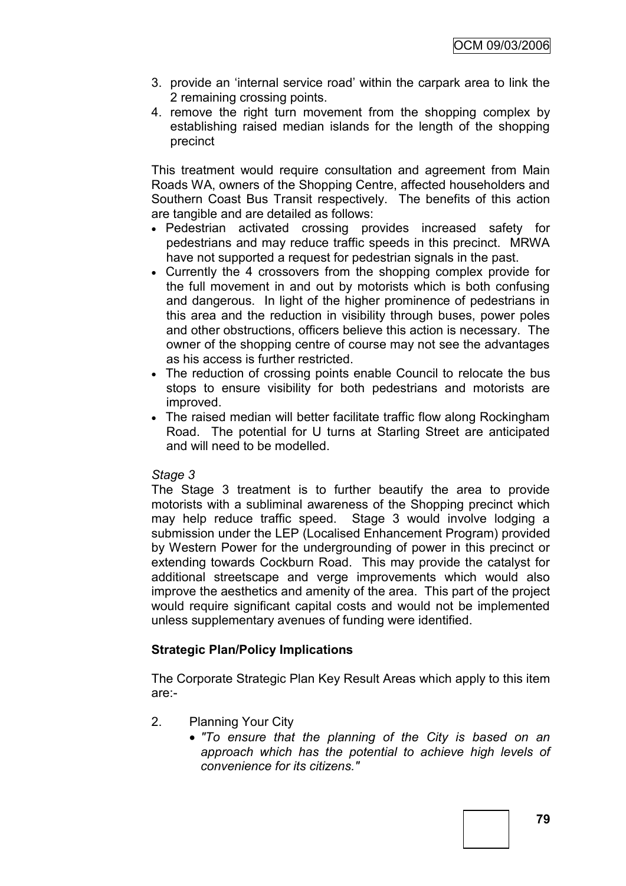3. provide an 'internal service road' within the carpark area to link the 2 remaining crossing points.
4. remove the right turn movement from the shopping complex by establishing raised median islands for the length of the shopping precinct

This treatment would require consultation and agreement from Main Roads WA, owners of the Shopping Centre, affected householders and Southern Coast Bus Transit respectively. The benefits of this action are tangible and are detailed as follows:

- Pedestrian activated crossing provides increased safety for pedestrians and may reduce traffic speeds in this precinct. MRWA have not supported a request for pedestrian signals in the past.
- Currently the 4 crossovers from the shopping complex provide for the full movement in and out by motorists which is both confusing and dangerous. In light of the higher prominence of pedestrians in this area and the reduction in visibility through buses, power poles and other obstructions, officers believe this action is necessary. The owner of the shopping centre of course may not see the advantages as his access is further restricted.
- The reduction of crossing points enable Council to relocate the bus stops to ensure visibility for both pedestrians and motorists are improved.
- The raised median will better facilitate traffic flow along Rockingham Road. The potential for U turns at Starling Street are anticipated and will need to be modelled.

*Stage 3*

The Stage 3 treatment is to further beautify the area to provide motorists with a subliminal awareness of the Shopping precinct which may help reduce traffic speed. Stage 3 would involve lodging a submission under the LEP (Localised Enhancement Program) provided by Western Power for the undergrounding of power in this precinct or extending towards Cockburn Road. This may provide the catalyst for additional streetscape and verge improvements which would also improve the aesthetics and amenity of the area. This part of the project would require significant capital costs and would not be implemented unless supplementary avenues of funding were identified.

**Strategic Plan/Policy Implications**

The Corporate Strategic Plan Key Result Areas which apply to this item are:-

2. Planning Your City
   - *"To ensure that the planning of the City is based on an approach which has the potential to achieve high levels of convenience for its citizens."*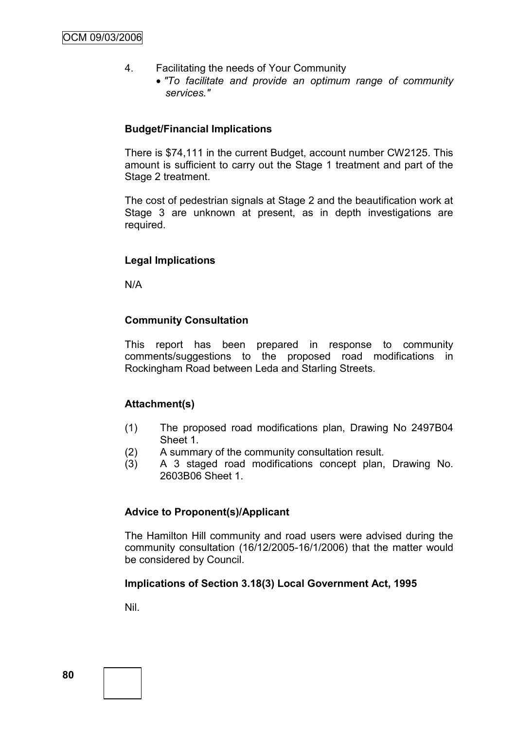4. Facilitating the needs of Your Community
   - *"To facilitate and provide an optimum range of community services."*

**Budget/Financial Implications**

There is $74,111 in the current Budget, account number CW2125. This amount is sufficient to carry out the Stage 1 treatment and part of the Stage 2 treatment.

The cost of pedestrian signals at Stage 2 and the beautification work at Stage 3 are unknown at present, as in depth investigations are required.

**Legal Implications**

N/A

**Community Consultation**

This report has been prepared in response to community comments/suggestions to the proposed road modifications in Rockingham Road between Leda and Starling Streets.

**Attachment(s)**

(1) The proposed road modifications plan, Drawing No 2497B04 Sheet 1.
(2) A summary of the community consultation result.
(3) A 3 staged road modifications concept plan, Drawing No. 2603B06 Sheet 1.

**Advice to Proponent(s)/Applicant**

The Hamilton Hill community and road users were advised during the community consultation (16/12/2005-16/1/2006) that the matter would be considered by Council.

**Implications of Section 3.18(3) Local Government Act, 1995**

Nil.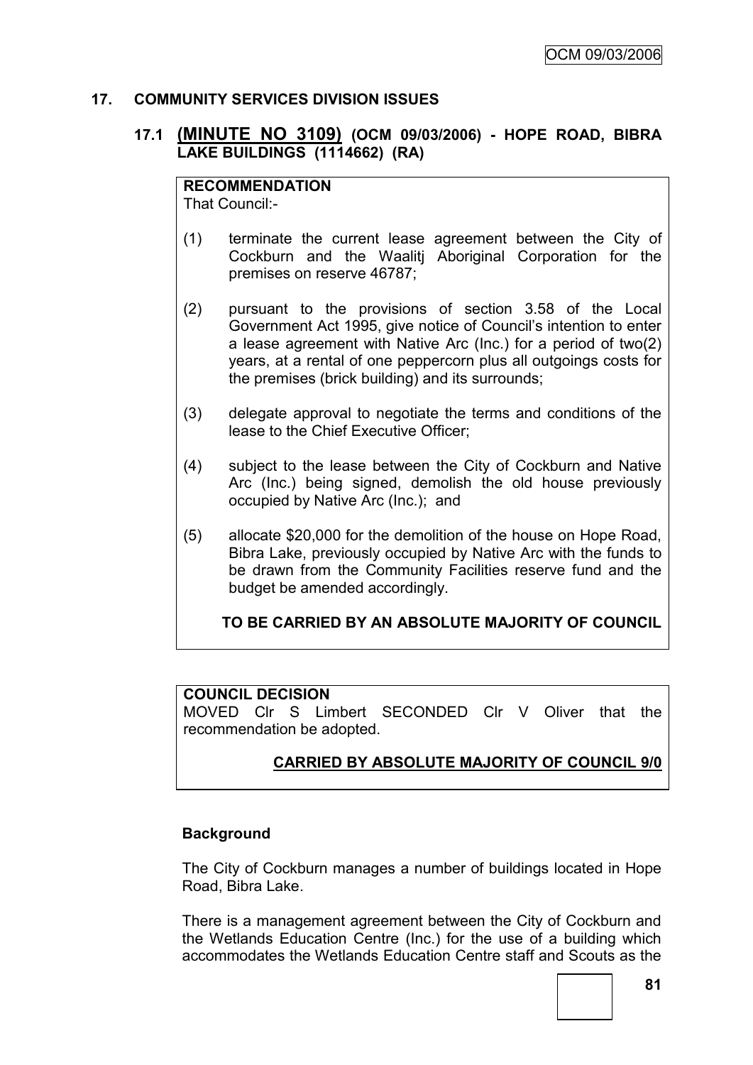## 17. COMMUNITY SERVICES DIVISION ISSUES

### 17.1 (MINUTE NO 3109) (OCM 09/03/2006) - HOPE ROAD, BIBRA LAKE BUILDINGS (1114662) (RA)

**RECOMMENDATION**
That Council:-

(1) terminate the current lease agreement between the City of Cockburn and the Waalitj Aboriginal Corporation for the premises on reserve 46787;

(2) pursuant to the provisions of section 3.58 of the Local Government Act 1995, give notice of Council's intention to enter a lease agreement with Native Arc (Inc.) for a period of two(2) years, at a rental of one peppercorn plus all outgoings costs for the premises (brick building) and its surrounds;

(3) delegate approval to negotiate the terms and conditions of the lease to the Chief Executive Officer;

(4) subject to the lease between the City of Cockburn and Native Arc (Inc.) being signed, demolish the old house previously occupied by Native Arc (Inc.); and

(5) allocate $20,000 for the demolition of the house on Hope Road, Bibra Lake, previously occupied by Native Arc with the funds to be drawn from the Community Facilities reserve fund and the budget be amended accordingly.

**TO BE CARRIED BY AN ABSOLUTE MAJORITY OF COUNCIL**

**COUNCIL DECISION**
MOVED Clr S Limbert SECONDED Clr V Oliver that the recommendation be adopted.

**CARRIED BY ABSOLUTE MAJORITY OF COUNCIL 9/0**

**Background**

The City of Cockburn manages a number of buildings located in Hope Road, Bibra Lake.

There is a management agreement between the City of Cockburn and the Wetlands Education Centre (Inc.) for the use of a building which accommodates the Wetlands Education Centre staff and Scouts as the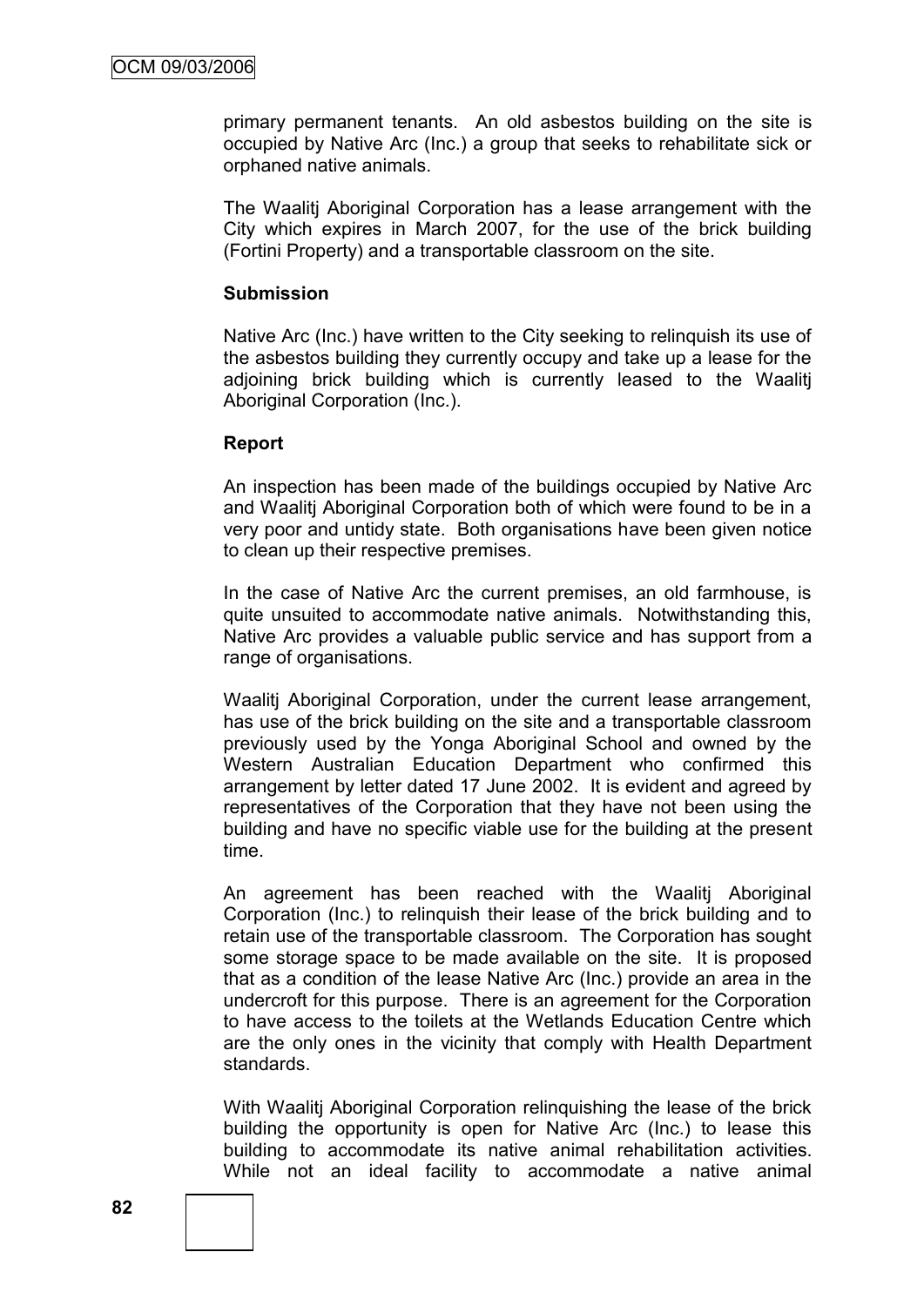primary permanent tenants. An old asbestos building on the site is occupied by Native Arc (Inc.) a group that seeks to rehabilitate sick or orphaned native animals.

The Waalitj Aboriginal Corporation has a lease arrangement with the City which expires in March 2007, for the use of the brick building (Fortini Property) and a transportable classroom on the site.

**Submission**

Native Arc (Inc.) have written to the City seeking to relinquish its use of the asbestos building they currently occupy and take up a lease for the adjoining brick building which is currently leased to the Waalitj Aboriginal Corporation (Inc.).

**Report**

An inspection has been made of the buildings occupied by Native Arc and Waalitj Aboriginal Corporation both of which were found to be in a very poor and untidy state. Both organisations have been given notice to clean up their respective premises.

In the case of Native Arc the current premises, an old farmhouse, is quite unsuited to accommodate native animals. Notwithstanding this, Native Arc provides a valuable public service and has support from a range of organisations.

Waalitj Aboriginal Corporation, under the current lease arrangement, has use of the brick building on the site and a transportable classroom previously used by the Yonga Aboriginal School and owned by the Western Australian Education Department who confirmed this arrangement by letter dated 17 June 2002. It is evident and agreed by representatives of the Corporation that they have not been using the building and have no specific viable use for the building at the present time.

An agreement has been reached with the Waalitj Aboriginal Corporation (Inc.) to relinquish their lease of the brick building and to retain use of the transportable classroom. The Corporation has sought some storage space to be made available on the site. It is proposed that as a condition of the lease Native Arc (Inc.) provide an area in the undercroft for this purpose. There is an agreement for the Corporation to have access to the toilets at the Wetlands Education Centre which are the only ones in the vicinity that comply with Health Department standards.

With Waalitj Aboriginal Corporation relinquishing the lease of the brick building the opportunity is open for Native Arc (Inc.) to lease this building to accommodate its native animal rehabilitation activities. While not an ideal facility to accommodate a native animal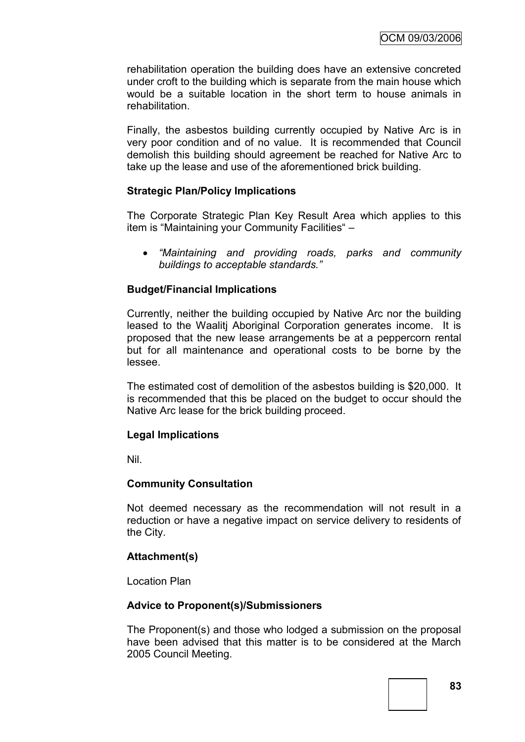rehabilitation operation the building does have an extensive concreted under croft to the building which is separate from the main house which would be a suitable location in the short term to house animals in rehabilitation.

Finally, the asbestos building currently occupied by Native Arc is in very poor condition and of no value. It is recommended that Council demolish this building should agreement be reached for Native Arc to take up the lease and use of the aforementioned brick building.

**Strategic Plan/Policy Implications**

The Corporate Strategic Plan Key Result Area which applies to this item is "Maintaining your Community Facilities" –

- *"Maintaining and providing roads, parks and community buildings to acceptable standards."*

**Budget/Financial Implications**

Currently, neither the building occupied by Native Arc nor the building leased to the Waalitj Aboriginal Corporation generates income. It is proposed that the new lease arrangements be at a peppercorn rental but for all maintenance and operational costs to be borne by the lessee.

The estimated cost of demolition of the asbestos building is $20,000. It is recommended that this be placed on the budget to occur should the Native Arc lease for the brick building proceed.

**Legal Implications**

Nil.

**Community Consultation**

Not deemed necessary as the recommendation will not result in a reduction or have a negative impact on service delivery to residents of the City.

**Attachment(s)**

Location Plan

**Advice to Proponent(s)/Submissioners**

The Proponent(s) and those who lodged a submission on the proposal have been advised that this matter is to be considered at the March 2005 Council Meeting.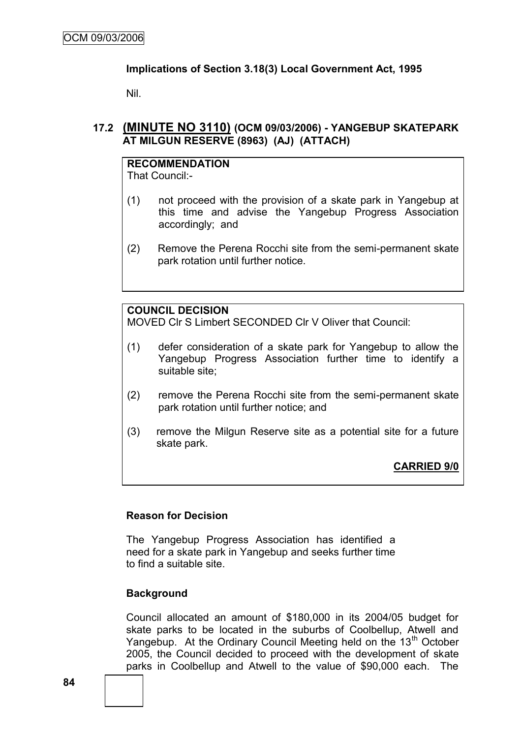**Implications of Section 3.18(3) Local Government Act, 1995**

Nil.

## 17.2 (MINUTE NO 3110) (OCM 09/03/2006) - YANGEBUP SKATEPARK AT MILGUN RESERVE (8963) (AJ) (ATTACH)

**RECOMMENDATION**

That Council:-

(1) not proceed with the provision of a skate park in Yangebup at this time and advise the Yangebup Progress Association accordingly; and

(2) Remove the Perena Rocchi site from the semi-permanent skate park rotation until further notice.

**COUNCIL DECISION**

MOVED Clr S Limbert SECONDED Clr V Oliver that Council:

(1) defer consideration of a skate park for Yangebup to allow the Yangebup Progress Association further time to identify a suitable site;

(2) remove the Perena Rocchi site from the semi-permanent skate park rotation until further notice; and

(3) remove the Milgun Reserve site as a potential site for a future skate park.

**CARRIED 9/0**

**Reason for Decision**

The Yangebup Progress Association has identified a need for a skate park in Yangebup and seeks further time to find a suitable site.

**Background**

Council allocated an amount of $180,000 in its 2004/05 budget for skate parks to be located in the suburbs of Coolbellup, Atwell and Yangebup. At the Ordinary Council Meeting held on the 13th October 2005, the Council decided to proceed with the development of skate parks in Coolbellup and Atwell to the value of $90,000 each. The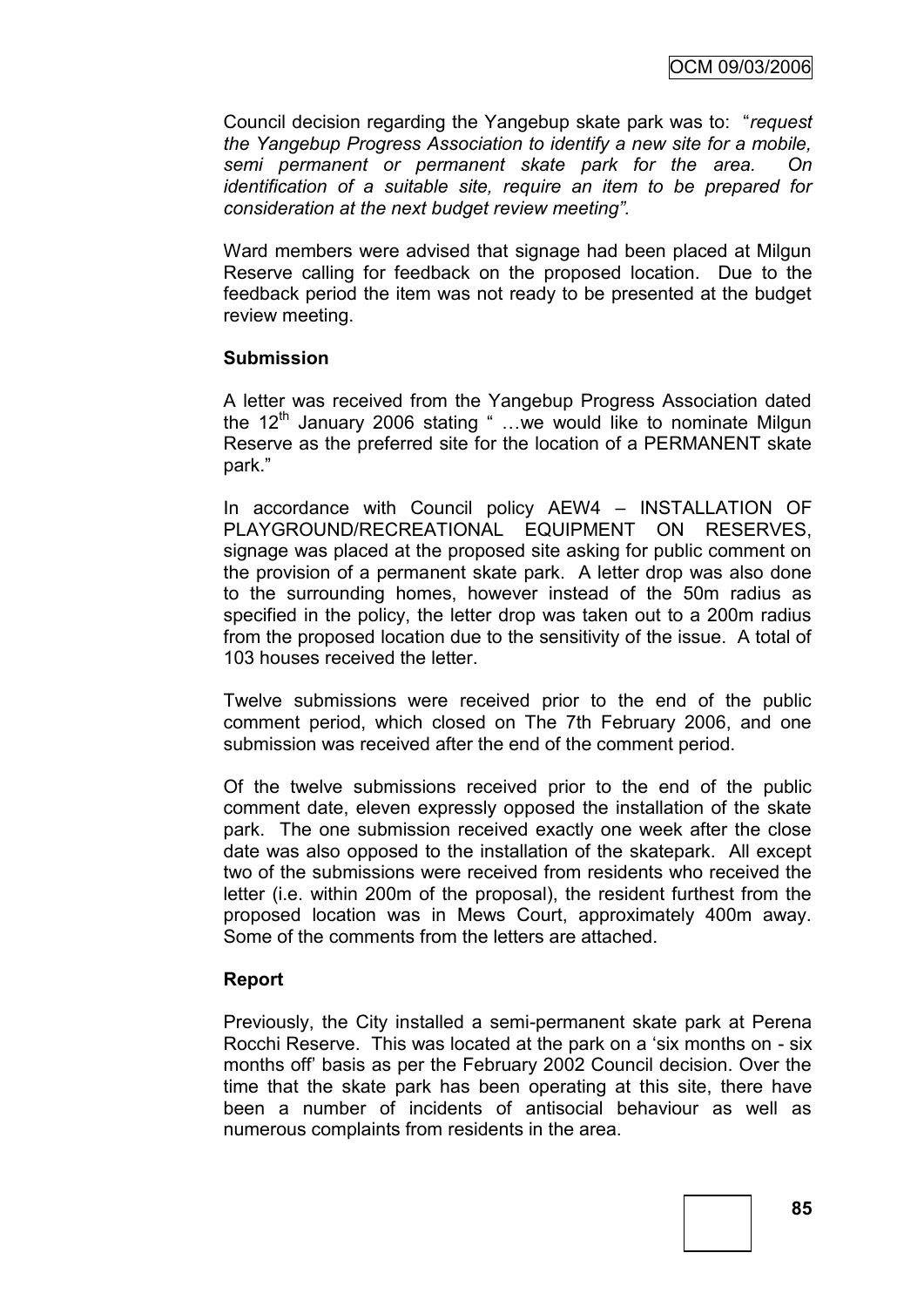Council decision regarding the Yangebup skate park was to: "*request the Yangebup Progress Association to identify a new site for a mobile, semi permanent or permanent skate park for the area. On identification of a suitable site, require an item to be prepared for consideration at the next budget review meeting".*

Ward members were advised that signage had been placed at Milgun Reserve calling for feedback on the proposed location. Due to the feedback period the item was not ready to be presented at the budget review meeting.

**Submission**

A letter was received from the Yangebup Progress Association dated the 12th January 2006 stating " …we would like to nominate Milgun Reserve as the preferred site for the location of a PERMANENT skate park."

In accordance with Council policy AEW4 – INSTALLATION OF PLAYGROUND/RECREATIONAL EQUIPMENT ON RESERVES, signage was placed at the proposed site asking for public comment on the provision of a permanent skate park. A letter drop was also done to the surrounding homes, however instead of the 50m radius as specified in the policy, the letter drop was taken out to a 200m radius from the proposed location due to the sensitivity of the issue. A total of 103 houses received the letter.

Twelve submissions were received prior to the end of the public comment period, which closed on The 7th February 2006, and one submission was received after the end of the comment period.

Of the twelve submissions received prior to the end of the public comment date, eleven expressly opposed the installation of the skate park. The one submission received exactly one week after the close date was also opposed to the installation of the skatepark. All except two of the submissions were received from residents who received the letter (i.e. within 200m of the proposal), the resident furthest from the proposed location was in Mews Court, approximately 400m away. Some of the comments from the letters are attached.

**Report**

Previously, the City installed a semi-permanent skate park at Perena Rocchi Reserve. This was located at the park on a 'six months on - six months off' basis as per the February 2002 Council decision. Over the time that the skate park has been operating at this site, there have been a number of incidents of antisocial behaviour as well as numerous complaints from residents in the area.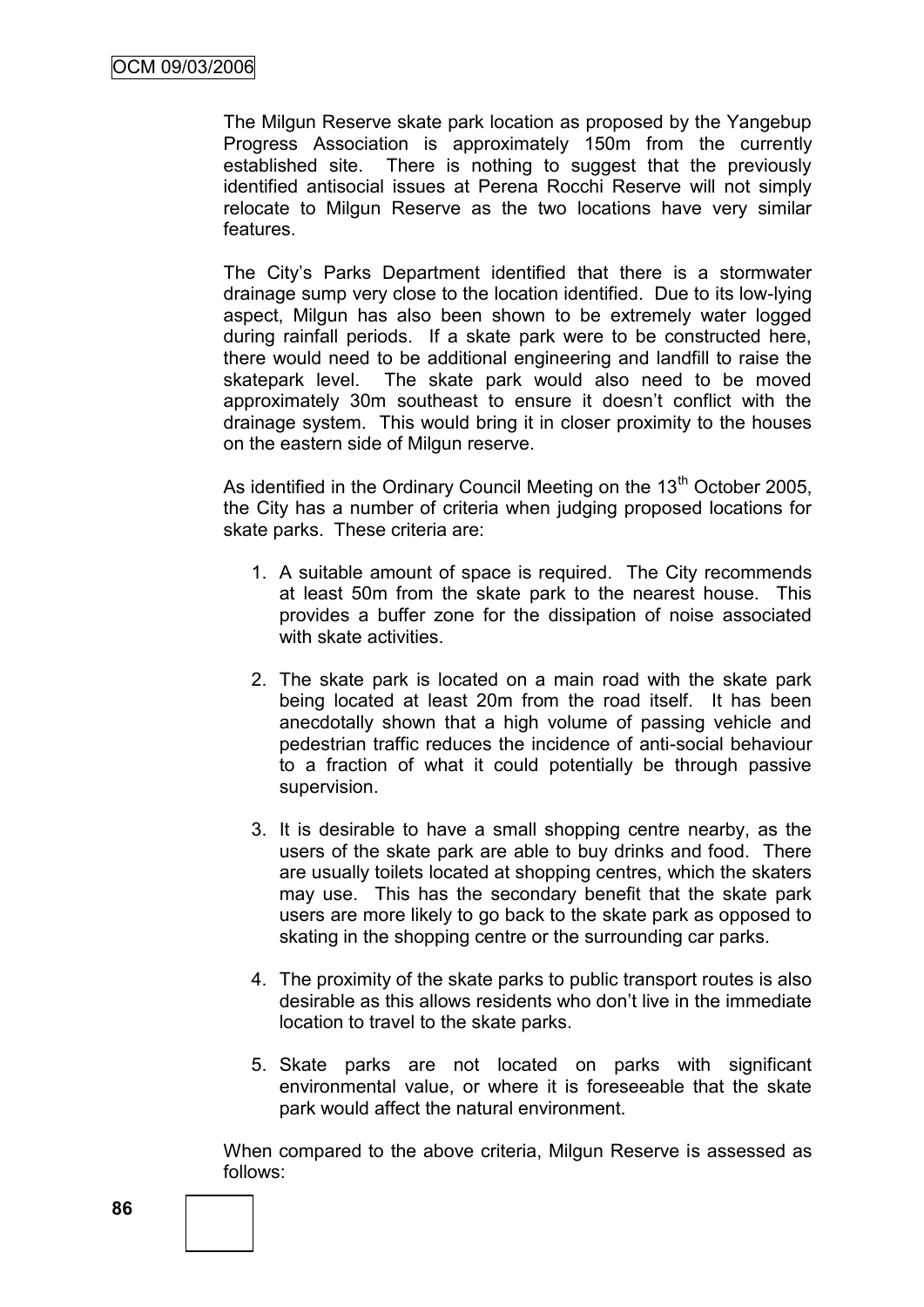The Milgun Reserve skate park location as proposed by the Yangebup Progress Association is approximately 150m from the currently established site. There is nothing to suggest that the previously identified antisocial issues at Perena Rocchi Reserve will not simply relocate to Milgun Reserve as the two locations have very similar features.

The City's Parks Department identified that there is a stormwater drainage sump very close to the location identified. Due to its low-lying aspect, Milgun has also been shown to be extremely water logged during rainfall periods. If a skate park were to be constructed here, there would need to be additional engineering and landfill to raise the skatepark level. The skate park would also need to be moved approximately 30m southeast to ensure it doesn't conflict with the drainage system. This would bring it in closer proximity to the houses on the eastern side of Milgun reserve.

As identified in the Ordinary Council Meeting on the 13th October 2005, the City has a number of criteria when judging proposed locations for skate parks. These criteria are:

1. A suitable amount of space is required. The City recommends at least 50m from the skate park to the nearest house. This provides a buffer zone for the dissipation of noise associated with skate activities.

2. The skate park is located on a main road with the skate park being located at least 20m from the road itself. It has been anecdotally shown that a high volume of passing vehicle and pedestrian traffic reduces the incidence of anti-social behaviour to a fraction of what it could potentially be through passive supervision.

3. It is desirable to have a small shopping centre nearby, as the users of the skate park are able to buy drinks and food. There are usually toilets located at shopping centres, which the skaters may use. This has the secondary benefit that the skate park users are more likely to go back to the skate park as opposed to skating in the shopping centre or the surrounding car parks.

4. The proximity of the skate parks to public transport routes is also desirable as this allows residents who don't live in the immediate location to travel to the skate parks.

5. Skate parks are not located on parks with significant environmental value, or where it is foreseeable that the skate park would affect the natural environment.

When compared to the above criteria, Milgun Reserve is assessed as follows: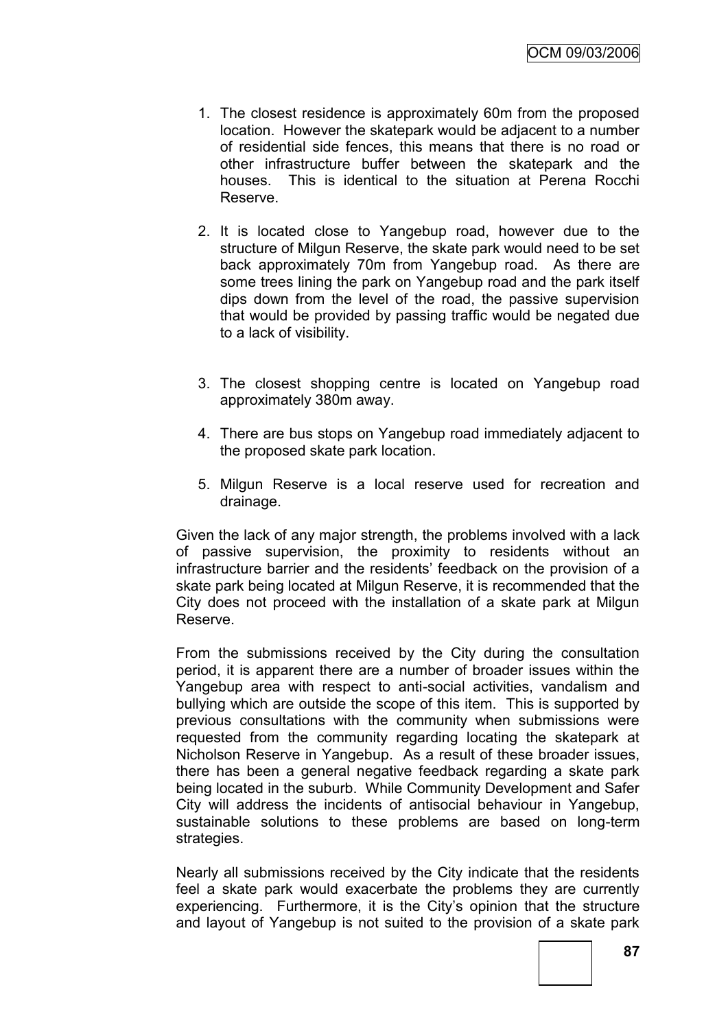1. The closest residence is approximately 60m from the proposed location. However the skatepark would be adjacent to a number of residential side fences, this means that there is no road or other infrastructure buffer between the skatepark and the houses. This is identical to the situation at Perena Rocchi Reserve.

2. It is located close to Yangebup road, however due to the structure of Milgun Reserve, the skate park would need to be set back approximately 70m from Yangebup road. As there are some trees lining the park on Yangebup road and the park itself dips down from the level of the road, the passive supervision that would be provided by passing traffic would be negated due to a lack of visibility.

3. The closest shopping centre is located on Yangebup road approximately 380m away.

4. There are bus stops on Yangebup road immediately adjacent to the proposed skate park location.

5. Milgun Reserve is a local reserve used for recreation and drainage.

Given the lack of any major strength, the problems involved with a lack of passive supervision, the proximity to residents without an infrastructure barrier and the residents' feedback on the provision of a skate park being located at Milgun Reserve, it is recommended that the City does not proceed with the installation of a skate park at Milgun Reserve.

From the submissions received by the City during the consultation period, it is apparent there are a number of broader issues within the Yangebup area with respect to anti-social activities, vandalism and bullying which are outside the scope of this item. This is supported by previous consultations with the community when submissions were requested from the community regarding locating the skatepark at Nicholson Reserve in Yangebup. As a result of these broader issues, there has been a general negative feedback regarding a skate park being located in the suburb. While Community Development and Safer City will address the incidents of antisocial behaviour in Yangebup, sustainable solutions to these problems are based on long-term strategies.

Nearly all submissions received by the City indicate that the residents feel a skate park would exacerbate the problems they are currently experiencing. Furthermore, it is the City's opinion that the structure and layout of Yangebup is not suited to the provision of a skate park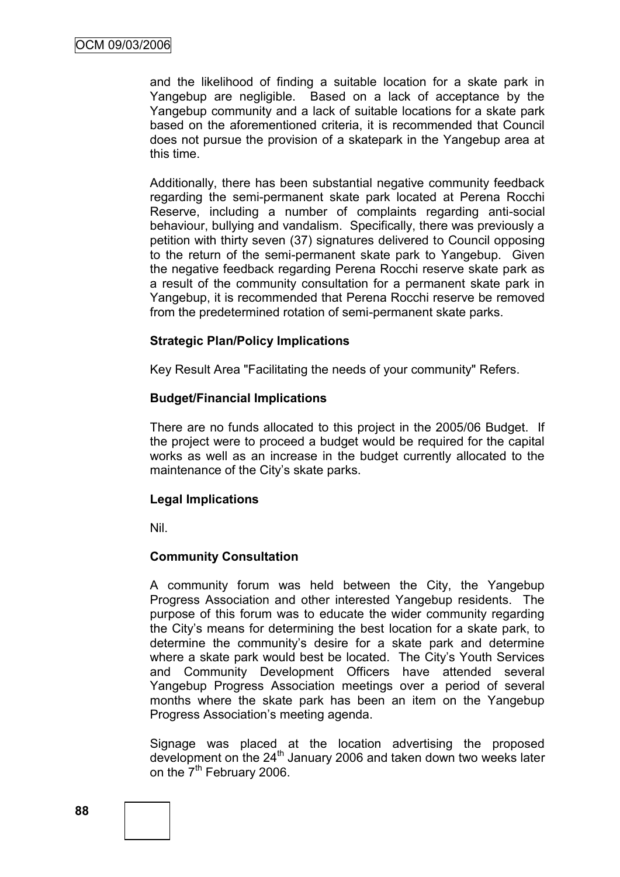and the likelihood of finding a suitable location for a skate park in Yangebup are negligible. Based on a lack of acceptance by the Yangebup community and a lack of suitable locations for a skate park based on the aforementioned criteria, it is recommended that Council does not pursue the provision of a skatepark in the Yangebup area at this time.

Additionally, there has been substantial negative community feedback regarding the semi-permanent skate park located at Perena Rocchi Reserve, including a number of complaints regarding anti-social behaviour, bullying and vandalism. Specifically, there was previously a petition with thirty seven (37) signatures delivered to Council opposing to the return of the semi-permanent skate park to Yangebup. Given the negative feedback regarding Perena Rocchi reserve skate park as a result of the community consultation for a permanent skate park in Yangebup, it is recommended that Perena Rocchi reserve be removed from the predetermined rotation of semi-permanent skate parks.

**Strategic Plan/Policy Implications**

Key Result Area "Facilitating the needs of your community" Refers.

**Budget/Financial Implications**

There are no funds allocated to this project in the 2005/06 Budget. If the project were to proceed a budget would be required for the capital works as well as an increase in the budget currently allocated to the maintenance of the City's skate parks.

**Legal Implications**

Nil.

**Community Consultation**

A community forum was held between the City, the Yangebup Progress Association and other interested Yangebup residents. The purpose of this forum was to educate the wider community regarding the City's means for determining the best location for a skate park, to determine the community's desire for a skate park and determine where a skate park would best be located. The City's Youth Services and Community Development Officers have attended several Yangebup Progress Association meetings over a period of several months where the skate park has been an item on the Yangebup Progress Association's meeting agenda.

Signage was placed at the location advertising the proposed development on the 24th January 2006 and taken down two weeks later on the 7th February 2006.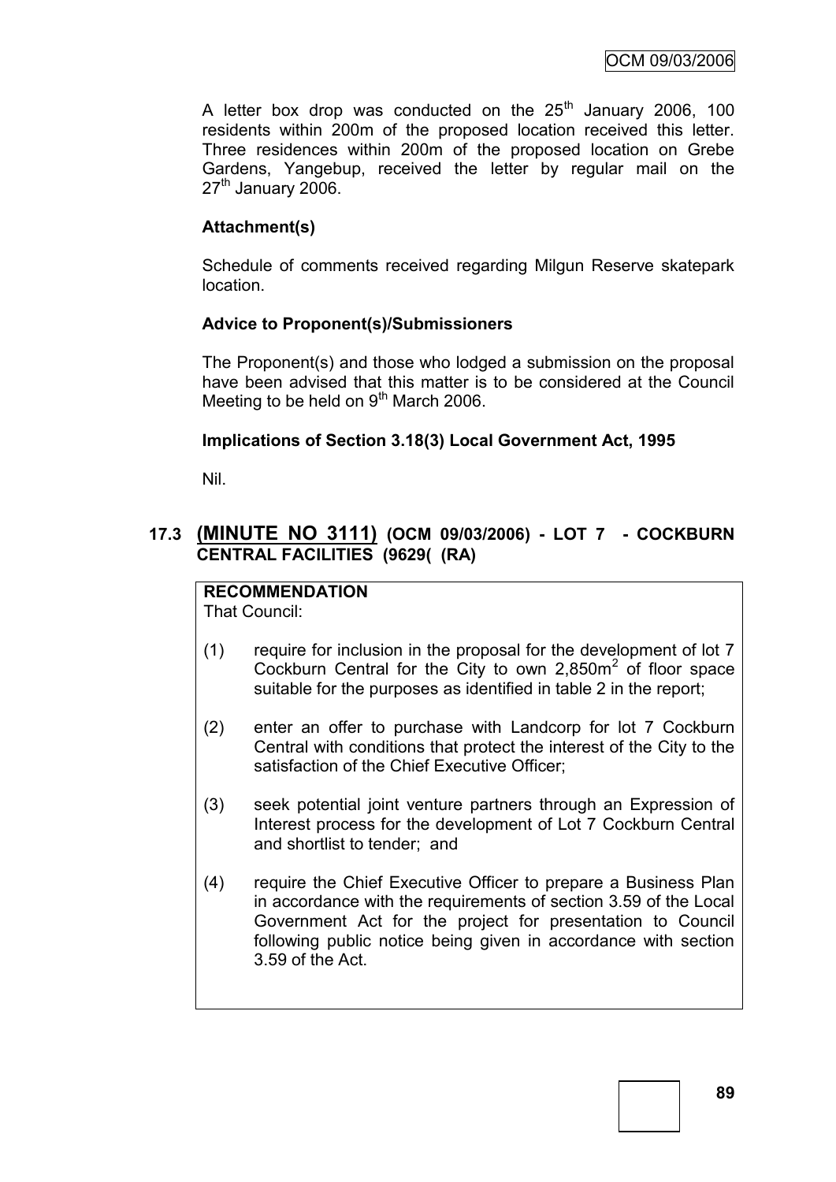A letter box drop was conducted on the 25th January 2006, 100 residents within 200m of the proposed location received this letter. Three residences within 200m of the proposed location on Grebe Gardens, Yangebup, received the letter by regular mail on the 27th January 2006.

### Attachment(s)

Schedule of comments received regarding Milgun Reserve skatepark location.

### Advice to Proponent(s)/Submissioners

The Proponent(s) and those who lodged a submission on the proposal have been advised that this matter is to be considered at the Council Meeting to be held on 9th March 2006.

### Implications of Section 3.18(3) Local Government Act, 1995

Nil.

## 17.3 (MINUTE NO 3111) (OCM 09/03/2006) - LOT 7 - COCKBURN CENTRAL FACILITIES (9629( (RA)

**RECOMMENDATION**
That Council:

(1) require for inclusion in the proposal for the development of lot 7 Cockburn Central for the City to own 2,850m$^2$ of floor space suitable for the purposes as identified in table 2 in the report;

(2) enter an offer to purchase with Landcorp for lot 7 Cockburn Central with conditions that protect the interest of the City to the satisfaction of the Chief Executive Officer;

(3) seek potential joint venture partners through an Expression of Interest process for the development of Lot 7 Cockburn Central and shortlist to tender; and

(4) require the Chief Executive Officer to prepare a Business Plan in accordance with the requirements of section 3.59 of the Local Government Act for the project for presentation to Council following public notice being given in accordance with section 3.59 of the Act.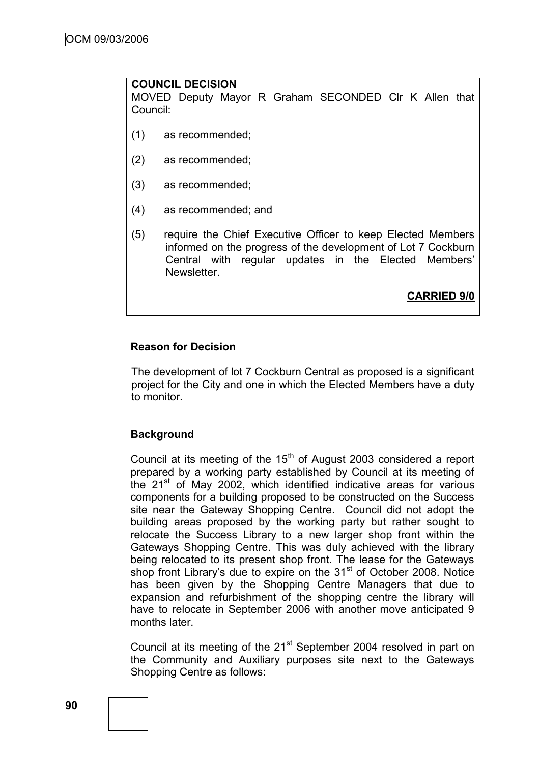**COUNCIL DECISION**

MOVED Deputy Mayor R Graham SECONDED Clr K Allen that Council:

(1) as recommended;

(2) as recommended;

(3) as recommended;

(4) as recommended; and

(5) require the Chief Executive Officer to keep Elected Members informed on the progress of the development of Lot 7 Cockburn Central with regular updates in the Elected Members' Newsletter.

**CARRIED 9/0**

**Reason for Decision**

The development of lot 7 Cockburn Central as proposed is a significant project for the City and one in which the Elected Members have a duty to monitor.

**Background**

Council at its meeting of the 15th of August 2003 considered a report prepared by a working party established by Council at its meeting of the 21st of May 2002, which identified indicative areas for various components for a building proposed to be constructed on the Success site near the Gateway Shopping Centre. Council did not adopt the building areas proposed by the working party but rather sought to relocate the Success Library to a new larger shop front within the Gateways Shopping Centre. This was duly achieved with the library being relocated to its present shop front. The lease for the Gateways shop front Library's due to expire on the 31st of October 2008. Notice has been given by the Shopping Centre Managers that due to expansion and refurbishment of the shopping centre the library will have to relocate in September 2006 with another move anticipated 9 months later.

Council at its meeting of the 21st September 2004 resolved in part on the Community and Auxiliary purposes site next to the Gateways Shopping Centre as follows: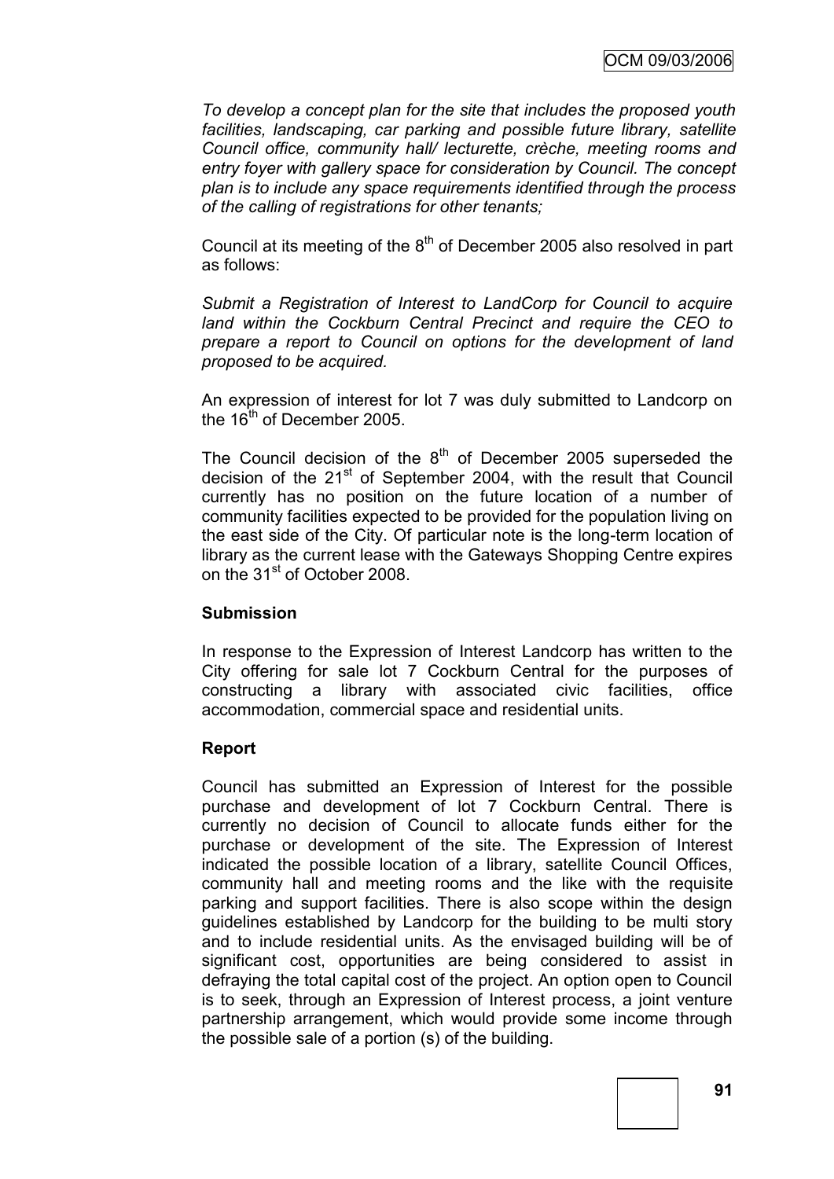*To develop a concept plan for the site that includes the proposed youth facilities, landscaping, car parking and possible future library, satellite Council office, community hall/ lecturette, crèche, meeting rooms and entry foyer with gallery space for consideration by Council. The concept plan is to include any space requirements identified through the process of the calling of registrations for other tenants;*

Council at its meeting of the 8th of December 2005 also resolved in part as follows:

*Submit a Registration of Interest to LandCorp for Council to acquire land within the Cockburn Central Precinct and require the CEO to prepare a report to Council on options for the development of land proposed to be acquired.*

An expression of interest for lot 7 was duly submitted to Landcorp on the 16th of December 2005.

The Council decision of the 8th of December 2005 superseded the decision of the 21st of September 2004, with the result that Council currently has no position on the future location of a number of community facilities expected to be provided for the population living on the east side of the City. Of particular note is the long-term location of library as the current lease with the Gateways Shopping Centre expires on the 31st of October 2008.

**Submission**

In response to the Expression of Interest Landcorp has written to the City offering for sale lot 7 Cockburn Central for the purposes of constructing a library with associated civic facilities, office accommodation, commercial space and residential units.

**Report**

Council has submitted an Expression of Interest for the possible purchase and development of lot 7 Cockburn Central. There is currently no decision of Council to allocate funds either for the purchase or development of the site. The Expression Council Interest indicated the possible location of a library, satellite Council Offices, community hall and meeting rooms and the like with the requisite parking and support facilities. There is also scope within the design guidelines established by Landcorp for the building to be multi story and to include residential units. As the envisaged building will be of significant cost, opportunities are being considered to assist in defraying the total capital cost of the project. An option open to Council is to seek, through an Expression of Interest process, a joint venture partnership arrangement, which would provide some income through the possible sale of a portion (s) of the building.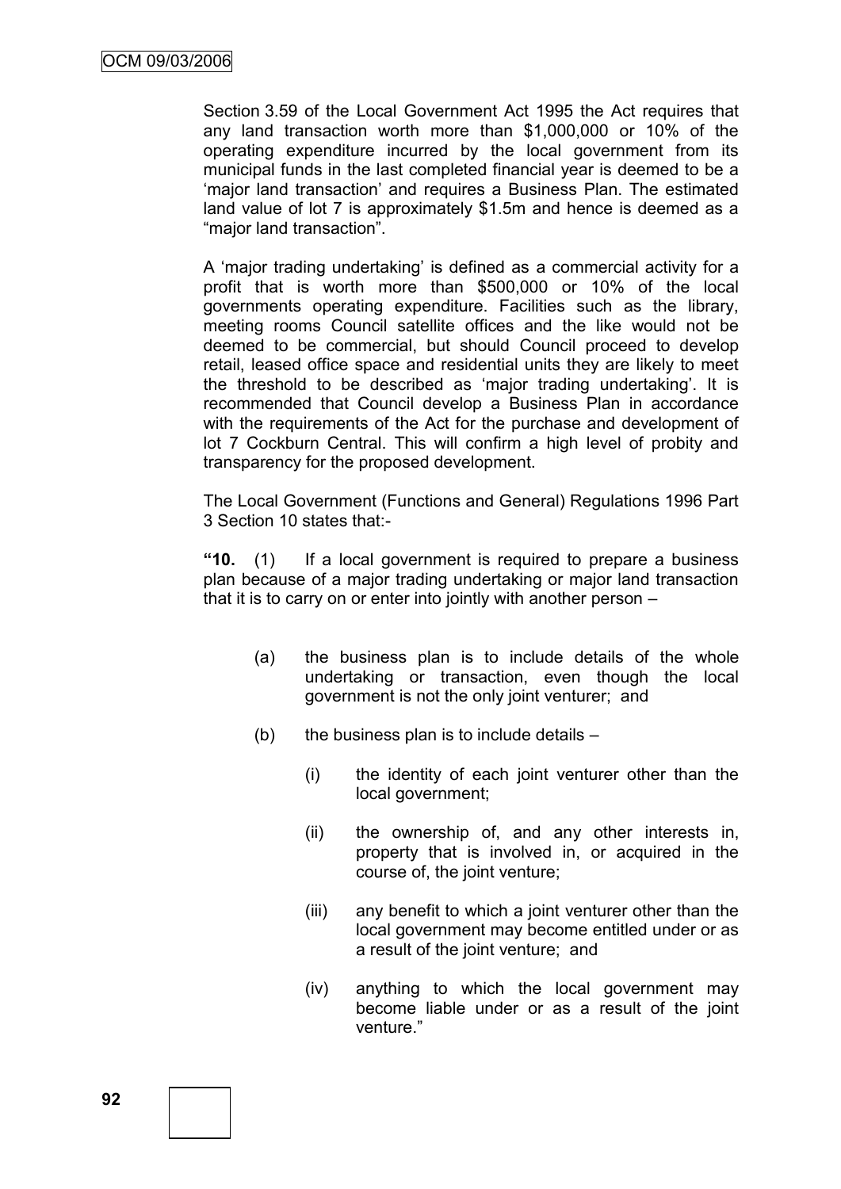Section 3.59 of the Local Government Act 1995 the Act requires that any land transaction worth more than $1,000,000 or 10% of the operating expenditure incurred by the local government from its municipal funds in the last completed financial year is deemed to be a 'major land transaction' and requires a Business Plan. The estimated land value of lot 7 is approximately $1.5m and hence is deemed as a "major land transaction".

A 'major trading undertaking' is defined as a commercial activity for a profit that is worth more than $500,000 or 10% of the local governments operating expenditure. Facilities such as the library, meeting rooms Council satellite offices and the like would not be deemed to be commercial, but should Council proceed to develop retail, leased office space and residential units they are likely to meet the threshold to be described as 'major trading undertaking'. It is recommended that Council develop a Business Plan in accordance with the requirements of the Act for the purchase and development of lot 7 Cockburn Central. This will confirm a high level of probity and transparency for the proposed development.

The Local Government (Functions and General) Regulations 1996 Part 3 Section 10 states that:-

**"10.** (1) If a local government is required to prepare a business plan because of a major trading undertaking or major land transaction that it is to carry on or enter into jointly with another person –

(a) the business plan is to include details of the whole undertaking or transaction, even though the local government is not the only joint venturer; and

(b) the business plan is to include details –

(i) the identity of each joint venturer other than the local government;

(ii) the ownership of, and any other interests in, property that is involved in, or acquired in the course of, the joint venture;

(iii) any benefit to which a joint venturer other than the local government may become entitled under or as a result of the joint venture; and

(iv) anything to which the local government may become liable under or as a result of the joint venture."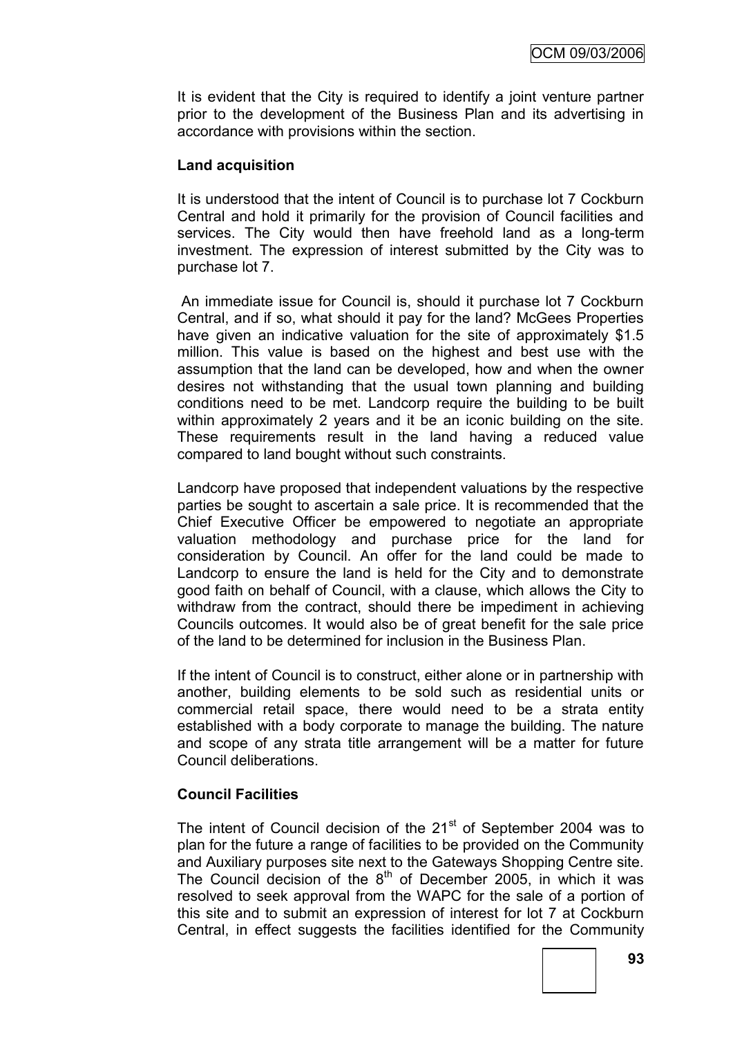It is evident that the City is required to identify a joint venture partner prior to the development of the Business Plan and its advertising in accordance with provisions within the section.

**Land acquisition**

It is understood that the intent of Council is to purchase lot 7 Cockburn Central and hold it primarily for the provision of Council facilities and services. The City would then have freehold land as a long-term investment. The expression of interest submitted by the City was to purchase lot 7.

An immediate issue for Council is, should it purchase lot 7 Cockburn Central, and if so, what should it pay for the land? McGees Properties have given an indicative valuation for the site of approximately $1.5 million. This value is based on the highest and best use with the assumption that the land can be developed, how and when the owner desires not withstanding that the usual town planning and building conditions need to be met. Landcorp require the building to be built within approximately 2 years and it be an iconic building on the site. These requirements result in the land having a reduced value compared to land bought without such constraints.

Landcorp have proposed that independent valuations by the respective parties be sought to ascertain a sale price. It is recommended that the Chief Executive Officer be empowered to negotiate an appropriate valuation methodology and purchase price for the land for consideration by Council. An offer for the land could be made to Landcorp to ensure the land is held for the City and to demonstrate good faith on behalf of Council, with a clause, which allows the City to withdraw from the contract, should there be impediment in achieving Councils outcomes. It would also be of great benefit for the sale price of the land to be determined for inclusion in the Business Plan.

If the intent of Council is to construct, either alone or in partnership with another, building elements to be sold such as residential units or commercial retail space, there would need to be a strata entity established with a body corporate to manage the building. The nature and scope of any strata title arrangement will be a matter for future Council deliberations.

**Council Facilities**

The intent of Council decision of the 21st of September 2004 was to plan for the future a range of facilities to be provided on the Community and Auxiliary purposes site next to the Gateways Shopping Centre site. The Council decision of the 8th of December 2005, in which it was resolved to seek approval from the WAPC for the sale of a portion of this site and to submit an expression of interest for lot 7 at Cockburn Central, in effect suggests the facilities identified for the Community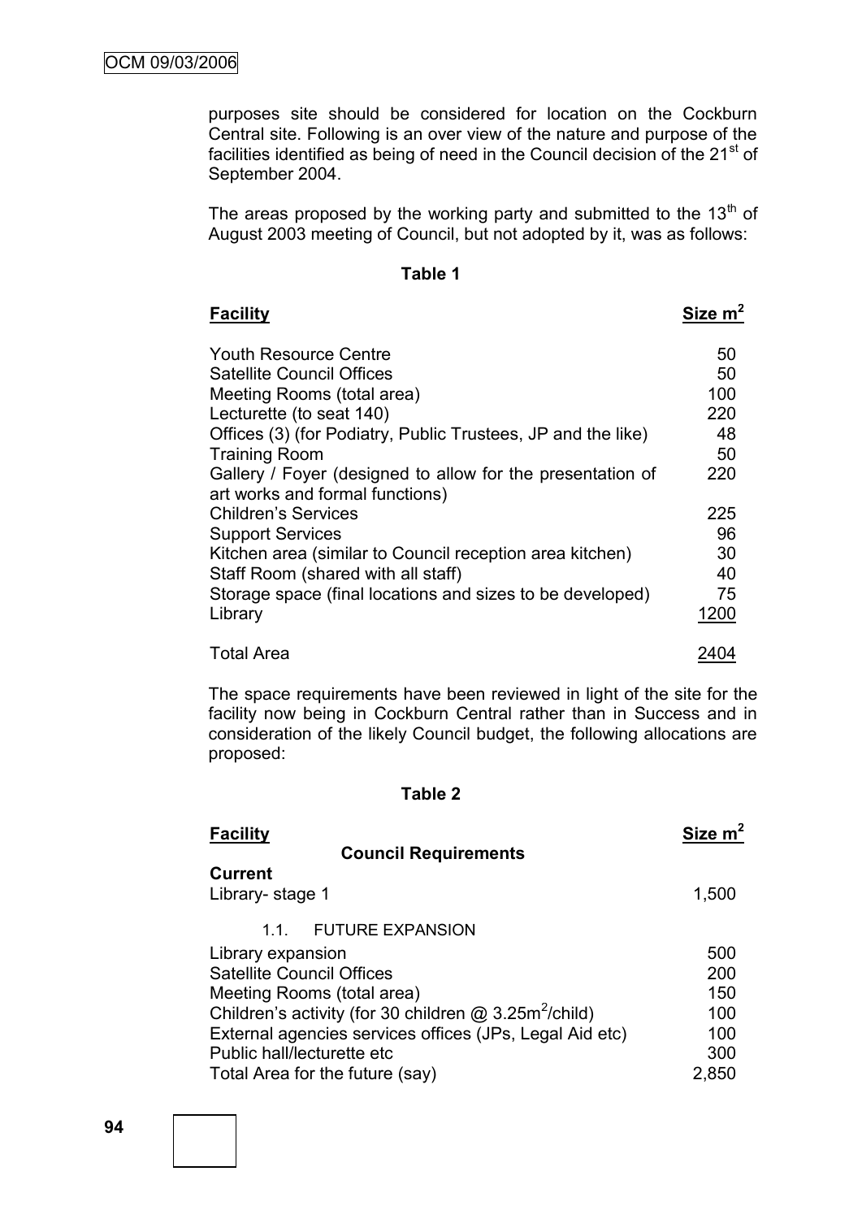purposes site should be considered for location on the Cockburn Central site. Following is an over view of the nature and purpose of the facilities identified as being of need in the Council decision of the 21st of September 2004.

The areas proposed by the working party and submitted to the 13th of August 2003 meeting of Council, but not adopted by it, was as follows:

**Table 1**

| **Facility** | **Size $m^2$** |
|---|---|
| Youth Resource Centre | 50 |
| Satellite Council Offices | 50 |
| Meeting Rooms (total area) | 100 |
| Lecturette (to seat 140) | 220 |
| Offices (3) (for Podiatry, Public Trustees, JP and the like) | 48 |
| Training Room | 50 |
| Gallery / Foyer (designed to allow for the presentation of art works and formal functions) | 220 |
| Children's Services | 225 |
| Support Services | 96 |
| Kitchen area (similar to Council reception area kitchen) | 30 |
| Staff Room (shared with all staff) | 40 |
| Storage space (final locations and sizes to be developed) | 75 |
| Library | 1200 |
| Total Area | 2404 |

The space requirements have been reviewed in light of the site for the facility now being in Cockburn Central rather than in Success and in consideration of the likely Council budget, the following allocations are proposed:

**Table 2**

| **Facility** | **Size $m^2$** |
|---|---|
| **Council Requirements** | |
| **Current** | |
| Library- stage 1 | 1,500 |
| 1.1. FUTURE EXPANSION | |
| Library expansion | 500 |
| Satellite Council Offices | 200 |
| Meeting Rooms (total area) | 150 |
| Children's activity (for 30 children @ $3.25m^2$/child) | 100 |
| External agencies services offices (JPs, Legal Aid etc) | 100 |
| Public hall/lecturette etc | 300 |
| Total Area for the future (say) | 2,850 |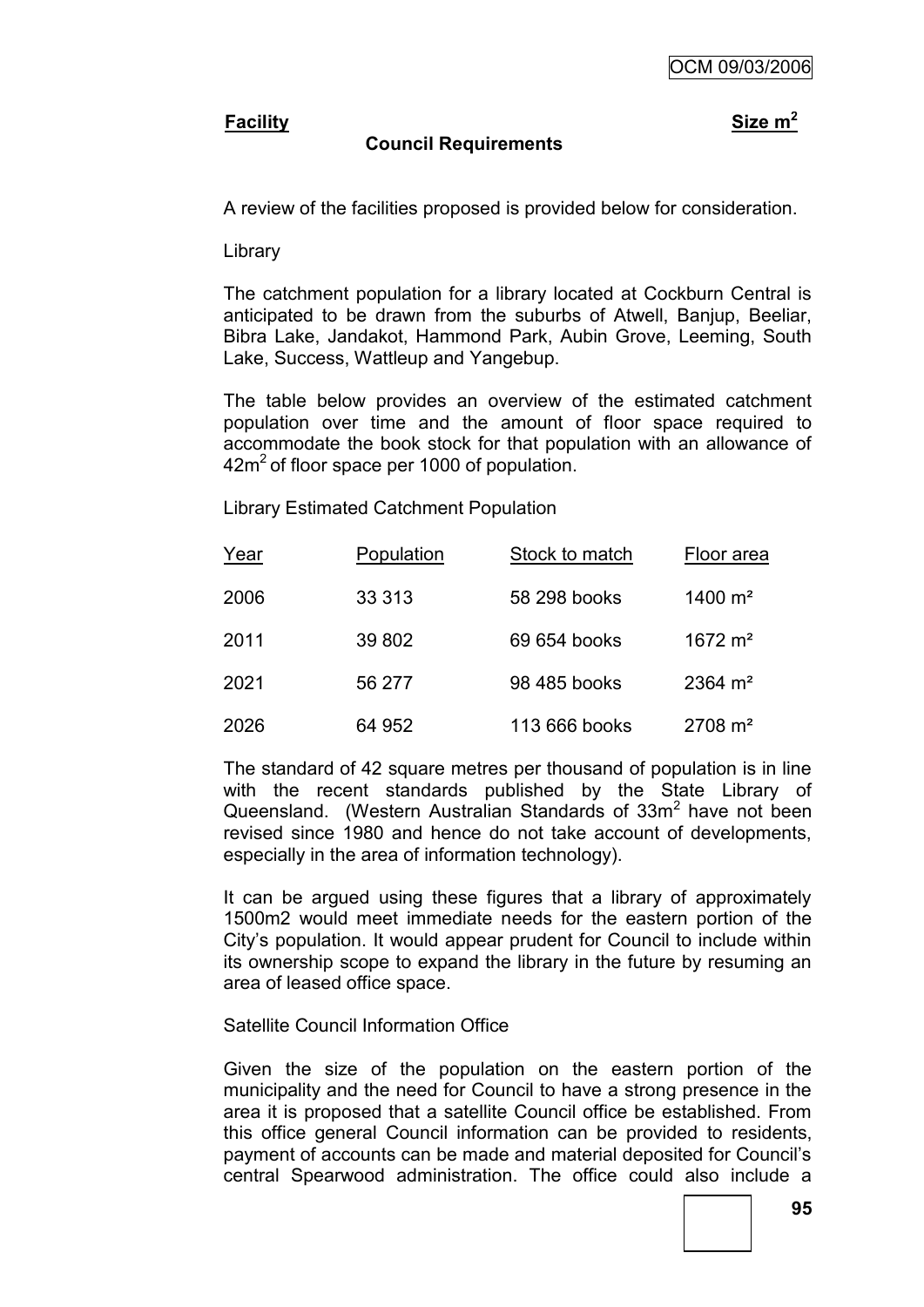**Facility** **Size $m^2$**

**Council Requirements**

A review of the facilities proposed is provided below for consideration.

Library

The catchment population for a library located at Cockburn Central is anticipated to be drawn from the suburbs of Atwell, Banjup, Beeliar, Bibra Lake, Jandakot, Hammond Park, Aubin Grove, Leeming, South Lake, Success, Wattleup and Yangebup.

The table below provides an overview of the estimated catchment population over time and the amount of floor space required to accommodate the book stock for that population with an allowance of $42m^2$ of floor space per 1000 of population.

Library Estimated Catchment Population

| Year | Population | Stock to match | Floor area |
|---|---|---|---|
| 2006 | 33 313 | 58 298 books | 1400 $m^2$ |
| 2011 | 39 802 | 69 654 books | 1672 $m^2$ |
| 2021 | 56 277 | 98 485 books | 2364 $m^2$ |
| 2026 | 64 952 | 113 666 books | 2708 $m^2$ |

The standard of 42 square metres per thousand of population is in line with the recent standards published by the State Library of Queensland. (Western Australian Standards of $33m^2$ have not been revised since 1980 and hence do not take account of developments, especially in the area of information technology).

It can be argued using these figures that a library of approximately 1500m2 would meet immediate needs for the eastern portion of the City's population. It would appear prudent for Council to include within its ownership scope to expand the library in the future by resuming an area of leased office space.

Satellite Council Information Office

Given the size of the population on the eastern portion of the municipality and the need for Council to have a strong presence in the area it is proposed that a satellite Council office be established. From this office general Council information can be provided to residents, payment of accounts can be made and material deposited for Council's central Spearwood administration. The office could also include a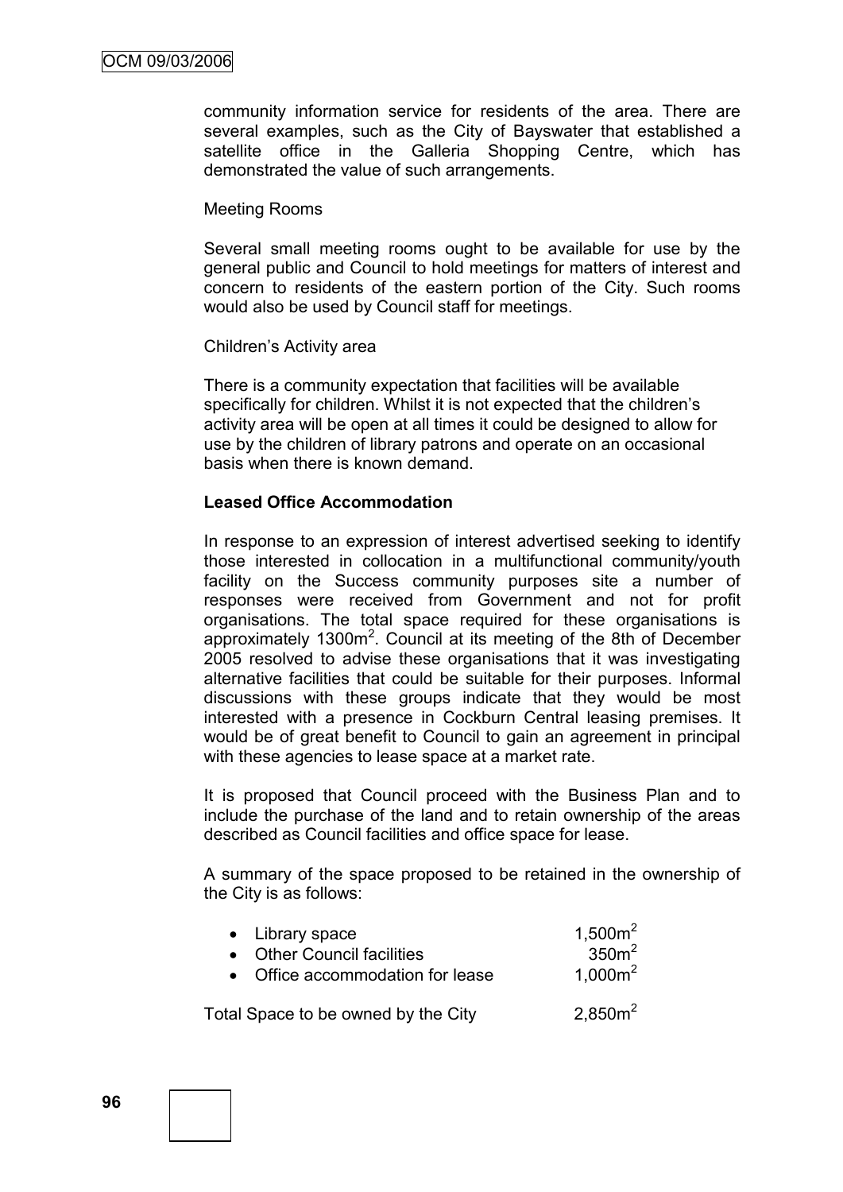community information service for residents of the area. There are several examples, such as the City of Bayswater that established a satellite office in the Galleria Shopping Centre, which has demonstrated the value of such arrangements.

Meeting Rooms

Several small meeting rooms ought to be available for use by the general public and Council to hold meetings for matters of interest and concern to residents of the eastern portion of the City. Such rooms would also be used by Council staff for meetings.

Children's Activity area

There is a community expectation that facilities will be available specifically for children. Whilst it is not expected that the children's activity area will be open at all times it could be designed to allow for use by the children of library patrons and operate on an occasional basis when there is known demand.

**Leased Office Accommodation**

In response to an expression of interest advertised seeking to identify those interested in collocation in a multifunctional community/youth facility on the Success community purposes site a number of responses were received from Government and not for profit organisations. The total space required for these organisations is approximately 1300m$^2$. Council at its meeting of the 8th of December 2005 resolved to advise these organisations that it was investigating alternative facilities that could be suitable for their purposes. Informal discussions with these groups indicate that they would be most interested with a presence in Cockburn Central leasing premises. It would be of great benefit to Council to gain an agreement in principal with these agencies to lease space at a market rate.

It is proposed that Council proceed with the Business Plan and to include the purchase of the land and to retain ownership of the areas described as Council facilities and office space for lease.

A summary of the space proposed to be retained in the ownership of the City is as follows:

| | |
|---|---|
| • Library space | 1,500m$^2$ |
| • Other Council facilities | 350m$^2$ |
| • Office accommodation for lease | 1,000m$^2$ |
| Total Space to be owned by the City | 2,850m$^2$ |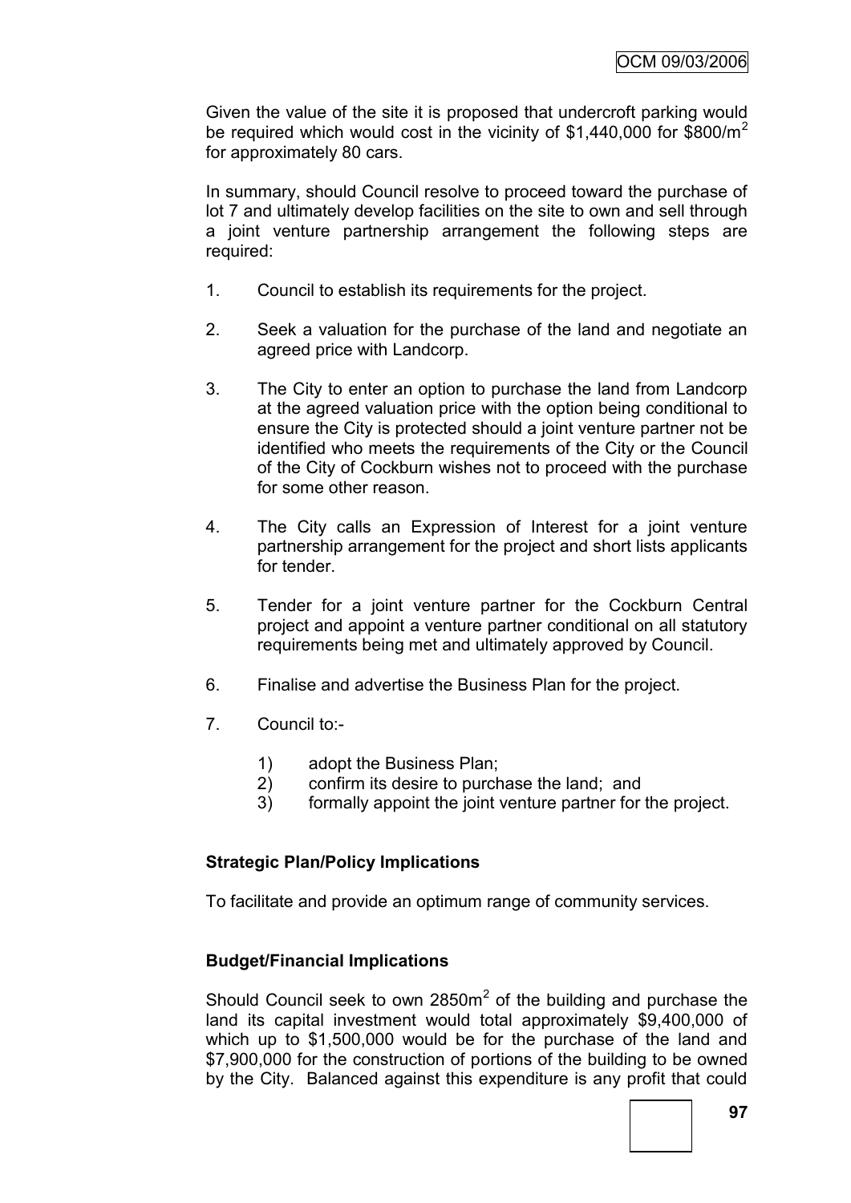Given the value of the site it is proposed that undercroft parking would be required which would cost in the vicinity of \$1,440,000 for \$800/$m^2$ for approximately 80 cars.

In summary, should Council resolve to proceed toward the purchase of lot 7 and ultimately develop facilities on the site to own and sell through a joint venture partnership arrangement the following steps are required:

1. Council to establish its requirements for the project.
2. Seek a valuation for the purchase of the land and negotiate an agreed price with Landcorp.
3. The City to enter an option to purchase the land from Landcorp at the agreed valuation price with the option being conditional to ensure the City is protected should a joint venture partner not be identified who meets the requirements of the City or the Council of the City of Cockburn wishes not to proceed with the purchase for some other reason.
4. The City calls an Expression of Interest for a joint venture partnership arrangement for the project and short lists applicants for tender.
5. Tender for a joint venture partner for the Cockburn Central project and appoint a venture partner conditional on all statutory requirements being met and ultimately approved by Council.
6. Finalise and advertise the Business Plan for the project.
7. Council to:-
   1) adopt the Business Plan;
   2) confirm its desire to purchase the land; and
   3) formally appoint the joint venture partner for the project.

**Strategic Plan/Policy Implications**

To facilitate and provide an optimum range of community services.

**Budget/Financial Implications**

Should Council seek to own 2850$m^2$ of the building and purchase the land its capital investment would total approximately \$9,400,000 of which up to \$1,500,000 would be for the purchase of the land and \$7,900,000 for the construction of portions of the building to be owned by the City. Balanced against this expenditure is any profit that could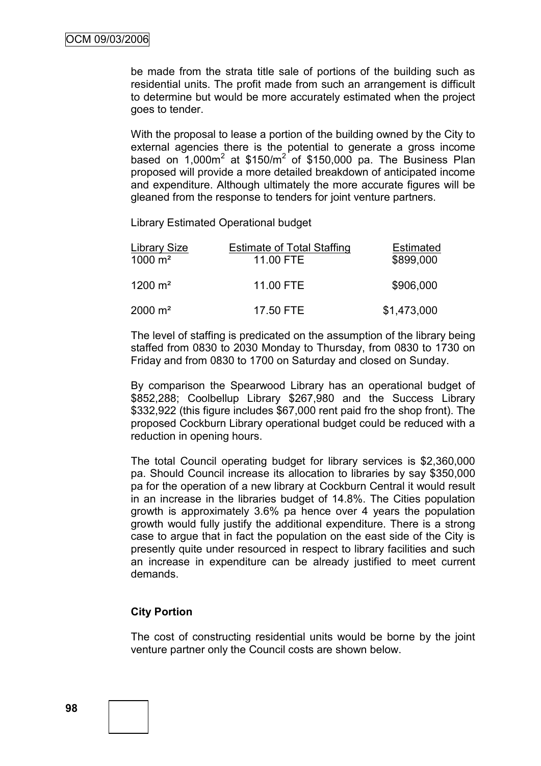be made from the strata title sale of portions of the building such as residential units. The profit made from such an arrangement is difficult to determine but would be more accurately estimated when the project goes to tender.

With the proposal to lease a portion of the building owned by the City to external agencies there is the potential to generate a gross income based on $1,000m^2$ at $\$150/m^2$ of \$150,000 pa. The Business Plan proposed will provide a more detailed breakdown of anticipated income and expenditure. Although ultimately the more accurate figures will be gleaned from the response to tenders for joint venture partners.

Library Estimated Operational budget

| Library Size | Estimate of Total Staffing | Estimated |
|---|---|---|
| 1000 m² | 11.00 FTE | \$899,000 |
| 1200 m² | 11.00 FTE | \$906,000 |
| 2000 m² | 17.50 FTE | \$1,473,000 |

The level of staffing is predicated on the assumption of the library being staffed from 0830 to 2030 Monday to Thursday, from 0830 to 1730 on Friday and from 0830 to 1700 on Saturday and closed on Sunday.

By comparison the Spearwood Library has an operational budget of \$852,288; Coolbellup Library \$267,980 and the Success Library \$332,922 (this figure includes \$67,000 rent paid fro the shop front). The proposed Cockburn Library operational budget could be reduced with a reduction in opening hours.

The total Council operating budget for library services is \$2,360,000 pa. Should Council increase its allocation to libraries by say \$350,000 pa for the operation of a new library at Cockburn Central it would result in an increase in the libraries budget of 14.8%. The Cities population growth is approximately 3.6% pa hence over 4 years the population growth would fully justify the additional expenditure. There is a strong case to argue that in fact the population on the east side of the City is presently quite under resourced in respect to library facilities and such an increase in expenditure can be already justified to meet current demands.

**City Portion**

The cost of constructing residential units would be borne by the joint venture partner only the Council costs are shown below.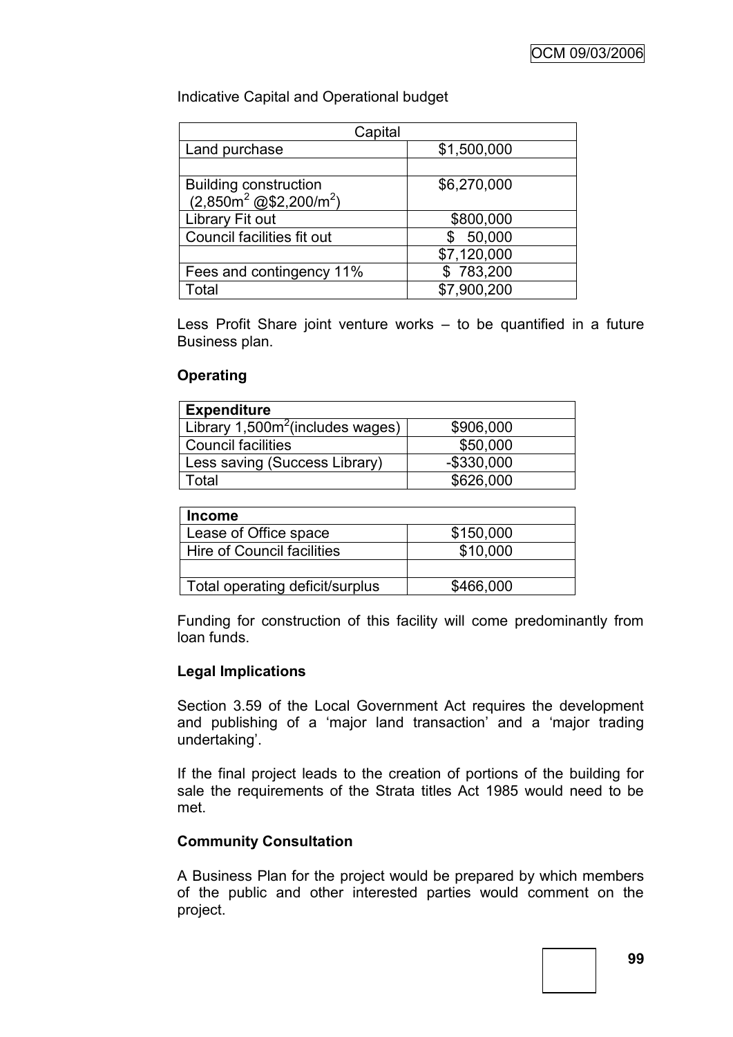Indicative Capital and Operational budget

| Capital | |
|---|---|
| Land purchase | \$1,500,000 |
| | |
| Building construction ($2{,}850m^2$ @\$2,200/$m^2$) | \$6,270,000 |
| Library Fit out | \$800,000 |
| Council facilities fit out | \$ 50,000 |
| | \$7,120,000 |
| Fees and contingency 11% | \$ 783,200 |
| Total | \$7,900,200 |

Less Profit Share joint venture works – to be quantified in a future Business plan.

**Operating**

| **Expenditure** | |
|---|---|
| Library 1,500$m^2$(includes wages) | \$906,000 |
| Council facilities | \$50,000 |
| Less saving (Success Library) | -\$330,000 |
| Total | \$626,000 |

| **Income** | |
|---|---|
| Lease of Office space | \$150,000 |
| Hire of Council facilities | \$10,000 |
| | |
| Total operating deficit/surplus | \$466,000 |

Funding for construction of this facility will come predominantly from loan funds.

**Legal Implications**

Section 3.59 of the Local Government Act requires the development and publishing of a 'major land transaction' and a 'major trading undertaking'.

If the final project leads to the creation of portions of the building for sale the requirements of the Strata titles Act 1985 would need to be met.

**Community Consultation**

A Business Plan for the project would be prepared by which members of the public and other interested parties would comment on the project.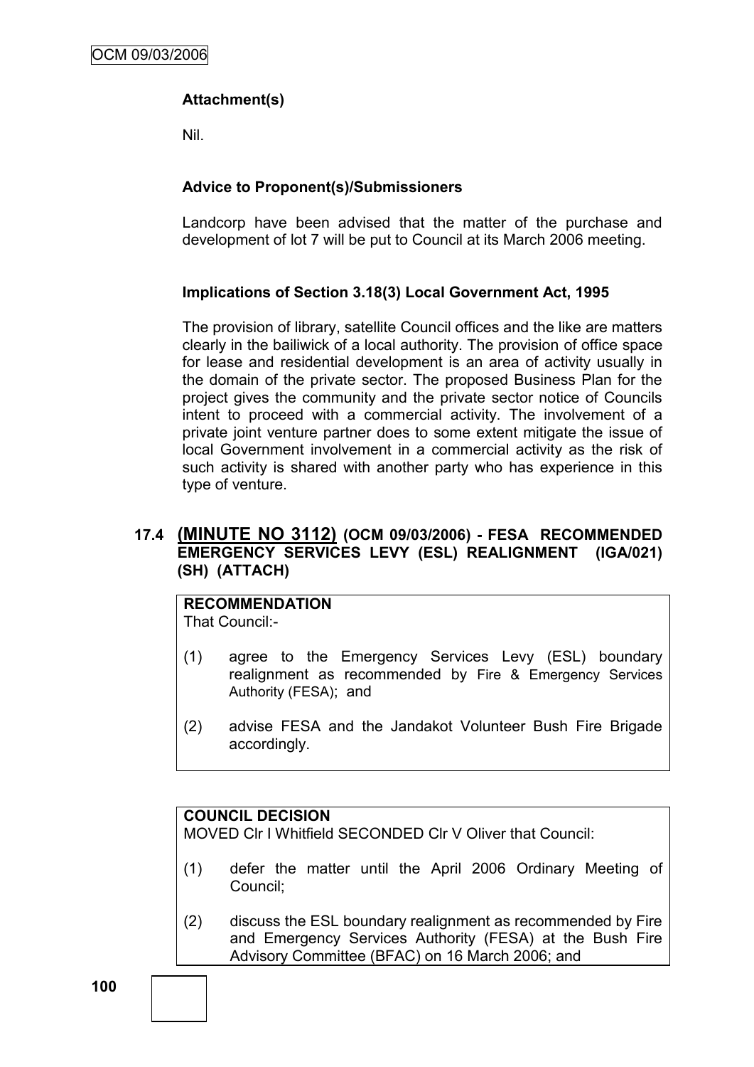**Attachment(s)**

Nil.

**Advice to Proponent(s)/Submissioners**

Landcorp have been advised that the matter of the purchase and development of lot 7 will be put to Council at its March 2006 meeting.

**Implications of Section 3.18(3) Local Government Act, 1995**

The provision of library, satellite Council offices and the like are matters clearly in the bailiwick of a local authority. The provision of office space for lease and residential development is an area of activity usually in the domain of the private sector. The proposed Business Plan for the project gives the community and the private sector notice of Councils intent to proceed with a commercial activity. The involvement of a private joint venture partner does to some extent mitigate the issue of local Government involvement in a commercial activity as the risk of such activity is shared with another party who has experience in this type of venture.

## 17.4 (MINUTE NO 3112) (OCM 09/03/2006) - FESA RECOMMENDED EMERGENCY SERVICES LEVY (ESL) REALIGNMENT (IGA/021) (SH) (ATTACH)

**RECOMMENDATION**
That Council:-

(1) agree to the Emergency Services Levy (ESL) boundary realignment as recommended by Fire & Emergency Services Authority (FESA); and

(2) advise FESA and the Jandakot Volunteer Bush Fire Brigade accordingly.

**COUNCIL DECISION**
MOVED Clr I Whitfield SECONDED Clr V Oliver that Council:

(1) defer the matter until the April 2006 Ordinary Meeting of Council;

(2) discuss the ESL boundary realignment as recommended by Fire and Emergency Services Authority (FESA) at the Bush Fire Advisory Committee (BFAC) on 16 March 2006; and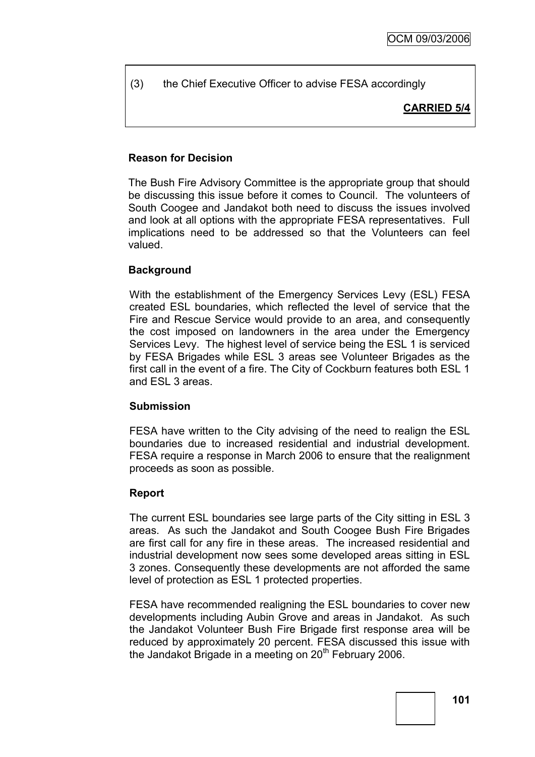(3) the Chief Executive Officer to advise FESA accordingly

**CARRIED 5/4**

**Reason for Decision**

The Bush Fire Advisory Committee is the appropriate group that should be discussing this issue before it comes to Council. The volunteers of South Coogee and Jandakot both need to discuss the issues involved and look at all options with the appropriate FESA representatives. Full implications need to be addressed so that the Volunteers can feel valued.

**Background**

With the establishment of the Emergency Services Levy (ESL) FESA created ESL boundaries, which reflected the level of service that the Fire and Rescue Service would provide to an area, and consequently the cost imposed on landowners in the area under the Emergency Services Levy. The highest level of service being the ESL 1 is serviced by FESA Brigades while ESL 3 areas see Volunteer Brigades as the first call in the event of a fire. The City of Cockburn features both ESL 1 and ESL 3 areas.

**Submission**

FESA have written to the City advising of the need to realign the ESL boundaries due to increased residential and industrial development. FESA require a response in March 2006 to ensure that the realignment proceeds as soon as possible.

**Report**

The current ESL boundaries see large parts of the City sitting in ESL 3 areas. As such the Jandakot and South Coogee Bush Fire Brigades are first call for any fire in these areas. The increased residential and industrial development now sees some developed areas sitting in ESL 3 zones. Consequently these developments are not afforded the same level of protection as ESL 1 protected properties.

FESA have recommended realigning the ESL boundaries to cover new developments including Aubin Grove and areas in Jandakot. As such the Jandakot Volunteer Bush Fire Brigade first response area will be reduced by approximately 20 percent. FESA discussed this issue with the Jandakot Brigade in a meeting on 20th February 2006.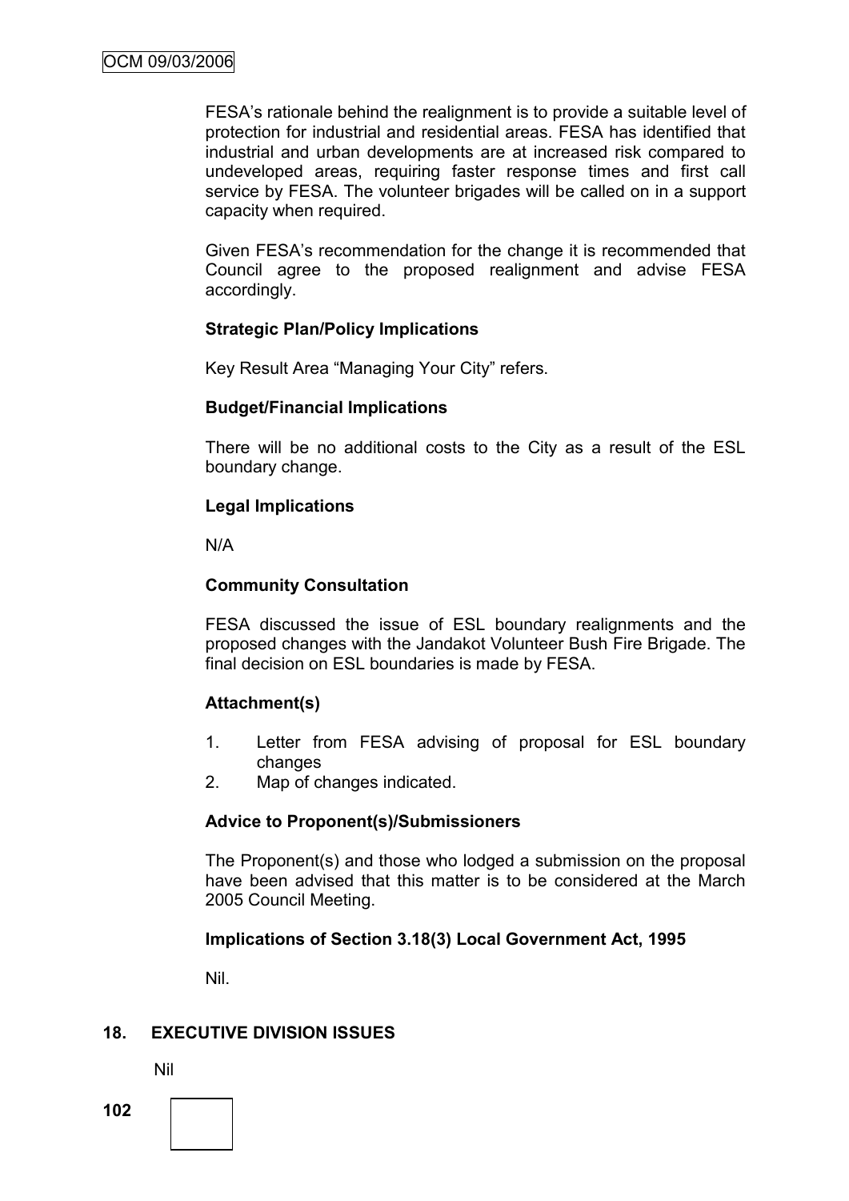FESA's rationale behind the realignment is to provide a suitable level of protection for industrial and residential areas. FESA has identified that industrial and urban developments are at increased risk compared to undeveloped areas, requiring faster response times and first call service by FESA. The volunteer brigades will be called on in a support capacity when required.

Given FESA's recommendation for the change it is recommended that Council agree to the proposed realignment and advise FESA accordingly.

**Strategic Plan/Policy Implications**

Key Result Area "Managing Your City" refers.

**Budget/Financial Implications**

There will be no additional costs to the City as a result of the ESL boundary change.

**Legal Implications**

N/A

**Community Consultation**

FESA discussed the issue of ESL boundary realignments and the proposed changes with the Jandakot Volunteer Bush Fire Brigade. The final decision on ESL boundaries is made by FESA.

**Attachment(s)**

1. Letter from FESA advising of proposal for ESL boundary changes
2. Map of changes indicated.

**Advice to Proponent(s)/Submissioners**

The Proponent(s) and those who lodged a submission on the proposal have been advised that this matter is to be considered at the March 2005 Council Meeting.

**Implications of Section 3.18(3) Local Government Act, 1995**

Nil.

## 18. EXECUTIVE DIVISION ISSUES

Nil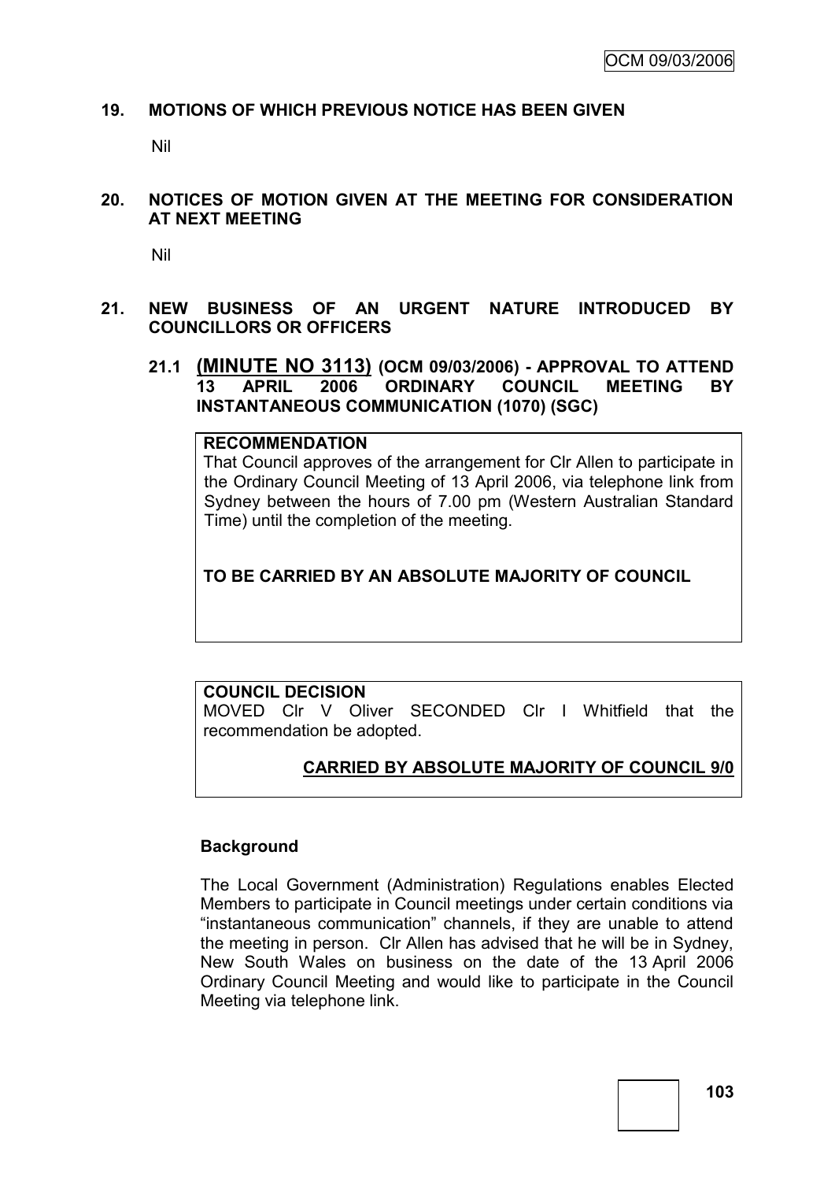## 19. MOTIONS OF WHICH PREVIOUS NOTICE HAS BEEN GIVEN

Nil

## 20. NOTICES OF MOTION GIVEN AT THE MEETING FOR CONSIDERATION AT NEXT MEETING

Nil

## 21. NEW BUSINESS OF AN URGENT NATURE INTRODUCED BY COUNCILLORS OR OFFICERS

### 21.1 (MINUTE NO 3113) (OCM 09/03/2006) - APPROVAL TO ATTEND 13 APRIL 2006 ORDINARY COUNCIL MEETING BY INSTANTANEOUS COMMUNICATION (1070) (SGC)

**RECOMMENDATION**

That Council approves of the arrangement for Clr Allen to participate in the Ordinary Council Meeting of 13 April 2006, via telephone link from Sydney between the hours of 7.00 pm (Western Australian Standard Time) until the completion of the meeting.

**TO BE CARRIED BY AN ABSOLUTE MAJORITY OF COUNCIL**

**COUNCIL DECISION**

MOVED Clr V Oliver SECONDED Clr I Whitfield that the recommendation be adopted.

**CARRIED BY ABSOLUTE MAJORITY OF COUNCIL 9/0**

**Background**

The Local Government (Administration) Regulations enables Elected Members to participate in Council meetings under certain conditions via "instantaneous communication" channels, if they are unable to attend the meeting in person. Clr Allen has advised that he will be in Sydney, New South Wales on business on the date of the 13 April 2006 Ordinary Council Meeting and would like to participate in the Council Meeting via telephone link.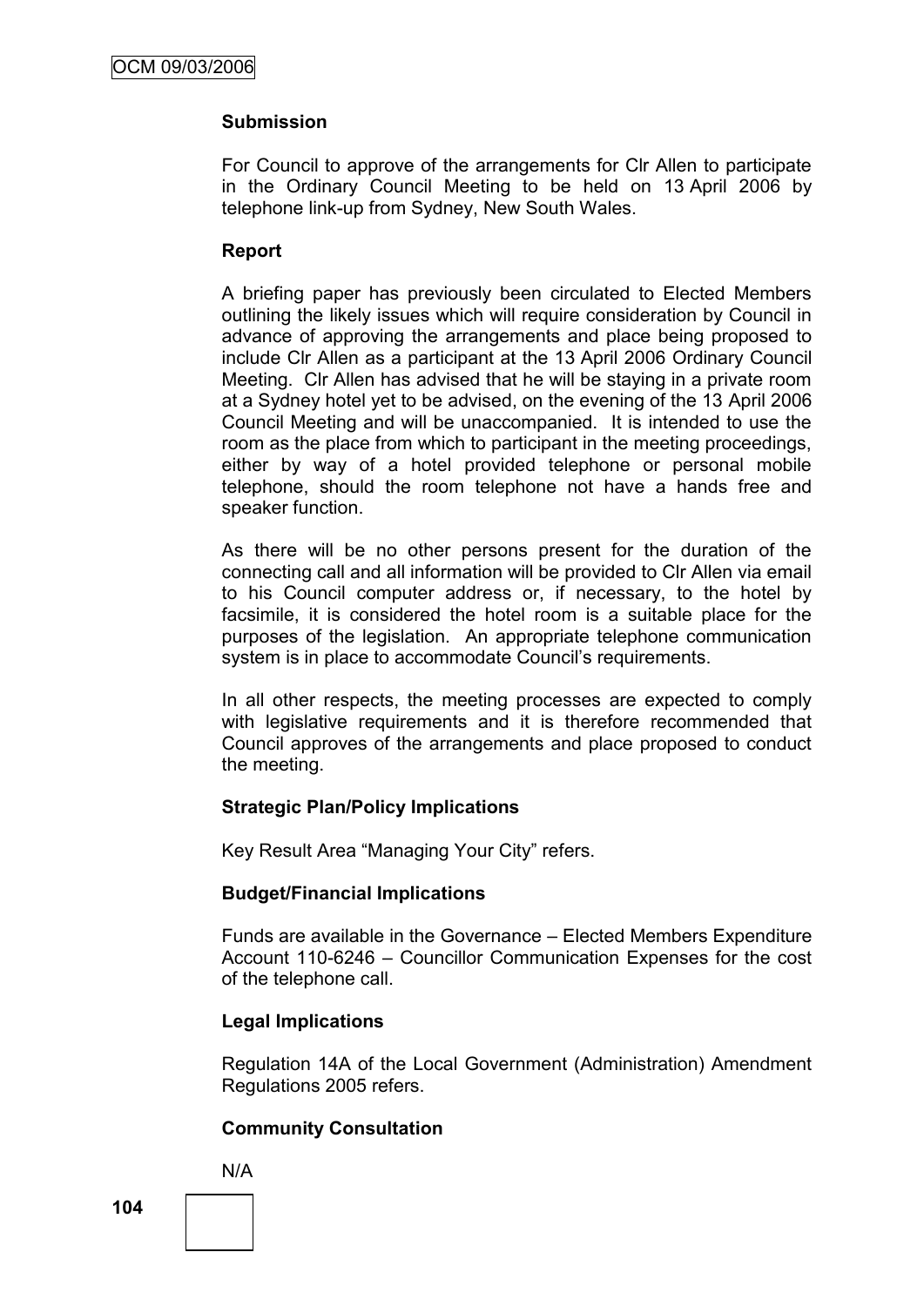**Submission**

For Council to approve of the arrangements for Clr Allen to participate in the Ordinary Council Meeting to be held on 13 April 2006 by telephone link-up from Sydney, New South Wales.

**Report**

A briefing paper has previously been circulated to Elected Members outlining the likely issues which will require consideration by Council in advance of approving the arrangements and place being proposed to include Clr Allen as a participant at the 13 April 2006 Ordinary Council Meeting. Clr Allen has advised that he will be staying in a private room at a Sydney hotel yet to be advised, on the evening of the 13 April 2006 Council Meeting and will be unaccompanied. It is intended to use the room as the place from which to participant in the meeting proceedings, either by way of a hotel provided telephone or personal mobile telephone, should the room telephone not have a hands free and speaker function.

As there will be no other persons present for the duration of the connecting call and all information will be provided to Clr Allen via email to his Council computer address or, if necessary, to the hotel by facsimile, it is considered the hotel room is a suitable place for the purposes of the legislation. An appropriate telephone communication system is in place to accommodate Council's requirements.

In all other respects, the meeting processes are expected to comply with legislative requirements and it is therefore recommended that Council approves of the arrangements and place proposed to conduct the meeting.

**Strategic Plan/Policy Implications**

Key Result Area "Managing Your City" refers.

**Budget/Financial Implications**

Funds are available in the Governance – Elected Members Expenditure Account 110-6246 – Councillor Communication Expenses for the cost of the telephone call.

**Legal Implications**

Regulation 14A of the Local Government (Administration) Amendment Regulations 2005 refers.

**Community Consultation**

N/A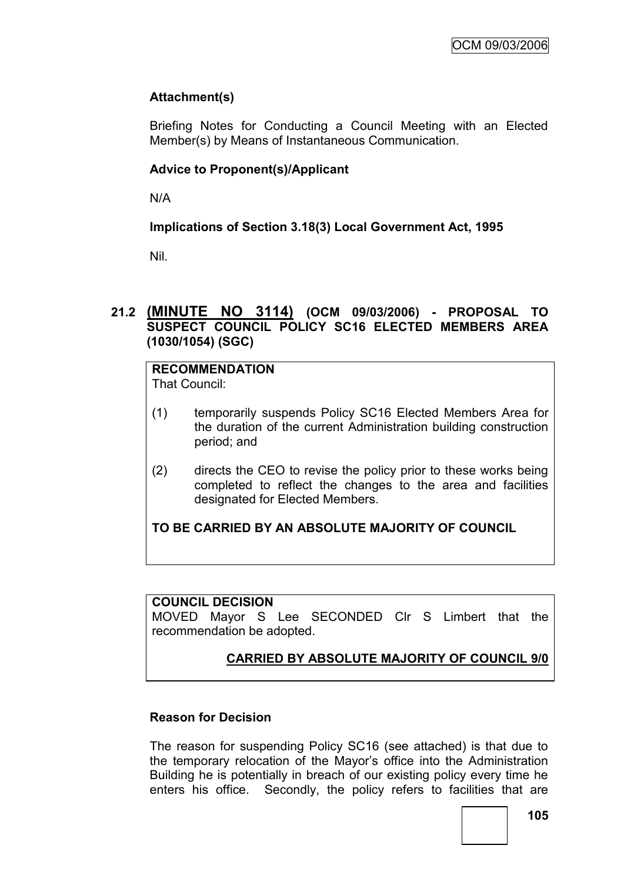**Attachment(s)**

Briefing Notes for Conducting a Council Meeting with an Elected Member(s) by Means of Instantaneous Communication.

**Advice to Proponent(s)/Applicant**

N/A

**Implications of Section 3.18(3) Local Government Act, 1995**

Nil.

## 21.2 (MINUTE NO 3114) (OCM 09/03/2006) - PROPOSAL TO SUSPECT COUNCIL POLICY SC16 ELECTED MEMBERS AREA (1030/1054) (SGC)

**RECOMMENDATION**

That Council:

(1) temporarily suspends Policy SC16 Elected Members Area for the duration of the current Administration building construction period; and

(2) directs the CEO to revise the policy prior to these works being completed to reflect the changes to the area and facilities designated for Elected Members.

**TO BE CARRIED BY AN ABSOLUTE MAJORITY OF COUNCIL**

**COUNCIL DECISION**

MOVED Mayor S Lee SECONDED Clr S Limbert that the recommendation be adopted.

**CARRIED BY ABSOLUTE MAJORITY OF COUNCIL 9/0**

**Reason for Decision**

The reason for suspending Policy SC16 (see attached) is that due to the temporary relocation of the Mayor's office into the Administration Building he is potentially in breach of our existing policy every time he enters his office. Secondly, the policy refers to facilities that are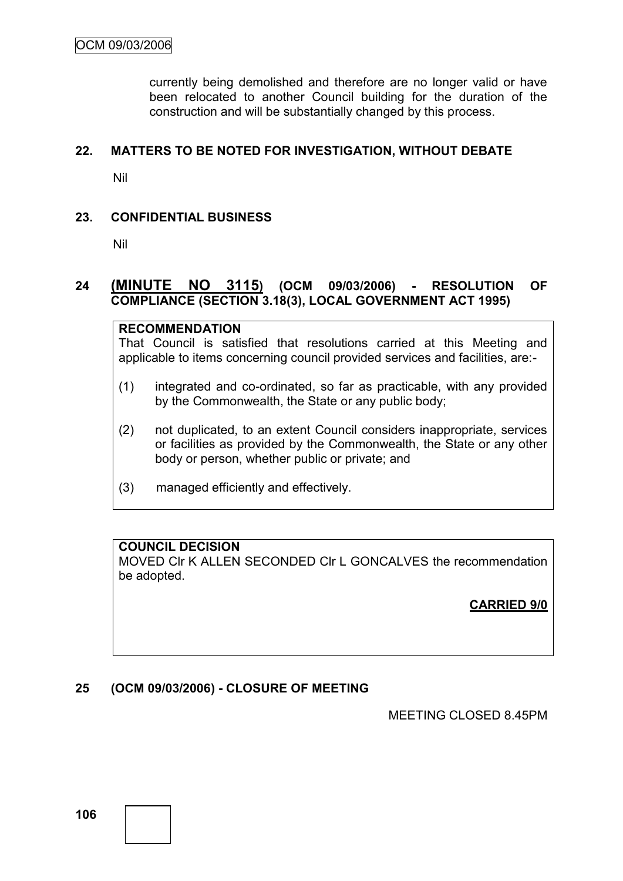currently being demolished and therefore are no longer valid or have been relocated to another Council building for the duration of the construction and will be substantially changed by this process.

## 22. MATTERS TO BE NOTED FOR INVESTIGATION, WITHOUT DEBATE

Nil

## 23. CONFIDENTIAL BUSINESS

Nil

## 24 (MINUTE NO 3115) (OCM 09/03/2006) - RESOLUTION OF COMPLIANCE (SECTION 3.18(3), LOCAL GOVERNMENT ACT 1995)

**RECOMMENDATION**

That Council is satisfied that resolutions carried at this Meeting and applicable to items concerning council provided services and facilities, are:-

(1) integrated and co-ordinated, so far as practicable, with any provided by the Commonwealth, the State or any public body;

(2) not duplicated, to an extent Council considers inappropriate, services or facilities as provided by the Commonwealth, the State or any other body or person, whether public or private; and

(3) managed efficiently and effectively.

**COUNCIL DECISION**

MOVED Clr K ALLEN SECONDED Clr L GONCALVES the recommendation be adopted.

**CARRIED 9/0**

## 25 (OCM 09/03/2006) - CLOSURE OF MEETING

MEETING CLOSED 8.45PM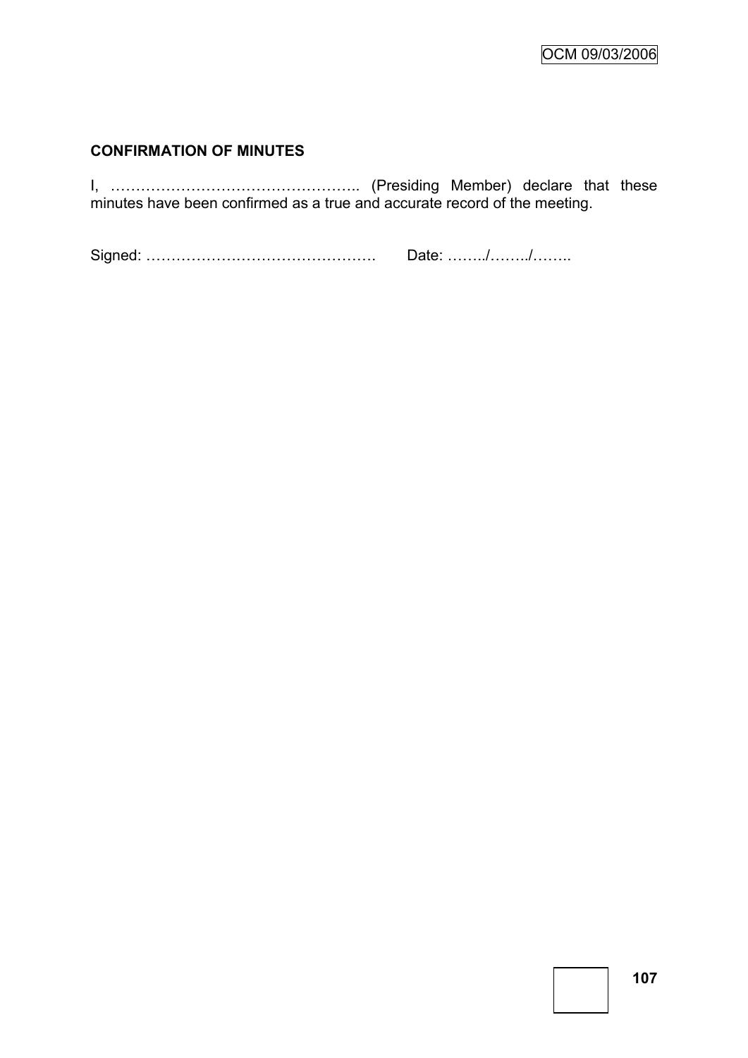**CONFIRMATION OF MINUTES**

I, ………………………………………….. (Presiding Member) declare that these minutes have been confirmed as a true and accurate record of the meeting.

Signed: ………………………………………. Date: ……../……../……..